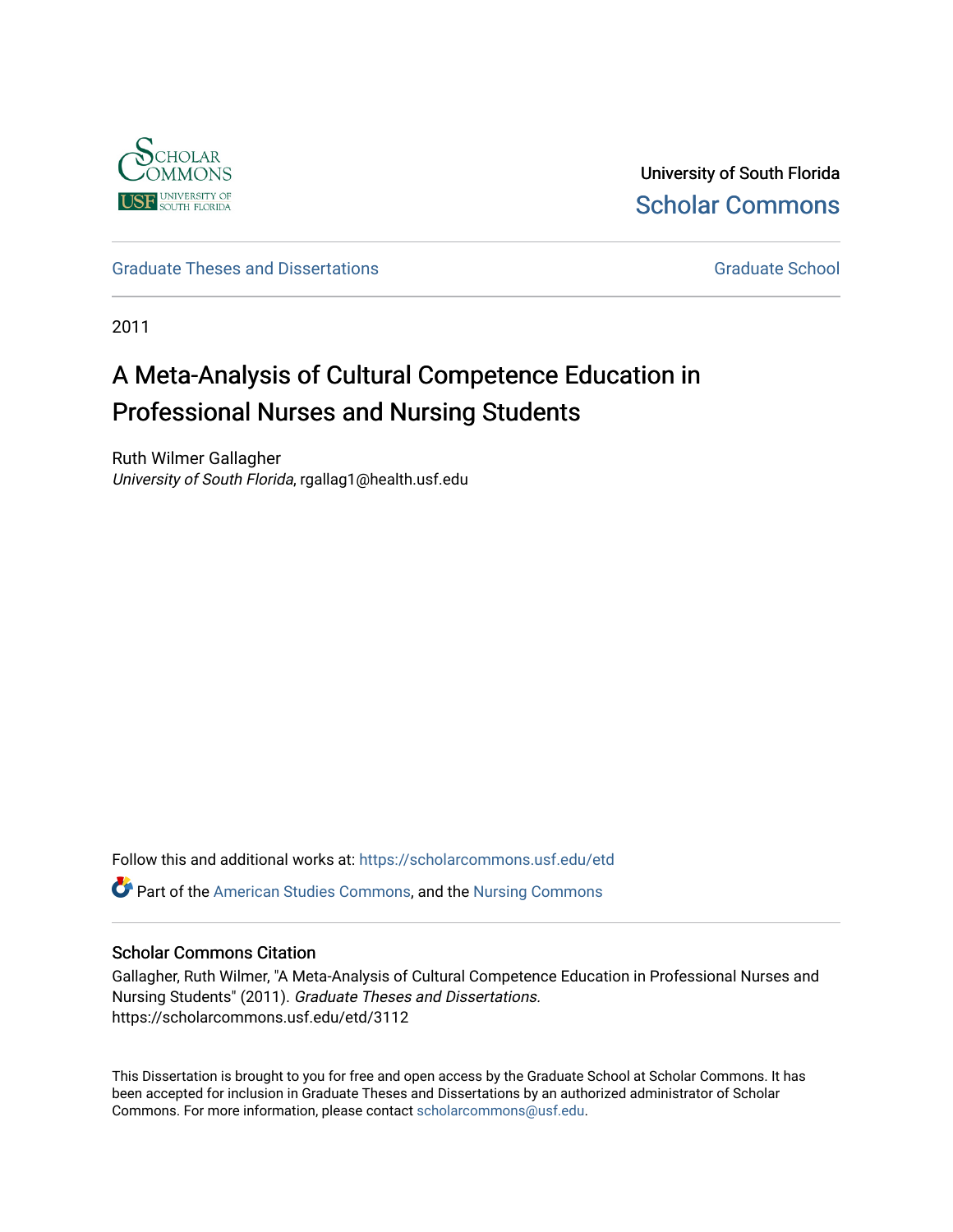University of South Florida
Scholar Commons

Graduate Theses and Dissertations

Graduate School

2011

# A Meta-Analysis of Cultural Competence Education in Professional Nurses and Nursing Students

Ruth Wilmer Gallagher
*University of South Florida*, rgallag1@health.usf.edu

Follow this and additional works at: https://scholarcommons.usf.edu/etd

Part of the American Studies Commons, and the Nursing Commons

## Scholar Commons Citation

Gallagher, Ruth Wilmer, "A Meta-Analysis of Cultural Competence Education in Professional Nurses and Nursing Students" (2011). *Graduate Theses and Dissertations.* https://scholarcommons.usf.edu/etd/3112

This Dissertation is brought to you for free and open access by the Graduate School at Scholar Commons. It has been accepted for inclusion in Graduate Theses and Dissertations by an authorized administrator of Scholar Commons. For more information, please contact scholarcommons@usf.edu.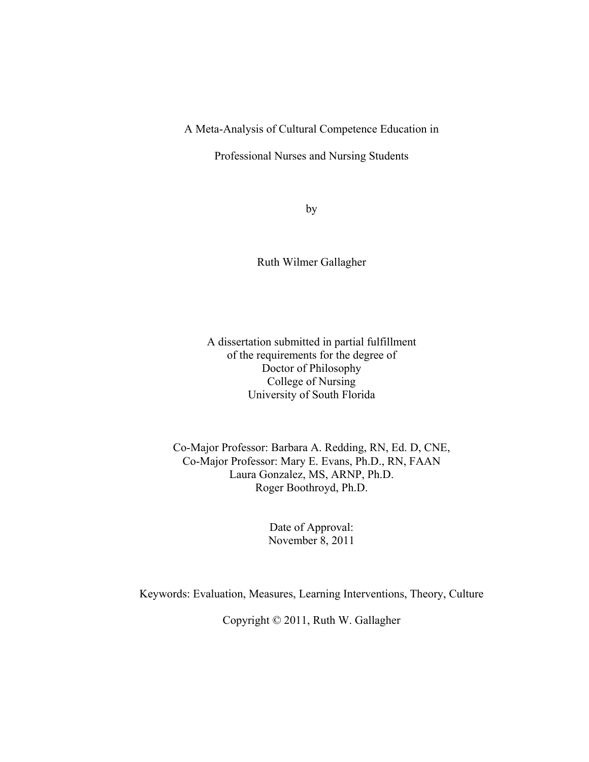# A Meta-Analysis of Cultural Competence Education in Professional Nurses and Nursing Students

by

Ruth Wilmer Gallagher

A dissertation submitted in partial fulfillment
of the requirements for the degree of
Doctor of Philosophy
College of Nursing
University of South Florida

Co-Major Professor: Barbara A. Redding, RN, Ed. D, CNE,
Co-Major Professor: Mary E. Evans, Ph.D., RN, FAAN
Laura Gonzalez, MS, ARNP, Ph.D.
Roger Boothroyd, Ph.D.

Date of Approval:
November 8, 2011

Keywords: Evaluation, Measures, Learning Interventions, Theory, Culture

Copyright © 2011, Ruth W. Gallagher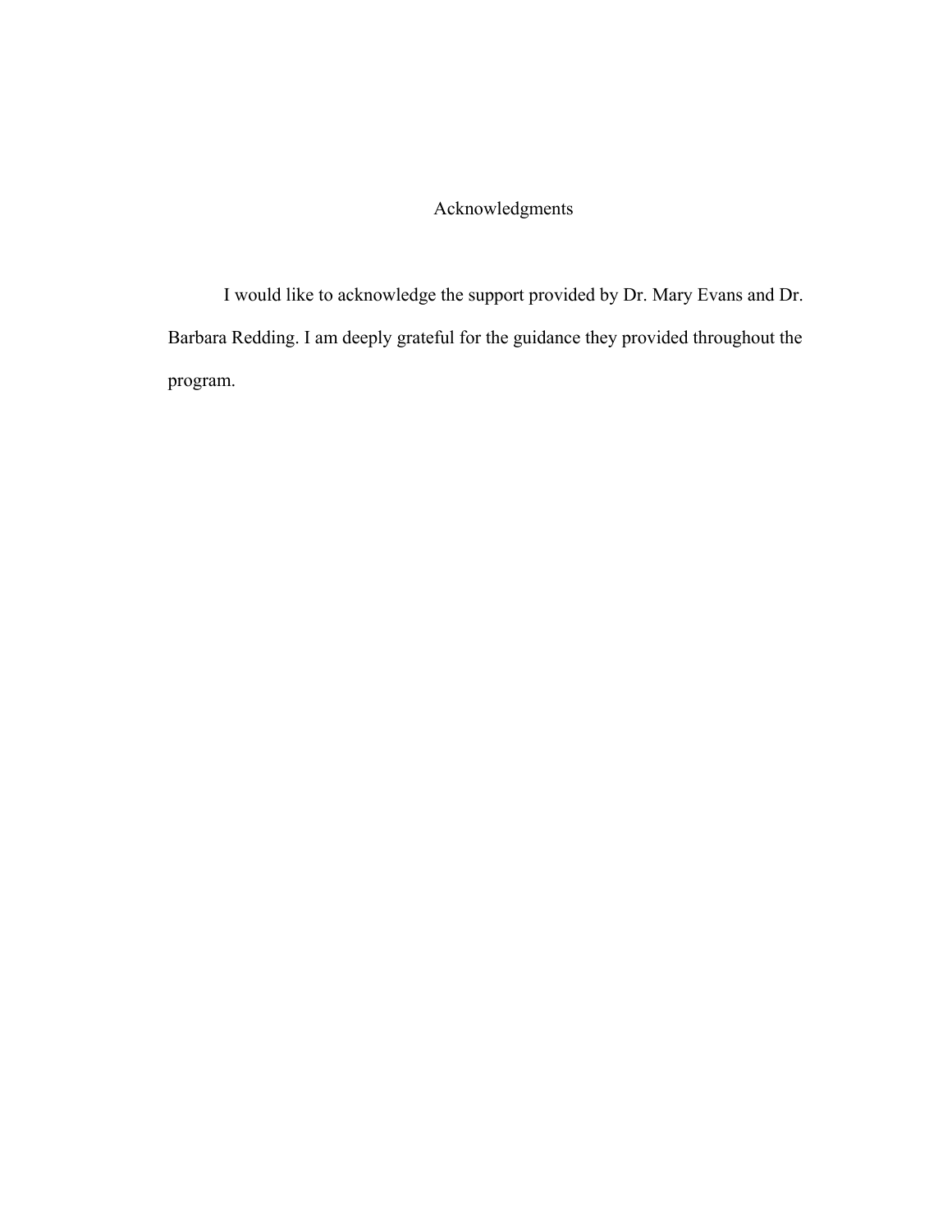# Acknowledgments

I would like to acknowledge the support provided by Dr. Mary Evans and Dr. Barbara Redding. I am deeply grateful for the guidance they provided throughout the program.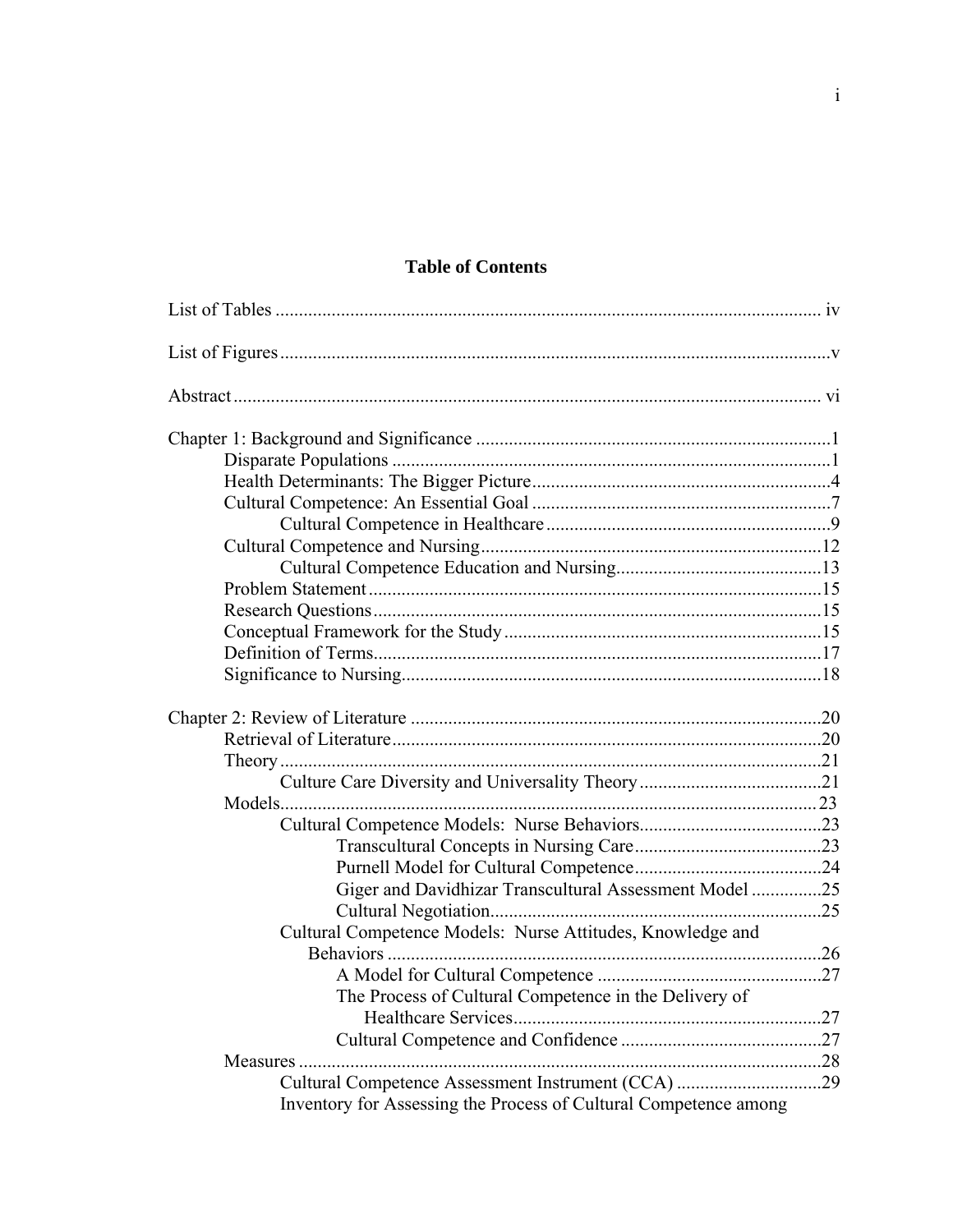## Table of Contents

List of Tables ..... iv

List of Figures ..... v

Abstract ..... vi

Chapter 1: Background and Significance ..... 1
- Disparate Populations ..... 1
- Health Determinants: The Bigger Picture ..... 4
- Cultural Competence: An Essential Goal ..... 7
  - Cultural Competence in Healthcare ..... 9
- Cultural Competence and Nursing ..... 12
  - Cultural Competence Education and Nursing ..... 13
- Problem Statement ..... 15
- Research Questions ..... 15
- Conceptual Framework for the Study ..... 15
- Definition of Terms ..... 17
- Significance to Nursing ..... 18

Chapter 2: Review of Literature ..... 20
- Retrieval of Literature ..... 20
- Theory ..... 21
  - Culture Care Diversity and Universality Theory ..... 21
- Models ..... 23
  - Cultural Competence Models: Nurse Behaviors ..... 23
    - Transcultural Concepts in Nursing Care ..... 23
    - Purnell Model for Cultural Competence ..... 24
    - Giger and Davidhizar Transcultural Assessment Model ..... 25
    - Cultural Negotiation ..... 25
  - Cultural Competence Models: Nurse Attitudes, Knowledge and Behaviors ..... 26
    - A Model for Cultural Competence ..... 27
    - The Process of Cultural Competence in the Delivery of Healthcare Services ..... 27
    - Cultural Competence and Confidence ..... 27
- Measures ..... 28
  - Cultural Competence Assessment Instrument (CCA) ..... 29
  - Inventory for Assessing the Process of Cultural Competence among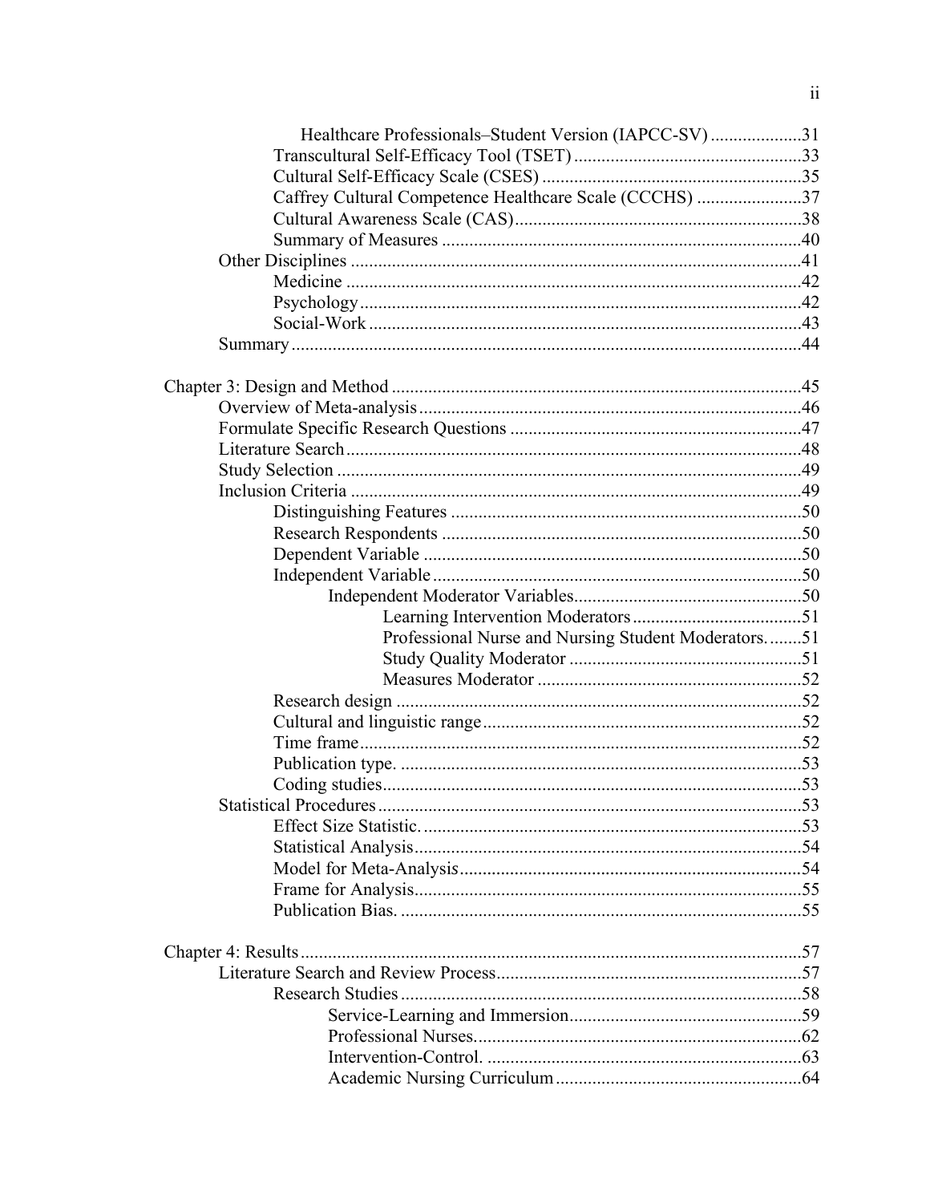Healthcare Professionals–Student Version (IAPCC-SV) ....................31
Transcultural Self-Efficacy Tool (TSET) ..................................................33
Cultural Self-Efficacy Scale (CSES) .........................................................35
Caffrey Cultural Competence Healthcare Scale (CCCHS) .......................37
Cultural Awareness Scale (CAS)..............................................................38
Summary of Measures ..............................................................................40
Other Disciplines ..................................................................................................41
Medicine ...................................................................................................42
Psychology................................................................................................42
Social-Work ..............................................................................................43
Summary...............................................................................................................44

Chapter 3: Design and Method .........................................................................................45
Overview of Meta-analysis...................................................................................46
Formulate Specific Research Questions ...............................................................47
Literature Search...................................................................................................48
Study Selection .....................................................................................................49
Inclusion Criteria ..................................................................................................49
Distinguishing Features .............................................................................50
Research Respondents ...............................................................................50
Dependent Variable ...................................................................................50
Independent Variable .................................................................................50
Independent Moderator Variables..................................................50
Learning Intervention Moderators.....................................51
Professional Nurse and Nursing Student Moderators. ........51
Study Quality Moderator ...................................................51
Measures Moderator ..........................................................52
Research design ........................................................................................52
Cultural and linguistic range.....................................................................52
Time frame................................................................................................52
Publication type. .......................................................................................53
Coding studies...........................................................................................53
Statistical Procedures............................................................................................53
Effect Size Statistic. ...................................................................................53
Statistical Analysis.....................................................................................54
Model for Meta-Analysis...........................................................................54
Frame for Analysis.....................................................................................55
Publication Bias. ........................................................................................55

Chapter 4: Results .............................................................................................................57
Literature Search and Review Process...................................................................57
Research Studies ........................................................................................58
Service-Learning and Immersion...................................................59
Professional Nurses........................................................................62
Intervention-Control. .....................................................................63
Academic Nursing Curriculum ......................................................64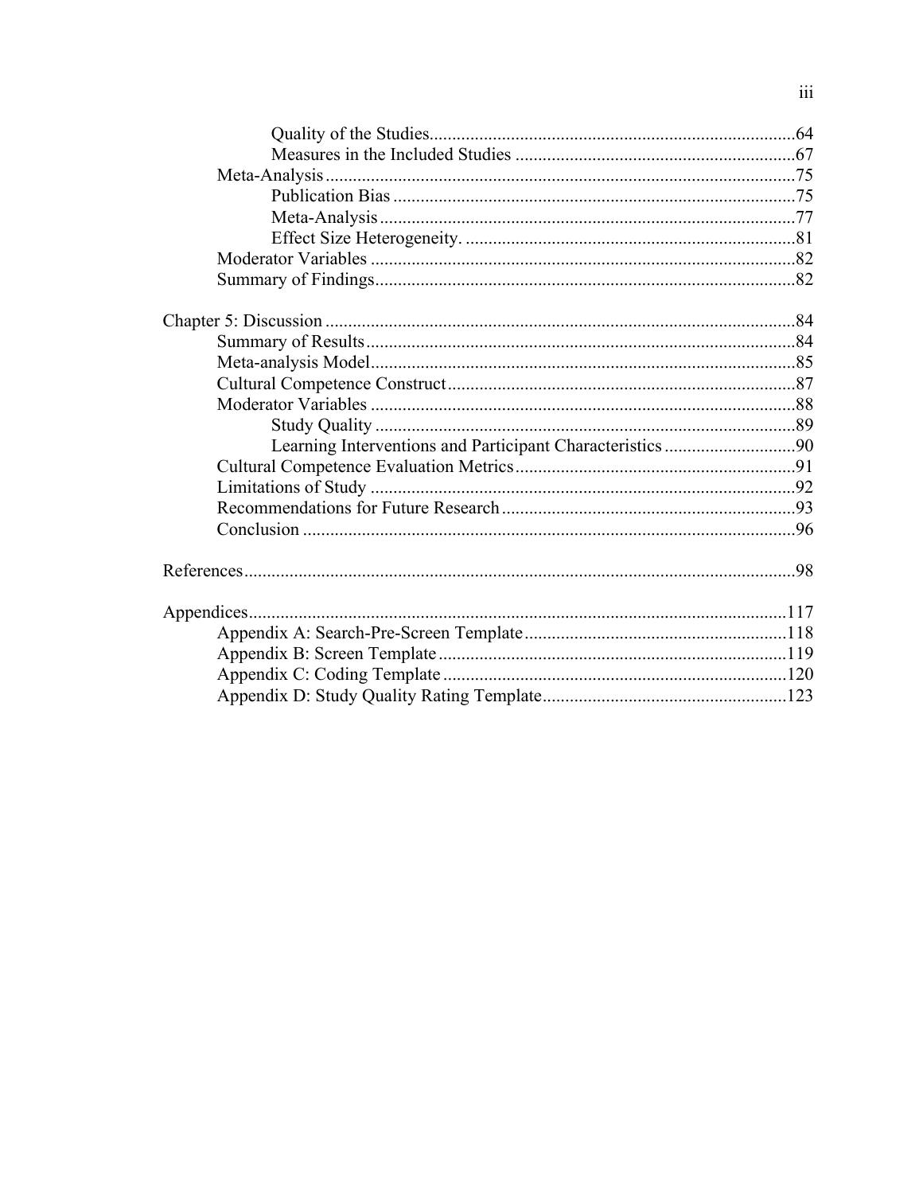Quality of the Studies................................................................................64
Measures in the Included Studies ............................................................67
Meta-Analysis.......................................................................................75
Publication Bias ........................................................................................75
Meta-Analysis...........................................................................................77
Effect Size Heterogeneity. .........................................................................81
Moderator Variables .............................................................................82
Summary of Findings............................................................................82

Chapter 5: Discussion .......................................................................................84
Summary of Results..............................................................................84
Meta-analysis Model.............................................................................85
Cultural Competence Construct............................................................87
Moderator Variables .............................................................................88
Study Quality ............................................................................................89
Learning Interventions and Participant Characteristics .............................90
Cultural Competence Evaluation Metrics.............................................91
Limitations of Study .............................................................................92
Recommendations for Future Research................................................93
Conclusion ............................................................................................96

References.........................................................................................................98

Appendices......................................................................................................117
Appendix A: Search-Pre-Screen Template.........................................118
Appendix B: Screen Template............................................................119
Appendix C: Coding Template ...........................................................120
Appendix D: Study Quality Rating Template.....................................123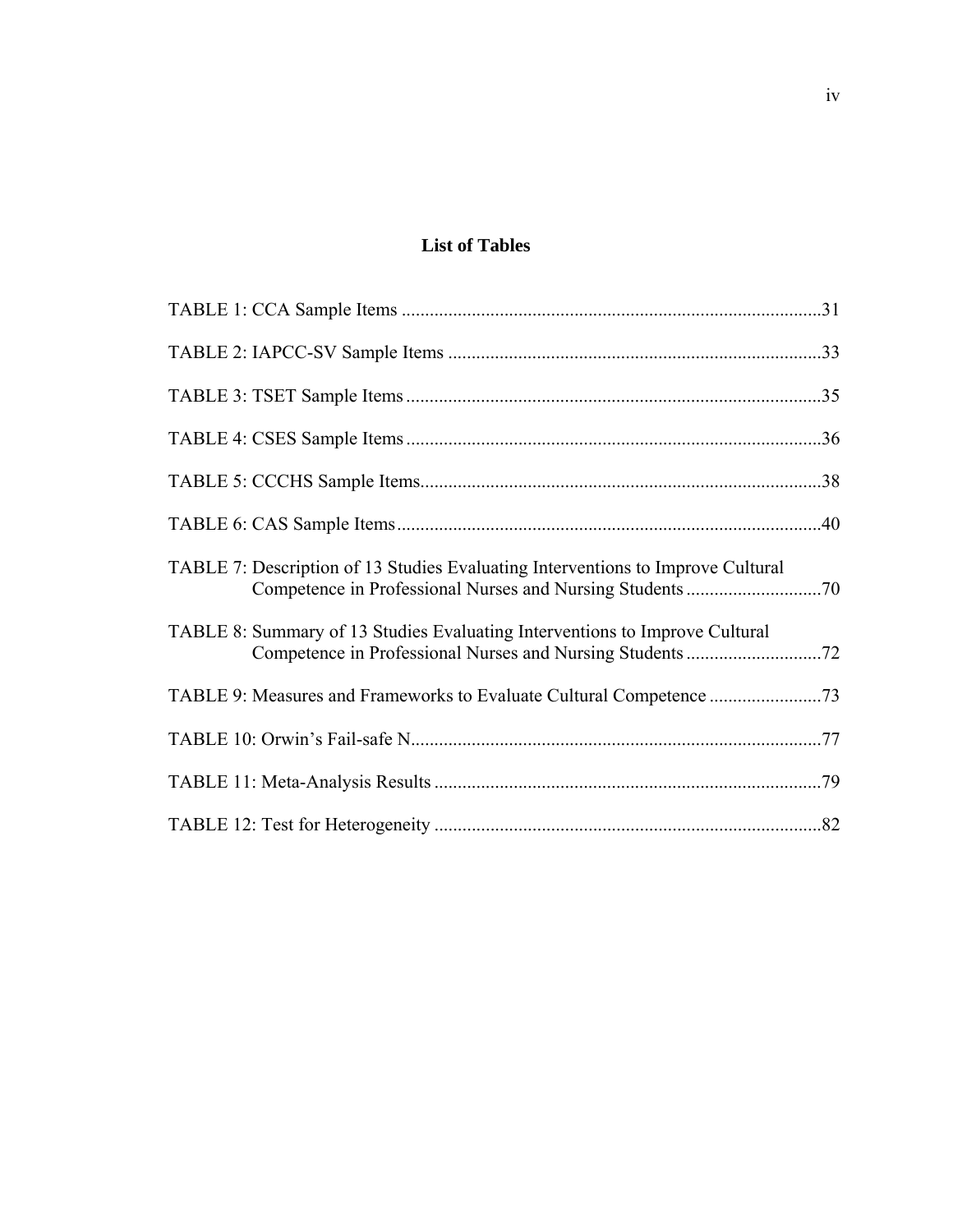## List of Tables

TABLE 1: CCA Sample Items ..........................................................................................31

TABLE 2: IAPCC-SV Sample Items ................................................................................33

TABLE 3: TSET Sample Items .........................................................................................35

TABLE 4: CSES Sample Items .........................................................................................36

TABLE 5: CCCHS Sample Items......................................................................................38

TABLE 6: CAS Sample Items ...........................................................................................40

TABLE 7: Description of 13 Studies Evaluating Interventions to Improve Cultural Competence in Professional Nurses and Nursing Students .............................70

TABLE 8: Summary of 13 Studies Evaluating Interventions to Improve Cultural Competence in Professional Nurses and Nursing Students .............................72

TABLE 9: Measures and Frameworks to Evaluate Cultural Competence ........................73

TABLE 10: Orwin's Fail-safe N........................................................................................77

TABLE 11: Meta-Analysis Results ...................................................................................79

TABLE 12: Test for Heterogeneity ...................................................................................82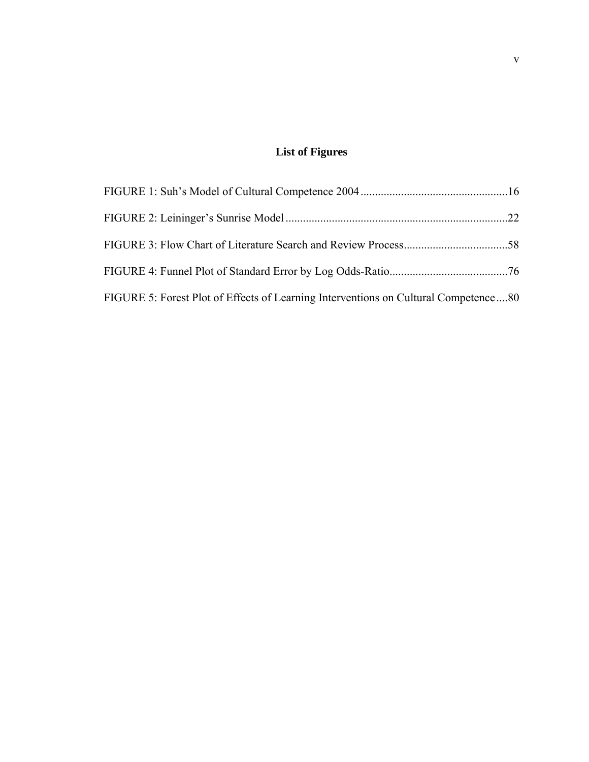# List of Figures

FIGURE 1: Suh's Model of Cultural Competence 2004 ..................................................16

FIGURE 2: Leininger's Sunrise Model ............................................................................22

FIGURE 3: Flow Chart of Literature Search and Review Process....................................58

FIGURE 4: Funnel Plot of Standard Error by Log Odds-Ratio.........................................76

FIGURE 5: Forest Plot of Effects of Learning Interventions on Cultural Competence....80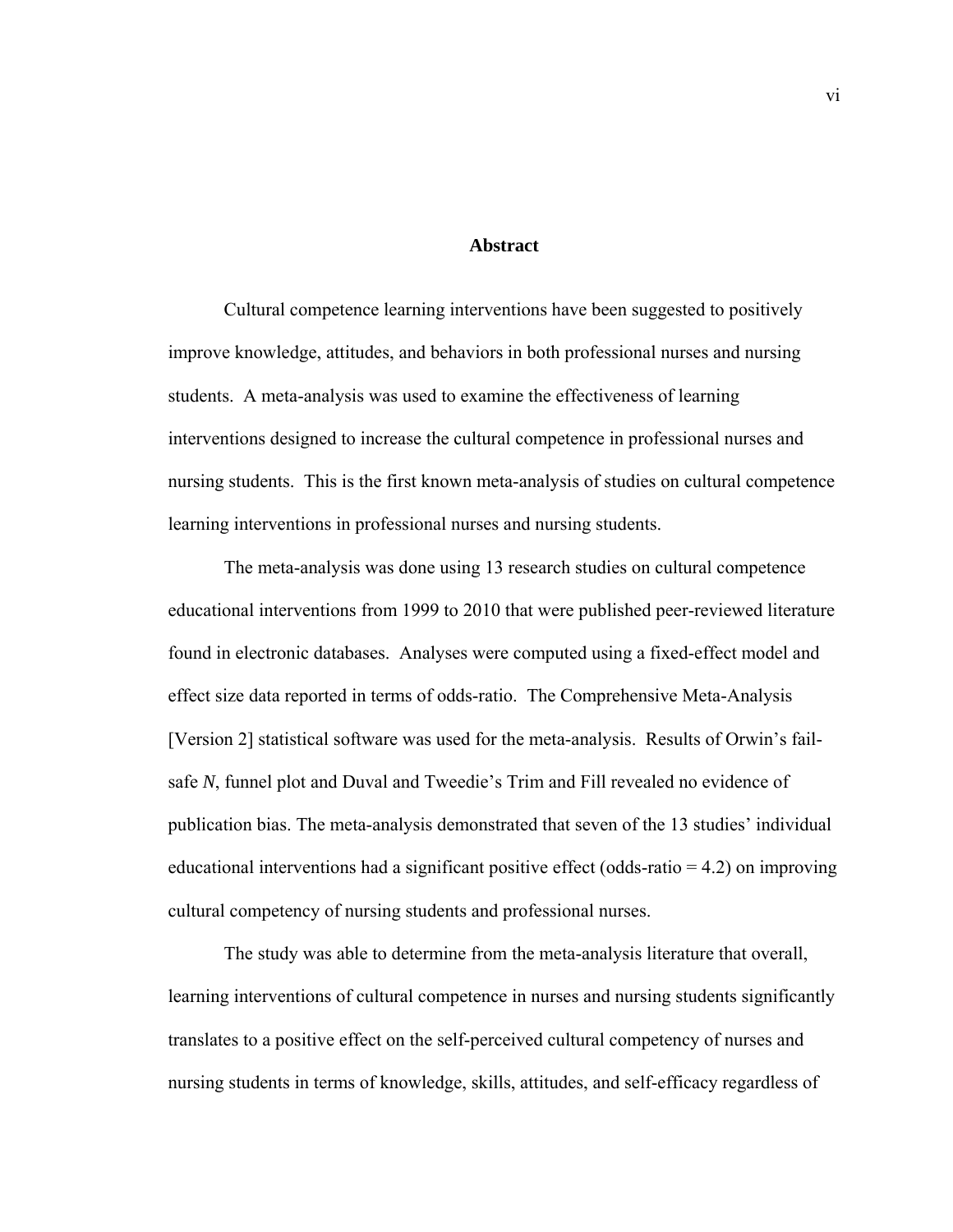# Abstract

Cultural competence learning interventions have been suggested to positively improve knowledge, attitudes, and behaviors in both professional nurses and nursing students. A meta-analysis was used to examine the effectiveness of learning interventions designed to increase the cultural competence in professional nurses and nursing students. This is the first known meta-analysis of studies on cultural competence learning interventions in professional nurses and nursing students.

The meta-analysis was done using 13 research studies on cultural competence educational interventions from 1999 to 2010 that were published peer-reviewed literature found in electronic databases. Analyses were computed using a fixed-effect model and effect size data reported in terms of odds-ratio. The Comprehensive Meta-Analysis [Version 2] statistical software was used for the meta-analysis. Results of Orwin's fail-safe *N*, funnel plot and Duval and Tweedie's Trim and Fill revealed no evidence of publication bias. The meta-analysis demonstrated that seven of the 13 studies' individual educational interventions had a significant positive effect (odds-ratio = 4.2) on improving cultural competency of nursing students and professional nurses.

The study was able to determine from the meta-analysis literature that overall, learning interventions of cultural competence in nurses and nursing students significantly translates to a positive effect on the self-perceived cultural competency of nurses and nursing students in terms of knowledge, skills, attitudes, and self-efficacy regardless of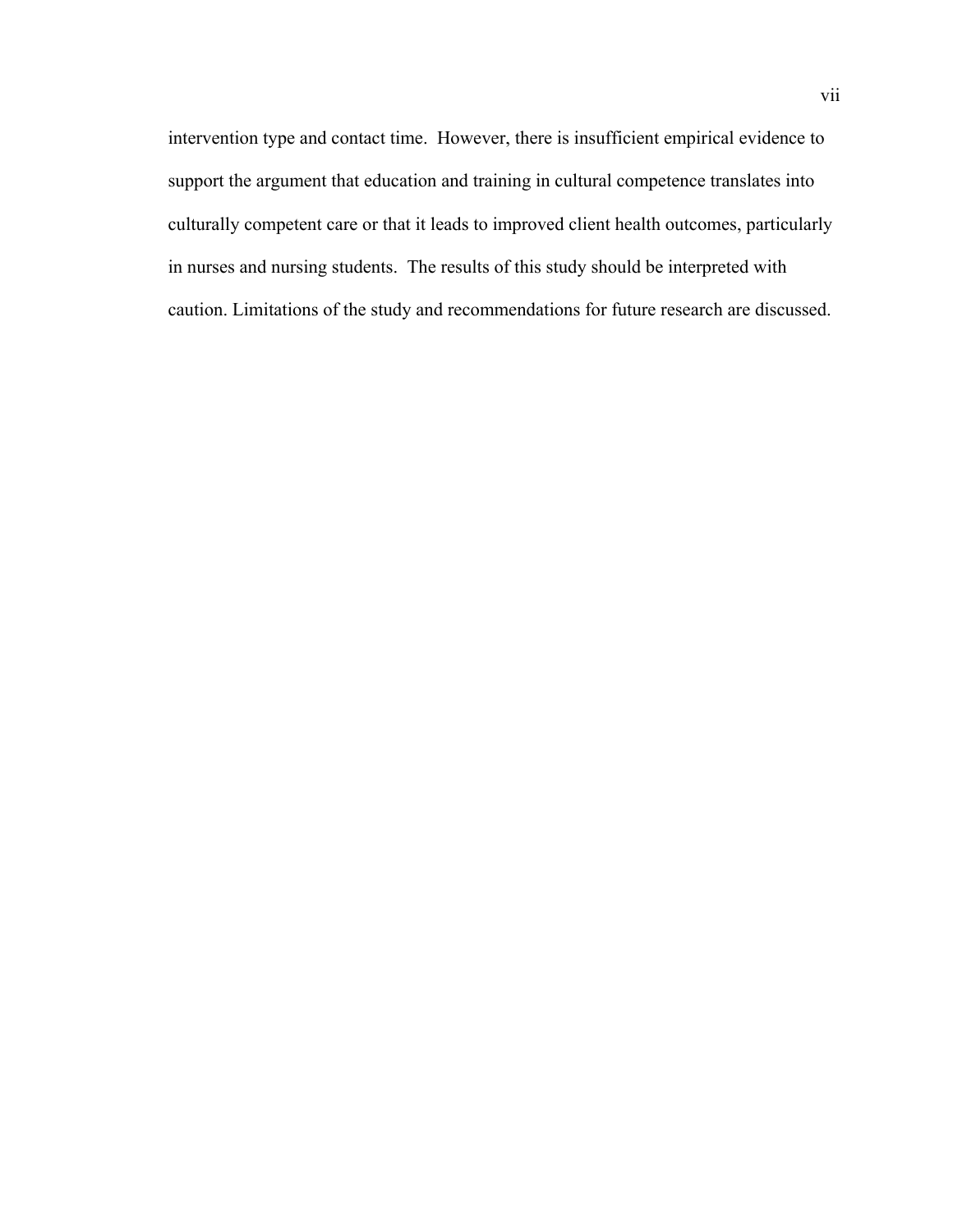intervention type and contact time. However, there is insufficient empirical evidence to support the argument that education and training in cultural competence translates into culturally competent care or that it leads to improved client health outcomes, particularly in nurses and nursing students. The results of this study should be interpreted with caution. Limitations of the study and recommendations for future research are discussed.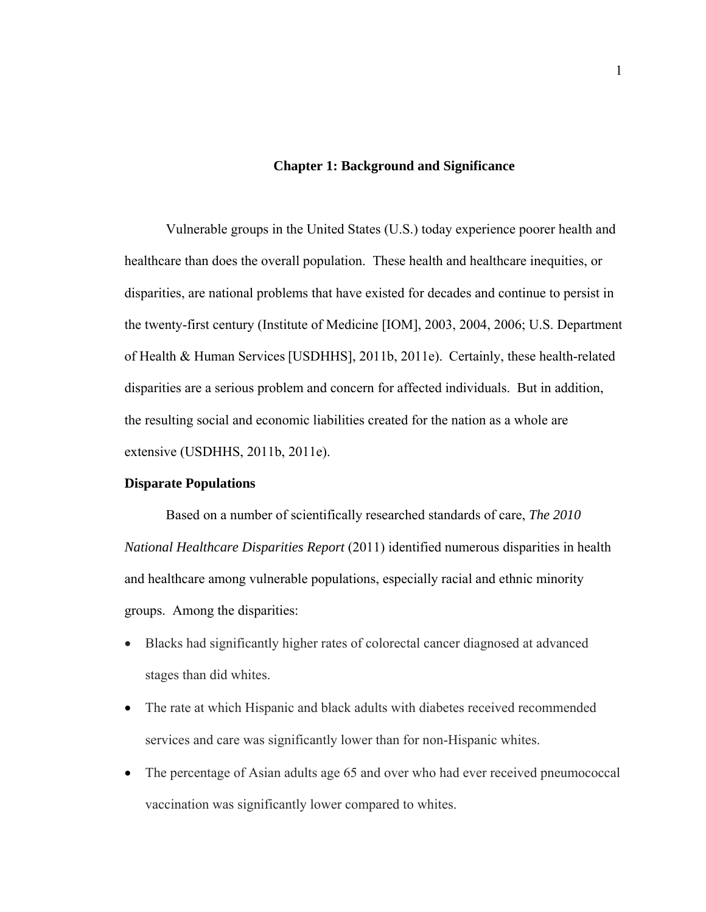# Chapter 1: Background and Significance

Vulnerable groups in the United States (U.S.) today experience poorer health and healthcare than does the overall population. These health and healthcare inequities, or disparities, are national problems that have existed for decades and continue to persist in the twenty-first century (Institute of Medicine [IOM], 2003, 2004, 2006; U.S. Department of Health & Human Services [USDHHS], 2011b, 2011e). Certainly, these health-related disparities are a serious problem and concern for affected individuals. But in addition, the resulting social and economic liabilities created for the nation as a whole are extensive (USDHHS, 2011b, 2011e).

## Disparate Populations

Based on a number of scientifically researched standards of care, *The 2010 National Healthcare Disparities Report* (2011) identified numerous disparities in health and healthcare among vulnerable populations, especially racial and ethnic minority groups. Among the disparities:

- Blacks had significantly higher rates of colorectal cancer diagnosed at advanced stages than did whites.
- The rate at which Hispanic and black adults with diabetes received recommended services and care was significantly lower than for non-Hispanic whites.
- The percentage of Asian adults age 65 and over who had ever received pneumococcal vaccination was significantly lower compared to whites.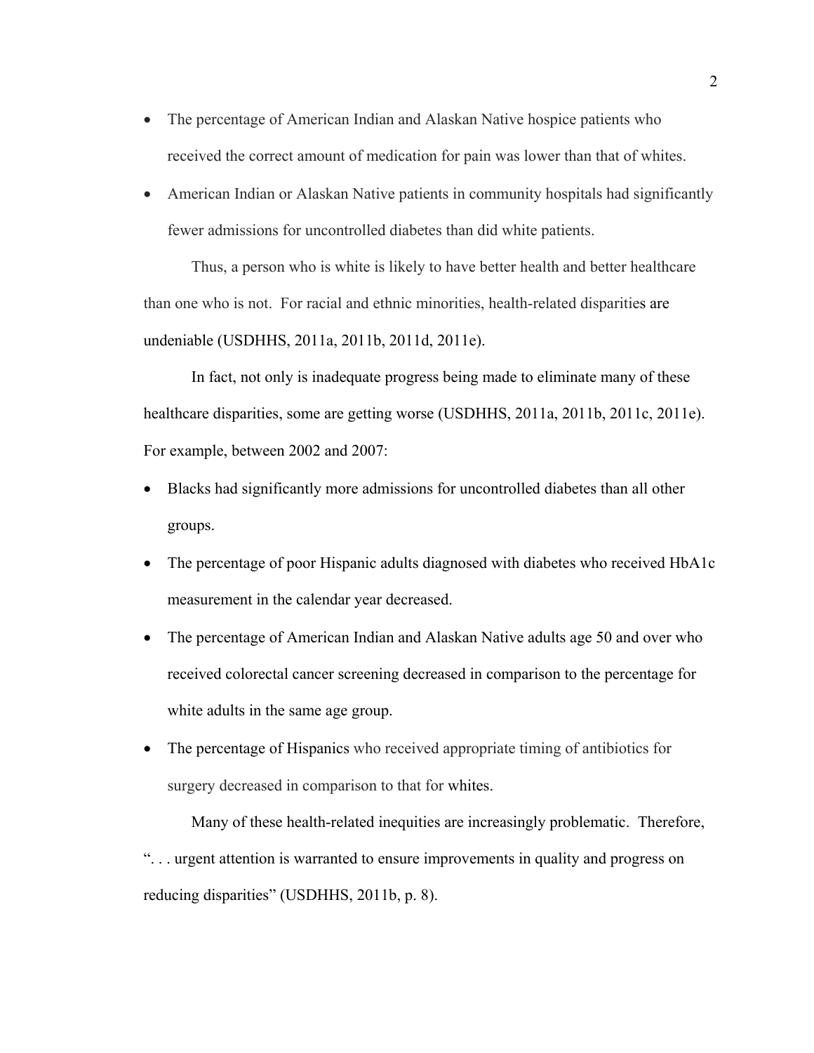- The percentage of American Indian and Alaskan Native hospice patients who received the correct amount of medication for pain was lower than that of whites.
- American Indian or Alaskan Native patients in community hospitals had significantly fewer admissions for uncontrolled diabetes than did white patients.

Thus, a person who is white is likely to have better health and better healthcare than one who is not. For racial and ethnic minorities, health-related disparities are undeniable (USDHHS, 2011a, 2011b, 2011d, 2011e).

In fact, not only is inadequate progress being made to eliminate many of these healthcare disparities, some are getting worse (USDHHS, 2011a, 2011b, 2011c, 2011e). For example, between 2002 and 2007:

- Blacks had significantly more admissions for uncontrolled diabetes than all other groups.
- The percentage of poor Hispanic adults diagnosed with diabetes who received HbA1c measurement in the calendar year decreased.
- The percentage of American Indian and Alaskan Native adults age 50 and over who received colorectal cancer screening decreased in comparison to the percentage for white adults in the same age group.
- The percentage of Hispanics who received appropriate timing of antibiotics for surgery decreased in comparison to that for whites.

Many of these health-related inequities are increasingly problematic. Therefore, ". . . urgent attention is warranted to ensure improvements in quality and progress on reducing disparities" (USDHHS, 2011b, p. 8).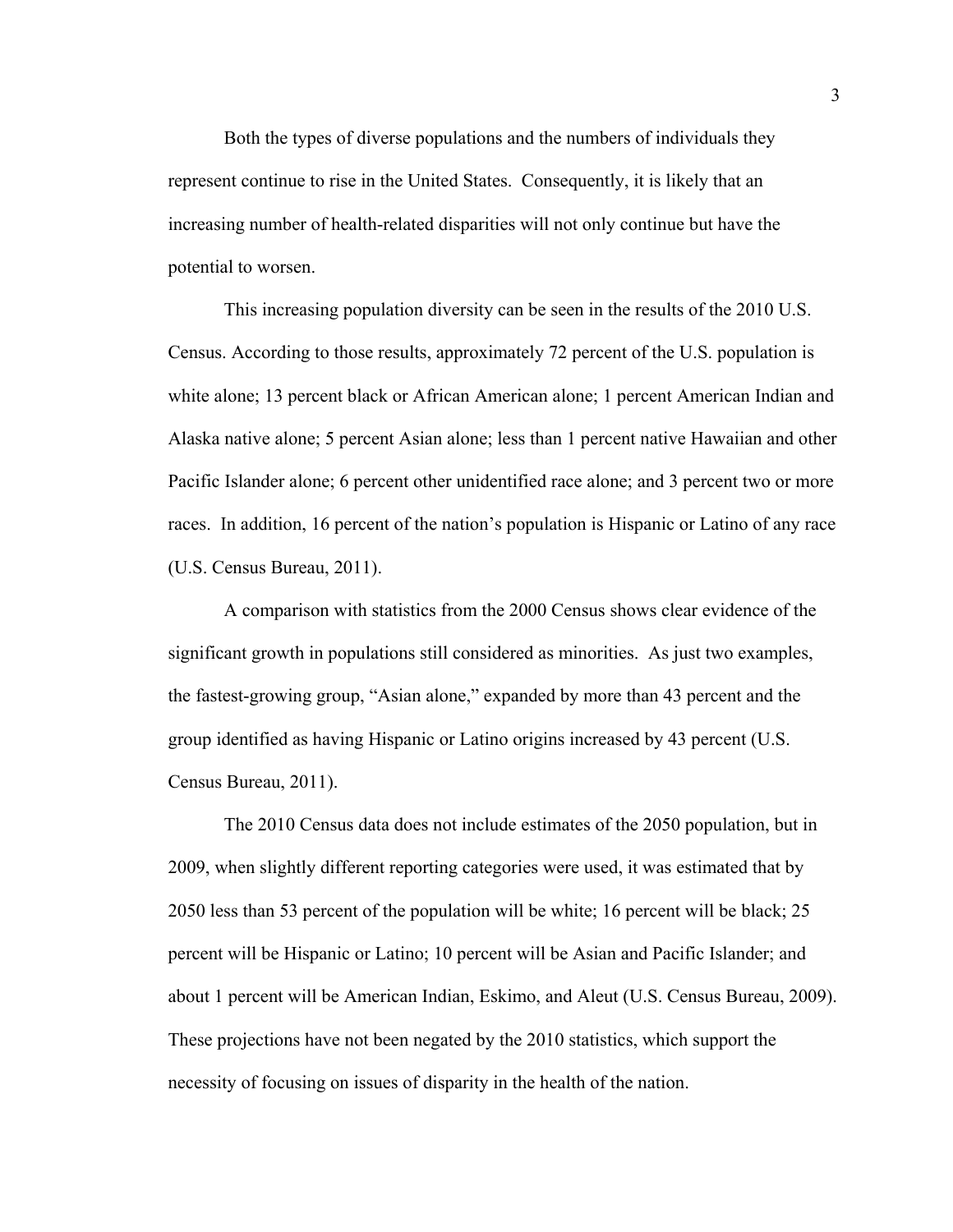Both the types of diverse populations and the numbers of individuals they represent continue to rise in the United States. Consequently, it is likely that an increasing number of health-related disparities will not only continue but have the potential to worsen.

This increasing population diversity can be seen in the results of the 2010 U.S. Census. According to those results, approximately 72 percent of the U.S. population is white alone; 13 percent black or African American alone; 1 percent American Indian and Alaska native alone; 5 percent Asian alone; less than 1 percent native Hawaiian and other Pacific Islander alone; 6 percent other unidentified race alone; and 3 percent two or more races. In addition, 16 percent of the nation's population is Hispanic or Latino of any race (U.S. Census Bureau, 2011).

A comparison with statistics from the 2000 Census shows clear evidence of the significant growth in populations still considered as minorities. As just two examples, the fastest-growing group, "Asian alone," expanded by more than 43 percent and the group identified as having Hispanic or Latino origins increased by 43 percent (U.S. Census Bureau, 2011).

The 2010 Census data does not include estimates of the 2050 population, but in 2009, when slightly different reporting categories were used, it was estimated that by 2050 less than 53 percent of the population will be white; 16 percent will be black; 25 percent will be Hispanic or Latino; 10 percent will be Asian and Pacific Islander; and about 1 percent will be American Indian, Eskimo, and Aleut (U.S. Census Bureau, 2009). These projections have not been negated by the 2010 statistics, which support the necessity of focusing on issues of disparity in the health of the nation.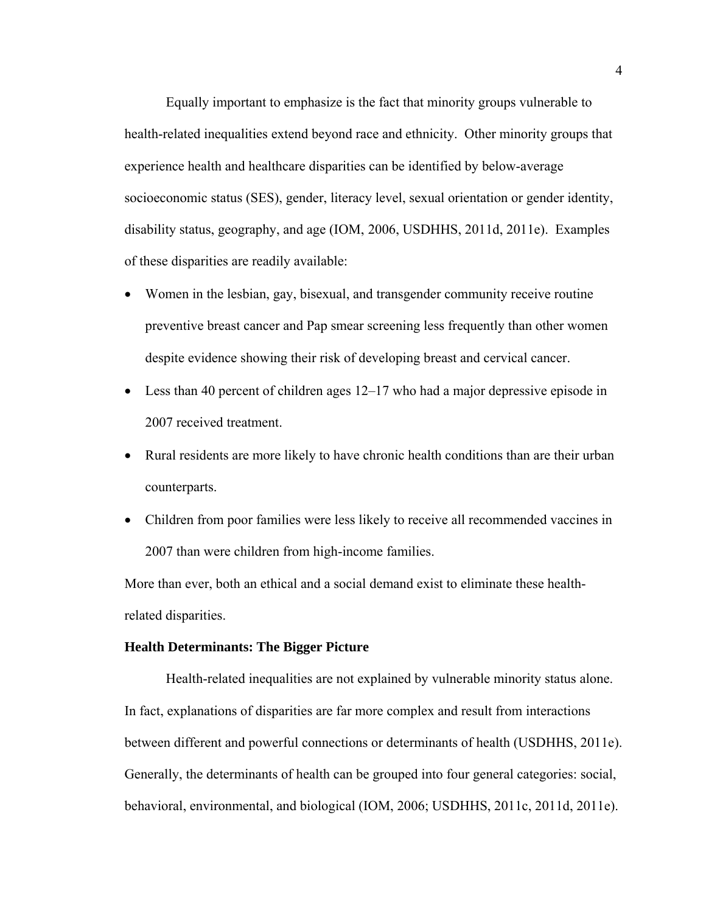Equally important to emphasize is the fact that minority groups vulnerable to health-related inequalities extend beyond race and ethnicity. Other minority groups that experience health and healthcare disparities can be identified by below-average socioeconomic status (SES), gender, literacy level, sexual orientation or gender identity, disability status, geography, and age (IOM, 2006, USDHHS, 2011d, 2011e). Examples of these disparities are readily available:

- Women in the lesbian, gay, bisexual, and transgender community receive routine preventive breast cancer and Pap smear screening less frequently than other women despite evidence showing their risk of developing breast and cervical cancer.
- Less than 40 percent of children ages 12–17 who had a major depressive episode in 2007 received treatment.
- Rural residents are more likely to have chronic health conditions than are their urban counterparts.
- Children from poor families were less likely to receive all recommended vaccines in 2007 than were children from high-income families.

More than ever, both an ethical and a social demand exist to eliminate these health-related disparities.

**Health Determinants: The Bigger Picture**

Health-related inequalities are not explained by vulnerable minority status alone. In fact, explanations of disparities are far more complex and result from interactions between different and powerful connections or determinants of health (USDHHS, 2011e). Generally, the determinants of health can be grouped into four general categories: social, behavioral, environmental, and biological (IOM, 2006; USDHHS, 2011c, 2011d, 2011e).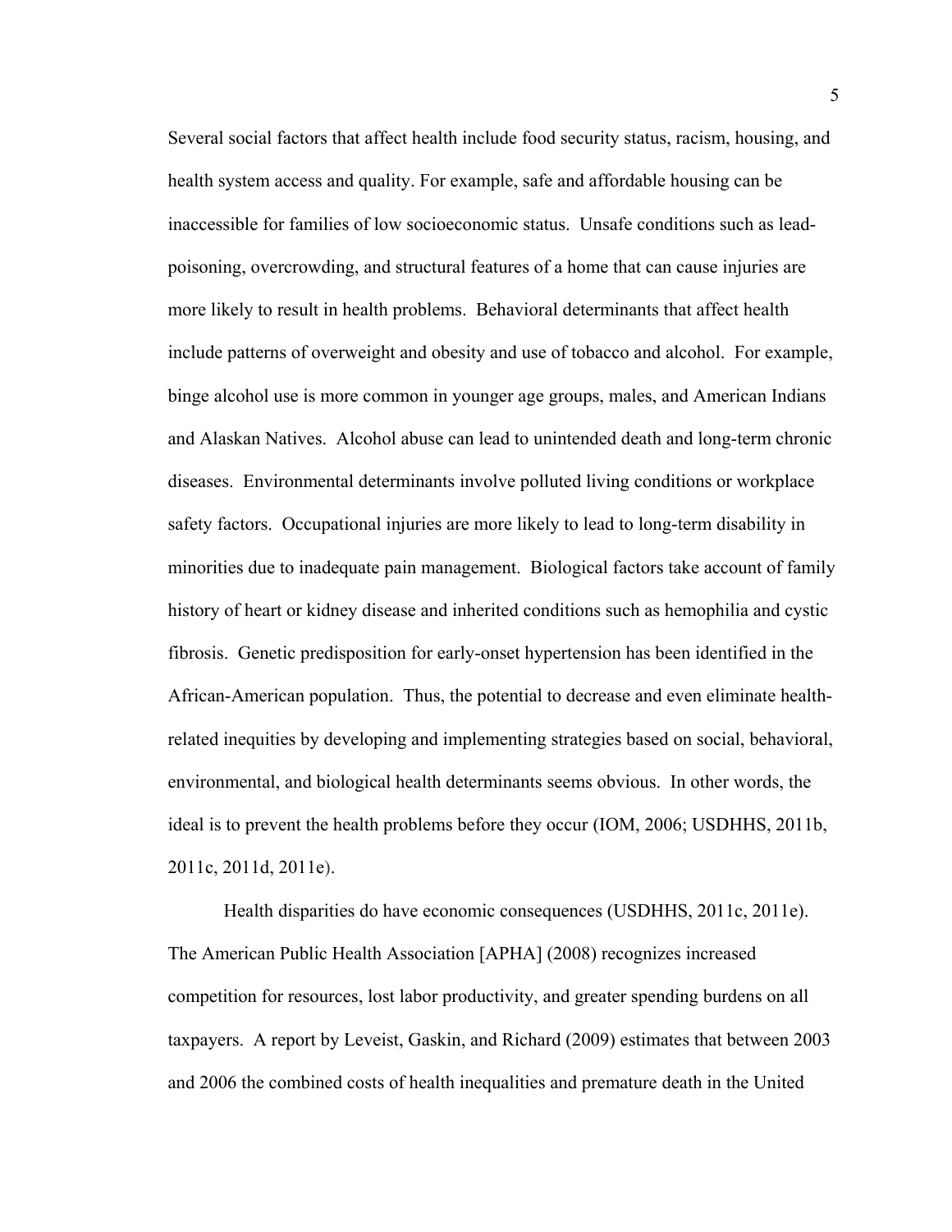Several social factors that affect health include food security status, racism, housing, and health system access and quality. For example, safe and affordable housing can be inaccessible for families of low socioeconomic status. Unsafe conditions such as lead-poisoning, overcrowding, and structural features of a home that can cause injuries are more likely to result in health problems. Behavioral determinants that affect health include patterns of overweight and obesity and use of tobacco and alcohol. For example, binge alcohol use is more common in younger age groups, males, and American Indians and Alaskan Natives. Alcohol abuse can lead to unintended death and long-term chronic diseases. Environmental determinants involve polluted living conditions or workplace safety factors. Occupational injuries are more likely to lead to long-term disability in minorities due to inadequate pain management. Biological factors take account of family history of heart or kidney disease and inherited conditions such as hemophilia and cystic fibrosis. Genetic predisposition for early-onset hypertension has been identified in the African-American population. Thus, the potential to decrease and even eliminate health-related inequities by developing and implementing strategies based on social, behavioral, environmental, and biological health determinants seems obvious. In other words, the ideal is to prevent the health problems before they occur (IOM, 2006; USDHHS, 2011b, 2011c, 2011d, 2011e).

Health disparities do have economic consequences (USDHHS, 2011c, 2011e). The American Public Health Association [APHA] (2008) recognizes increased competition for resources, lost labor productivity, and greater spending burdens on all taxpayers. A report by Leveist, Gaskin, and Richard (2009) estimates that between 2003 and 2006 the combined costs of health inequalities and premature death in the United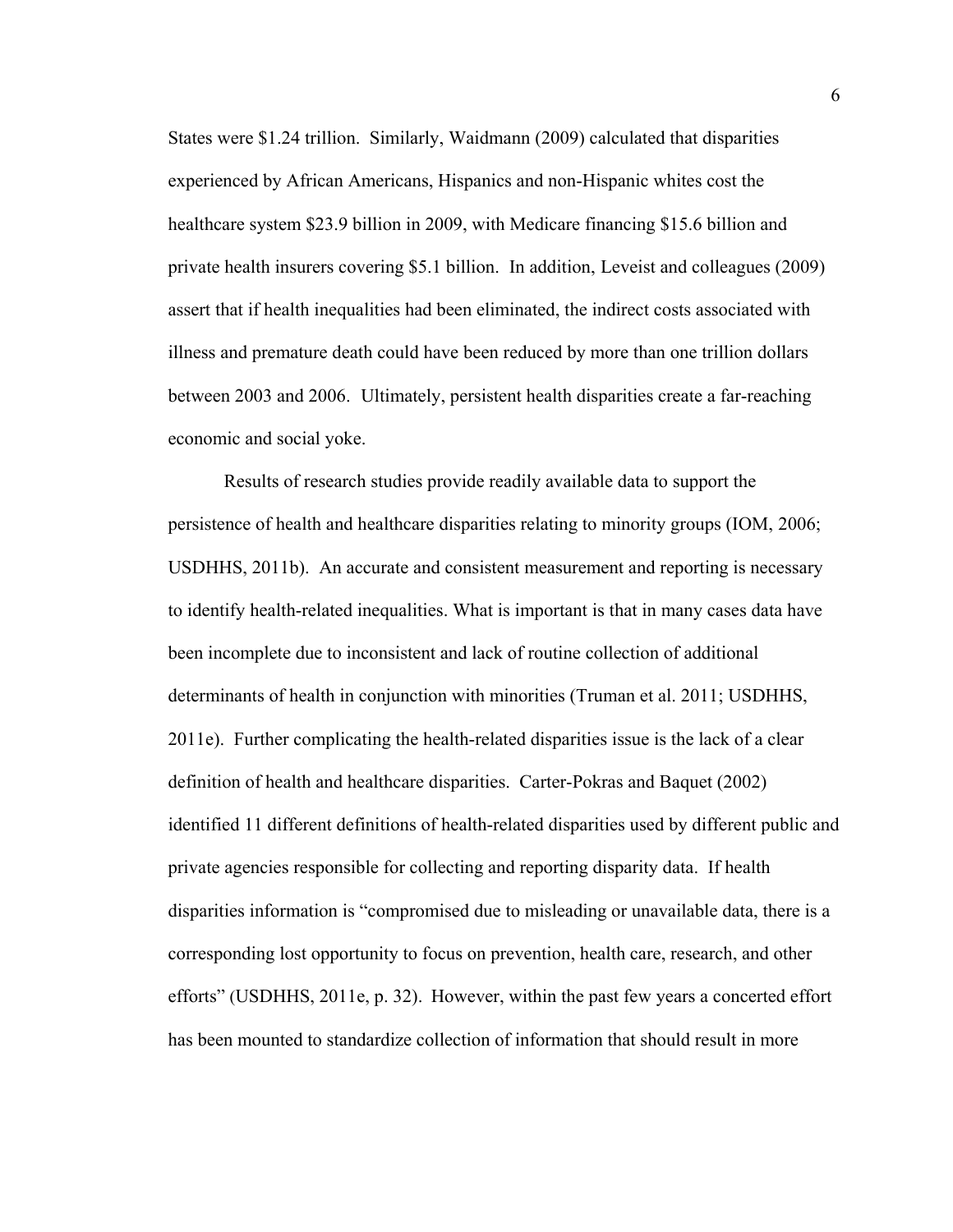States were $1.24 trillion. Similarly, Waidmann (2009) calculated that disparities experienced by African Americans, Hispanics and non-Hispanic whites cost the healthcare system $23.9 billion in 2009, with Medicare financing $15.6 billion and private health insurers covering $5.1 billion. In addition, Leveist and colleagues (2009) assert that if health inequalities had been eliminated, the indirect costs associated with illness and premature death could have been reduced by more than one trillion dollars between 2003 and 2006. Ultimately, persistent health disparities create a far-reaching economic and social yoke.

Results of research studies provide readily available data to support the persistence of health and healthcare disparities relating to minority groups (IOM, 2006; USDHHS, 2011b). An accurate and consistent measurement and reporting is necessary to identify health-related inequalities. What is important is that in many cases data have been incomplete due to inconsistent and lack of routine collection of additional determinants of health in conjunction with minorities (Truman et al. 2011; USDHHS, 2011e). Further complicating the health-related disparities issue is the lack of a clear definition of health and healthcare disparities. Carter-Pokras and Baquet (2002) identified 11 different definitions of health-related disparities used by different public and private agencies responsible for collecting and reporting disparity data. If health disparities information is "compromised due to misleading or unavailable data, there is a corresponding lost opportunity to focus on prevention, health care, research, and other efforts" (USDHHS, 2011e, p. 32). However, within the past few years a concerted effort has been mounted to standardize collection of information that should result in more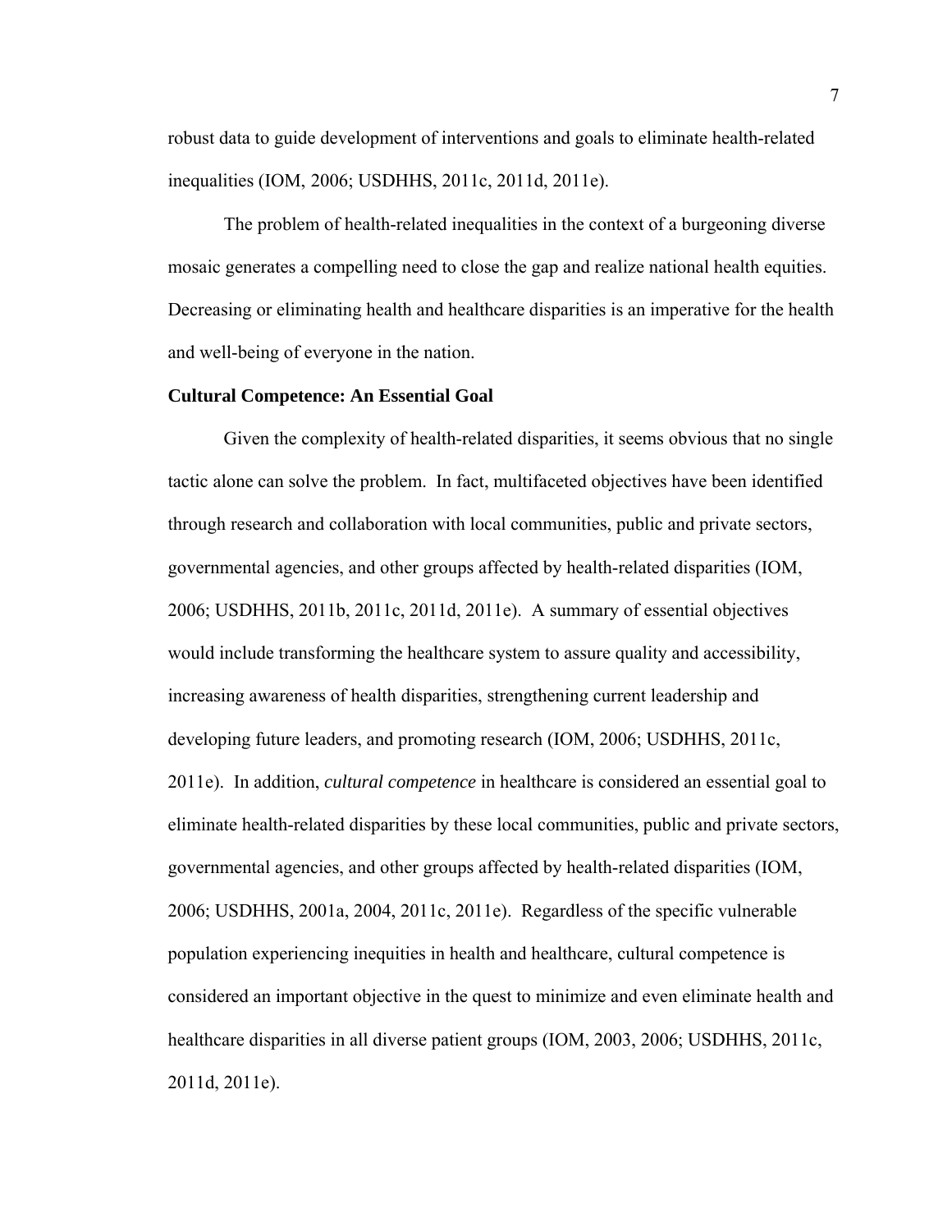robust data to guide development of interventions and goals to eliminate health-related inequalities (IOM, 2006; USDHHS, 2011c, 2011d, 2011e).

The problem of health-related inequalities in the context of a burgeoning diverse mosaic generates a compelling need to close the gap and realize national health equities. Decreasing or eliminating health and healthcare disparities is an imperative for the health and well-being of everyone in the nation.

**Cultural Competence: An Essential Goal**

Given the complexity of health-related disparities, it seems obvious that no single tactic alone can solve the problem. In fact, multifaceted objectives have been identified through research and collaboration with local communities, public and private sectors, governmental agencies, and other groups affected by health-related disparities (IOM, 2006; USDHHS, 2011b, 2011c, 2011d, 2011e). A summary of essential objectives would include transforming the healthcare system to assure quality and accessibility, increasing awareness of health disparities, strengthening current leadership and developing future leaders, and promoting research (IOM, 2006; USDHHS, 2011c, 2011e). In addition, *cultural competence* in healthcare is considered an essential goal to eliminate health-related disparities by these local communities, public and private sectors, governmental agencies, and other groups affected by health-related disparities (IOM, 2006; USDHHS, 2001a, 2004, 2011c, 2011e). Regardless of the specific vulnerable population experiencing inequities in health and healthcare, cultural competence is considered an important objective in the quest to minimize and even eliminate health and healthcare disparities in all diverse patient groups (IOM, 2003, 2006; USDHHS, 2011c, 2011d, 2011e).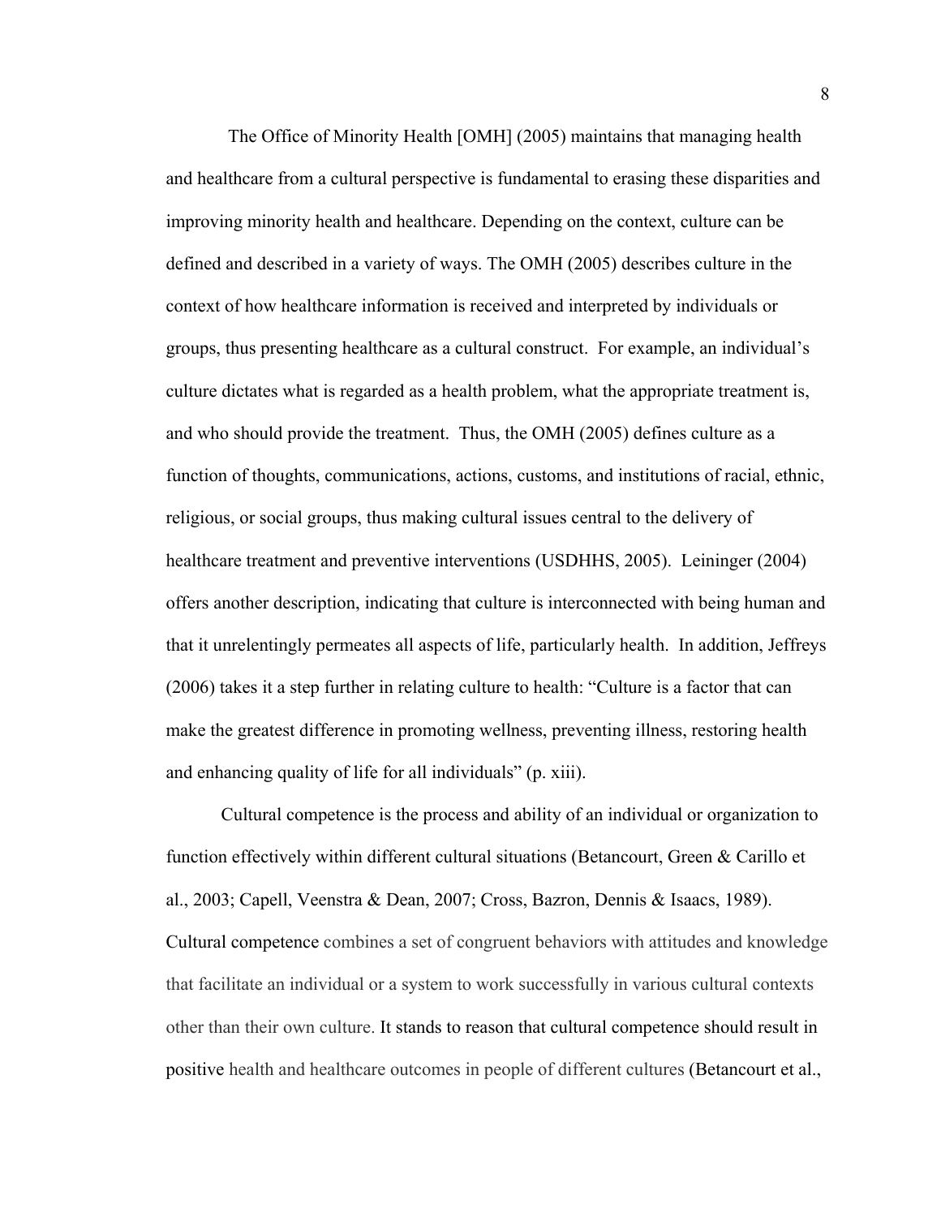The Office of Minority Health [OMH] (2005) maintains that managing health and healthcare from a cultural perspective is fundamental to erasing these disparities and improving minority health and healthcare. Depending on the context, culture can be defined and described in a variety of ways. The OMH (2005) describes culture in the context of how healthcare information is received and interpreted by individuals or groups, thus presenting healthcare as a cultural construct. For example, an individual's culture dictates what is regarded as a health problem, what the appropriate treatment is, and who should provide the treatment. Thus, the OMH (2005) defines culture as a function of thoughts, communications, actions, customs, and institutions of racial, ethnic, religious, or social groups, thus making cultural issues central to the delivery of healthcare treatment and preventive interventions (USDHHS, 2005). Leininger (2004) offers another description, indicating that culture is interconnected with being human and that it unrelentingly permeates all aspects of life, particularly health. In addition, Jeffreys (2006) takes it a step further in relating culture to health: "Culture is a factor that can make the greatest difference in promoting wellness, preventing illness, restoring health and enhancing quality of life for all individuals" (p. xiii).

Cultural competence is the process and ability of an individual or organization to function effectively within different cultural situations (Betancourt, Green & Carillo et al., 2003; Capell, Veenstra & Dean, 2007; Cross, Bazron, Dennis & Isaacs, 1989). Cultural competence combines a set of congruent behaviors with attitudes and knowledge that facilitate an individual or a system to work successfully in various cultural contexts other than their own culture. It stands to reason that cultural competence should result in positive health and healthcare outcomes in people of different cultures (Betancourt et al.,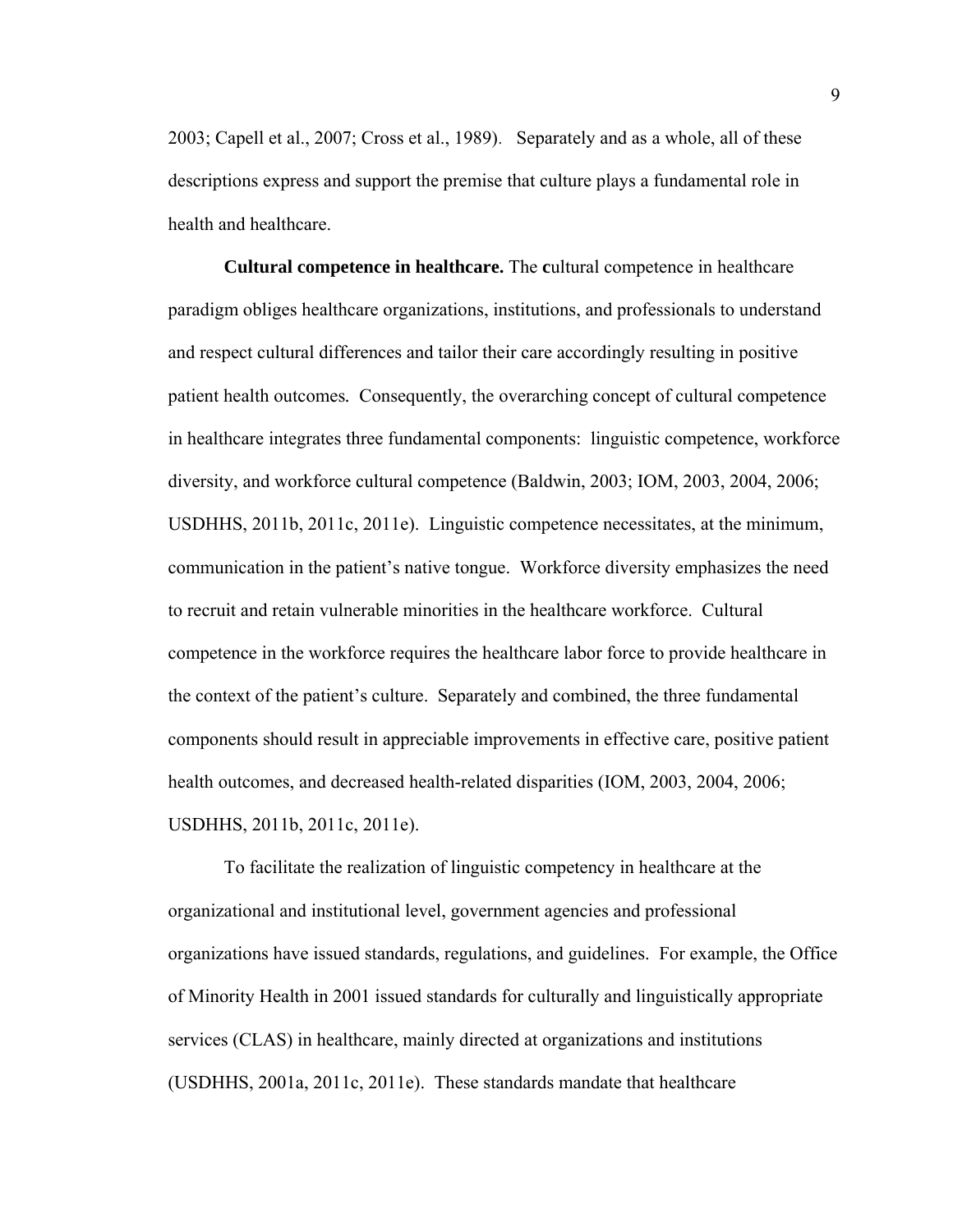2003; Capell et al., 2007; Cross et al., 1989). Separately and as a whole, all of these descriptions express and support the premise that culture plays a fundamental role in health and healthcare.

**Cultural competence in healthcare.** The cultural competence in healthcare paradigm obliges healthcare organizations, institutions, and professionals to understand and respect cultural differences and tailor their care accordingly resulting in positive patient health outcomes. Consequently, the overarching concept of cultural competence in healthcare integrates three fundamental components: linguistic competence, workforce diversity, and workforce cultural competence (Baldwin, 2003; IOM, 2003, 2004, 2006; USDHHS, 2011b, 2011c, 2011e). Linguistic competence necessitates, at the minimum, communication in the patient's native tongue. Workforce diversity emphasizes the need to recruit and retain vulnerable minorities in the healthcare workforce. Cultural competence in the workforce requires the healthcare labor force to provide healthcare in the context of the patient's culture. Separately and combined, the three fundamental components should result in appreciable improvements in effective care, positive patient health outcomes, and decreased health-related disparities (IOM, 2003, 2004, 2006; USDHHS, 2011b, 2011c, 2011e).

To facilitate the realization of linguistic competency in healthcare at the organizational and institutional level, government agencies and professional organizations have issued standards, regulations, and guidelines. For example, the Office of Minority Health in 2001 issued standards for culturally and linguistically appropriate services (CLAS) in healthcare, mainly directed at organizations and institutions (USDHHS, 2001a, 2011c, 2011e). These standards mandate that healthcare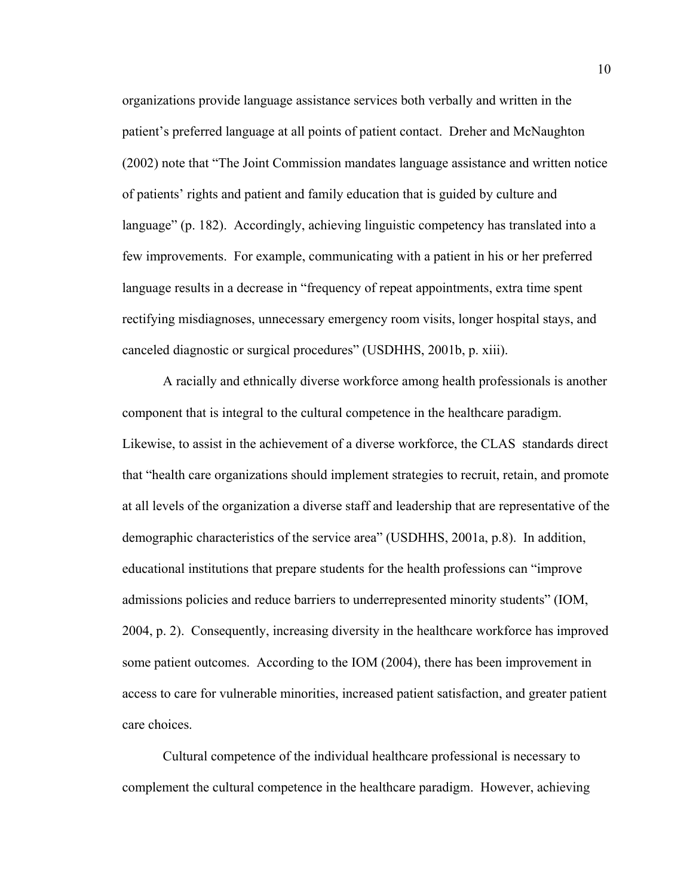organizations provide language assistance services both verbally and written in the patient's preferred language at all points of patient contact. Dreher and McNaughton (2002) note that "The Joint Commission mandates language assistance and written notice of patients' rights and patient and family education that is guided by culture and language" (p. 182). Accordingly, achieving linguistic competency has translated into a few improvements. For example, communicating with a patient in his or her preferred language results in a decrease in "frequency of repeat appointments, extra time spent rectifying misdiagnoses, unnecessary emergency room visits, longer hospital stays, and canceled diagnostic or surgical procedures" (USDHHS, 2001b, p. xiii).

A racially and ethnically diverse workforce among health professionals is another component that is integral to the cultural competence in the healthcare paradigm. Likewise, to assist in the achievement of a diverse workforce, the CLAS standards direct that "health care organizations should implement strategies to recruit, retain, and promote at all levels of the organization a diverse staff and leadership that are representative of the demographic characteristics of the service area" (USDHHS, 2001a, p.8). In addition, educational institutions that prepare students for the health professions can "improve admissions policies and reduce barriers to underrepresented minority students" (IOM, 2004, p. 2). Consequently, increasing diversity in the healthcare workforce has improved some patient outcomes. According to the IOM (2004), there has been improvement in access to care for vulnerable minorities, increased patient satisfaction, and greater patient care choices.

Cultural competence of the individual healthcare professional is necessary to complement the cultural competence in the healthcare paradigm. However, achieving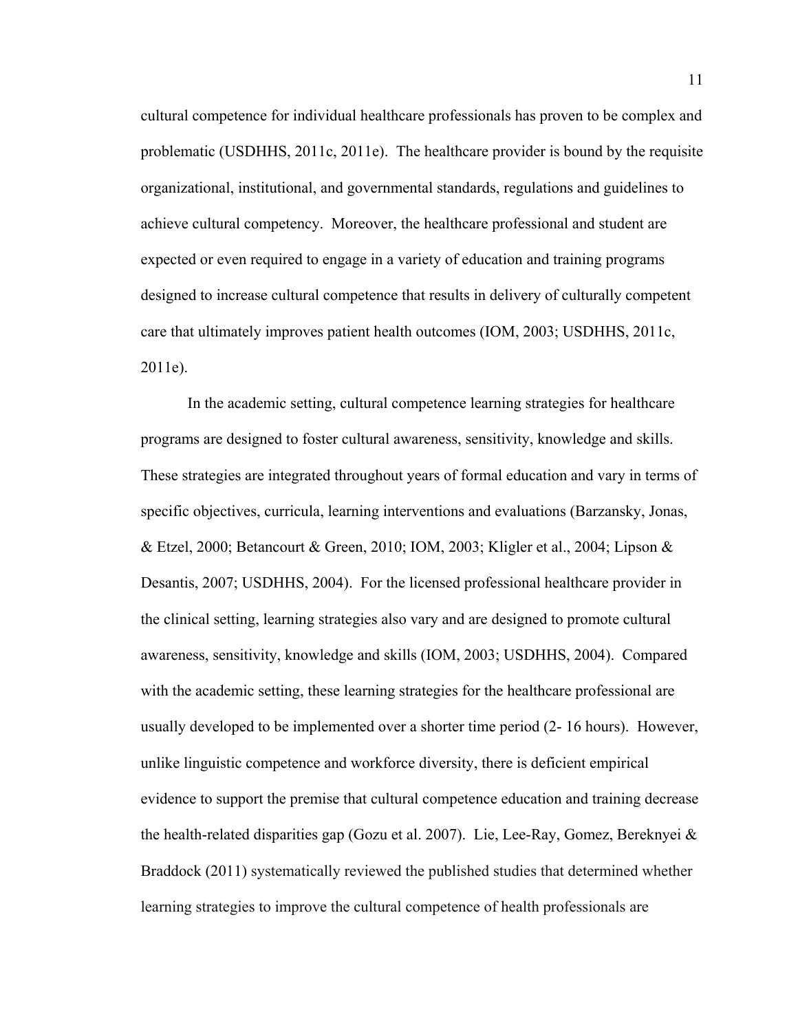cultural competence for individual healthcare professionals has proven to be complex and problematic (USDHHS, 2011c, 2011e). The healthcare provider is bound by the requisite organizational, institutional, and governmental standards, regulations and guidelines to achieve cultural competency. Moreover, the healthcare professional and student are expected or even required to engage in a variety of education and training programs designed to increase cultural competence that results in delivery of culturally competent care that ultimately improves patient health outcomes (IOM, 2003; USDHHS, 2011c, 2011e).

In the academic setting, cultural competence learning strategies for healthcare programs are designed to foster cultural awareness, sensitivity, knowledge and skills. These strategies are integrated throughout years of formal education and vary in terms of specific objectives, curricula, learning interventions and evaluations (Barzansky, Jonas, & Etzel, 2000; Betancourt & Green, 2010; IOM, 2003; Kligler et al., 2004; Lipson & Desantis, 2007; USDHHS, 2004). For the licensed professional healthcare provider in the clinical setting, learning strategies also vary and are designed to promote cultural awareness, sensitivity, knowledge and skills (IOM, 2003; USDHHS, 2004). Compared with the academic setting, these learning strategies for the healthcare professional are usually developed to be implemented over a shorter time period (2- 16 hours). However, unlike linguistic competence and workforce diversity, there is deficient empirical evidence to support the premise that cultural competence education and training decrease the health-related disparities gap (Gozu et al. 2007). Lie, Lee-Ray, Gomez, Bereknyei & Braddock (2011) systematically reviewed the published studies that determined whether learning strategies to improve the cultural competence of health professionals are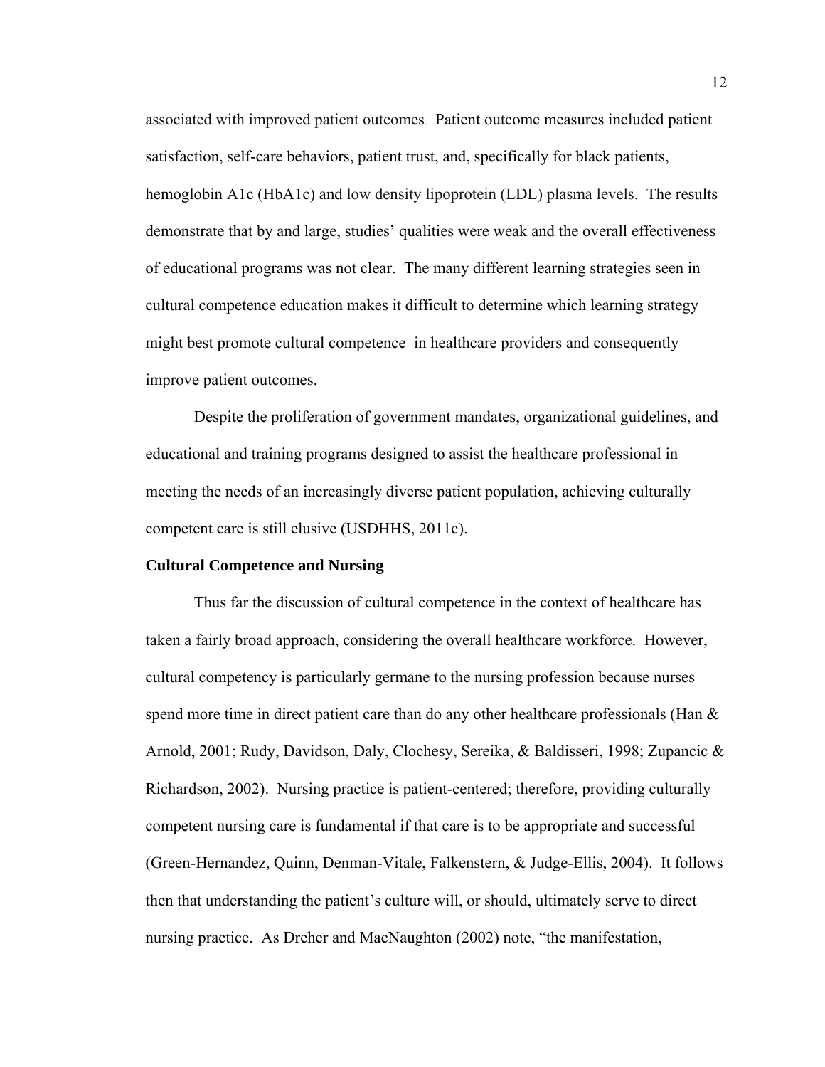associated with improved patient outcomes. Patient outcome measures included patient satisfaction, self-care behaviors, patient trust, and, specifically for black patients, hemoglobin A1c (HbA1c) and low density lipoprotein (LDL) plasma levels. The results demonstrate that by and large, studies' qualities were weak and the overall effectiveness of educational programs was not clear. The many different learning strategies seen in cultural competence education makes it difficult to determine which learning strategy might best promote cultural competence in healthcare providers and consequently improve patient outcomes.

Despite the proliferation of government mandates, organizational guidelines, and educational and training programs designed to assist the healthcare professional in meeting the needs of an increasingly diverse patient population, achieving culturally competent care is still elusive (USDHHS, 2011c).

**Cultural Competence and Nursing**

Thus far the discussion of cultural competence in the context of healthcare has taken a fairly broad approach, considering the overall healthcare workforce. However, cultural competency is particularly germane to the nursing profession because nurses spend more time in direct patient care than do any other healthcare professionals (Han & Arnold, 2001; Rudy, Davidson, Daly, Clochesy, Sereika, & Baldisseri, 1998; Zupancic & Richardson, 2002). Nursing practice is patient-centered; therefore, providing culturally competent nursing care is fundamental if that care is to be appropriate and successful (Green-Hernandez, Quinn, Denman-Vitale, Falkenstern, & Judge-Ellis, 2004). It follows then that understanding the patient's culture will, or should, ultimately serve to direct nursing practice. As Dreher and MacNaughton (2002) note, "the manifestation,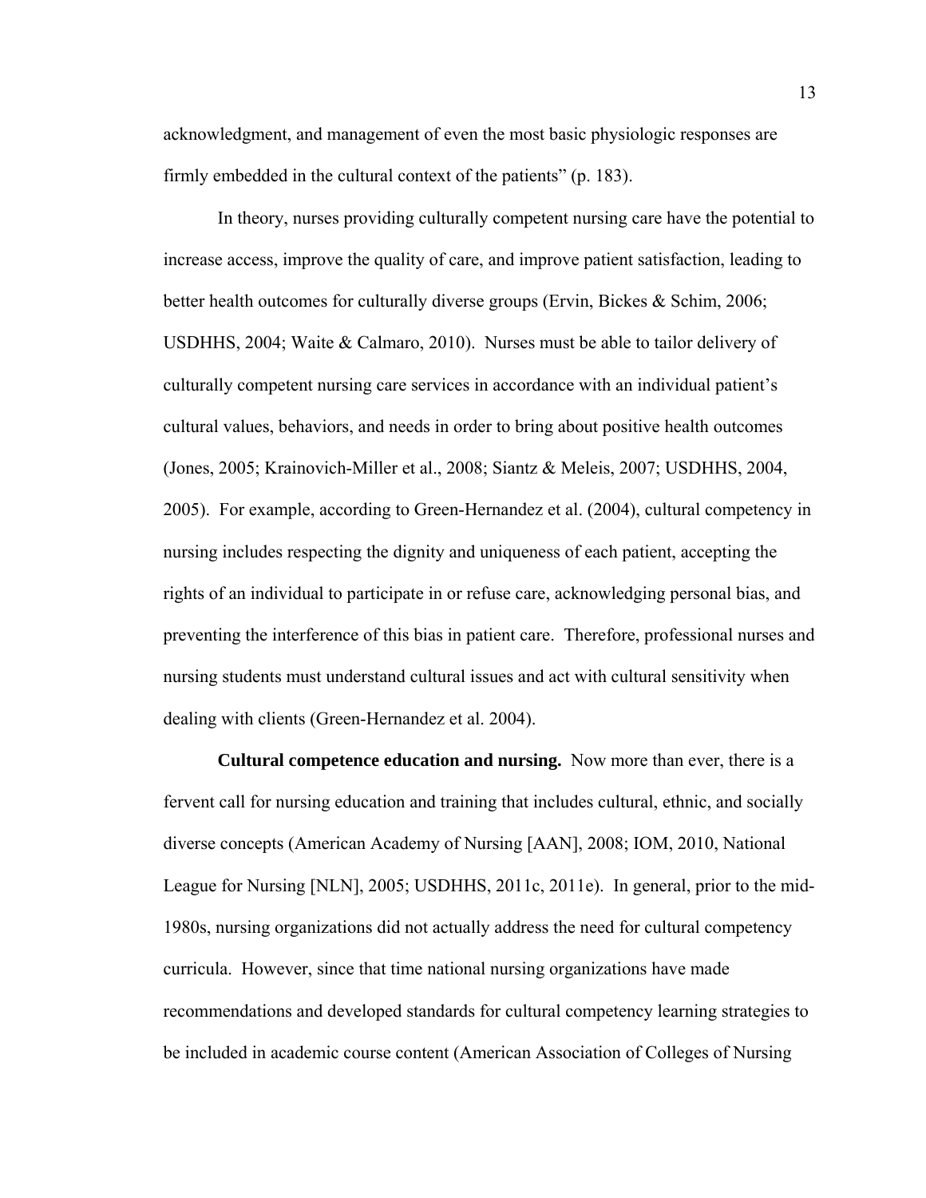acknowledgment, and management of even the most basic physiologic responses are firmly embedded in the cultural context of the patients" (p. 183).

In theory, nurses providing culturally competent nursing care have the potential to increase access, improve the quality of care, and improve patient satisfaction, leading to better health outcomes for culturally diverse groups (Ervin, Bickes & Schim, 2006; USDHHS, 2004; Waite & Calmaro, 2010). Nurses must be able to tailor delivery of culturally competent nursing care services in accordance with an individual patient's cultural values, behaviors, and needs in order to bring about positive health outcomes (Jones, 2005; Krainovich-Miller et al., 2008; Siantz & Meleis, 2007; USDHHS, 2004, 2005). For example, according to Green-Hernandez et al. (2004), cultural competency in nursing includes respecting the dignity and uniqueness of each patient, accepting the rights of an individual to participate in or refuse care, acknowledging personal bias, and preventing the interference of this bias in patient care. Therefore, professional nurses and nursing students must understand cultural issues and act with cultural sensitivity when dealing with clients (Green-Hernandez et al. 2004).

**Cultural competence education and nursing.** Now more than ever, there is a fervent call for nursing education and training that includes cultural, ethnic, and socially diverse concepts (American Academy of Nursing [AAN], 2008; IOM, 2010, National League for Nursing [NLN], 2005; USDHHS, 2011c, 2011e). In general, prior to the mid-1980s, nursing organizations did not actually address the need for cultural competency curricula. However, since that time national nursing organizations have made recommendations and developed standards for cultural competency learning strategies to be included in academic course content (American Association of Colleges of Nursing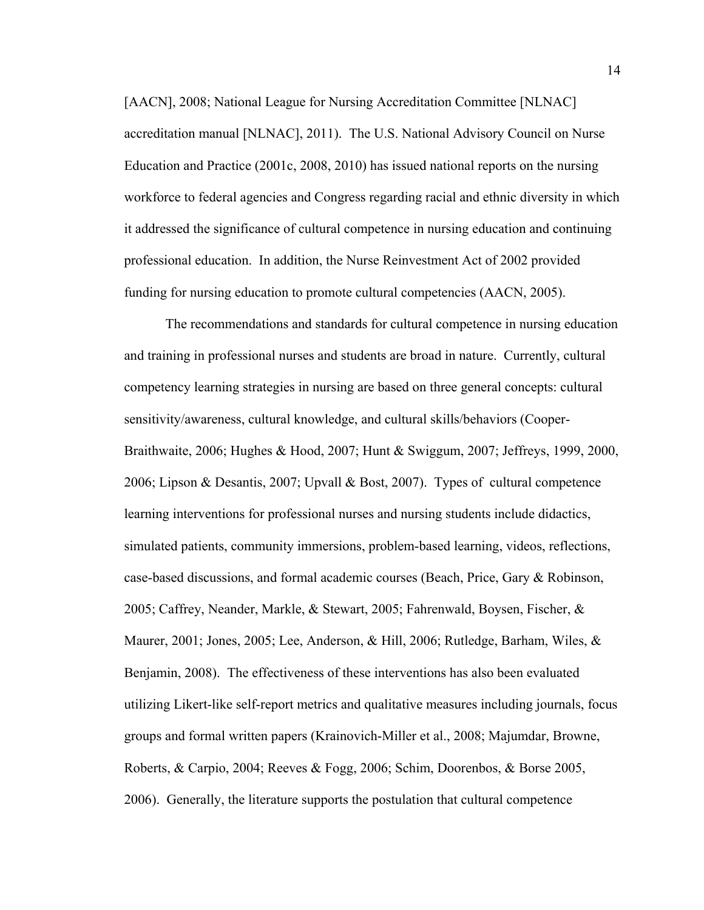[AACN], 2008; National League for Nursing Accreditation Committee [NLNAC] accreditation manual [NLNAC], 2011). The U.S. National Advisory Council on Nurse Education and Practice (2001c, 2008, 2010) has issued national reports on the nursing workforce to federal agencies and Congress regarding racial and ethnic diversity in which it addressed the significance of cultural competence in nursing education and continuing professional education. In addition, the Nurse Reinvestment Act of 2002 provided funding for nursing education to promote cultural competencies (AACN, 2005).

The recommendations and standards for cultural competence in nursing education and training in professional nurses and students are broad in nature. Currently, cultural competency learning strategies in nursing are based on three general concepts: cultural sensitivity/awareness, cultural knowledge, and cultural skills/behaviors (Cooper-Braithwaite, 2006; Hughes & Hood, 2007; Hunt & Swiggum, 2007; Jeffreys, 1999, 2000, 2006; Lipson & Desantis, 2007; Upvall & Bost, 2007). Types of cultural competence learning interventions for professional nurses and nursing students include didactics, simulated patients, community immersions, problem-based learning, videos, reflections, case-based discussions, and formal academic courses (Beach, Price, Gary & Robinson, 2005; Caffrey, Neander, Markle, & Stewart, 2005; Fahrenwald, Boysen, Fischer, & Maurer, 2001; Jones, 2005; Lee, Anderson, & Hill, 2006; Rutledge, Barham, Wiles, & Benjamin, 2008). The effectiveness of these interventions has also been evaluated utilizing Likert-like self-report metrics and qualitative measures including journals, focus groups and formal written papers (Krainovich-Miller et al., 2008; Majumdar, Browne, Roberts, & Carpio, 2004; Reeves & Fogg, 2006; Schim, Doorenbos, & Borse 2005, 2006). Generally, the literature supports the postulation that cultural competence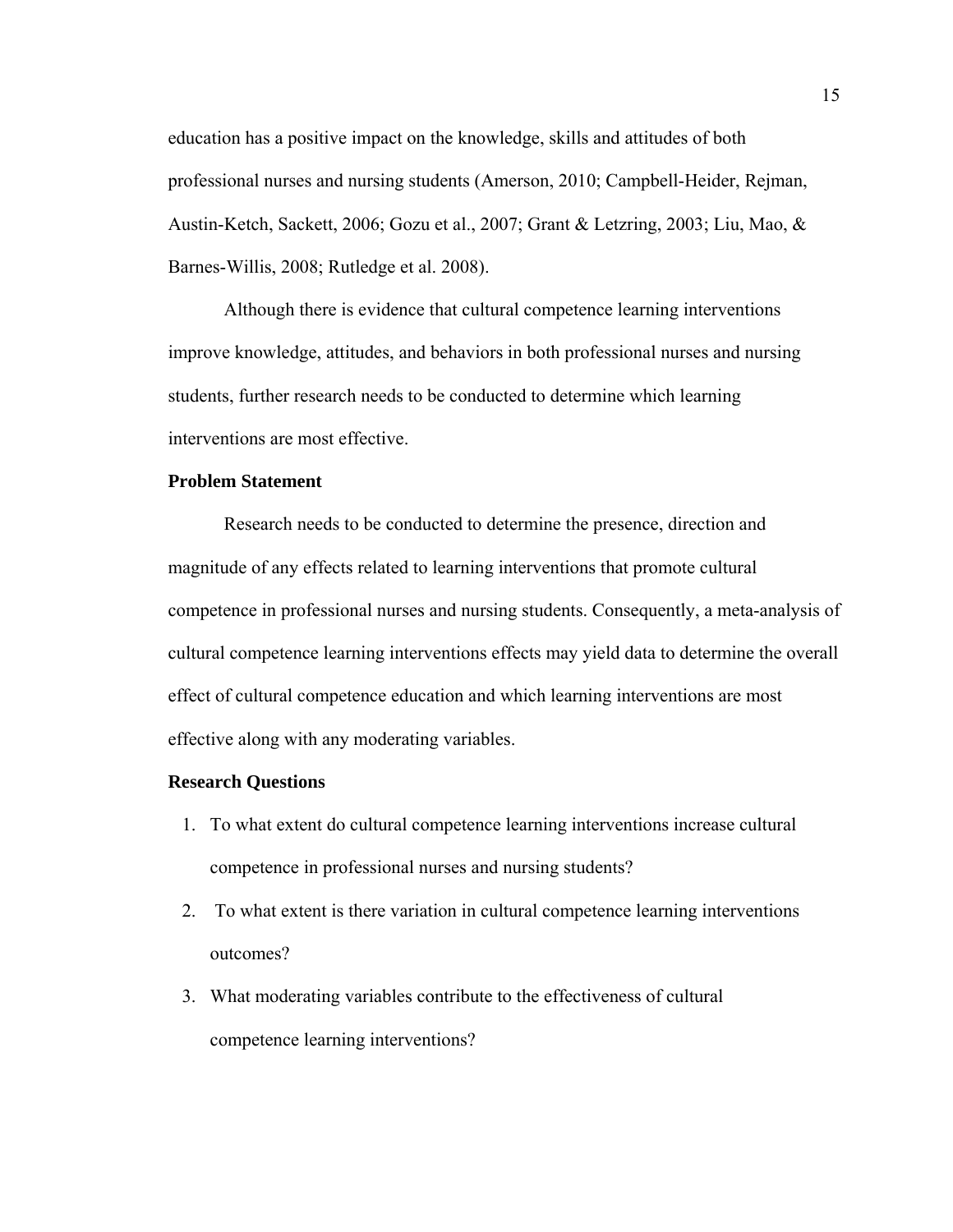education has a positive impact on the knowledge, skills and attitudes of both professional nurses and nursing students (Amerson, 2010; Campbell-Heider, Rejman, Austin-Ketch, Sackett, 2006; Gozu et al., 2007; Grant & Letzring, 2003; Liu, Mao, & Barnes-Willis, 2008; Rutledge et al. 2008).

Although there is evidence that cultural competence learning interventions improve knowledge, attitudes, and behaviors in both professional nurses and nursing students, further research needs to be conducted to determine which learning interventions are most effective.

**Problem Statement**

Research needs to be conducted to determine the presence, direction and magnitude of any effects related to learning interventions that promote cultural competence in professional nurses and nursing students. Consequently, a meta-analysis of cultural competence learning interventions effects may yield data to determine the overall effect of cultural competence education and which learning interventions are most effective along with any moderating variables.

**Research Questions**

1. To what extent do cultural competence learning interventions increase cultural competence in professional nurses and nursing students?
2. To what extent is there variation in cultural competence learning interventions outcomes?
3. What moderating variables contribute to the effectiveness of cultural competence learning interventions?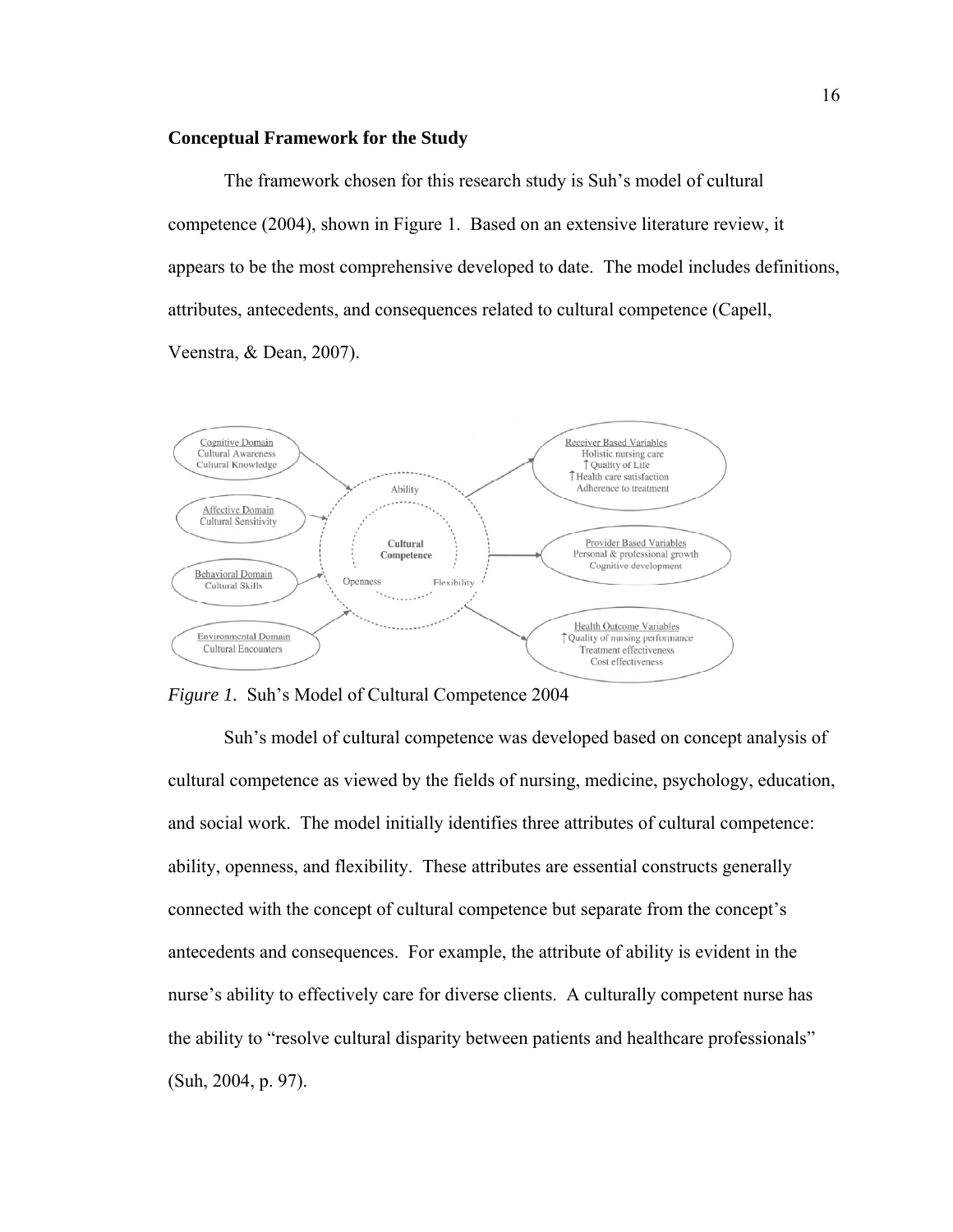**Conceptual Framework for the Study**

The framework chosen for this research study is Suh's model of cultural competence (2004), shown in Figure 1. Based on an extensive literature review, it appears to be the most comprehensive developed to date. The model includes definitions, attributes, antecedents, and consequences related to cultural competence (Capell, Veenstra, & Dean, 2007).

*Figure 1.* Suh's Model of Cultural Competence 2004

Suh's model of cultural competence was developed based on concept analysis of cultural competence as viewed by the fields of nursing, medicine, psychology, education, and social work. The model initially identifies three attributes of cultural competence: ability, openness, and flexibility. These attributes are essential constructs generally connected with the concept of cultural competence but separate from the concept's antecedents and consequences. For example, the attribute of ability is evident in the nurse's ability to effectively care for diverse clients. A culturally competent nurse has the ability to "resolve cultural disparity between patients and healthcare professionals" (Suh, 2004, p. 97).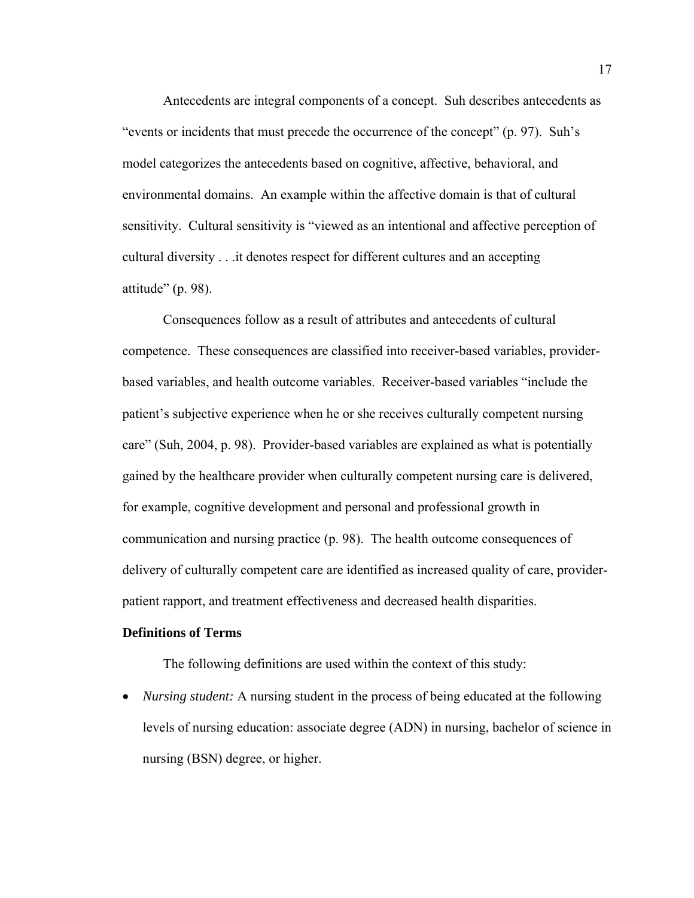Antecedents are integral components of a concept. Suh describes antecedents as "events or incidents that must precede the occurrence of the concept" (p. 97). Suh's model categorizes the antecedents based on cognitive, affective, behavioral, and environmental domains. An example within the affective domain is that of cultural sensitivity. Cultural sensitivity is "viewed as an intentional and affective perception of cultural diversity . . .it denotes respect for different cultures and an accepting attitude" (p. 98).

Consequences follow as a result of attributes and antecedents of cultural competence. These consequences are classified into receiver-based variables, provider-based variables, and health outcome variables. Receiver-based variables "include the patient's subjective experience when he or she receives culturally competent nursing care" (Suh, 2004, p. 98). Provider-based variables are explained as what is potentially gained by the healthcare provider when culturally competent nursing care is delivered, for example, cognitive development and personal and professional growth in communication and nursing practice (p. 98). The health outcome consequences of delivery of culturally competent care are identified as increased quality of care, provider-patient rapport, and treatment effectiveness and decreased health disparities.

**Definitions of Terms**

The following definitions are used within the context of this study:

- *Nursing student:* A nursing student in the process of being educated at the following levels of nursing education: associate degree (ADN) in nursing, bachelor of science in nursing (BSN) degree, or higher.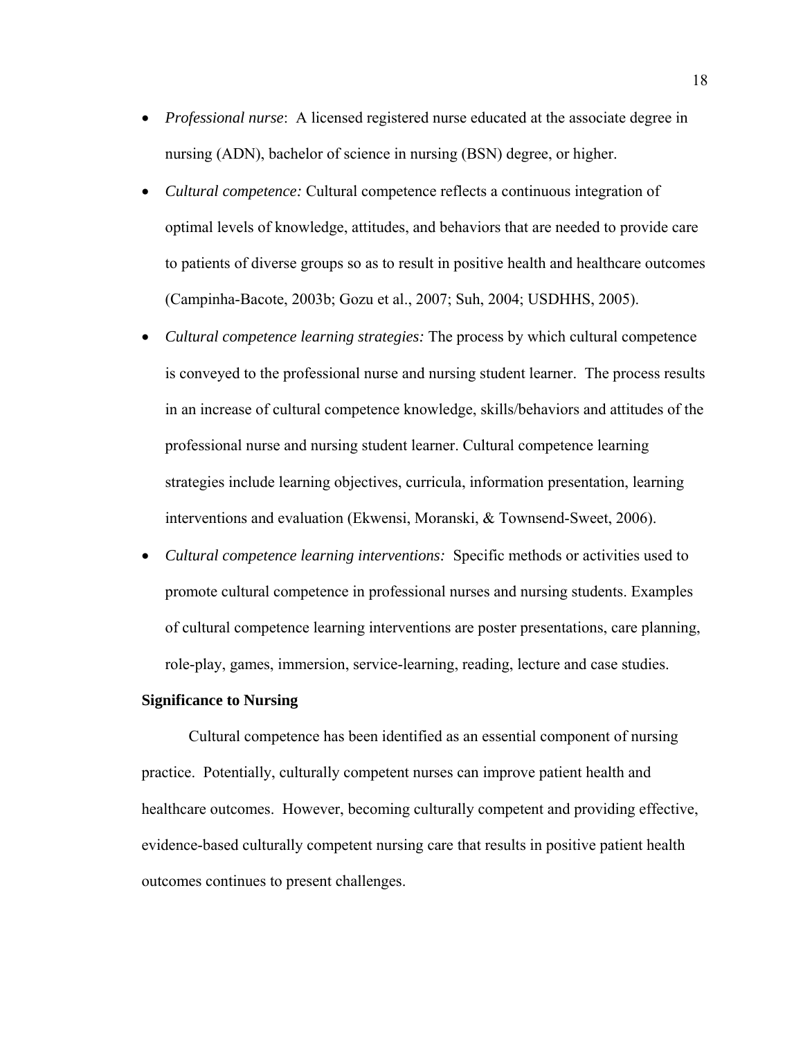- *Professional nurse*: A licensed registered nurse educated at the associate degree in nursing (ADN), bachelor of science in nursing (BSN) degree, or higher.
- *Cultural competence:* Cultural competence reflects a continuous integration of optimal levels of knowledge, attitudes, and behaviors that are needed to provide care to patients of diverse groups so as to result in positive health and healthcare outcomes (Campinha-Bacote, 2003b; Gozu et al., 2007; Suh, 2004; USDHHS, 2005).
- *Cultural competence learning strategies:* The process by which cultural competence is conveyed to the professional nurse and nursing student learner. The process results in an increase of cultural competence knowledge, skills/behaviors and attitudes of the professional nurse and nursing student learner. Cultural competence learning strategies include learning objectives, curricula, information presentation, learning interventions and evaluation (Ekwensi, Moranski, & Townsend-Sweet, 2006).
- *Cultural competence learning interventions:* Specific methods or activities used to promote cultural competence in professional nurses and nursing students. Examples of cultural competence learning interventions are poster presentations, care planning, role-play, games, immersion, service-learning, reading, lecture and case studies.

**Significance to Nursing**

Cultural competence has been identified as an essential component of nursing practice. Potentially, culturally competent nurses can improve patient health and healthcare outcomes. However, becoming culturally competent and providing effective, evidence-based culturally competent nursing care that results in positive patient health outcomes continues to present challenges.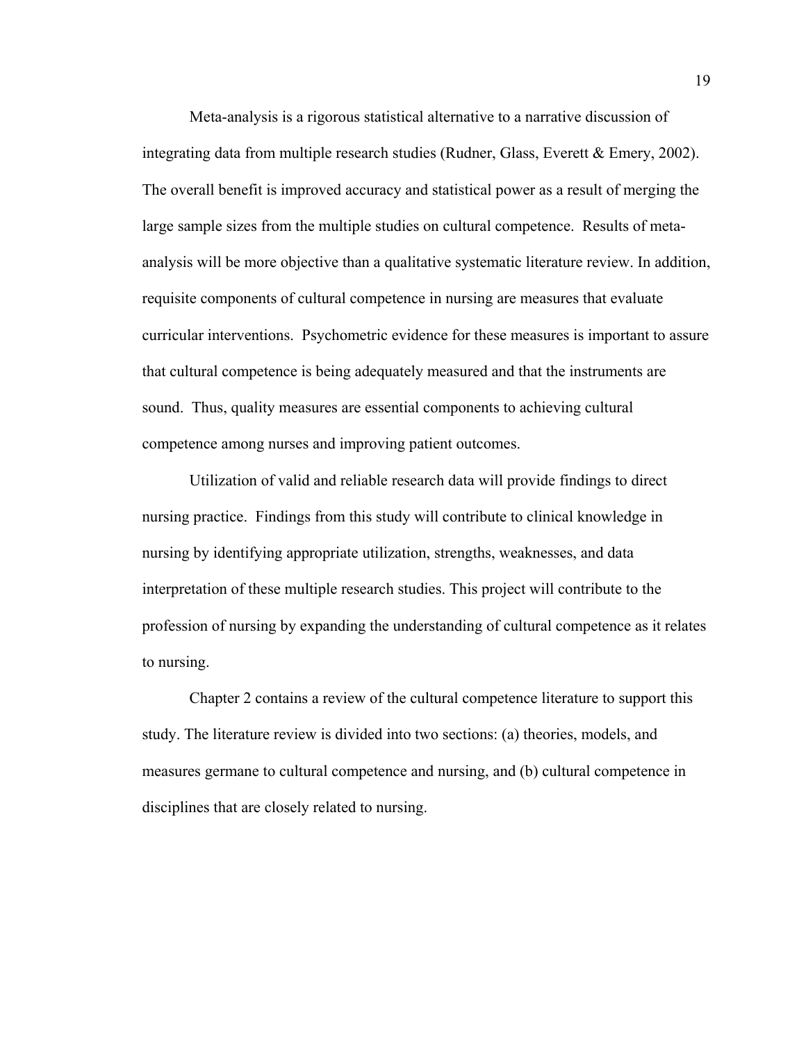Meta-analysis is a rigorous statistical alternative to a narrative discussion of integrating data from multiple research studies (Rudner, Glass, Everett & Emery, 2002). The overall benefit is improved accuracy and statistical power as a result of merging the large sample sizes from the multiple studies on cultural competence. Results of meta-analysis will be more objective than a qualitative systematic literature review. In addition, requisite components of cultural competence in nursing are measures that evaluate curricular interventions. Psychometric evidence for these measures is important to assure that cultural competence is being adequately measured and that the instruments are sound. Thus, quality measures are essential components to achieving cultural competence among nurses and improving patient outcomes.

Utilization of valid and reliable research data will provide findings to direct nursing practice. Findings from this study will contribute to clinical knowledge in nursing by identifying appropriate utilization, strengths, weaknesses, and data interpretation of these multiple research studies. This project will contribute to the profession of nursing by expanding the understanding of cultural competence as it relates to nursing.

Chapter 2 contains a review of the cultural competence literature to support this study. The literature review is divided into two sections: (a) theories, models, and measures germane to cultural competence and nursing, and (b) cultural competence in disciplines that are closely related to nursing.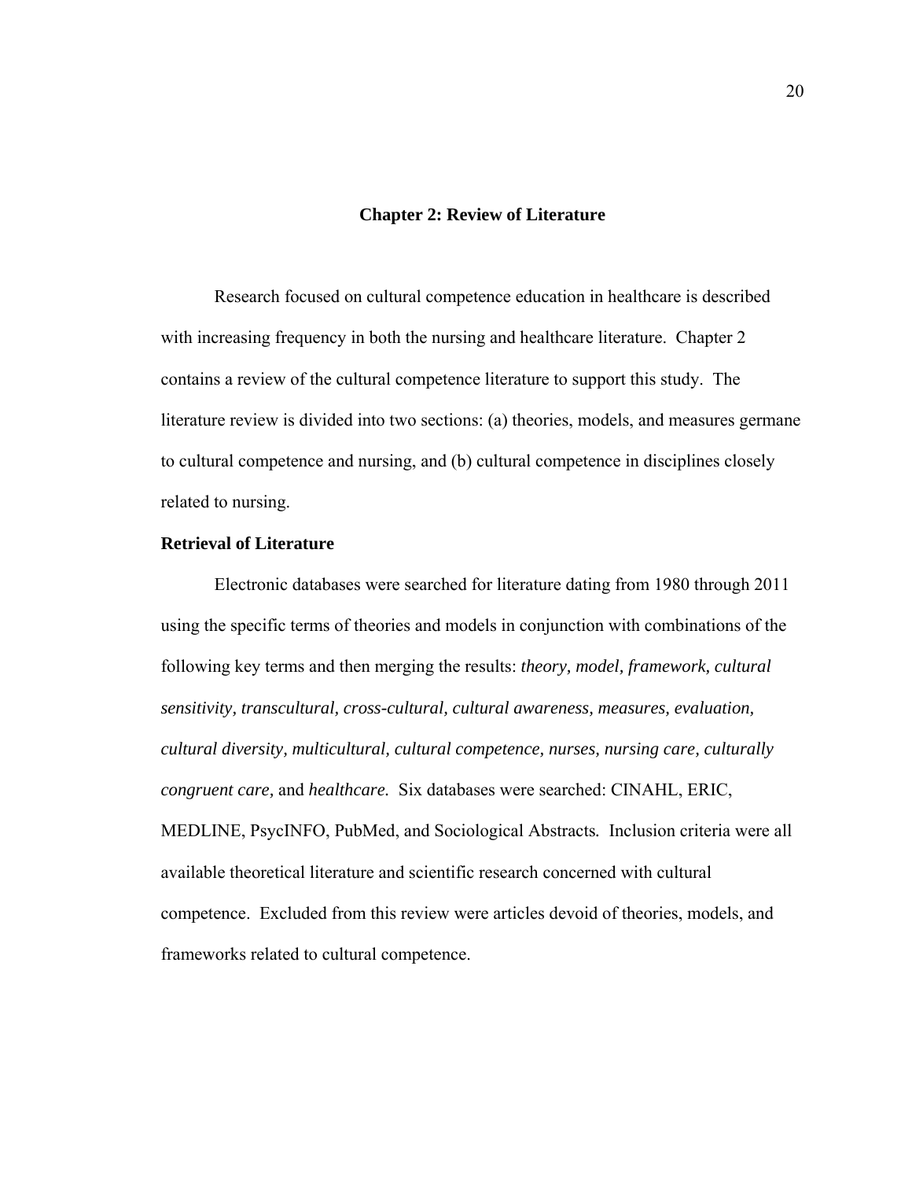# Chapter 2: Review of Literature

Research focused on cultural competence education in healthcare is described with increasing frequency in both the nursing and healthcare literature. Chapter 2 contains a review of the cultural competence literature to support this study. The literature review is divided into two sections: (a) theories, models, and measures germane to cultural competence and nursing, and (b) cultural competence in disciplines closely related to nursing.

## Retrieval of Literature

Electronic databases were searched for literature dating from 1980 through 2011 using the specific terms of theories and models in conjunction with combinations of the following key terms and then merging the results: *theory, model, framework, cultural sensitivity, transcultural, cross-cultural, cultural awareness, measures, evaluation, cultural diversity, multicultural, cultural competence, nurses, nursing care, culturally congruent care,* and *healthcare.* Six databases were searched: CINAHL, ERIC, MEDLINE, PsycINFO, PubMed, and Sociological Abstracts. Inclusion criteria were all available theoretical literature and scientific research concerned with cultural competence. Excluded from this review were articles devoid of theories, models, and frameworks related to cultural competence.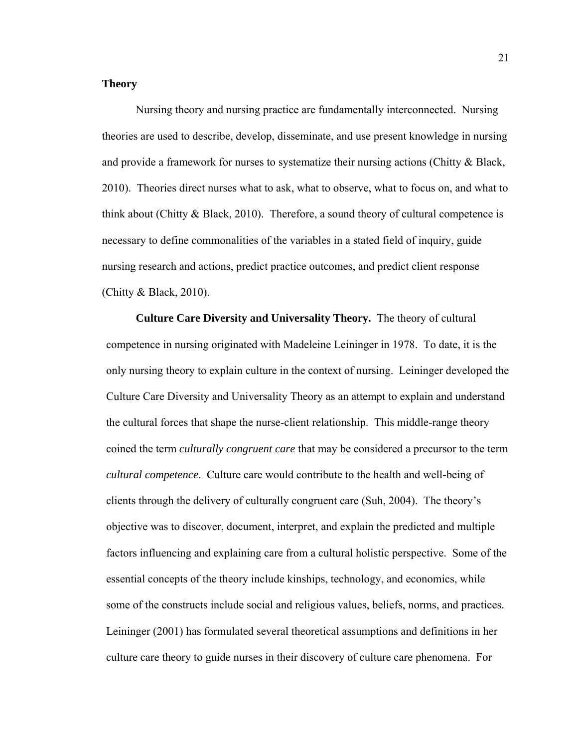## Theory

Nursing theory and nursing practice are fundamentally interconnected. Nursing theories are used to describe, develop, disseminate, and use present knowledge in nursing and provide a framework for nurses to systematize their nursing actions (Chitty & Black, 2010). Theories direct nurses what to ask, what to observe, what to focus on, and what to think about (Chitty & Black, 2010). Therefore, a sound theory of cultural competence is necessary to define commonalities of the variables in a stated field of inquiry, guide nursing research and actions, predict practice outcomes, and predict client response (Chitty & Black, 2010).

**Culture Care Diversity and Universality Theory.** The theory of cultural competence in nursing originated with Madeleine Leininger in 1978. To date, it is the only nursing theory to explain culture in the context of nursing. Leininger developed the Culture Care Diversity and Universality Theory as an attempt to explain and understand the cultural forces that shape the nurse-client relationship. This middle-range theory coined the term *culturally congruent care* that may be considered a precursor to the term *cultural competence*. Culture care would contribute to the health and well-being of clients through the delivery of culturally congruent care (Suh, 2004). The theory's objective was to discover, document, interpret, and explain the predicted and multiple factors influencing and explaining care from a cultural holistic perspective. Some of the essential concepts of the theory include kinships, technology, and economics, while some of the constructs include social and religious values, beliefs, norms, and practices. Leininger (2001) has formulated several theoretical assumptions and definitions in her culture care theory to guide nurses in their discovery of culture care phenomena. For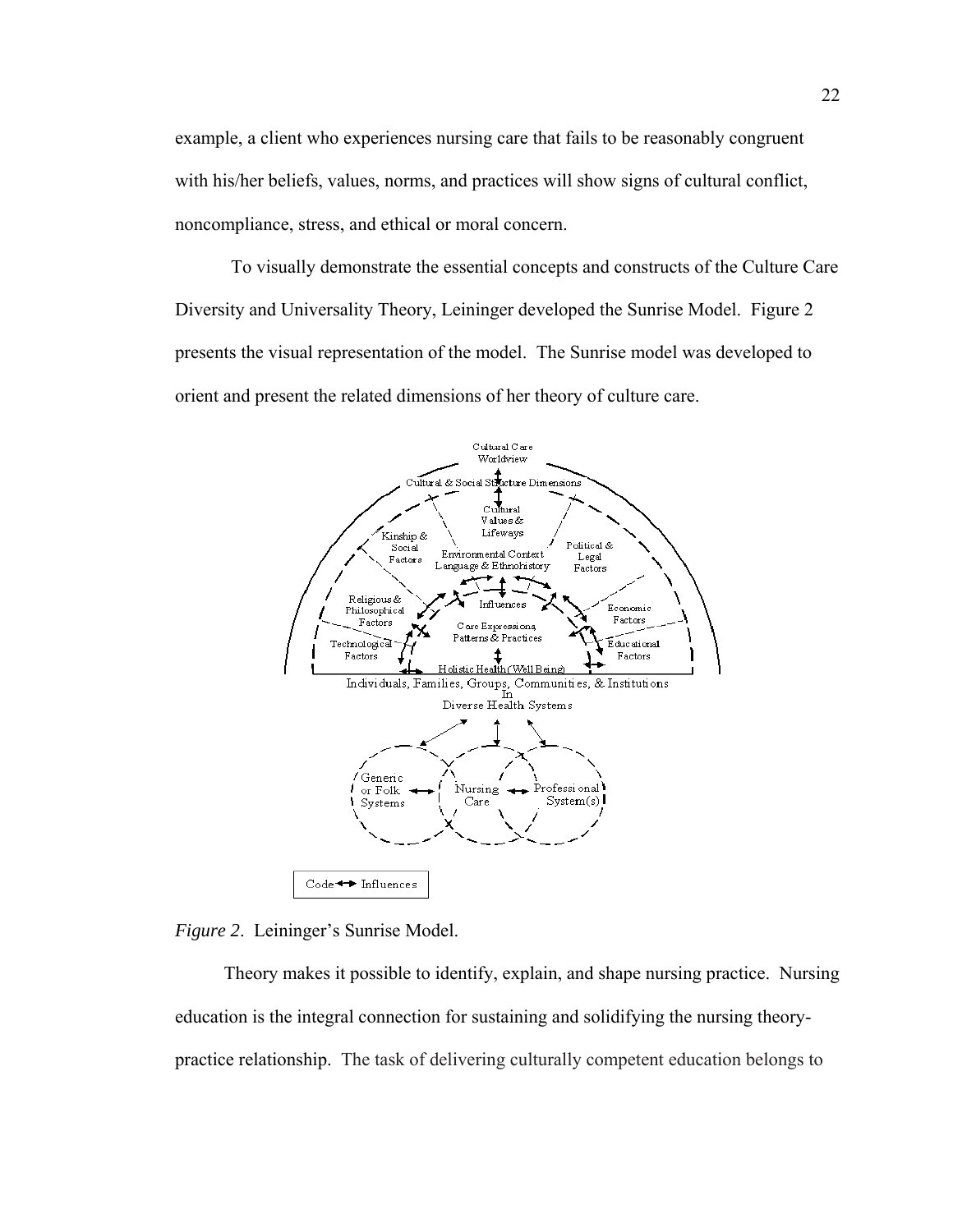example, a client who experiences nursing care that fails to be reasonably congruent with his/her beliefs, values, norms, and practices will show signs of cultural conflict, noncompliance, stress, and ethical or moral concern.

To visually demonstrate the essential concepts and constructs of the Culture Care Diversity and Universality Theory, Leininger developed the Sunrise Model. Figure 2 presents the visual representation of the model. The Sunrise model was developed to orient and present the related dimensions of her theory of culture care.

Cultural Care Worldview

Cultural & Social Structure Dimensions

Cultural Values & Lifeways

Kinship & Social Factors

Political & Legal Factors

Environmental Context Language & Ethnohistory

Religious & Philosophical Factors

Influences

Economic Factors

Care Expressions, Patterns & Practices

Technological Factors

Educational Factors

Holistic Health (Well Being)

Individuals, Families, Groups, Communities, & Institutions In Diverse Health Systems

Generic or Folk Systems

Nursing Care

Professional System(s)

Code ↔ Influences

*Figure 2*. Leininger's Sunrise Model.

Theory makes it possible to identify, explain, and shape nursing practice. Nursing education is the integral connection for sustaining and solidifying the nursing theory-practice relationship. The task of delivering culturally competent education belongs to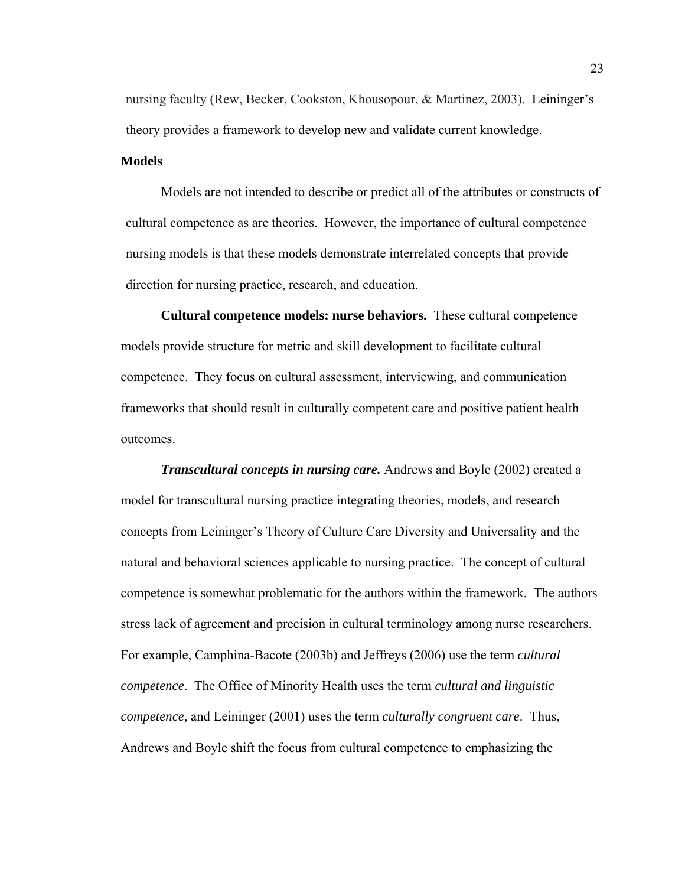nursing faculty (Rew, Becker, Cookston, Khousopour, & Martinez, 2003). Leininger's theory provides a framework to develop new and validate current knowledge.

## Models

Models are not intended to describe or predict all of the attributes or constructs of cultural competence as are theories. However, the importance of cultural competence nursing models is that these models demonstrate interrelated concepts that provide direction for nursing practice, research, and education.

**Cultural competence models: nurse behaviors.** These cultural competence models provide structure for metric and skill development to facilitate cultural competence. They focus on cultural assessment, interviewing, and communication frameworks that should result in culturally competent care and positive patient health outcomes.

***Transcultural concepts in nursing care.*** Andrews and Boyle (2002) created a model for transcultural nursing practice integrating theories, models, and research concepts from Leininger's Theory of Culture Care Diversity and Universality and the natural and behavioral sciences applicable to nursing practice. The concept of cultural competence is somewhat problematic for the authors within the framework. The authors stress lack of agreement and precision in cultural terminology among nurse researchers. For example, Camphina-Bacote (2003b) and Jeffreys (2006) use the term *cultural competence*. The Office of Minority Health uses the term *cultural and linguistic competence,* and Leininger (2001) uses the term *culturally congruent care*. Thus, Andrews and Boyle shift the focus from cultural competence to emphasizing the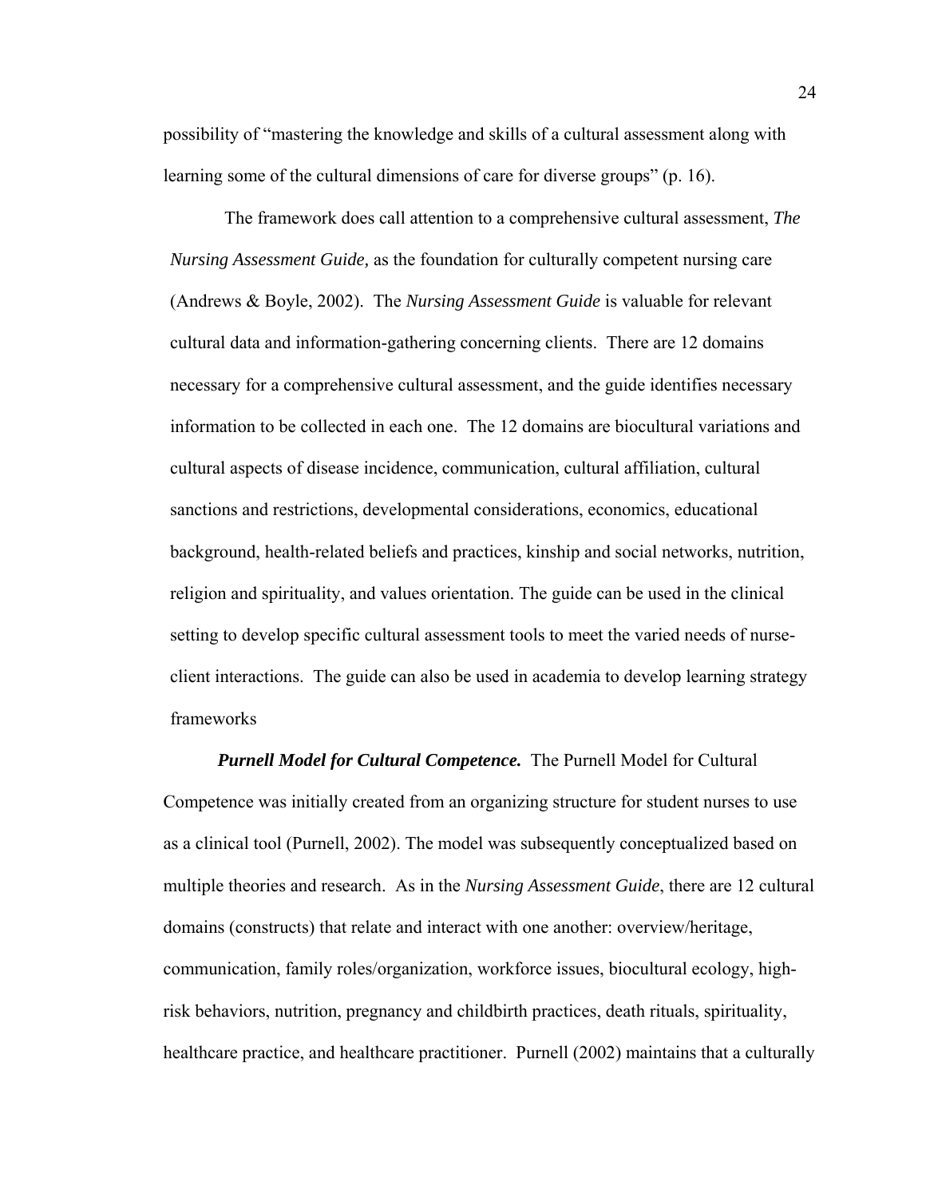possibility of "mastering the knowledge and skills of a cultural assessment along with learning some of the cultural dimensions of care for diverse groups" (p. 16).

The framework does call attention to a comprehensive cultural assessment, *The Nursing Assessment Guide,* as the foundation for culturally competent nursing care (Andrews & Boyle, 2002). The *Nursing Assessment Guide* is valuable for relevant cultural data and information-gathering concerning clients. There are 12 domains necessary for a comprehensive cultural assessment, and the guide identifies necessary information to be collected in each one. The 12 domains are biocultural variations and cultural aspects of disease incidence, communication, cultural affiliation, cultural sanctions and restrictions, developmental considerations, economics, educational background, health-related beliefs and practices, kinship and social networks, nutrition, religion and spirituality, and values orientation. The guide can be used in the clinical setting to develop specific cultural assessment tools to meet the varied needs of nurse-client interactions. The guide can also be used in academia to develop learning strategy frameworks

***Purnell Model for Cultural Competence.*** The Purnell Model for Cultural Competence was initially created from an organizing structure for student nurses to use as a clinical tool (Purnell, 2002). The model was subsequently conceptualized based on multiple theories and research. As in the *Nursing Assessment Guide*, there are 12 cultural domains (constructs) that relate and interact with one another: overview/heritage, communication, family roles/organization, workforce issues, biocultural ecology, high-risk behaviors, nutrition, pregnancy and childbirth practices, death rituals, spirituality, healthcare practice, and healthcare practitioner. Purnell (2002) maintains that a culturally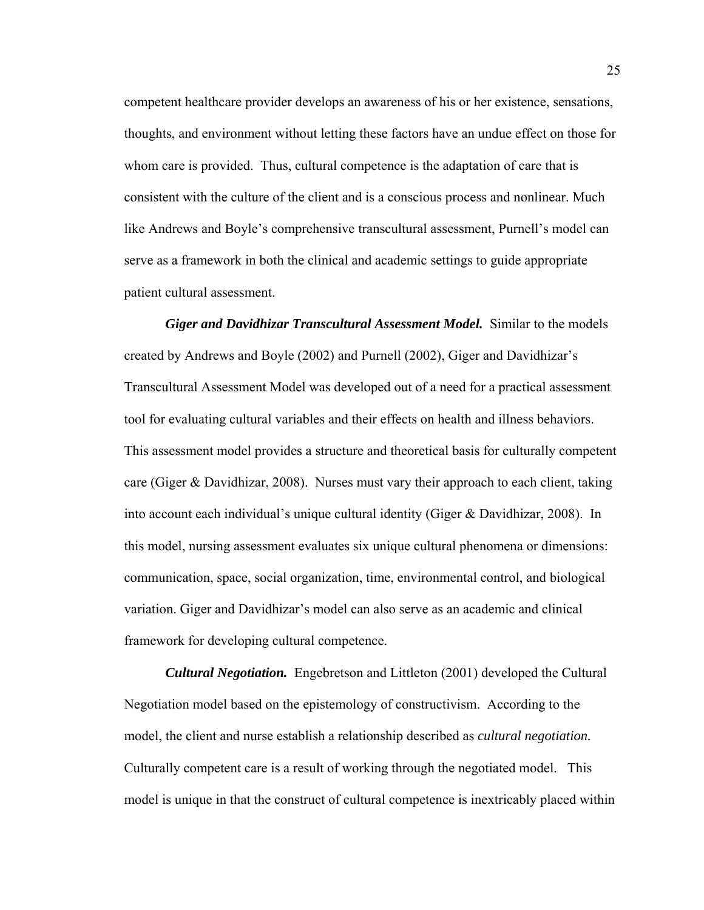competent healthcare provider develops an awareness of his or her existence, sensations, thoughts, and environment without letting these factors have an undue effect on those for whom care is provided. Thus, cultural competence is the adaptation of care that is consistent with the culture of the client and is a conscious process and nonlinear. Much like Andrews and Boyle's comprehensive transcultural assessment, Purnell's model can serve as a framework in both the clinical and academic settings to guide appropriate patient cultural assessment.

***Giger and Davidhizar Transcultural Assessment Model.*** Similar to the models created by Andrews and Boyle (2002) and Purnell (2002), Giger and Davidhizar's Transcultural Assessment Model was developed out of a need for a practical assessment tool for evaluating cultural variables and their effects on health and illness behaviors. This assessment model provides a structure and theoretical basis for culturally competent care (Giger & Davidhizar, 2008). Nurses must vary their approach to each client, taking into account each individual's unique cultural identity (Giger & Davidhizar, 2008). In this model, nursing assessment evaluates six unique cultural phenomena or dimensions: communication, space, social organization, time, environmental control, and biological variation. Giger and Davidhizar's model can also serve as an academic and clinical framework for developing cultural competence.

***Cultural Negotiation.*** Engebretson and Littleton (2001) developed the Cultural Negotiation model based on the epistemology of constructivism. According to the model, the client and nurse establish a relationship described as *cultural negotiation.* Culturally competent care is a result of working through the negotiated model. This model is unique in that the construct of cultural competence is inextricably placed within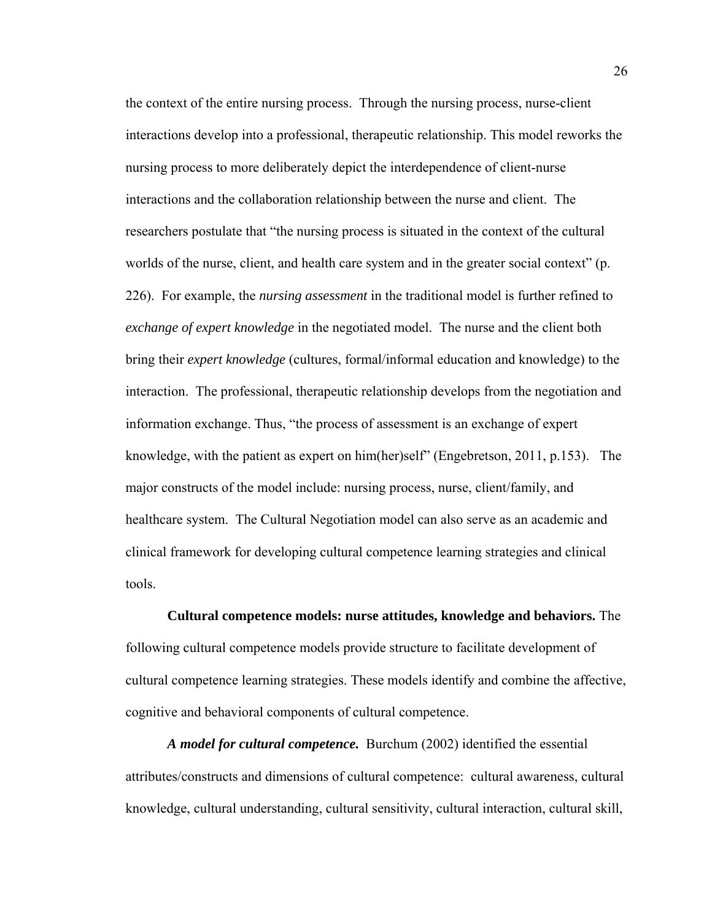the context of the entire nursing process. Through the nursing process, nurse-client interactions develop into a professional, therapeutic relationship. This model reworks the nursing process to more deliberately depict the interdependence of client-nurse interactions and the collaboration relationship between the nurse and client. The researchers postulate that "the nursing process is situated in the context of the cultural worlds of the nurse, client, and health care system and in the greater social context" (p. 226). For example, the *nursing assessment* in the traditional model is further refined to *exchange of expert knowledge* in the negotiated model. The nurse and the client both bring their *expert knowledge* (cultures, formal/informal education and knowledge) to the interaction. The professional, therapeutic relationship develops from the negotiation and information exchange. Thus, "the process of assessment is an exchange of expert knowledge, with the patient as expert on him(her)self" (Engebretson, 2011, p.153). The major constructs of the model include: nursing process, nurse, client/family, and healthcare system. The Cultural Negotiation model can also serve as an academic and clinical framework for developing cultural competence learning strategies and clinical tools.

**Cultural competence models: nurse attitudes, knowledge and behaviors.** The following cultural competence models provide structure to facilitate development of cultural competence learning strategies. These models identify and combine the affective, cognitive and behavioral components of cultural competence.

***A model for cultural competence.*** Burchum (2002) identified the essential attributes/constructs and dimensions of cultural competence: cultural awareness, cultural knowledge, cultural understanding, cultural sensitivity, cultural interaction, cultural skill,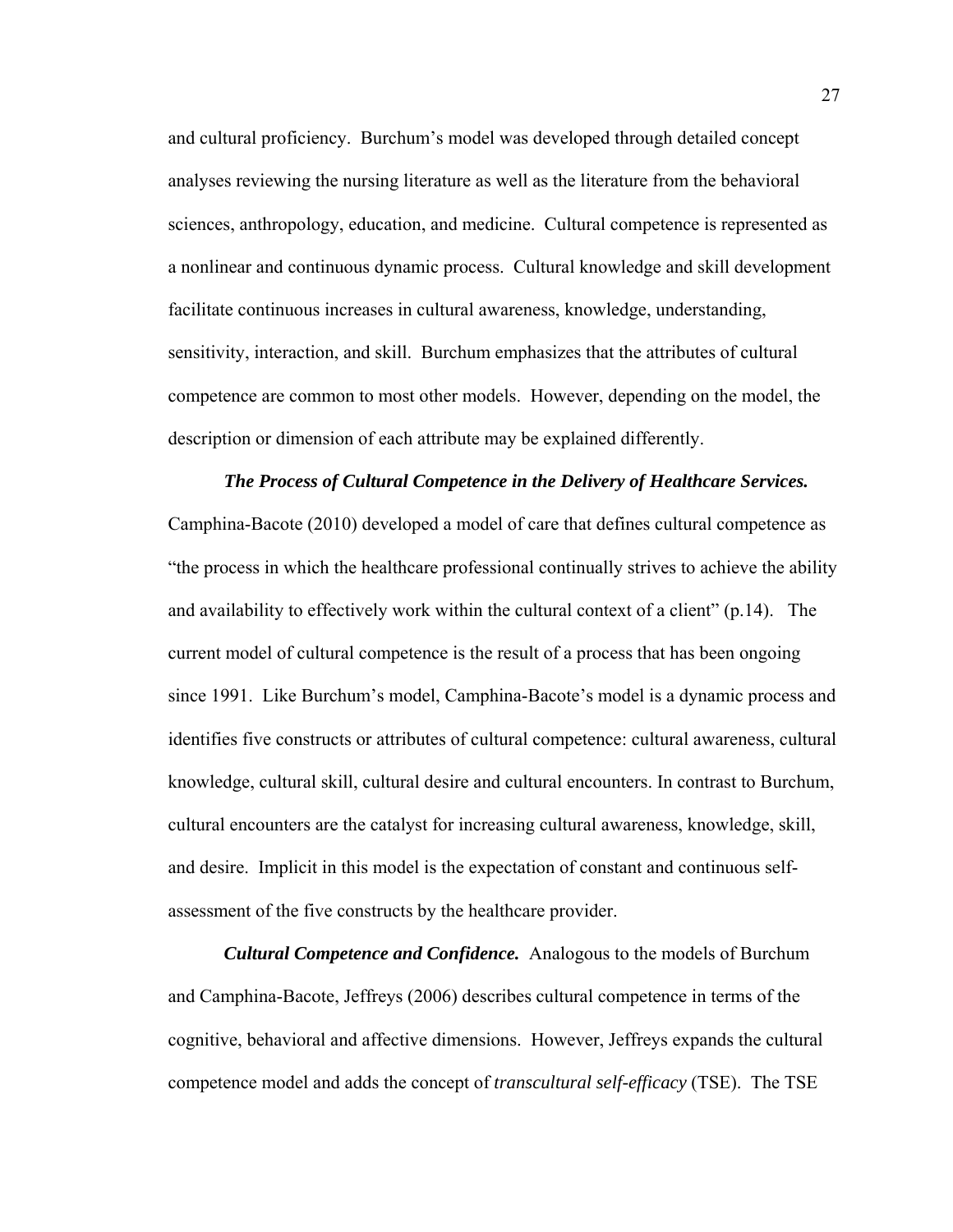and cultural proficiency. Burchum's model was developed through detailed concept analyses reviewing the nursing literature as well as the literature from the behavioral sciences, anthropology, education, and medicine. Cultural competence is represented as a nonlinear and continuous dynamic process. Cultural knowledge and skill development facilitate continuous increases in cultural awareness, knowledge, understanding, sensitivity, interaction, and skill. Burchum emphasizes that the attributes of cultural competence are common to most other models. However, depending on the model, the description or dimension of each attribute may be explained differently.

***The Process of Cultural Competence in the Delivery of Healthcare Services.*** Camphina-Bacote (2010) developed a model of care that defines cultural competence as "the process in which the healthcare professional continually strives to achieve the ability and availability to effectively work within the cultural context of a client" (p.14). The current model of cultural competence is the result of a process that has been ongoing since 1991. Like Burchum's model, Camphina-Bacote's model is a dynamic process and identifies five constructs or attributes of cultural competence: cultural awareness, cultural knowledge, cultural skill, cultural desire and cultural encounters. In contrast to Burchum, cultural encounters are the catalyst for increasing cultural awareness, knowledge, skill, and desire. Implicit in this model is the expectation of constant and continuous self-assessment of the five constructs by the healthcare provider.

***Cultural Competence and Confidence.*** Analogous to the models of Burchum and Camphina-Bacote, Jeffreys (2006) describes cultural competence in terms of the cognitive, behavioral and affective dimensions. However, Jeffreys expands the cultural competence model and adds the concept of *transcultural self-efficacy* (TSE). The TSE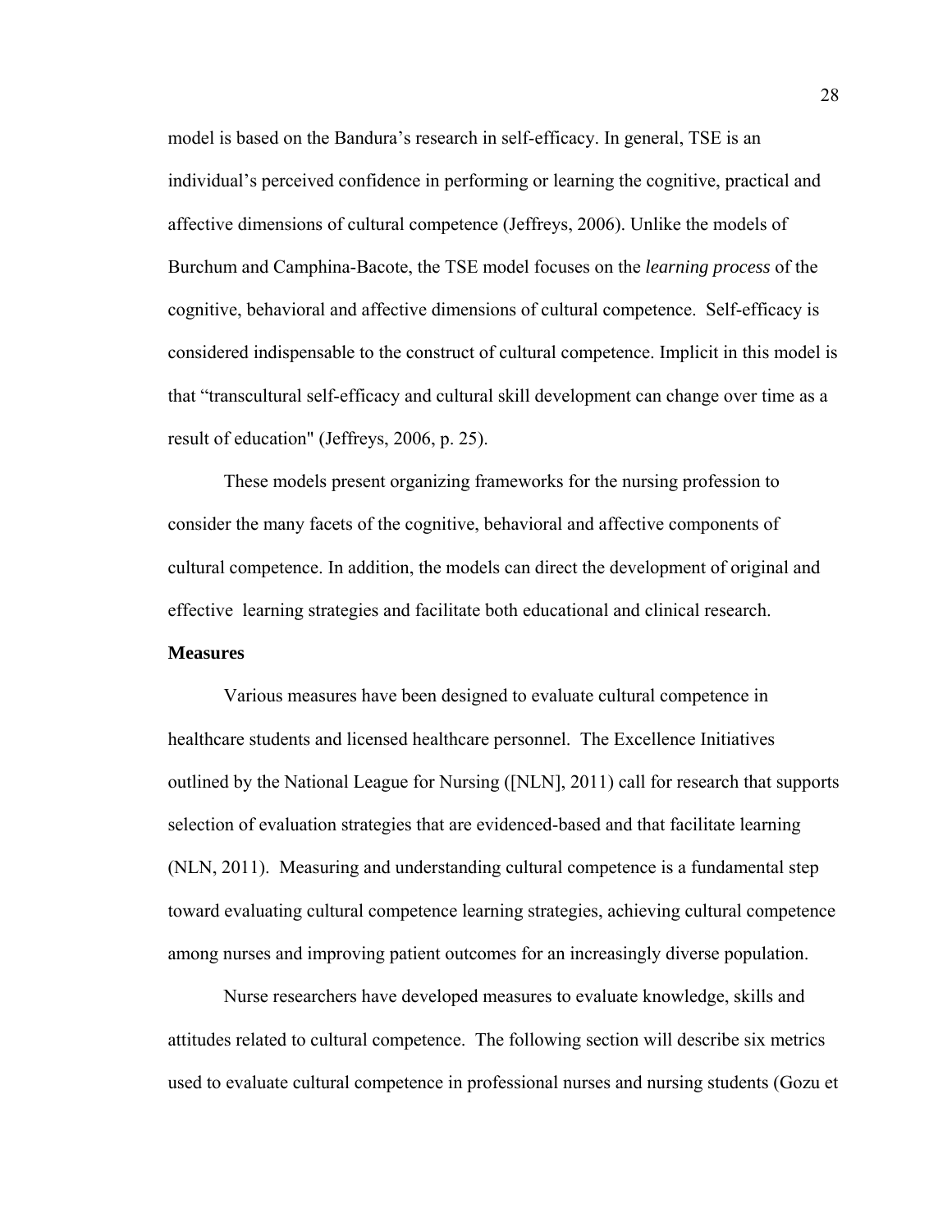model is based on the Bandura's research in self-efficacy. In general, TSE is an individual's perceived confidence in performing or learning the cognitive, practical and affective dimensions of cultural competence (Jeffreys, 2006). Unlike the models of Burchum and Camphina-Bacote, the TSE model focuses on the *learning process* of the cognitive, behavioral and affective dimensions of cultural competence. Self-efficacy is considered indispensable to the construct of cultural competence. Implicit in this model is that "transcultural self-efficacy and cultural skill development can change over time as a result of education" (Jeffreys, 2006, p. 25).

These models present organizing frameworks for the nursing profession to consider the many facets of the cognitive, behavioral and affective components of cultural competence. In addition, the models can direct the development of original and effective learning strategies and facilitate both educational and clinical research.

**Measures**

Various measures have been designed to evaluate cultural competence in healthcare students and licensed healthcare personnel. The Excellence Initiatives outlined by the National League for Nursing ([NLN], 2011) call for research that supports selection of evaluation strategies that are evidenced-based and that facilitate learning (NLN, 2011). Measuring and understanding cultural competence is a fundamental step toward evaluating cultural competence learning strategies, achieving cultural competence among nurses and improving patient outcomes for an increasingly diverse population.

Nurse researchers have developed measures to evaluate knowledge, skills and attitudes related to cultural competence. The following section will describe six metrics used to evaluate cultural competence in professional nurses and nursing students (Gozu et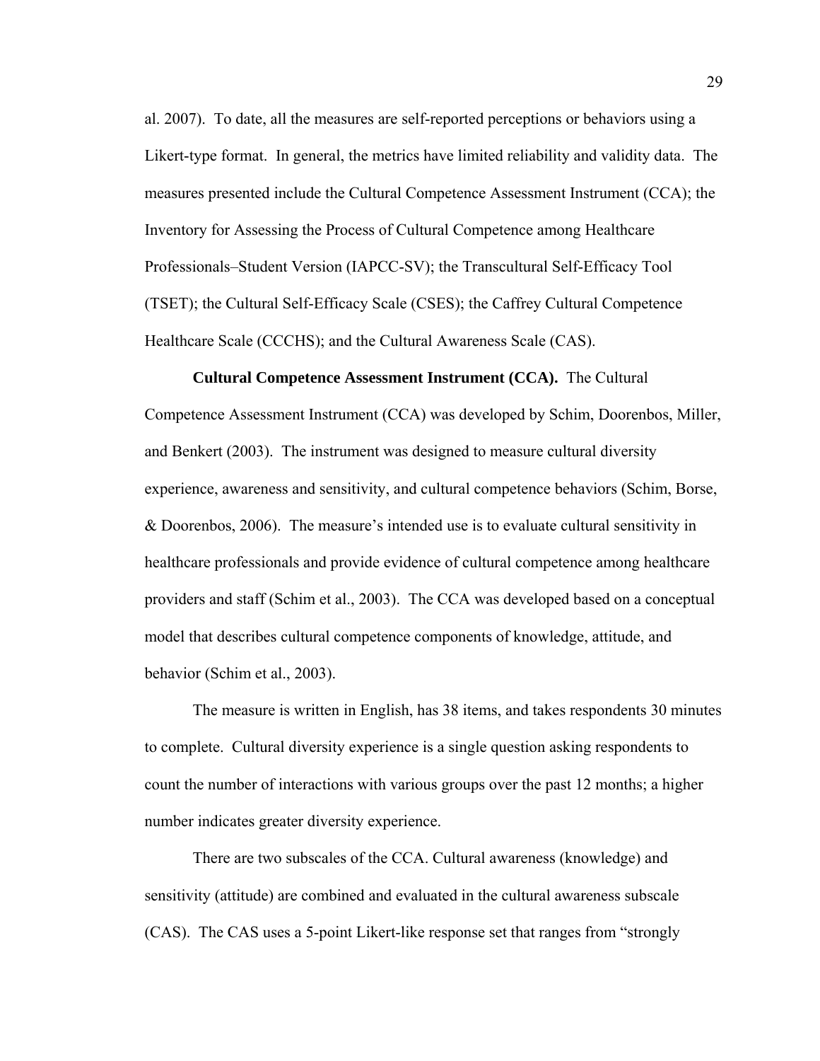al. 2007). To date, all the measures are self-reported perceptions or behaviors using a Likert-type format. In general, the metrics have limited reliability and validity data. The measures presented include the Cultural Competence Assessment Instrument (CCA); the Inventory for Assessing the Process of Cultural Competence among Healthcare Professionals–Student Version (IAPCC-SV); the Transcultural Self-Efficacy Tool (TSET); the Cultural Self-Efficacy Scale (CSES); the Caffrey Cultural Competence Healthcare Scale (CCCHS); and the Cultural Awareness Scale (CAS).

**Cultural Competence Assessment Instrument (CCA).** The Cultural Competence Assessment Instrument (CCA) was developed by Schim, Doorenbos, Miller, and Benkert (2003). The instrument was designed to measure cultural diversity experience, awareness and sensitivity, and cultural competence behaviors (Schim, Borse, & Doorenbos, 2006). The measure's intended use is to evaluate cultural sensitivity in healthcare professionals and provide evidence of cultural competence among healthcare providers and staff (Schim et al., 2003). The CCA was developed based on a conceptual model that describes cultural competence components of knowledge, attitude, and behavior (Schim et al., 2003).

The measure is written in English, has 38 items, and takes respondents 30 minutes to complete. Cultural diversity experience is a single question asking respondents to count the number of interactions with various groups over the past 12 months; a higher number indicates greater diversity experience.

There are two subscales of the CCA. Cultural awareness (knowledge) and sensitivity (attitude) are combined and evaluated in the cultural awareness subscale (CAS). The CAS uses a 5-point Likert-like response set that ranges from "strongly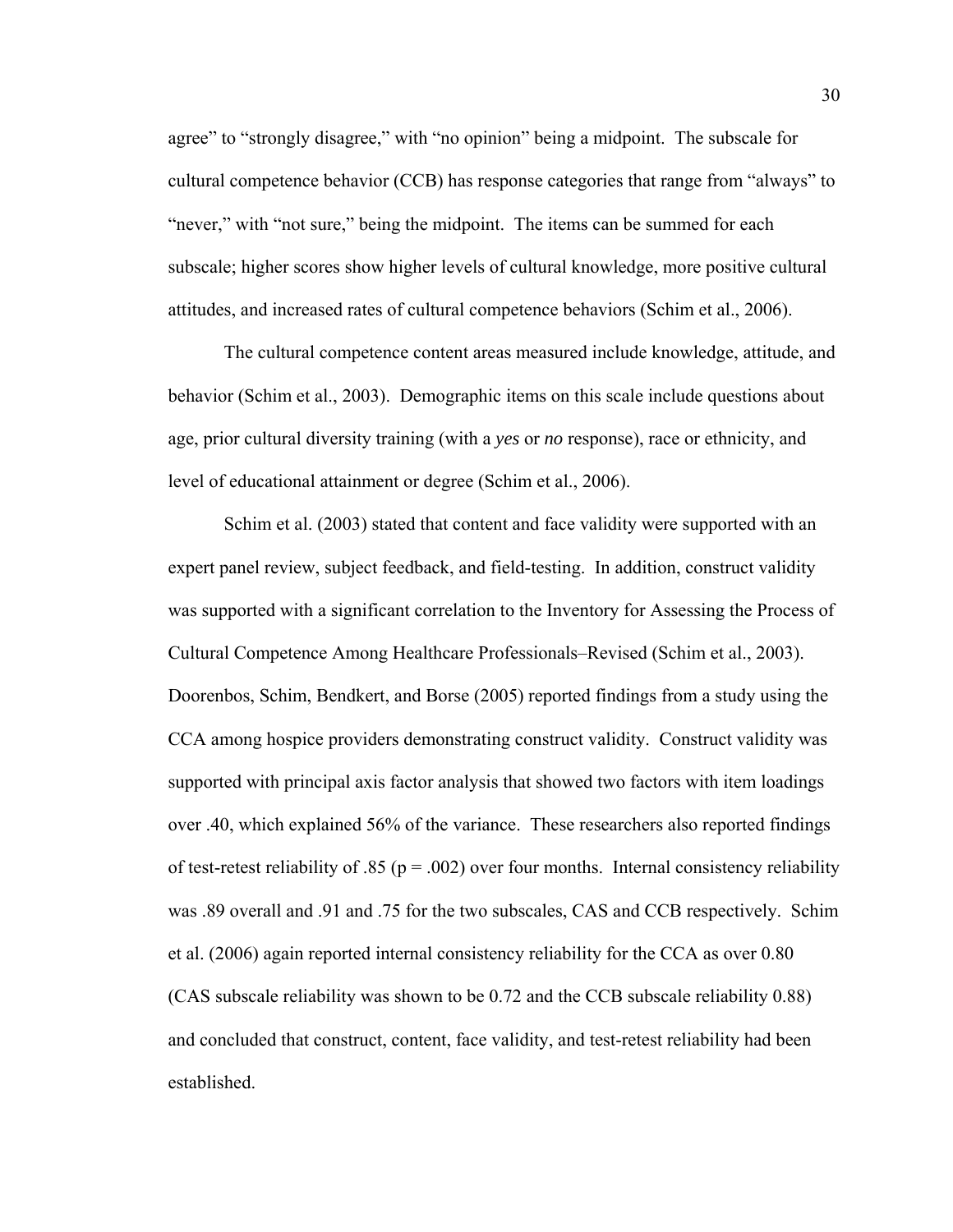agree" to "strongly disagree," with "no opinion" being a midpoint. The subscale for cultural competence behavior (CCB) has response categories that range from "always" to "never," with "not sure," being the midpoint. The items can be summed for each subscale; higher scores show higher levels of cultural knowledge, more positive cultural attitudes, and increased rates of cultural competence behaviors (Schim et al., 2006).

The cultural competence content areas measured include knowledge, attitude, and behavior (Schim et al., 2003). Demographic items on this scale include questions about age, prior cultural diversity training (with a *yes* or *no* response), race or ethnicity, and level of educational attainment or degree (Schim et al., 2006).

Schim et al. (2003) stated that content and face validity were supported with an expert panel review, subject feedback, and field-testing. In addition, construct validity was supported with a significant correlation to the Inventory for Assessing the Process of Cultural Competence Among Healthcare Professionals–Revised (Schim et al., 2003). Doorenbos, Schim, Bendkert, and Borse (2005) reported findings from a study using the CCA among hospice providers demonstrating construct validity. Construct validity was supported with principal axis factor analysis that showed two factors with item loadings over .40, which explained 56% of the variance. These researchers also reported findings of test-retest reliability of .85 ($p = .002$) over four months. Internal consistency reliability was .89 overall and .91 and .75 for the two subscales, CAS and CCB respectively. Schim et al. (2006) again reported internal consistency reliability for the CCA as over 0.80 (CAS subscale reliability was shown to be 0.72 and the CCB subscale reliability 0.88) and concluded that construct, content, face validity, and test-retest reliability had been established.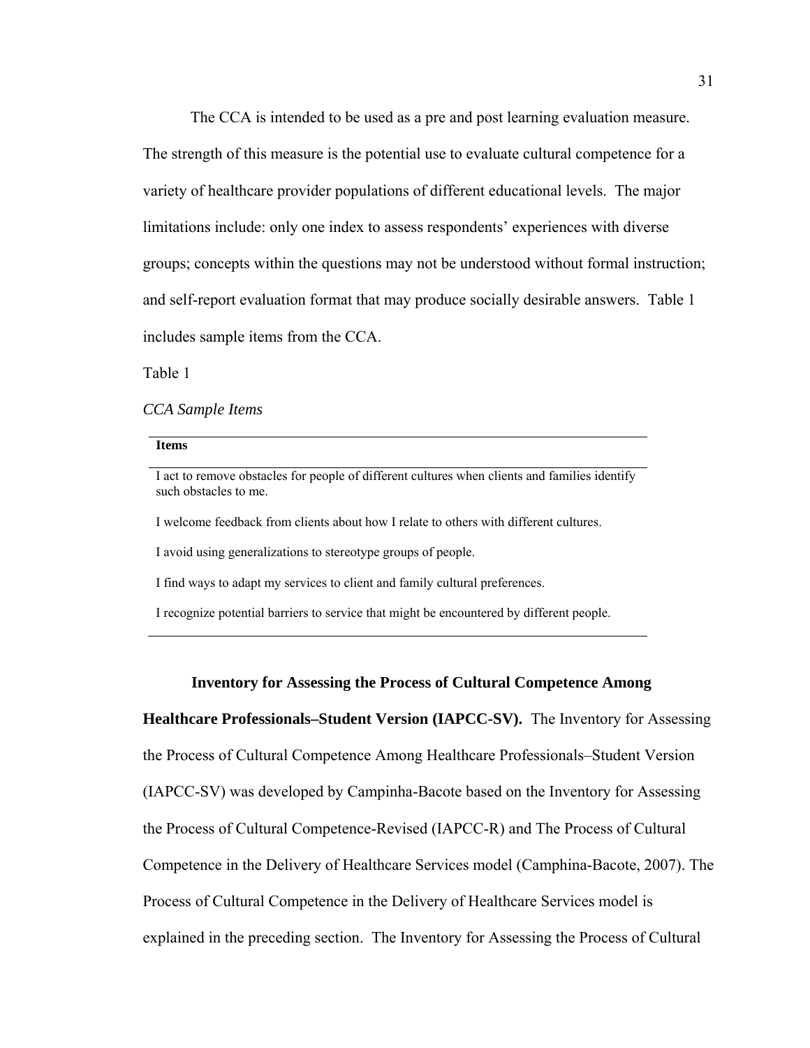The CCA is intended to be used as a pre and post learning evaluation measure. The strength of this measure is the potential use to evaluate cultural competence for a variety of healthcare provider populations of different educational levels. The major limitations include: only one index to assess respondents' experiences with diverse groups; concepts within the questions may not be understood without formal instruction; and self-report evaluation format that may produce socially desirable answers. Table 1 includes sample items from the CCA.

Table 1

*CCA Sample Items*

| **Items** |
|---|
| I act to remove obstacles for people of different cultures when clients and families identify such obstacles to me. |
| I welcome feedback from clients about how I relate to others with different cultures. |
| I avoid using generalizations to stereotype groups of people. |
| I find ways to adapt my services to client and family cultural preferences. |
| I recognize potential barriers to service that might be encountered by different people. |

**Inventory for Assessing the Process of Cultural Competence Among Healthcare Professionals–Student Version (IAPCC-SV).** The Inventory for Assessing the Process of Cultural Competence Among Healthcare Professionals–Student Version (IAPCC-SV) was developed by Campinha-Bacote based on the Inventory for Assessing the Process of Cultural Competence-Revised (IAPCC-R) and The Process of Cultural Competence in the Delivery of Healthcare Services model (Camphina-Bacote, 2007). The Process of Cultural Competence in the Delivery of Healthcare Services model is explained in the preceding section. The Inventory for Assessing the Process of Cultural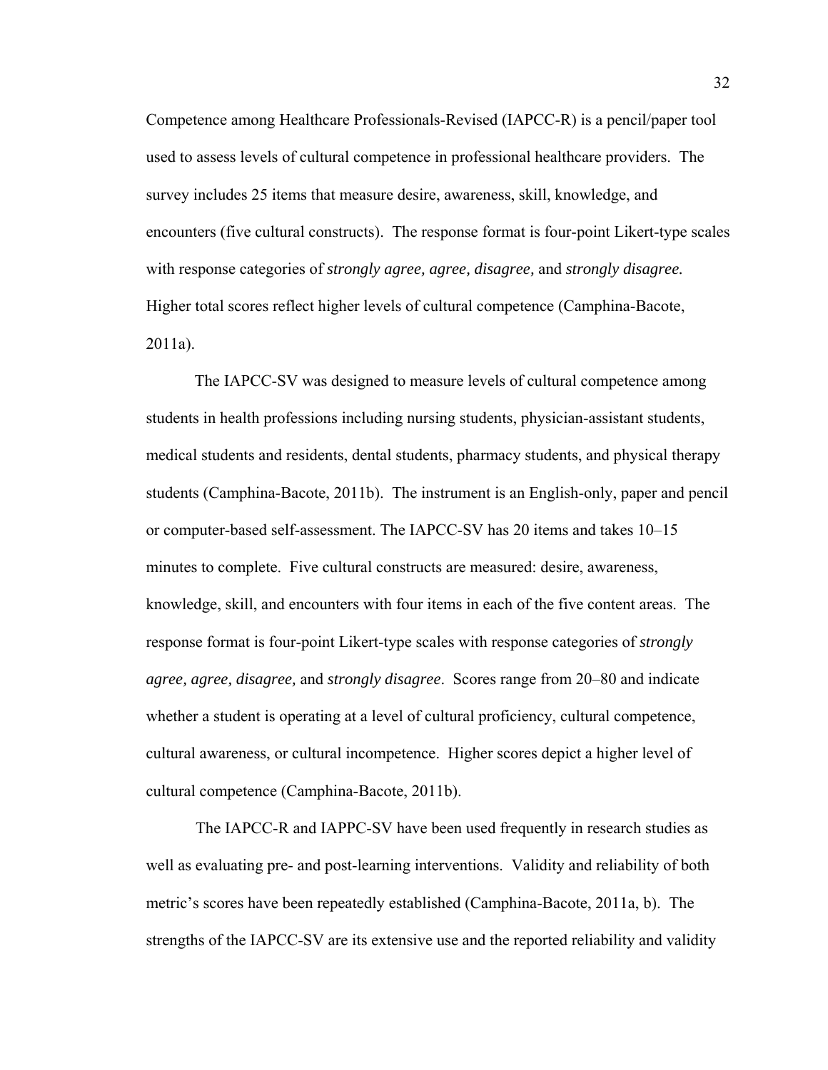Competence among Healthcare Professionals-Revised (IAPCC-R) is a pencil/paper tool used to assess levels of cultural competence in professional healthcare providers. The survey includes 25 items that measure desire, awareness, skill, knowledge, and encounters (five cultural constructs). The response format is four-point Likert-type scales with response categories of *strongly agree, agree, disagree,* and *strongly disagree.* Higher total scores reflect higher levels of cultural competence (Camphina-Bacote, 2011a).

The IAPCC-SV was designed to measure levels of cultural competence among students in health professions including nursing students, physician-assistant students, medical students and residents, dental students, pharmacy students, and physical therapy students (Camphina-Bacote, 2011b). The instrument is an English-only, paper and pencil or computer-based self-assessment. The IAPCC-SV has 20 items and takes 10–15 minutes to complete. Five cultural constructs are measured: desire, awareness, knowledge, skill, and encounters with four items in each of the five content areas. The response format is four-point Likert-type scales with response categories of *strongly agree, agree, disagree,* and *strongly disagree*. Scores range from 20–80 and indicate whether a student is operating at a level of cultural proficiency, cultural competence, cultural awareness, or cultural incompetence. Higher scores depict a higher level of cultural competence (Camphina-Bacote, 2011b).

The IAPCC-R and IAPPC-SV have been used frequently in research studies as well as evaluating pre- and post-learning interventions. Validity and reliability of both metric's scores have been repeatedly established (Camphina-Bacote, 2011a, b). The strengths of the IAPCC-SV are its extensive use and the reported reliability and validity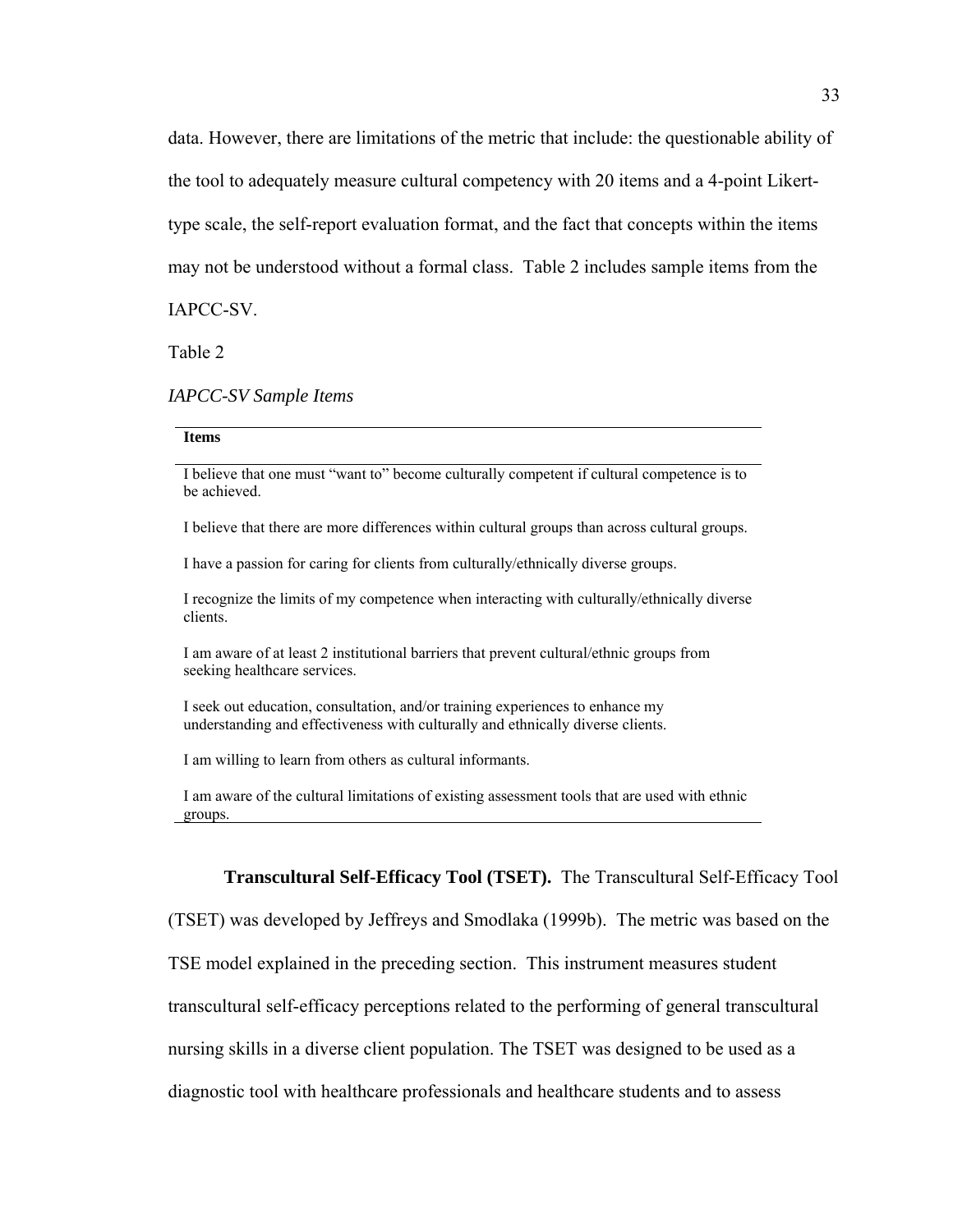data. However, there are limitations of the metric that include: the questionable ability of the tool to adequately measure cultural competency with 20 items and a 4-point Likert-type scale, the self-report evaluation format, and the fact that concepts within the items may not be understood without a formal class. Table 2 includes sample items from the IAPCC-SV.

Table 2

*IAPCC-SV Sample Items*

| **Items** |
|---|
| I believe that one must "want to" become culturally competent if cultural competence is to be achieved. |
| I believe that there are more differences within cultural groups than across cultural groups. |
| I have a passion for caring for clients from culturally/ethnically diverse groups. |
| I recognize the limits of my competence when interacting with culturally/ethnically diverse clients. |
| I am aware of at least 2 institutional barriers that prevent cultural/ethnic groups from seeking healthcare services. |
| I seek out education, consultation, and/or training experiences to enhance my understanding and effectiveness with culturally and ethnically diverse clients. |
| I am willing to learn from others as cultural informants. |
| I am aware of the cultural limitations of existing assessment tools that are used with ethnic groups. |

**Transcultural Self-Efficacy Tool (TSET).** The Transcultural Self-Efficacy Tool (TSET) was developed by Jeffreys and Smodlaka (1999b). The metric was based on the TSE model explained in the preceding section. This instrument measures student transcultural self-efficacy perceptions related to the performing of general transcultural nursing skills in a diverse client population. The TSET was designed to be used as a diagnostic tool with healthcare professionals and healthcare students and to assess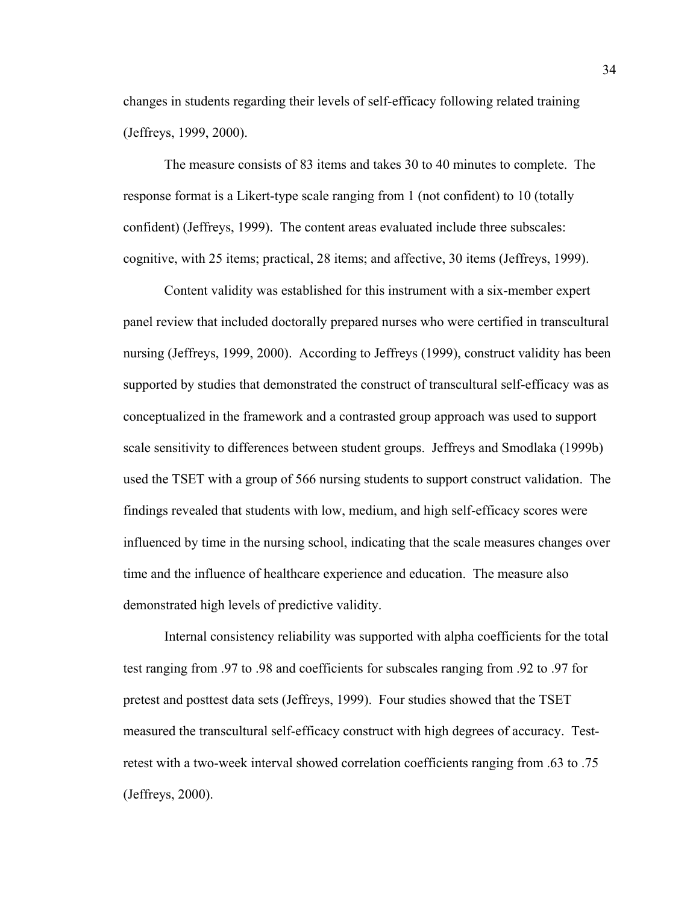changes in students regarding their levels of self-efficacy following related training (Jeffreys, 1999, 2000).

The measure consists of 83 items and takes 30 to 40 minutes to complete. The response format is a Likert-type scale ranging from 1 (not confident) to 10 (totally confident) (Jeffreys, 1999). The content areas evaluated include three subscales: cognitive, with 25 items; practical, 28 items; and affective, 30 items (Jeffreys, 1999).

Content validity was established for this instrument with a six-member expert panel review that included doctorally prepared nurses who were certified in transcultural nursing (Jeffreys, 1999, 2000). According to Jeffreys (1999), construct validity has been supported by studies that demonstrated the construct of transcultural self-efficacy was as conceptualized in the framework and a contrasted group approach was used to support scale sensitivity to differences between student groups. Jeffreys and Smodlaka (1999b) used the TSET with a group of 566 nursing students to support construct validation. The findings revealed that students with low, medium, and high self-efficacy scores were influenced by time in the nursing school, indicating that the scale measures changes over time and the influence of healthcare experience and education. The measure also demonstrated high levels of predictive validity.

Internal consistency reliability was supported with alpha coefficients for the total test ranging from .97 to .98 and coefficients for subscales ranging from .92 to .97 for pretest and posttest data sets (Jeffreys, 1999). Four studies showed that the TSET measured the transcultural self-efficacy construct with high degrees of accuracy. Test-retest with a two-week interval showed correlation coefficients ranging from .63 to .75 (Jeffreys, 2000).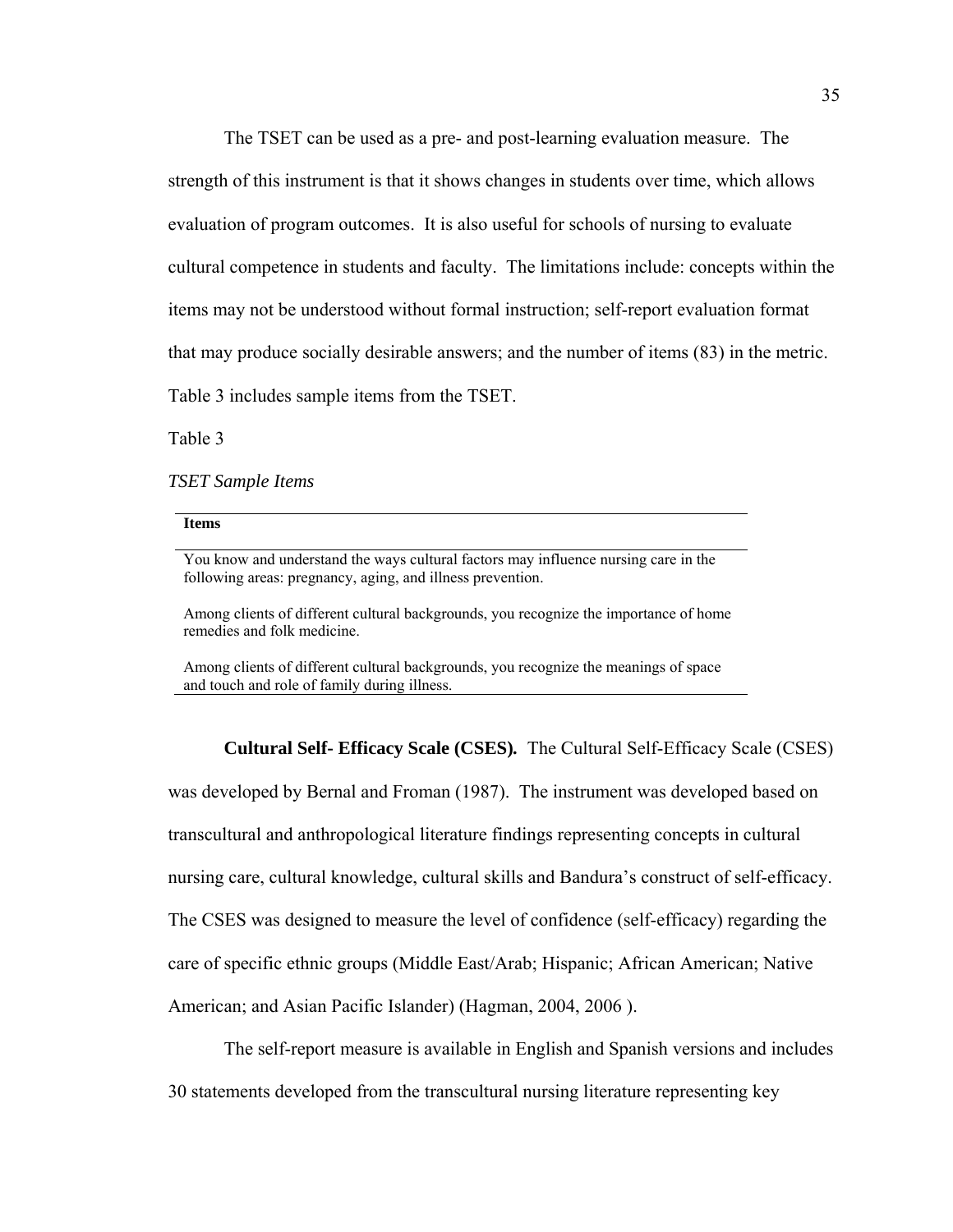The TSET can be used as a pre- and post-learning evaluation measure. The strength of this instrument is that it shows changes in students over time, which allows evaluation of program outcomes. It is also useful for schools of nursing to evaluate cultural competence in students and faculty. The limitations include: concepts within the items may not be understood without formal instruction; self-report evaluation format that may produce socially desirable answers; and the number of items (83) in the metric. Table 3 includes sample items from the TSET.

Table 3

*TSET Sample Items*

| **Items** |
|---|
| You know and understand the ways cultural factors may influence nursing care in the following areas: pregnancy, aging, and illness prevention. |
| Among clients of different cultural backgrounds, you recognize the importance of home remedies and folk medicine. |
| Among clients of different cultural backgrounds, you recognize the meanings of space and touch and role of family during illness. |

**Cultural Self- Efficacy Scale (CSES).** The Cultural Self-Efficacy Scale (CSES) was developed by Bernal and Froman (1987). The instrument was developed based on transcultural and anthropological literature findings representing concepts in cultural nursing care, cultural knowledge, cultural skills and Bandura's construct of self-efficacy. The CSES was designed to measure the level of confidence (self-efficacy) regarding the care of specific ethnic groups (Middle East/Arab; Hispanic; African American; Native American; and Asian Pacific Islander) (Hagman, 2004, 2006 ).

The self-report measure is available in English and Spanish versions and includes 30 statements developed from the transcultural nursing literature representing key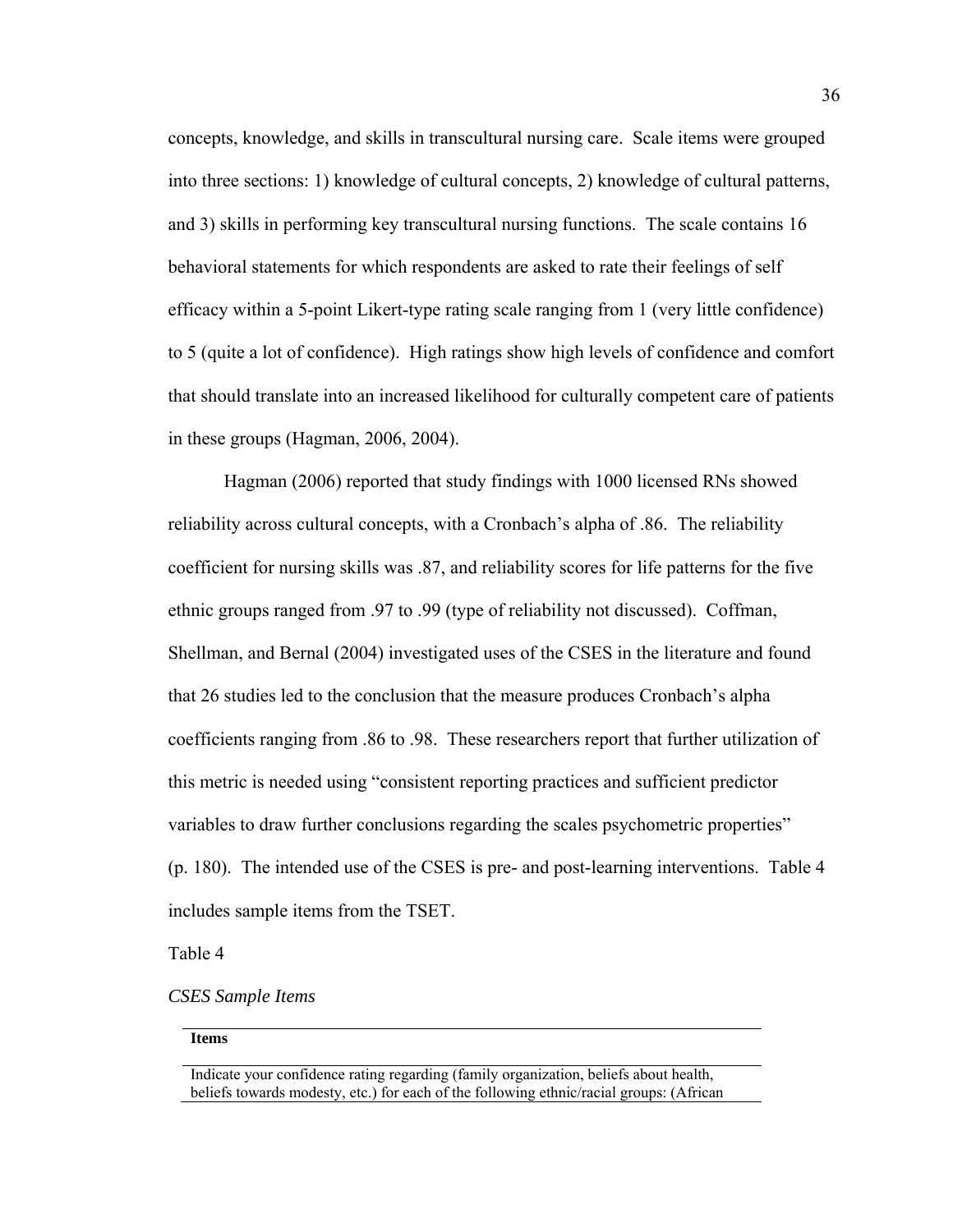concepts, knowledge, and skills in transcultural nursing care. Scale items were grouped into three sections: 1) knowledge of cultural concepts, 2) knowledge of cultural patterns, and 3) skills in performing key transcultural nursing functions. The scale contains 16 behavioral statements for which respondents are asked to rate their feelings of self efficacy within a 5-point Likert-type rating scale ranging from 1 (very little confidence) to 5 (quite a lot of confidence). High ratings show high levels of confidence and comfort that should translate into an increased likelihood for culturally competent care of patients in these groups (Hagman, 2006, 2004).

Hagman (2006) reported that study findings with 1000 licensed RNs showed reliability across cultural concepts, with a Cronbach's alpha of .86. The reliability coefficient for nursing skills was .87, and reliability scores for life patterns for the five ethnic groups ranged from .97 to .99 (type of reliability not discussed). Coffman, Shellman, and Bernal (2004) investigated uses of the CSES in the literature and found that 26 studies led to the conclusion that the measure produces Cronbach's alpha coefficients ranging from .86 to .98. These researchers report that further utilization of this metric is needed using "consistent reporting practices and sufficient predictor variables to draw further conclusions regarding the scales psychometric properties" (p. 180). The intended use of the CSES is pre- and post-learning interventions. Table 4 includes sample items from the TSET.

Table 4

*CSES Sample Items*

| **Items** |
|---|
| Indicate your confidence rating regarding (family organization, beliefs about health, beliefs towards modesty, etc.) for each of the following ethnic/racial groups: (African |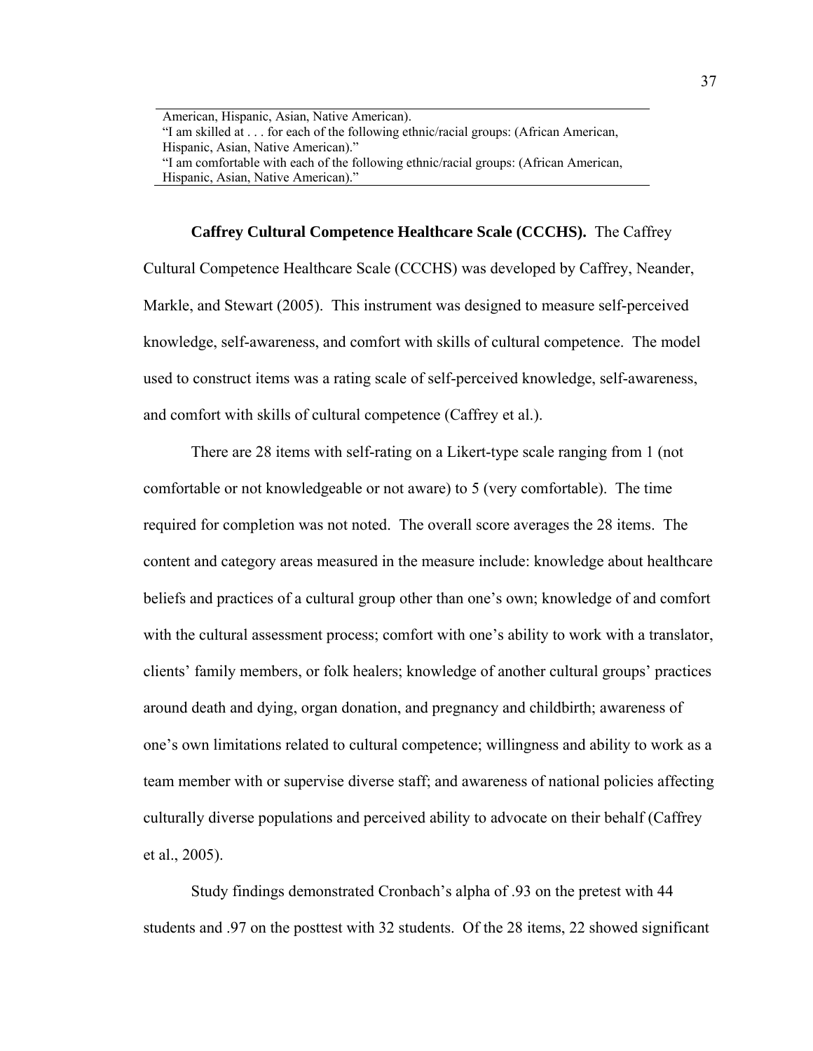American, Hispanic, Asian, Native American).
"I am skilled at . . . for each of the following ethnic/racial groups: (African American, Hispanic, Asian, Native American)."
"I am comfortable with each of the following ethnic/racial groups: (African American, Hispanic, Asian, Native American)."

**Caffrey Cultural Competence Healthcare Scale (CCCHS).** The Caffrey Cultural Competence Healthcare Scale (CCCHS) was developed by Caffrey, Neander, Markle, and Stewart (2005). This instrument was designed to measure self-perceived knowledge, self-awareness, and comfort with skills of cultural competence. The model used to construct items was a rating scale of self-perceived knowledge, self-awareness, and comfort with skills of cultural competence (Caffrey et al.).

There are 28 items with self-rating on a Likert-type scale ranging from 1 (not comfortable or not knowledgeable or not aware) to 5 (very comfortable). The time required for completion was not noted. The overall score averages the 28 items. The content and category areas measured in the measure include: knowledge about healthcare beliefs and practices of a cultural group other than one's own; knowledge of and comfort with the cultural assessment process; comfort with one's ability to work with a translator, clients' family members, or folk healers; knowledge of another cultural groups' practices around death and dying, organ donation, and pregnancy and childbirth; awareness of one's own limitations related to cultural competence; willingness and ability to work as a team member with or supervise diverse staff; and awareness of national policies affecting culturally diverse populations and perceived ability to advocate on their behalf (Caffrey et al., 2005).

Study findings demonstrated Cronbach's alpha of .93 on the pretest with 44 students and .97 on the posttest with 32 students. Of the 28 items, 22 showed significant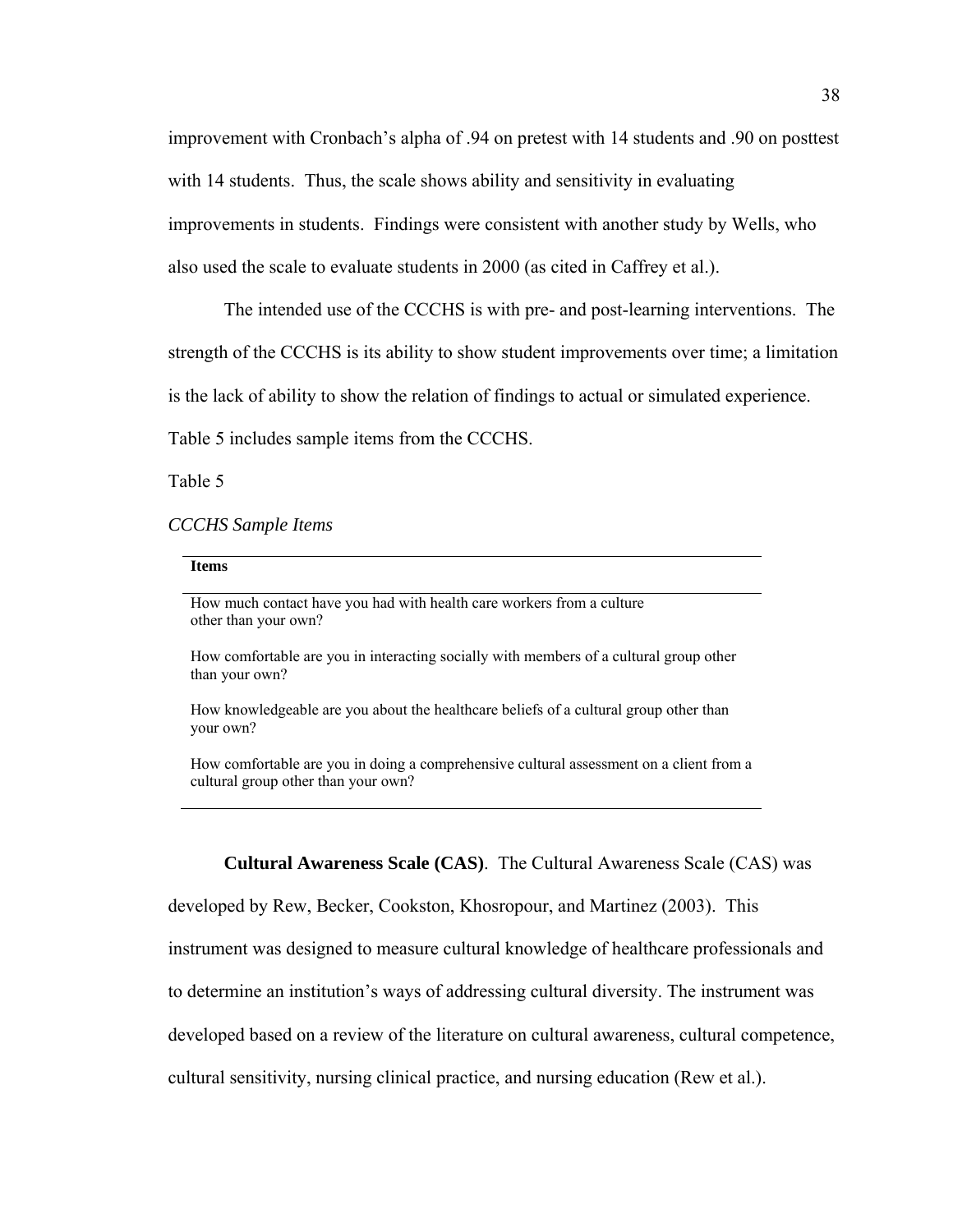improvement with Cronbach's alpha of .94 on pretest with 14 students and .90 on posttest with 14 students. Thus, the scale shows ability and sensitivity in evaluating improvements in students. Findings were consistent with another study by Wells, who also used the scale to evaluate students in 2000 (as cited in Caffrey et al.).

The intended use of the CCCHS is with pre- and post-learning interventions. The strength of the CCCHS is its ability to show student improvements over time; a limitation is the lack of ability to show the relation of findings to actual or simulated experience. Table 5 includes sample items from the CCCHS.

Table 5

*CCCHS Sample Items*

| **Items** |
|---|
| How much contact have you had with health care workers from a culture other than your own? |
| How comfortable are you in interacting socially with members of a cultural group other than your own? |
| How knowledgeable are you about the healthcare beliefs of a cultural group other than your own? |
| How comfortable are you in doing a comprehensive cultural assessment on a client from a cultural group other than your own? |

**Cultural Awareness Scale (CAS)**. The Cultural Awareness Scale (CAS) was developed by Rew, Becker, Cookston, Khosropour, and Martinez (2003). This instrument was designed to measure cultural knowledge of healthcare professionals and to determine an institution's ways of addressing cultural diversity. The instrument was developed based on a review of the literature on cultural awareness, cultural competence, cultural sensitivity, nursing clinical practice, and nursing education (Rew et al.).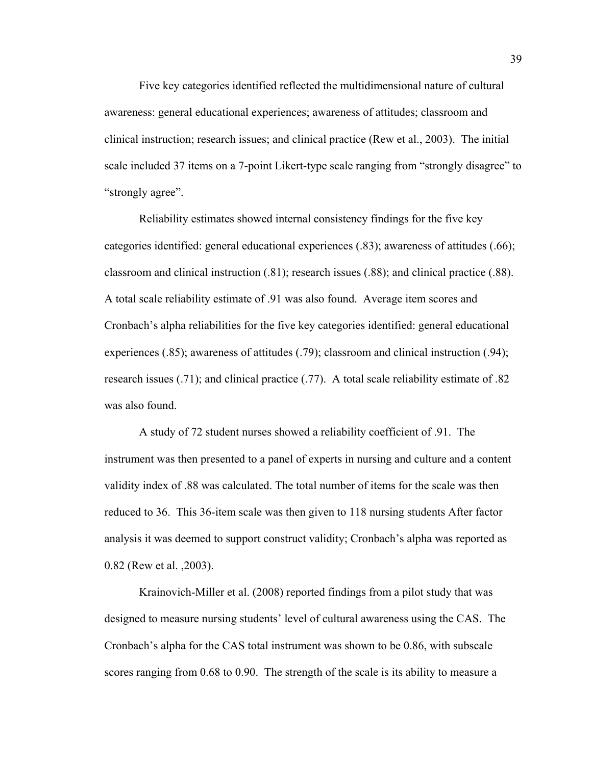Five key categories identified reflected the multidimensional nature of cultural awareness: general educational experiences; awareness of attitudes; classroom and clinical instruction; research issues; and clinical practice (Rew et al., 2003). The initial scale included 37 items on a 7-point Likert-type scale ranging from "strongly disagree" to "strongly agree".

Reliability estimates showed internal consistency findings for the five key categories identified: general educational experiences (.83); awareness of attitudes (.66); classroom and clinical instruction (.81); research issues (.88); and clinical practice (.88). A total scale reliability estimate of .91 was also found. Average item scores and Cronbach's alpha reliabilities for the five key categories identified: general educational experiences (.85); awareness of attitudes (.79); classroom and clinical instruction (.94); research issues (.71); and clinical practice (.77). A total scale reliability estimate of .82 was also found.

A study of 72 student nurses showed a reliability coefficient of .91. The instrument was then presented to a panel of experts in nursing and culture and a content validity index of .88 was calculated. The total number of items for the scale was then reduced to 36. This 36-item scale was then given to 118 nursing students After factor analysis it was deemed to support construct validity; Cronbach's alpha was reported as 0.82 (Rew et al. ,2003).

Krainovich-Miller et al. (2008) reported findings from a pilot study that was designed to measure nursing students' level of cultural awareness using the CAS. The Cronbach's alpha for the CAS total instrument was shown to be 0.86, with subscale scores ranging from 0.68 to 0.90. The strength of the scale is its ability to measure a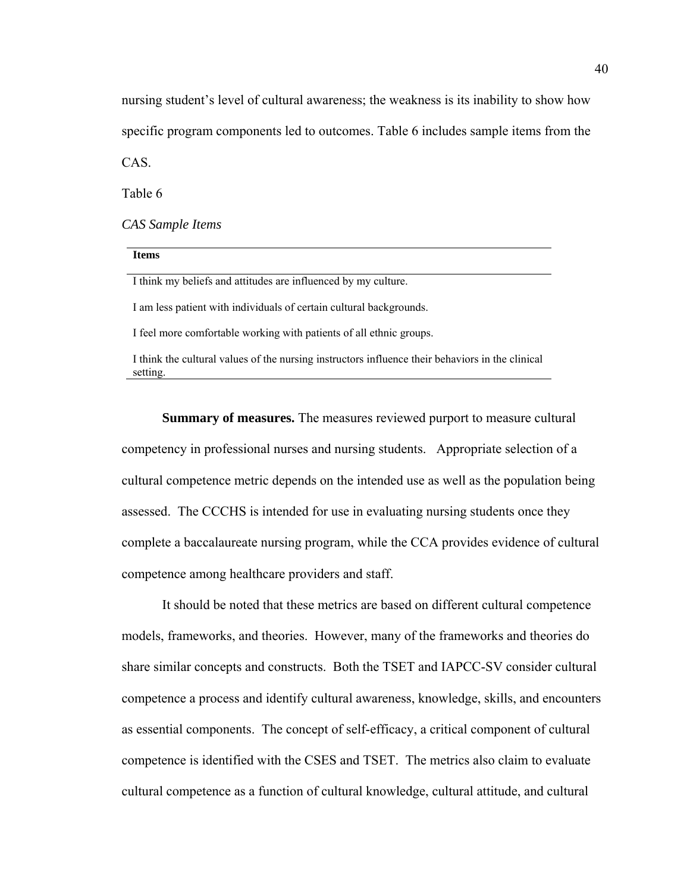nursing student's level of cultural awareness; the weakness is its inability to show how specific program components led to outcomes. Table 6 includes sample items from the CAS.

Table 6

*CAS Sample Items*

| Items |
|---|
| I think my beliefs and attitudes are influenced by my culture. |
| I am less patient with individuals of certain cultural backgrounds. |
| I feel more comfortable working with patients of all ethnic groups. |
| I think the cultural values of the nursing instructors influence their behaviors in the clinical setting. |

**Summary of measures.** The measures reviewed purport to measure cultural competency in professional nurses and nursing students. Appropriate selection of a cultural competence metric depends on the intended use as well as the population being assessed. The CCCHS is intended for use in evaluating nursing students once they complete a baccalaureate nursing program, while the CCA provides evidence of cultural competence among healthcare providers and staff.

It should be noted that these metrics are based on different cultural competence models, frameworks, and theories. However, many of the frameworks and theories do share similar concepts and constructs. Both the TSET and IAPCC-SV consider cultural competence a process and identify cultural awareness, knowledge, skills, and encounters as essential components. The concept of self-efficacy, a critical component of cultural competence is identified with the CSES and TSET. The metrics also claim to evaluate cultural competence as a function of cultural knowledge, cultural attitude, and cultural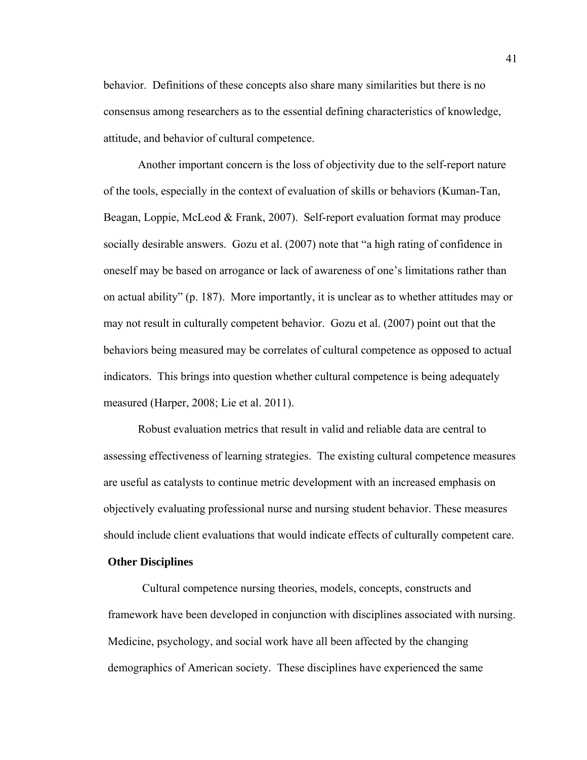behavior. Definitions of these concepts also share many similarities but there is no consensus among researchers as to the essential defining characteristics of knowledge, attitude, and behavior of cultural competence.

Another important concern is the loss of objectivity due to the self-report nature of the tools, especially in the context of evaluation of skills or behaviors (Kuman-Tan, Beagan, Loppie, McLeod & Frank, 2007). Self-report evaluation format may produce socially desirable answers. Gozu et al. (2007) note that "a high rating of confidence in oneself may be based on arrogance or lack of awareness of one's limitations rather than on actual ability" (p. 187). More importantly, it is unclear as to whether attitudes may or may not result in culturally competent behavior. Gozu et al. (2007) point out that the behaviors being measured may be correlates of cultural competence as opposed to actual indicators. This brings into question whether cultural competence is being adequately measured (Harper, 2008; Lie et al. 2011).

Robust evaluation metrics that result in valid and reliable data are central to assessing effectiveness of learning strategies. The existing cultural competence measures are useful as catalysts to continue metric development with an increased emphasis on objectively evaluating professional nurse and nursing student behavior. These measures should include client evaluations that would indicate effects of culturally competent care.

**Other Disciplines**

Cultural competence nursing theories, models, concepts, constructs and framework have been developed in conjunction with disciplines associated with nursing. Medicine, psychology, and social work have all been affected by the changing demographics of American society. These disciplines have experienced the same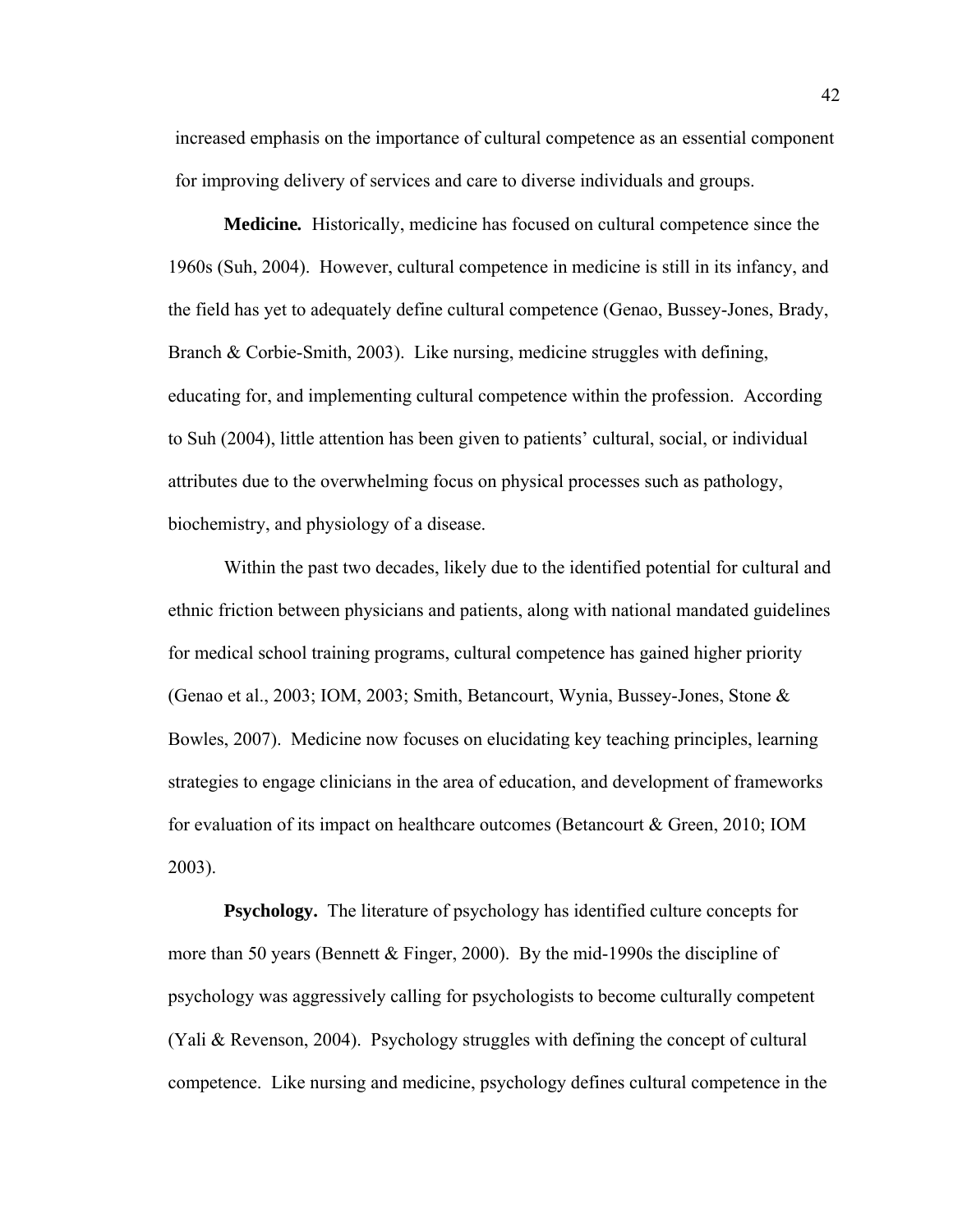increased emphasis on the importance of cultural competence as an essential component for improving delivery of services and care to diverse individuals and groups.

**Medicine.** Historically, medicine has focused on cultural competence since the 1960s (Suh, 2004). However, cultural competence in medicine is still in its infancy, and the field has yet to adequately define cultural competence (Genao, Bussey-Jones, Brady, Branch & Corbie-Smith, 2003). Like nursing, medicine struggles with defining, educating for, and implementing cultural competence within the profession. According to Suh (2004), little attention has been given to patients' cultural, social, or individual attributes due to the overwhelming focus on physical processes such as pathology, biochemistry, and physiology of a disease.

Within the past two decades, likely due to the identified potential for cultural and ethnic friction between physicians and patients, along with national mandated guidelines for medical school training programs, cultural competence has gained higher priority (Genao et al., 2003; IOM, 2003; Smith, Betancourt, Wynia, Bussey-Jones, Stone & Bowles, 2007). Medicine now focuses on elucidating key teaching principles, learning strategies to engage clinicians in the area of education, and development of frameworks for evaluation of its impact on healthcare outcomes (Betancourt & Green, 2010; IOM 2003).

**Psychology.** The literature of psychology has identified culture concepts for more than 50 years (Bennett & Finger, 2000). By the mid-1990s the discipline of psychology was aggressively calling for psychologists to become culturally competent (Yali & Revenson, 2004). Psychology struggles with defining the concept of cultural competence. Like nursing and medicine, psychology defines cultural competence in the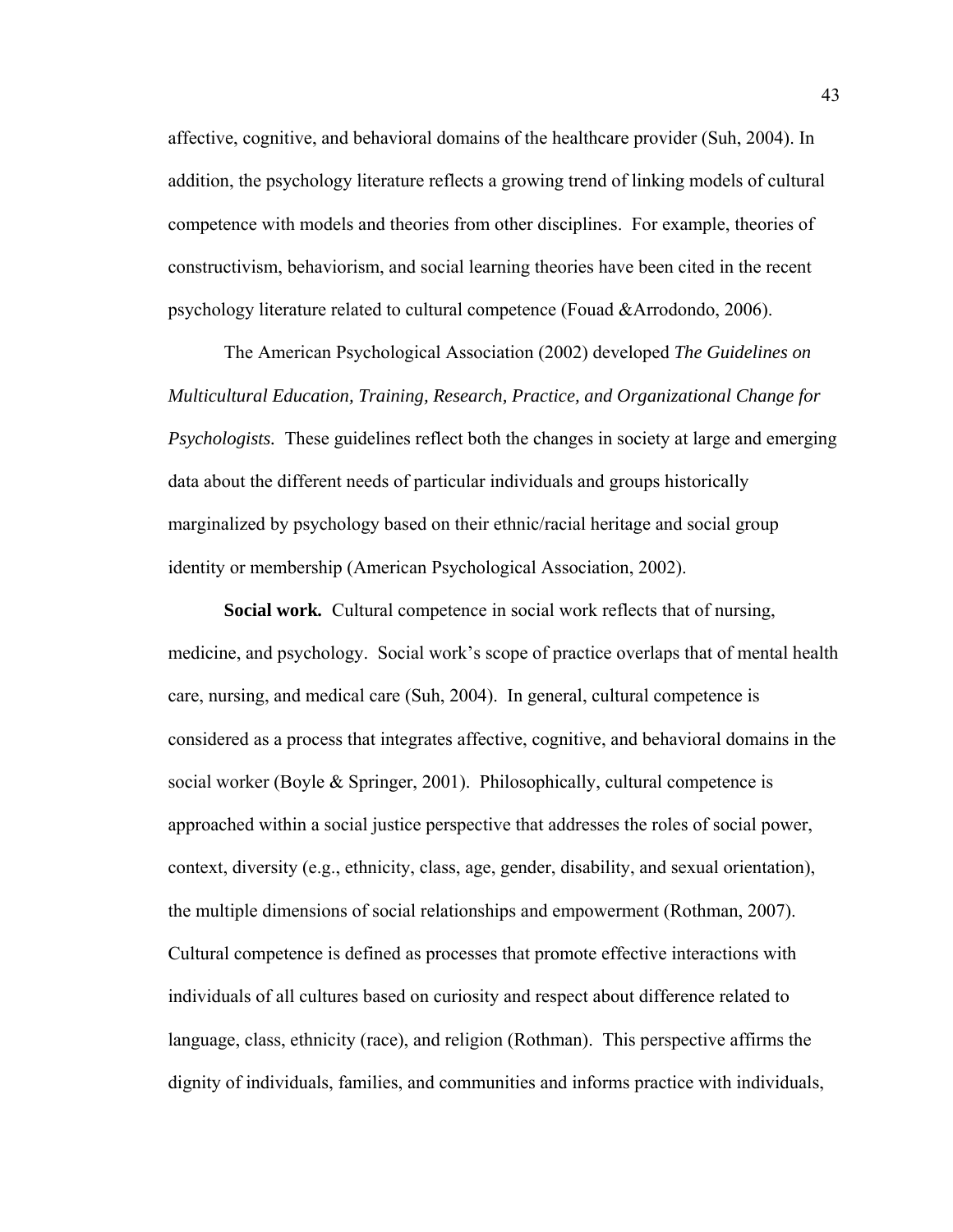affective, cognitive, and behavioral domains of the healthcare provider (Suh, 2004). In addition, the psychology literature reflects a growing trend of linking models of cultural competence with models and theories from other disciplines. For example, theories of constructivism, behaviorism, and social learning theories have been cited in the recent psychology literature related to cultural competence (Fouad &Arrodondo, 2006).

The American Psychological Association (2002) developed *The Guidelines on Multicultural Education, Training, Research, Practice, and Organizational Change for Psychologists.* These guidelines reflect both the changes in society at large and emerging data about the different needs of particular individuals and groups historically marginalized by psychology based on their ethnic/racial heritage and social group identity or membership (American Psychological Association, 2002).

**Social work.** Cultural competence in social work reflects that of nursing, medicine, and psychology. Social work's scope of practice overlaps that of mental health care, nursing, and medical care (Suh, 2004). In general, cultural competence is considered as a process that integrates affective, cognitive, and behavioral domains in the social worker (Boyle & Springer, 2001). Philosophically, cultural competence is approached within a social justice perspective that addresses the roles of social power, context, diversity (e.g., ethnicity, class, age, gender, disability, and sexual orientation), the multiple dimensions of social relationships and empowerment (Rothman, 2007). Cultural competence is defined as processes that promote effective interactions with individuals of all cultures based on curiosity and respect about difference related to language, class, ethnicity (race), and religion (Rothman). This perspective affirms the dignity of individuals, families, and communities and informs practice with individuals,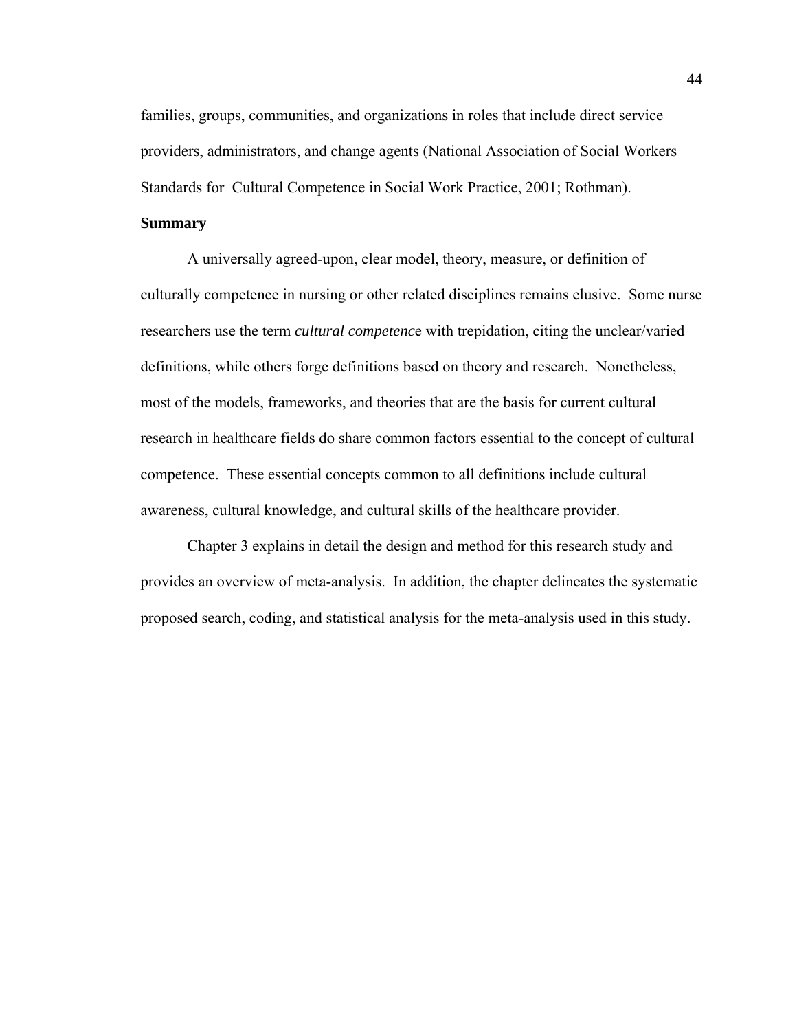families, groups, communities, and organizations in roles that include direct service providers, administrators, and change agents (National Association of Social Workers Standards for Cultural Competence in Social Work Practice, 2001; Rothman).

**Summary**

A universally agreed-upon, clear model, theory, measure, or definition of culturally competence in nursing or other related disciplines remains elusive. Some nurse researchers use the term *cultural competence* with trepidation, citing the unclear/varied definitions, while others forge definitions based on theory and research. Nonetheless, most of the models, frameworks, and theories that are the basis for current cultural research in healthcare fields do share common factors essential to the concept of cultural competence. These essential concepts common to all definitions include cultural awareness, cultural knowledge, and cultural skills of the healthcare provider.

Chapter 3 explains in detail the design and method for this research study and provides an overview of meta-analysis. In addition, the chapter delineates the systematic proposed search, coding, and statistical analysis for the meta-analysis used in this study.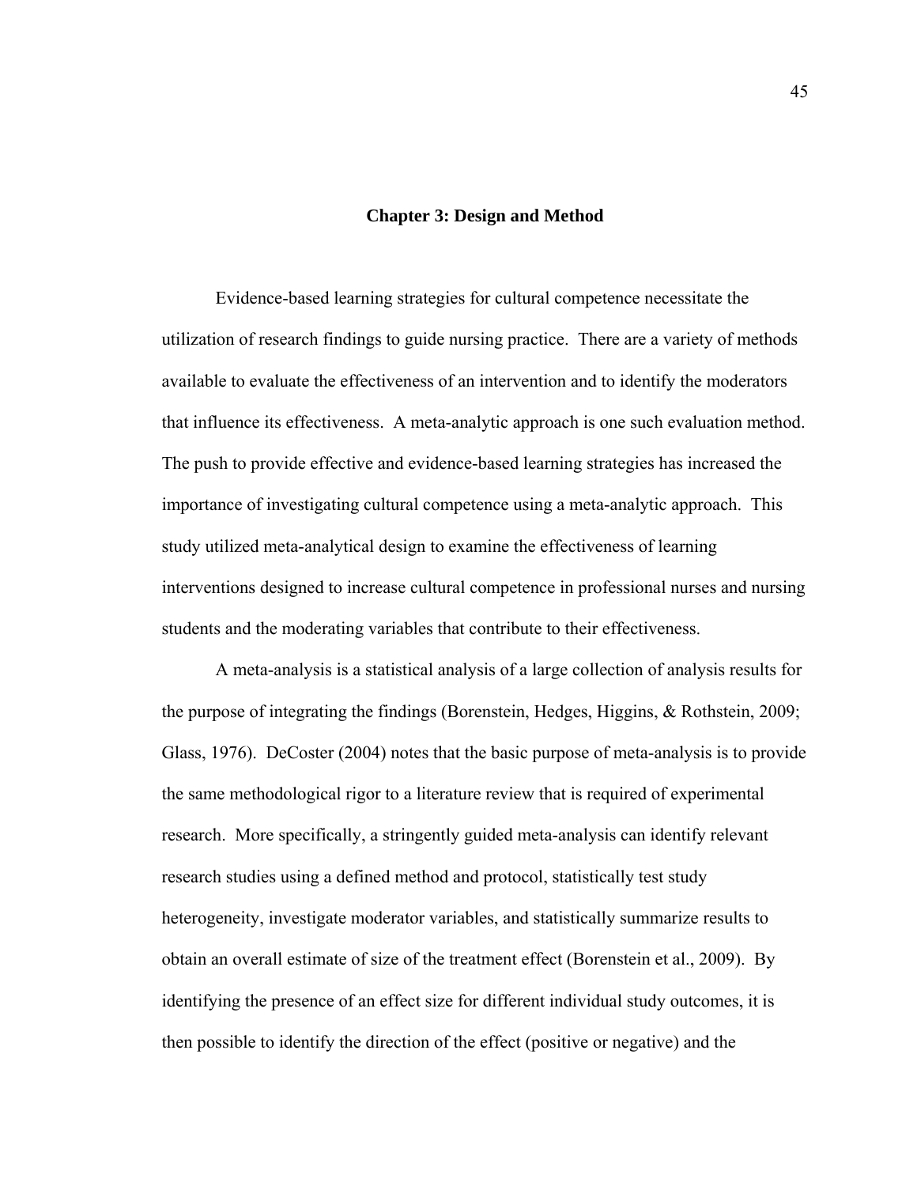# Chapter 3: Design and Method

Evidence-based learning strategies for cultural competence necessitate the utilization of research findings to guide nursing practice. There are a variety of methods available to evaluate the effectiveness of an intervention and to identify the moderators that influence its effectiveness. A meta-analytic approach is one such evaluation method. The push to provide effective and evidence-based learning strategies has increased the importance of investigating cultural competence using a meta-analytic approach. This study utilized meta-analytical design to examine the effectiveness of learning interventions designed to increase cultural competence in professional nurses and nursing students and the moderating variables that contribute to their effectiveness.

A meta-analysis is a statistical analysis of a large collection of analysis results for the purpose of integrating the findings (Borenstein, Hedges, Higgins, & Rothstein, 2009; Glass, 1976). DeCoster (2004) notes that the basic purpose of meta-analysis is to provide the same methodological rigor to a literature review that is required of experimental research. More specifically, a stringently guided meta-analysis can identify relevant research studies using a defined method and protocol, statistically test study heterogeneity, investigate moderator variables, and statistically summarize results to obtain an overall estimate of size of the treatment effect (Borenstein et al., 2009). By identifying the presence of an effect size for different individual study outcomes, it is then possible to identify the direction of the effect (positive or negative) and the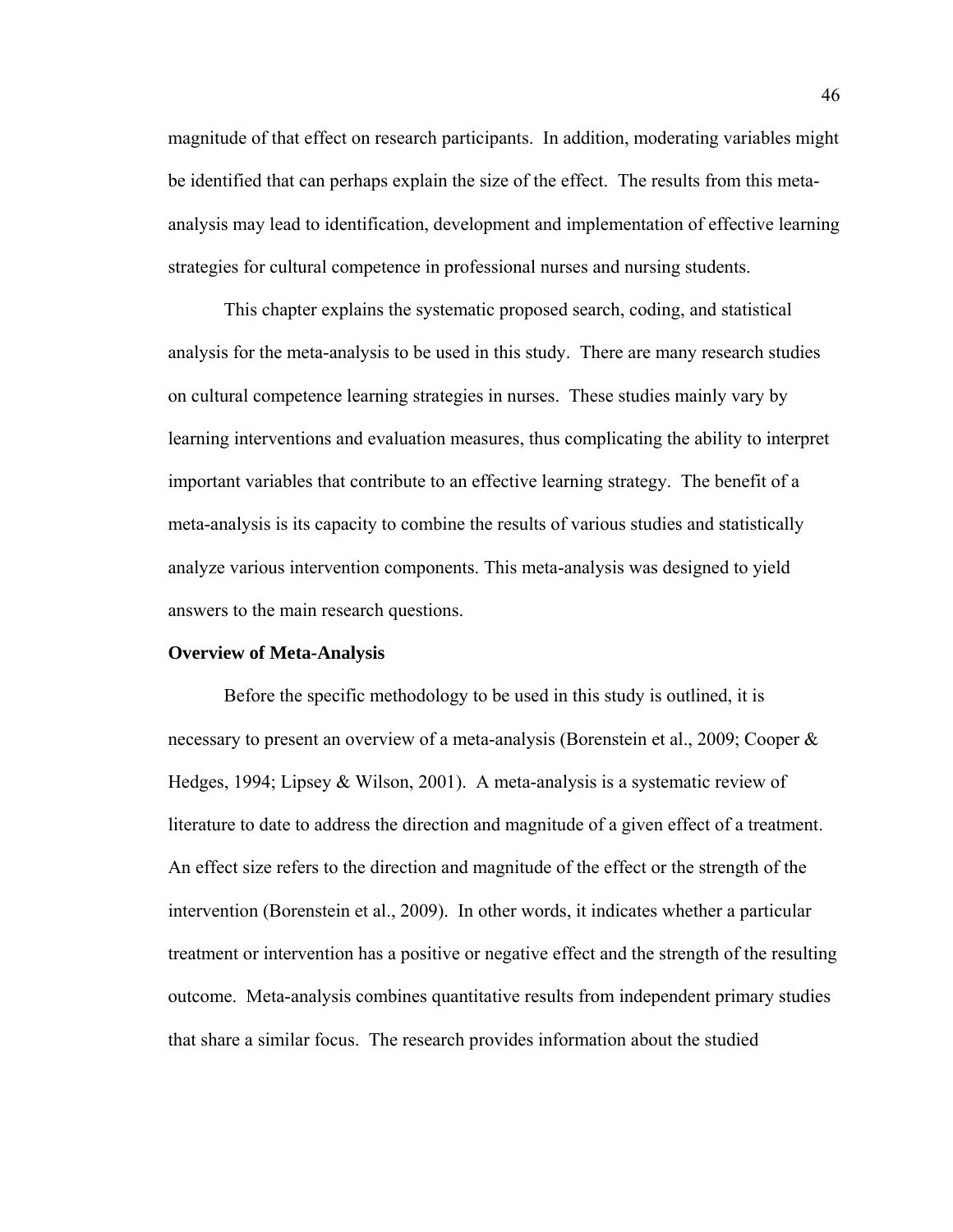magnitude of that effect on research participants. In addition, moderating variables might be identified that can perhaps explain the size of the effect. The results from this meta-analysis may lead to identification, development and implementation of effective learning strategies for cultural competence in professional nurses and nursing students.

This chapter explains the systematic proposed search, coding, and statistical analysis for the meta-analysis to be used in this study. There are many research studies on cultural competence learning strategies in nurses. These studies mainly vary by learning interventions and evaluation measures, thus complicating the ability to interpret important variables that contribute to an effective learning strategy. The benefit of a meta-analysis is its capacity to combine the results of various studies and statistically analyze various intervention components. This meta-analysis was designed to yield answers to the main research questions.

**Overview of Meta-Analysis**

Before the specific methodology to be used in this study is outlined, it is necessary to present an overview of a meta-analysis (Borenstein et al., 2009; Cooper & Hedges, 1994; Lipsey & Wilson, 2001). A meta-analysis is a systematic review of literature to date to address the direction and magnitude of a given effect of a treatment. An effect size refers to the direction and magnitude of the effect or the strength of the intervention (Borenstein et al., 2009). In other words, it indicates whether a particular treatment or intervention has a positive or negative effect and the strength of the resulting outcome. Meta-analysis combines quantitative results from independent primary studies that share a similar focus. The research provides information about the studied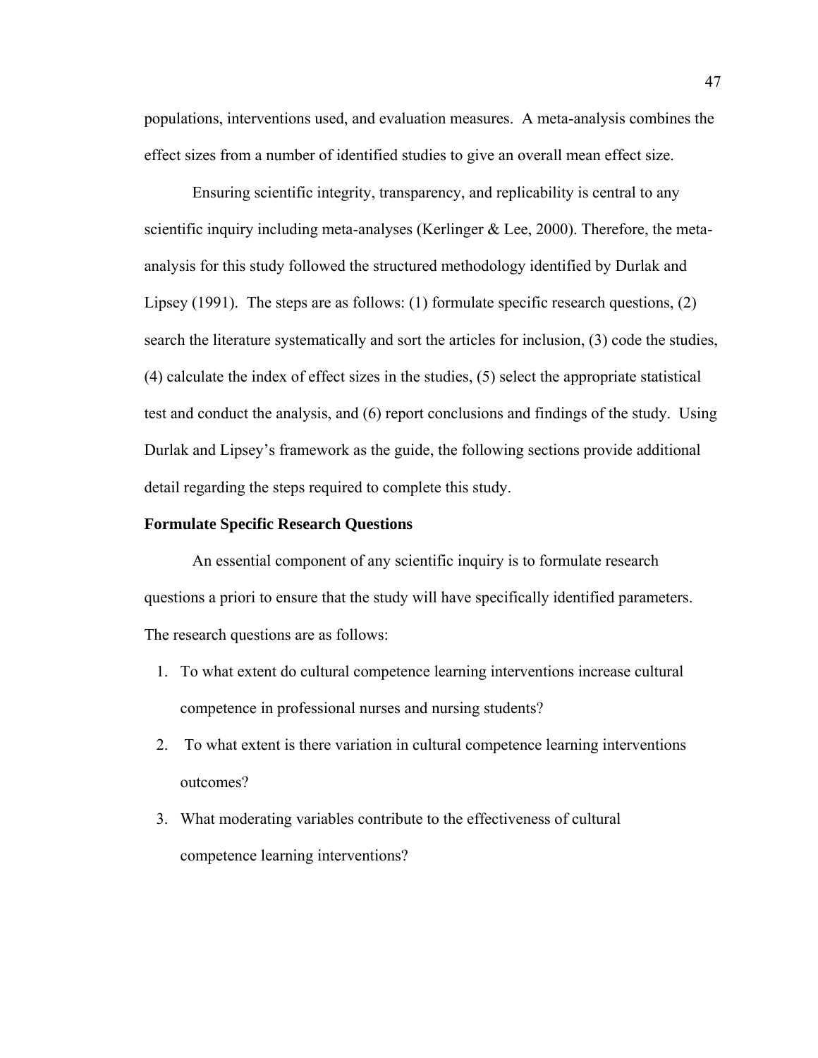populations, interventions used, and evaluation measures. A meta-analysis combines the effect sizes from a number of identified studies to give an overall mean effect size.

Ensuring scientific integrity, transparency, and replicability is central to any scientific inquiry including meta-analyses (Kerlinger & Lee, 2000). Therefore, the meta-analysis for this study followed the structured methodology identified by Durlak and Lipsey (1991). The steps are as follows: (1) formulate specific research questions, (2) search the literature systematically and sort the articles for inclusion, (3) code the studies, (4) calculate the index of effect sizes in the studies, (5) select the appropriate statistical test and conduct the analysis, and (6) report conclusions and findings of the study. Using Durlak and Lipsey's framework as the guide, the following sections provide additional detail regarding the steps required to complete this study.

**Formulate Specific Research Questions**

An essential component of any scientific inquiry is to formulate research questions a priori to ensure that the study will have specifically identified parameters. The research questions are as follows:

1. To what extent do cultural competence learning interventions increase cultural competence in professional nurses and nursing students?
2. To what extent is there variation in cultural competence learning interventions outcomes?
3. What moderating variables contribute to the effectiveness of cultural competence learning interventions?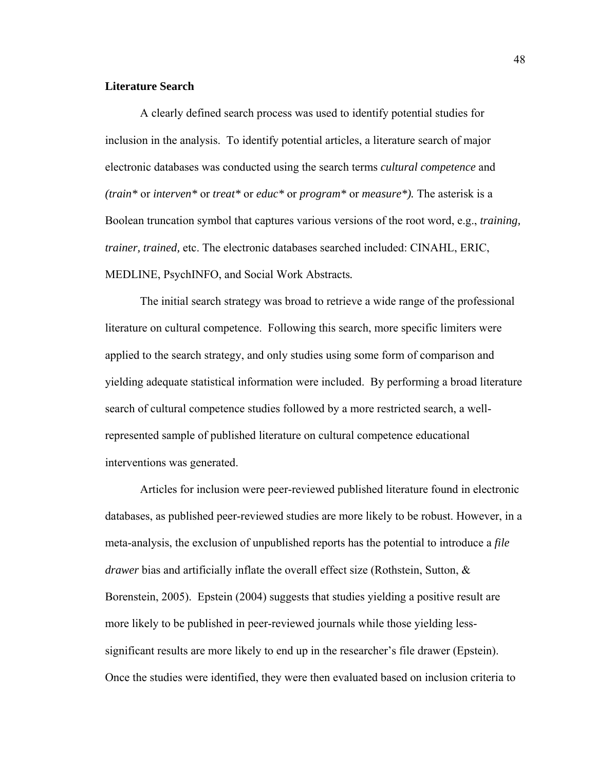**Literature Search**

A clearly defined search process was used to identify potential studies for inclusion in the analysis. To identify potential articles, a literature search of major electronic databases was conducted using the search terms *cultural competence* and *(train** or *interven** or *treat** or *educ** or *program** or *measure*).* The asterisk is a Boolean truncation symbol that captures various versions of the root word, e.g., *training, trainer, trained,* etc. The electronic databases searched included: CINAHL, ERIC, MEDLINE, PsychINFO, and Social Work Abstracts*.*

The initial search strategy was broad to retrieve a wide range of the professional literature on cultural competence. Following this search, more specific limiters were applied to the search strategy, and only studies using some form of comparison and yielding adequate statistical information were included. By performing a broad literature search of cultural competence studies followed by a more restricted search, a well-represented sample of published literature on cultural competence educational interventions was generated.

Articles for inclusion were peer-reviewed published literature found in electronic databases, as published peer-reviewed studies are more likely to be robust. However, in a meta-analysis, the exclusion of unpublished reports has the potential to introduce a *file drawer* bias and artificially inflate the overall effect size (Rothstein, Sutton, & Borenstein, 2005). Epstein (2004) suggests that studies yielding a positive result are more likely to be published in peer-reviewed journals while those yielding less-significant results are more likely to end up in the researcher's file drawer (Epstein). Once the studies were identified, they were then evaluated based on inclusion criteria to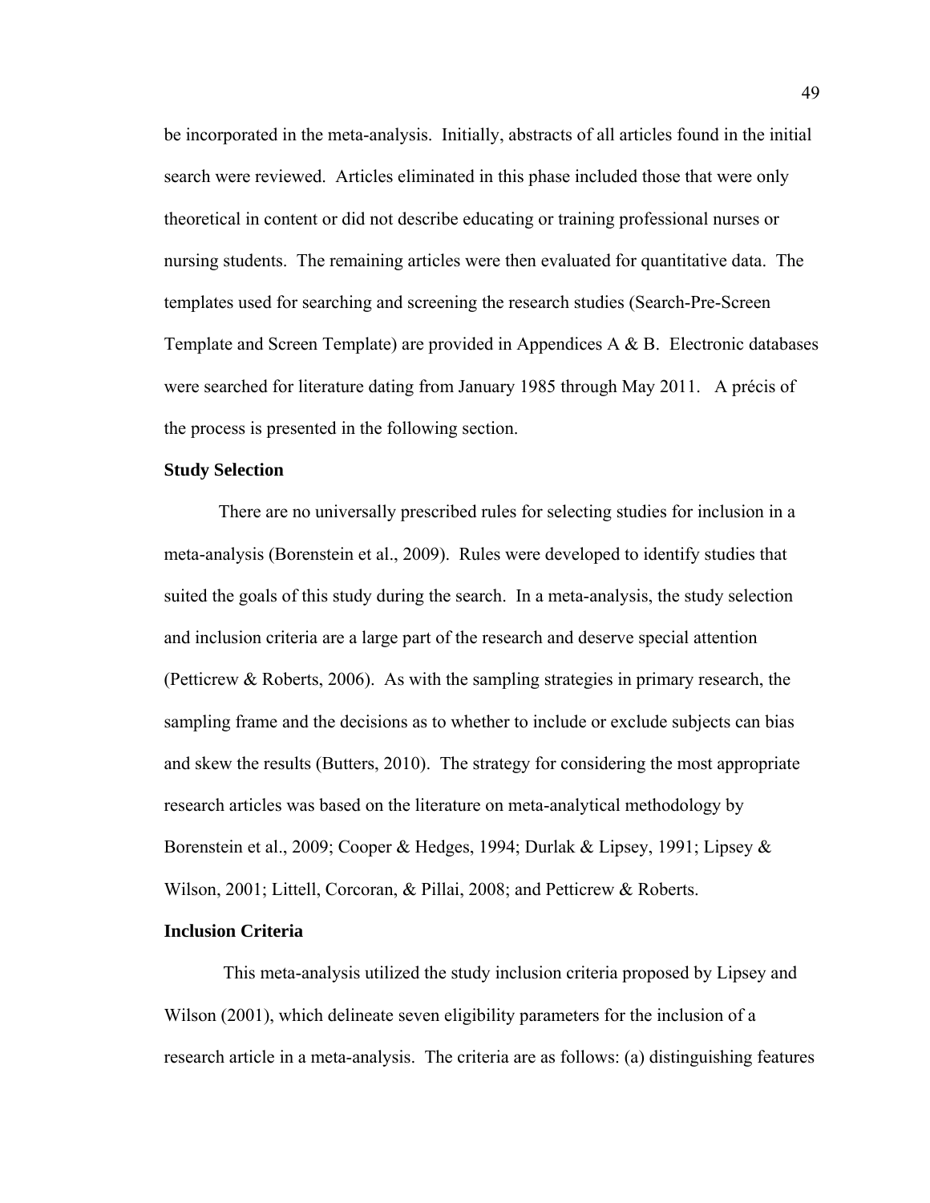be incorporated in the meta-analysis. Initially, abstracts of all articles found in the initial search were reviewed. Articles eliminated in this phase included those that were only theoretical in content or did not describe educating or training professional nurses or nursing students. The remaining articles were then evaluated for quantitative data. The templates used for searching and screening the research studies (Search-Pre-Screen Template and Screen Template) are provided in Appendices A & B. Electronic databases were searched for literature dating from January 1985 through May 2011. A précis of the process is presented in the following section.

## Study Selection

There are no universally prescribed rules for selecting studies for inclusion in a meta-analysis (Borenstein et al., 2009). Rules were developed to identify studies that suited the goals of this study during the search. In a meta-analysis, the study selection and inclusion criteria are a large part of the research and deserve special attention (Petticrew & Roberts, 2006). As with the sampling strategies in primary research, the sampling frame and the decisions as to whether to include or exclude subjects can bias and skew the results (Butters, 2010). The strategy for considering the most appropriate research articles was based on the literature on meta-analytical methodology by Borenstein et al., 2009; Cooper & Hedges, 1994; Durlak & Lipsey, 1991; Lipsey & Wilson, 2001; Littell, Corcoran, & Pillai, 2008; and Petticrew & Roberts.

## Inclusion Criteria

This meta-analysis utilized the study inclusion criteria proposed by Lipsey and Wilson (2001), which delineate seven eligibility parameters for the inclusion of a research article in a meta-analysis. The criteria are as follows: (a) distinguishing features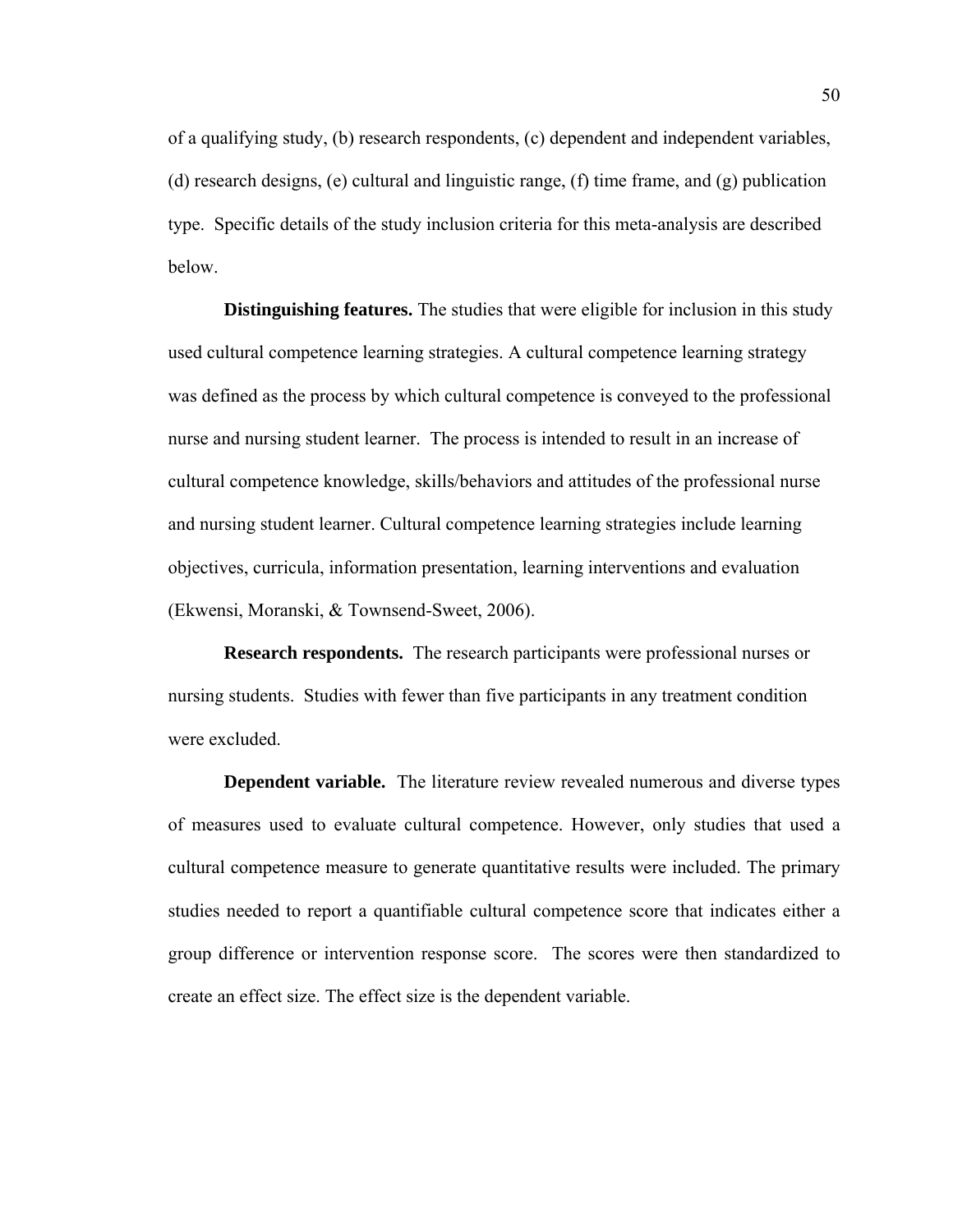of a qualifying study, (b) research respondents, (c) dependent and independent variables, (d) research designs, (e) cultural and linguistic range, (f) time frame, and (g) publication type. Specific details of the study inclusion criteria for this meta-analysis are described below.

**Distinguishing features.** The studies that were eligible for inclusion in this study used cultural competence learning strategies. A cultural competence learning strategy was defined as the process by which cultural competence is conveyed to the professional nurse and nursing student learner. The process is intended to result in an increase of cultural competence knowledge, skills/behaviors and attitudes of the professional nurse and nursing student learner. Cultural competence learning strategies include learning objectives, curricula, information presentation, learning interventions and evaluation (Ekwensi, Moranski, & Townsend-Sweet, 2006).

**Research respondents.** The research participants were professional nurses or nursing students. Studies with fewer than five participants in any treatment condition were excluded.

**Dependent variable.** The literature review revealed numerous and diverse types of measures used to evaluate cultural competence. However, only studies that used a cultural competence measure to generate quantitative results were included. The primary studies needed to report a quantifiable cultural competence score that indicates either a group difference or intervention response score. The scores were then standardized to create an effect size. The effect size is the dependent variable.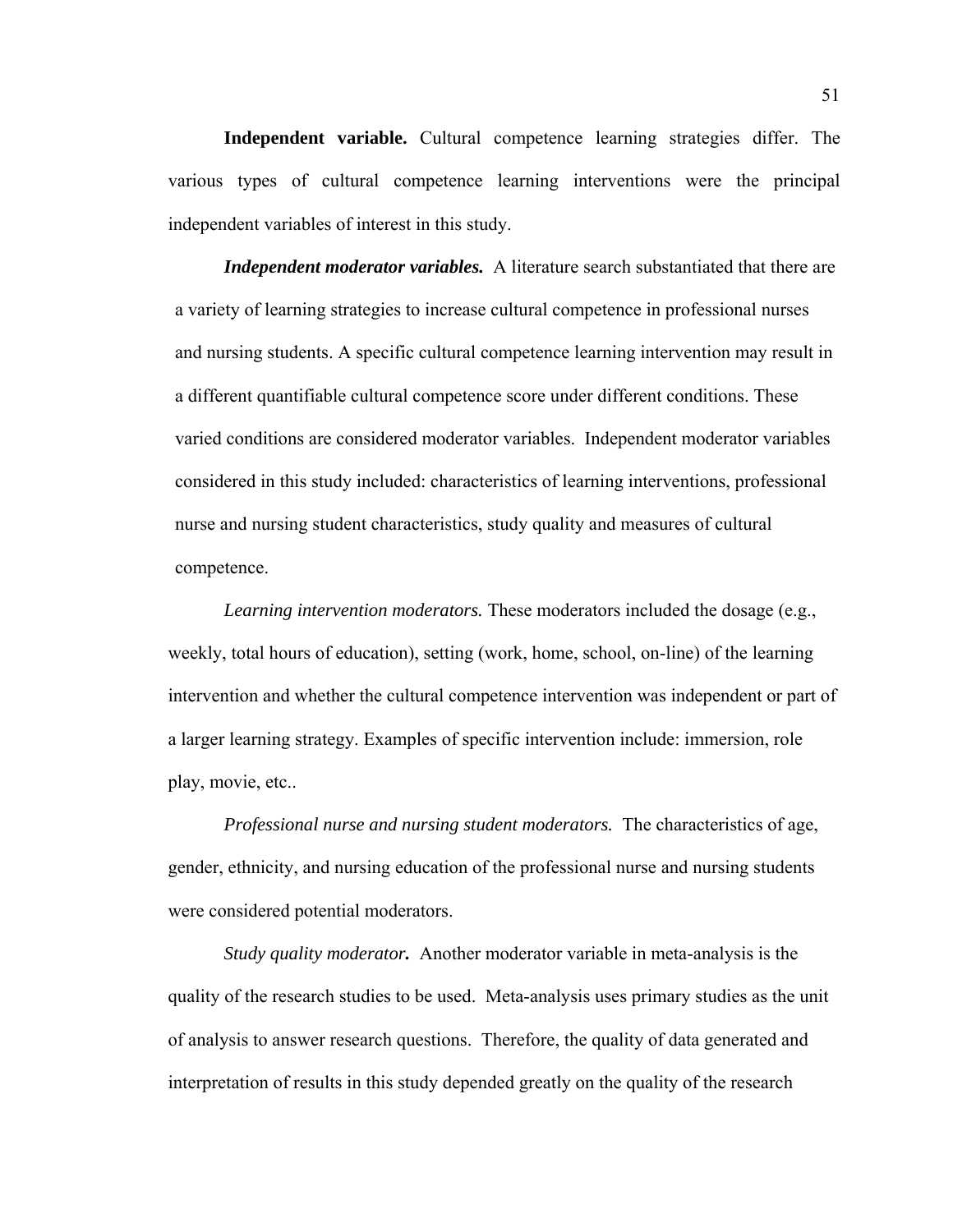**Independent variable.** Cultural competence learning strategies differ. The various types of cultural competence learning interventions were the principal independent variables of interest in this study.

***Independent moderator variables.*** A literature search substantiated that there are a variety of learning strategies to increase cultural competence in professional nurses and nursing students. A specific cultural competence learning intervention may result in a different quantifiable cultural competence score under different conditions. These varied conditions are considered moderator variables. Independent moderator variables considered in this study included: characteristics of learning interventions, professional nurse and nursing student characteristics, study quality and measures of cultural competence.

*Learning intervention moderators.* These moderators included the dosage (e.g., weekly, total hours of education), setting (work, home, school, on-line) of the learning intervention and whether the cultural competence intervention was independent or part of a larger learning strategy. Examples of specific intervention include: immersion, role play, movie, etc..

*Professional nurse and nursing student moderators.* The characteristics of age, gender, ethnicity, and nursing education of the professional nurse and nursing students were considered potential moderators.

*Study quality moderator**.*** Another moderator variable in meta-analysis is the quality of the research studies to be used. Meta-analysis uses primary studies as the unit of analysis to answer research questions. Therefore, the quality of data generated and interpretation of results in this study depended greatly on the quality of the research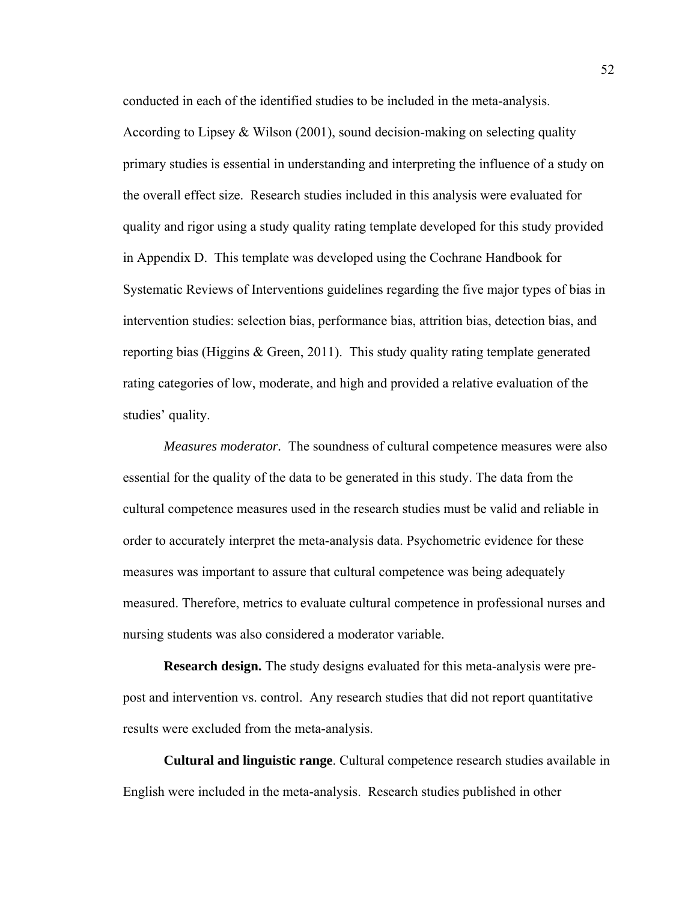conducted in each of the identified studies to be included in the meta-analysis. According to Lipsey & Wilson (2001), sound decision-making on selecting quality primary studies is essential in understanding and interpreting the influence of a study on the overall effect size. Research studies included in this analysis were evaluated for quality and rigor using a study quality rating template developed for this study provided in Appendix D. This template was developed using the Cochrane Handbook for Systematic Reviews of Interventions guidelines regarding the five major types of bias in intervention studies: selection bias, performance bias, attrition bias, detection bias, and reporting bias (Higgins & Green, 2011). This study quality rating template generated rating categories of low, moderate, and high and provided a relative evaluation of the studies' quality.

*Measures moderator.* The soundness of cultural competence measures were also essential for the quality of the data to be generated in this study. The data from the cultural competence measures used in the research studies must be valid and reliable in order to accurately interpret the meta-analysis data. Psychometric evidence for these measures was important to assure that cultural competence was being adequately measured. Therefore, metrics to evaluate cultural competence in professional nurses and nursing students was also considered a moderator variable.

**Research design.** The study designs evaluated for this meta-analysis were pre-post and intervention vs. control. Any research studies that did not report quantitative results were excluded from the meta-analysis.

**Cultural and linguistic range**. Cultural competence research studies available in English were included in the meta-analysis. Research studies published in other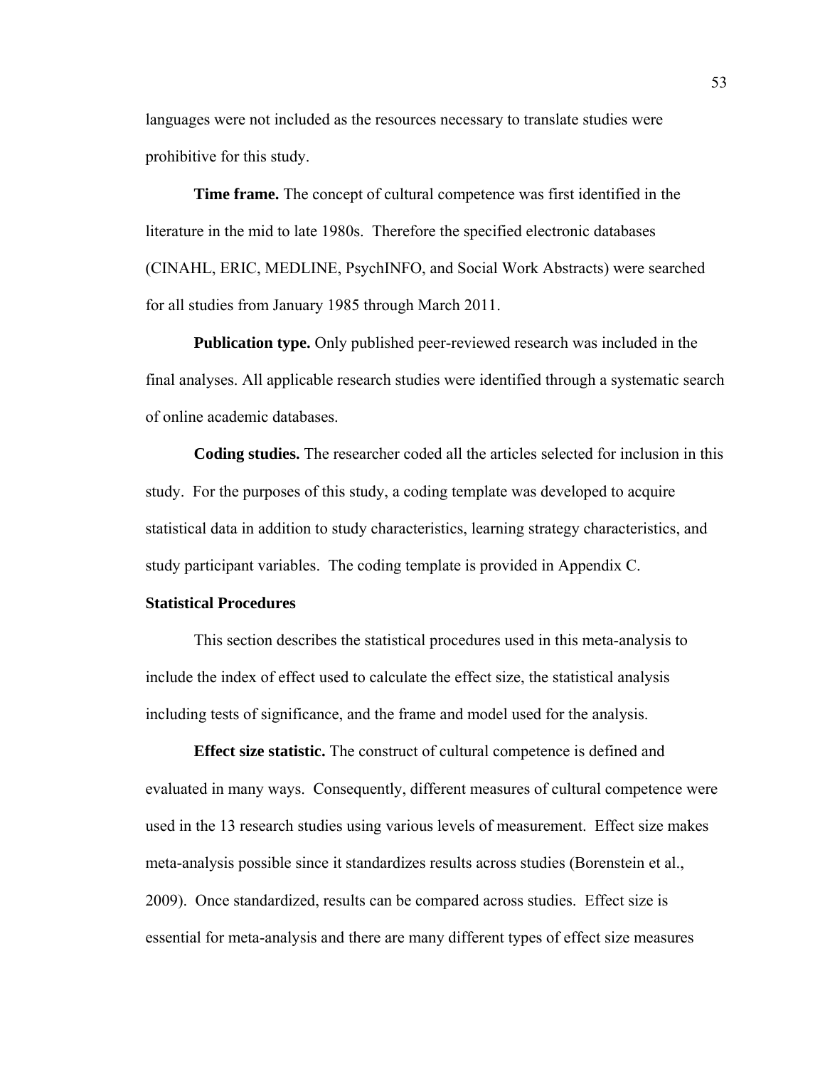languages were not included as the resources necessary to translate studies were prohibitive for this study.

**Time frame.** The concept of cultural competence was first identified in the literature in the mid to late 1980s. Therefore the specified electronic databases (CINAHL, ERIC, MEDLINE, PsychINFO, and Social Work Abstracts) were searched for all studies from January 1985 through March 2011.

**Publication type.** Only published peer-reviewed research was included in the final analyses. All applicable research studies were identified through a systematic search of online academic databases.

**Coding studies.** The researcher coded all the articles selected for inclusion in this study. For the purposes of this study, a coding template was developed to acquire statistical data in addition to study characteristics, learning strategy characteristics, and study participant variables. The coding template is provided in Appendix C.

## Statistical Procedures

This section describes the statistical procedures used in this meta-analysis to include the index of effect used to calculate the effect size, the statistical analysis including tests of significance, and the frame and model used for the analysis.

**Effect size statistic.** The construct of cultural competence is defined and evaluated in many ways. Consequently, different measures of cultural competence were used in the 13 research studies using various levels of measurement. Effect size makes meta-analysis possible since it standardizes results across studies (Borenstein et al., 2009). Once standardized, results can be compared across studies. Effect size is essential for meta-analysis and there are many different types of effect size measures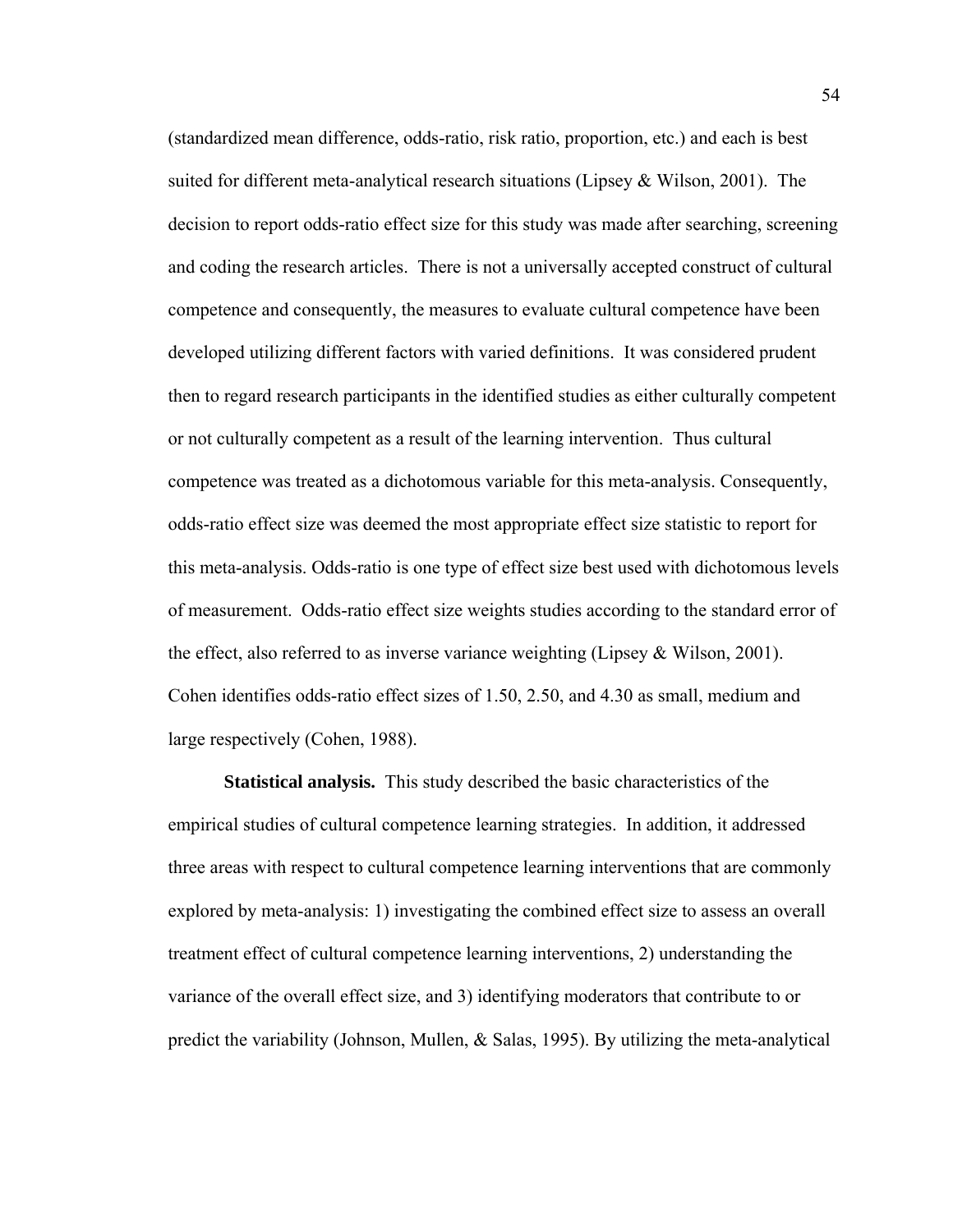(standardized mean difference, odds-ratio, risk ratio, proportion, etc.) and each is best suited for different meta-analytical research situations (Lipsey & Wilson, 2001). The decision to report odds-ratio effect size for this study was made after searching, screening and coding the research articles. There is not a universally accepted construct of cultural competence and consequently, the measures to evaluate cultural competence have been developed utilizing different factors with varied definitions. It was considered prudent then to regard research participants in the identified studies as either culturally competent or not culturally competent as a result of the learning intervention. Thus cultural competence was treated as a dichotomous variable for this meta-analysis. Consequently, odds-ratio effect size was deemed the most appropriate effect size statistic to report for this meta-analysis. Odds-ratio is one type of effect size best used with dichotomous levels of measurement. Odds-ratio effect size weights studies according to the standard error of the effect, also referred to as inverse variance weighting (Lipsey & Wilson, 2001). Cohen identifies odds-ratio effect sizes of 1.50, 2.50, and 4.30 as small, medium and large respectively (Cohen, 1988).

**Statistical analysis.** This study described the basic characteristics of the empirical studies of cultural competence learning strategies. In addition, it addressed three areas with respect to cultural competence learning interventions that are commonly explored by meta-analysis: 1) investigating the combined effect size to assess an overall treatment effect of cultural competence learning interventions, 2) understanding the variance of the overall effect size, and 3) identifying moderators that contribute to or predict the variability (Johnson, Mullen, & Salas, 1995). By utilizing the meta-analytical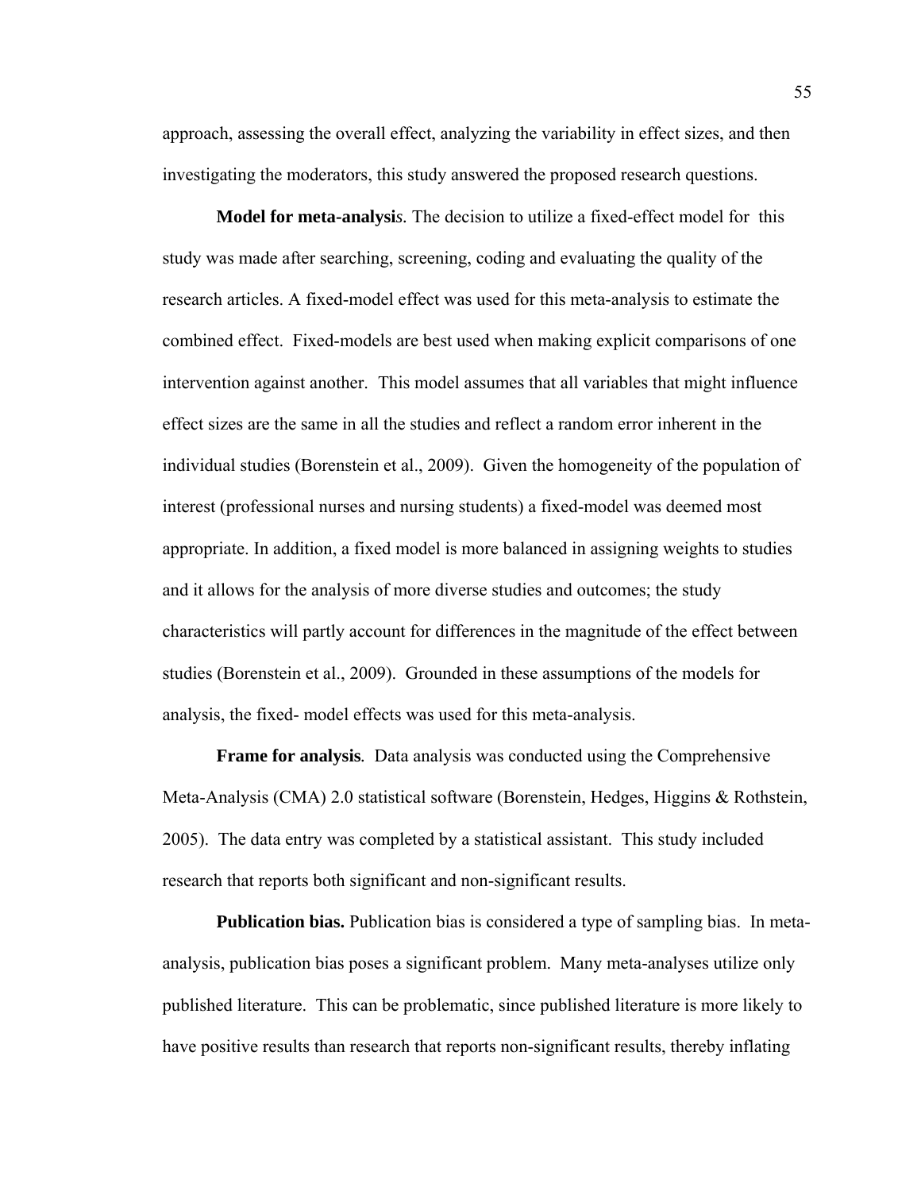approach, assessing the overall effect, analyzing the variability in effect sizes, and then investigating the moderators, this study answered the proposed research questions.

**Model for meta-analysis**. The decision to utilize a fixed-effect model for this study was made after searching, screening, coding and evaluating the quality of the research articles. A fixed-model effect was used for this meta-analysis to estimate the combined effect. Fixed-models are best used when making explicit comparisons of one intervention against another. This model assumes that all variables that might influence effect sizes are the same in all the studies and reflect a random error inherent in the individual studies (Borenstein et al., 2009). Given the homogeneity of the population of interest (professional nurses and nursing students) a fixed-model was deemed most appropriate. In addition, a fixed model is more balanced in assigning weights to studies and it allows for the analysis of more diverse studies and outcomes; the study characteristics will partly account for differences in the magnitude of the effect between studies (Borenstein et al., 2009). Grounded in these assumptions of the models for analysis, the fixed- model effects was used for this meta-analysis.

**Frame for analysis**. Data analysis was conducted using the Comprehensive Meta-Analysis (CMA) 2.0 statistical software (Borenstein, Hedges, Higgins & Rothstein, 2005). The data entry was completed by a statistical assistant. This study included research that reports both significant and non-significant results.

**Publication bias.** Publication bias is considered a type of sampling bias. In meta-analysis, publication bias poses a significant problem. Many meta-analyses utilize only published literature. This can be problematic, since published literature is more likely to have positive results than research that reports non-significant results, thereby inflating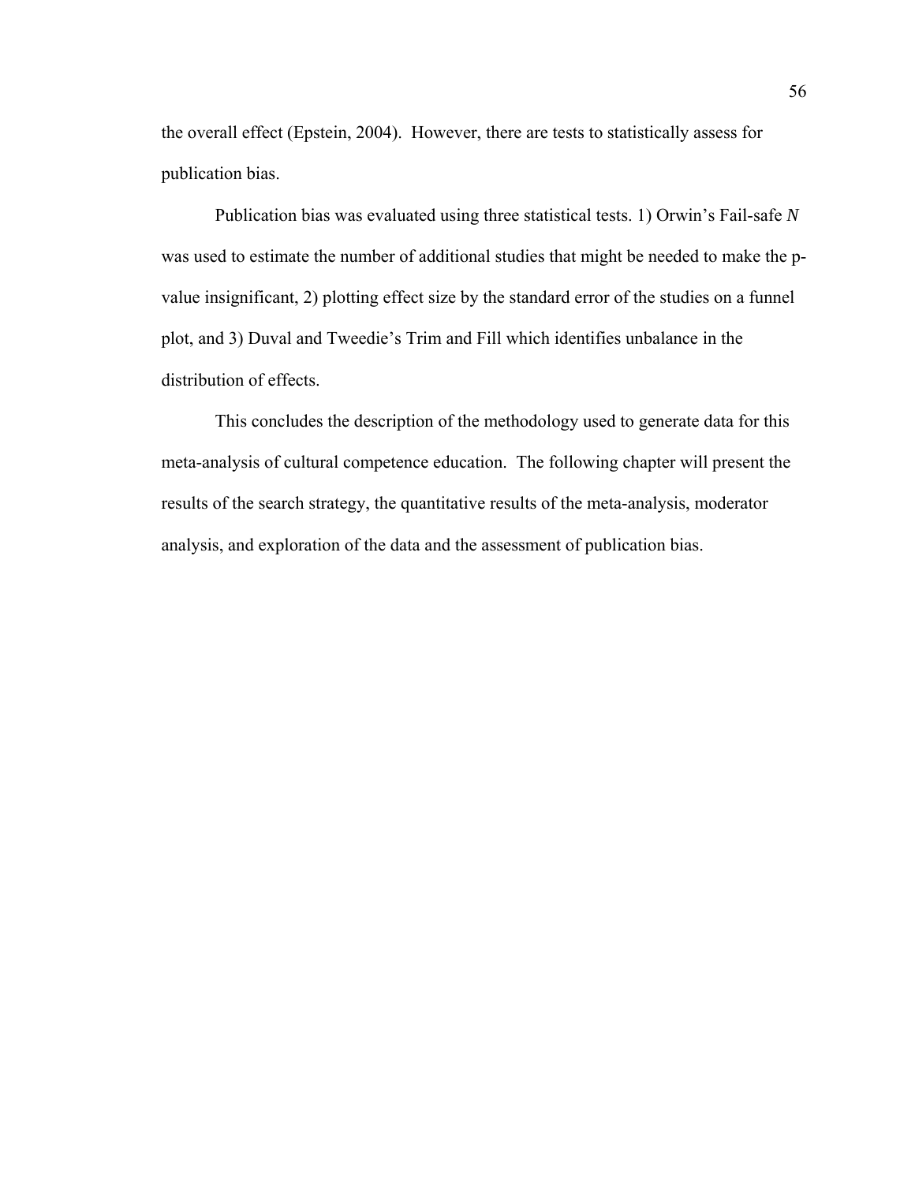the overall effect (Epstein, 2004). However, there are tests to statistically assess for publication bias.

Publication bias was evaluated using three statistical tests. 1) Orwin's Fail-safe $N$ was used to estimate the number of additional studies that might be needed to make the p-value insignificant, 2) plotting effect size by the standard error of the studies on a funnel plot, and 3) Duval and Tweedie's Trim and Fill which identifies unbalance in the distribution of effects.

This concludes the description of the methodology used to generate data for this meta-analysis of cultural competence education. The following chapter will present the results of the search strategy, the quantitative results of the meta-analysis, moderator analysis, and exploration of the data and the assessment of publication bias.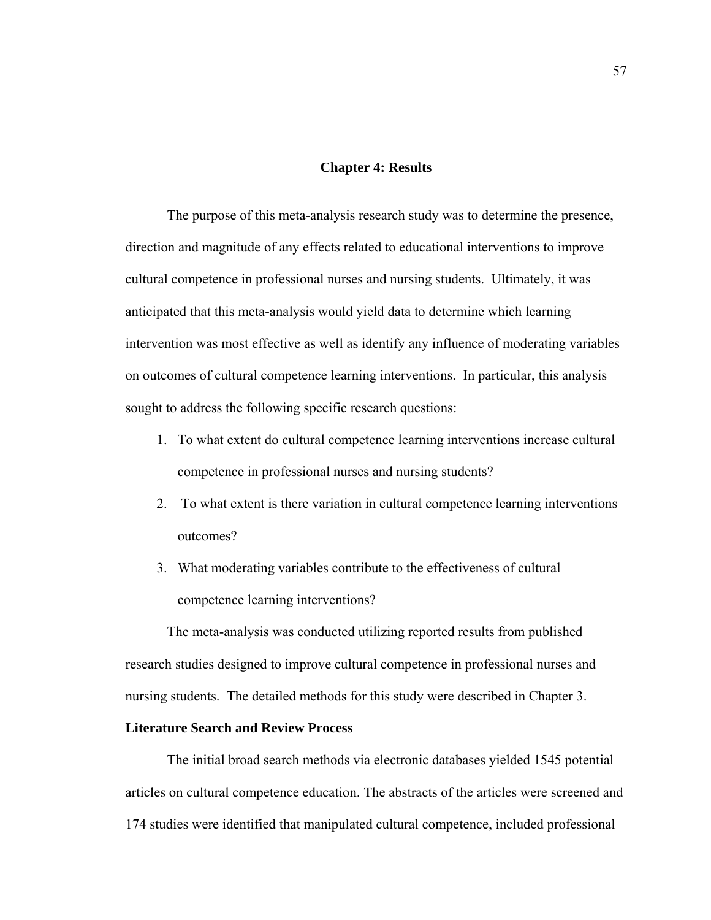# Chapter 4: Results

The purpose of this meta-analysis research study was to determine the presence, direction and magnitude of any effects related to educational interventions to improve cultural competence in professional nurses and nursing students. Ultimately, it was anticipated that this meta-analysis would yield data to determine which learning intervention was most effective as well as identify any influence of moderating variables on outcomes of cultural competence learning interventions. In particular, this analysis sought to address the following specific research questions:

1. To what extent do cultural competence learning interventions increase cultural competence in professional nurses and nursing students?
2. To what extent is there variation in cultural competence learning interventions outcomes?
3. What moderating variables contribute to the effectiveness of cultural competence learning interventions?

The meta-analysis was conducted utilizing reported results from published research studies designed to improve cultural competence in professional nurses and nursing students. The detailed methods for this study were described in Chapter 3.

## Literature Search and Review Process

The initial broad search methods via electronic databases yielded 1545 potential articles on cultural competence education. The abstracts of the articles were screened and 174 studies were identified that manipulated cultural competence, included professional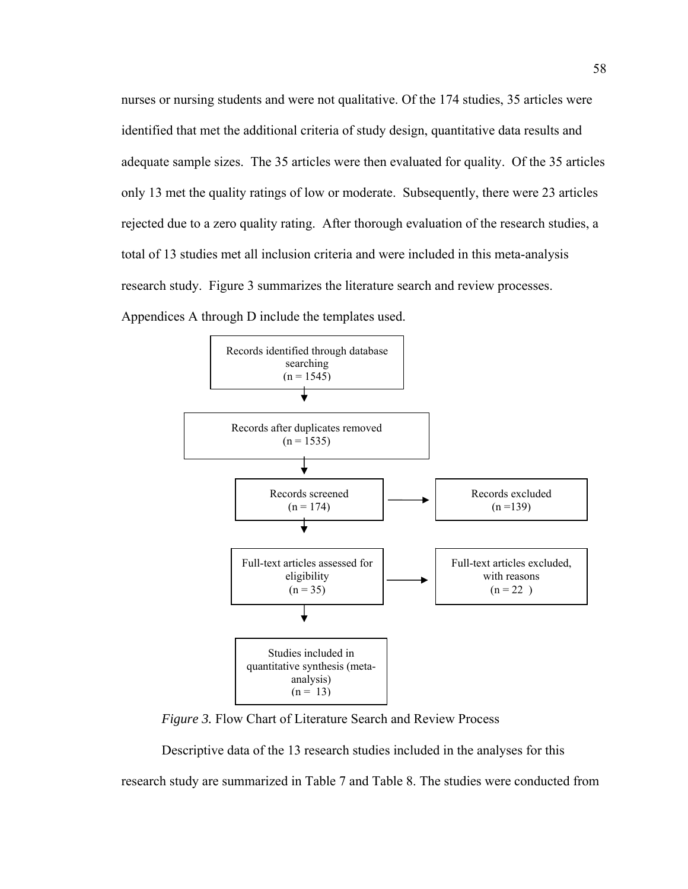nurses or nursing students and were not qualitative. Of the 174 studies, 35 articles were identified that met the additional criteria of study design, quantitative data results and adequate sample sizes. The 35 articles were then evaluated for quality. Of the 35 articles only 13 met the quality ratings of low or moderate. Subsequently, there were 23 articles rejected due to a zero quality rating. After thorough evaluation of the research studies, a total of 13 studies met all inclusion criteria and were included in this meta-analysis research study. Figure 3 summarizes the literature search and review processes. Appendices A through D include the templates used.

```
Records identified through database searching
(n = 1545)
        ↓
Records after duplicates removed
(n = 1535)
        ↓
Records screened                    →   Records excluded
(n = 174)                               (n =139)
        ↓
Full-text articles assessed for     →   Full-text articles excluded,
eligibility                             with reasons
(n = 35)                                (n = 22 )
        ↓
Studies included in
quantitative synthesis (meta-
analysis)
(n = 13)
```

*Figure 3.* Flow Chart of Literature Search and Review Process

Descriptive data of the 13 research studies included in the analyses for this research study are summarized in Table 7 and Table 8. The studies were conducted from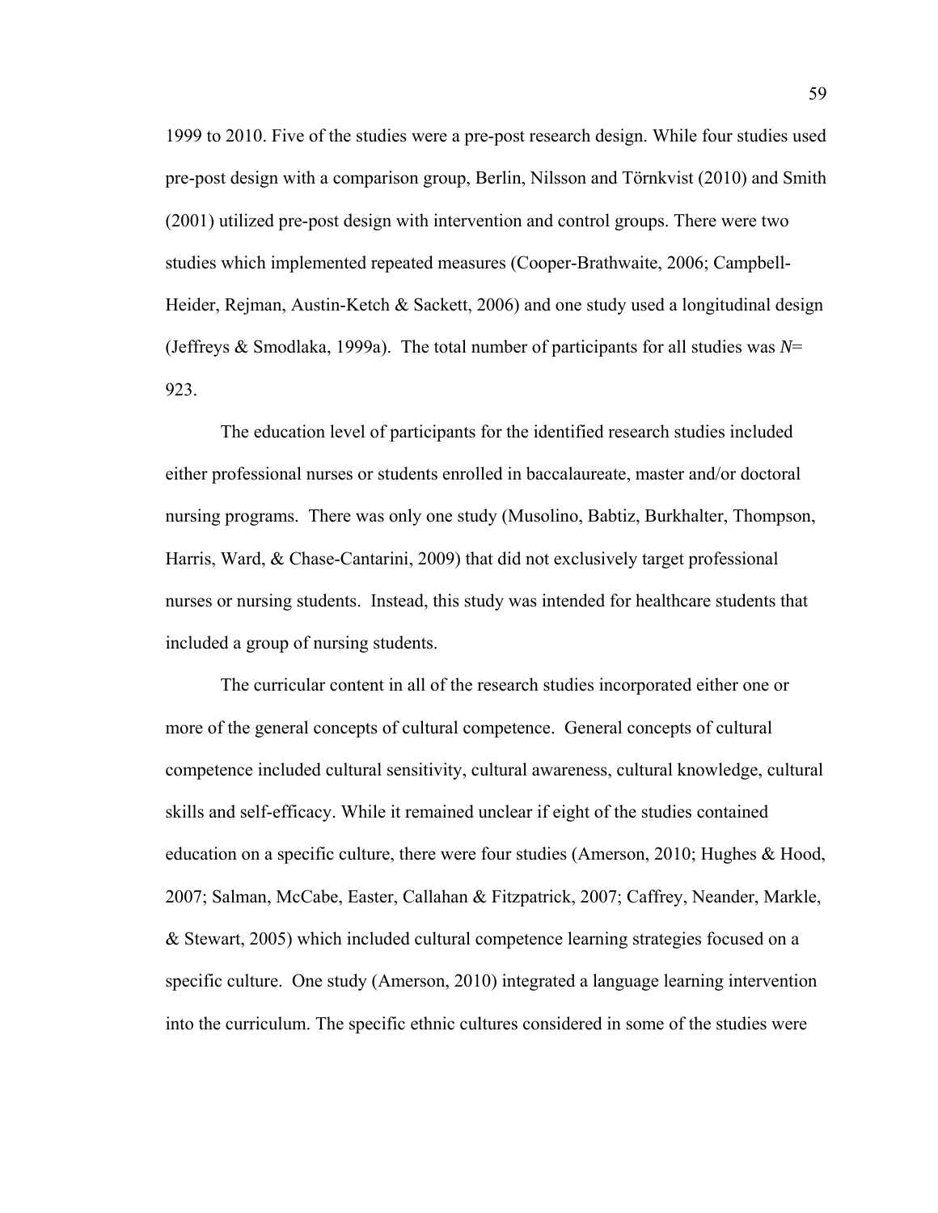1999 to 2010. Five of the studies were a pre-post research design. While four studies used pre-post design with a comparison group, Berlin, Nilsson and Törnkvist (2010) and Smith (2001) utilized pre-post design with intervention and control groups. There were two studies which implemented repeated measures (Cooper-Brathwaite, 2006; Campbell-Heider, Rejman, Austin-Ketch & Sackett, 2006) and one study used a longitudinal design (Jeffreys & Smodlaka, 1999a). The total number of participants for all studies was $N$= 923.

The education level of participants for the identified research studies included either professional nurses or students enrolled in baccalaureate, master and/or doctoral nursing programs. There was only one study (Musolino, Babtiz, Burkhalter, Thompson, Harris, Ward, & Chase-Cantarini, 2009) that did not exclusively target professional nurses or nursing students. Instead, this study was intended for healthcare students that included a group of nursing students.

The curricular content in all of the research studies incorporated either one or more of the general concepts of cultural competence. General concepts of cultural competence included cultural sensitivity, cultural awareness, cultural knowledge, cultural skills and self-efficacy. While it remained unclear if eight of the studies contained education on a specific culture, there were four studies (Amerson, 2010; Hughes & Hood, 2007; Salman, McCabe, Easter, Callahan & Fitzpatrick, 2007; Caffrey, Neander, Markle, & Stewart, 2005) which included cultural competence learning strategies focused on a specific culture. One study (Amerson, 2010) integrated a language learning intervention into the curriculum. The specific ethnic cultures considered in some of the studies were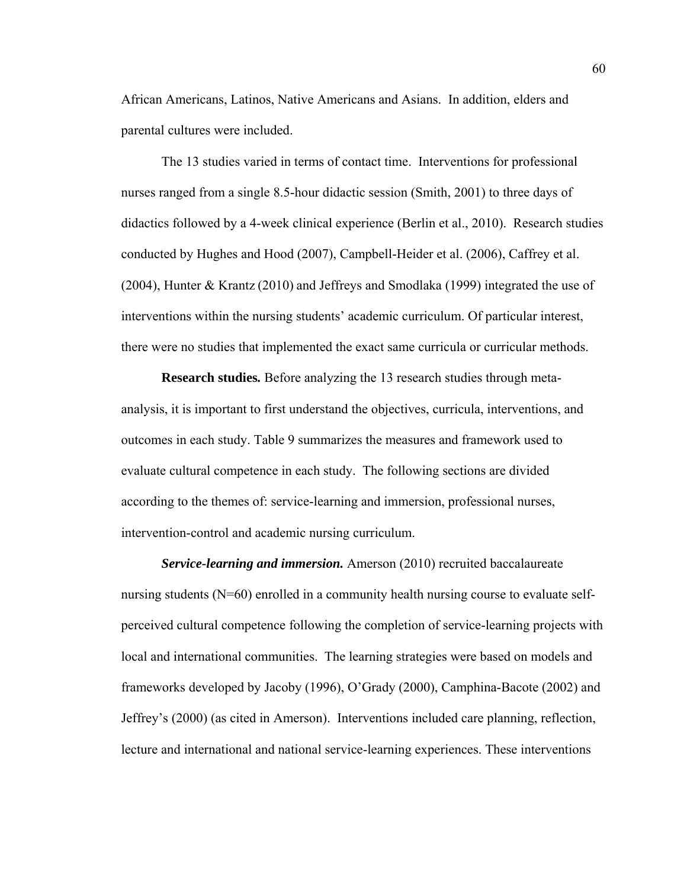African Americans, Latinos, Native Americans and Asians. In addition, elders and parental cultures were included.

The 13 studies varied in terms of contact time. Interventions for professional nurses ranged from a single 8.5-hour didactic session (Smith, 2001) to three days of didactics followed by a 4-week clinical experience (Berlin et al., 2010). Research studies conducted by Hughes and Hood (2007), Campbell-Heider et al. (2006), Caffrey et al. (2004), Hunter & Krantz (2010) and Jeffreys and Smodlaka (1999) integrated the use of interventions within the nursing students' academic curriculum. Of particular interest, there were no studies that implemented the exact same curricula or curricular methods.

**Research studies.** Before analyzing the 13 research studies through meta-analysis, it is important to first understand the objectives, curricula, interventions, and outcomes in each study. Table 9 summarizes the measures and framework used to evaluate cultural competence in each study. The following sections are divided according to the themes of: service-learning and immersion, professional nurses, intervention-control and academic nursing curriculum.

***Service-learning and immersion.*** Amerson (2010) recruited baccalaureate nursing students (N=60) enrolled in a community health nursing course to evaluate self-perceived cultural competence following the completion of service-learning projects with local and international communities. The learning strategies were based on models and frameworks developed by Jacoby (1996), O'Grady (2000), Camphina-Bacote (2002) and Jeffrey's (2000) (as cited in Amerson). Interventions included care planning, reflection, lecture and international and national service-learning experiences. These interventions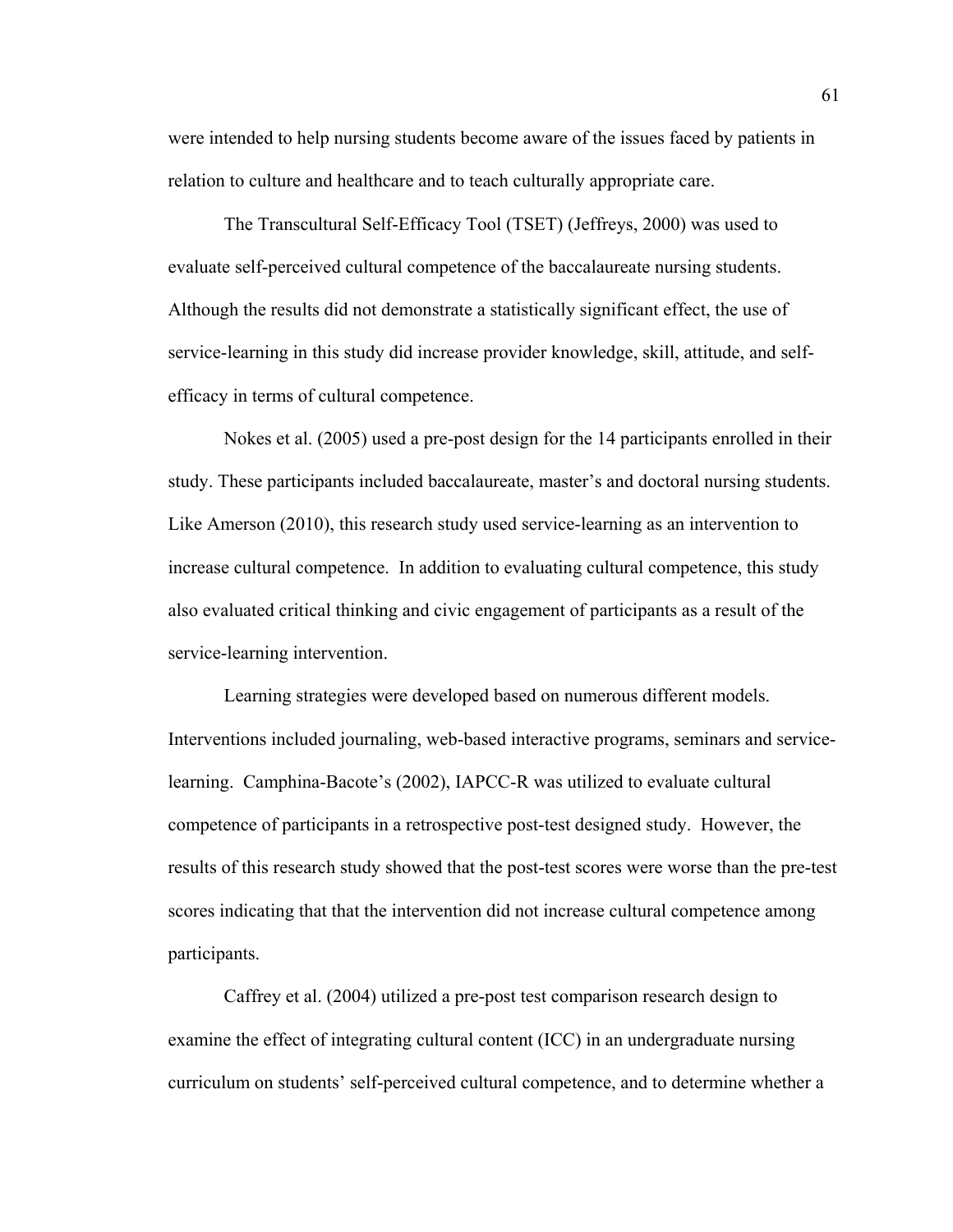were intended to help nursing students become aware of the issues faced by patients in relation to culture and healthcare and to teach culturally appropriate care.

The Transcultural Self-Efficacy Tool (TSET) (Jeffreys, 2000) was used to evaluate self-perceived cultural competence of the baccalaureate nursing students. Although the results did not demonstrate a statistically significant effect, the use of service-learning in this study did increase provider knowledge, skill, attitude, and self-efficacy in terms of cultural competence.

Nokes et al. (2005) used a pre-post design for the 14 participants enrolled in their study. These participants included baccalaureate, master's and doctoral nursing students. Like Amerson (2010), this research study used service-learning as an intervention to increase cultural competence. In addition to evaluating cultural competence, this study also evaluated critical thinking and civic engagement of participants as a result of the service-learning intervention.

Learning strategies were developed based on numerous different models. Interventions included journaling, web-based interactive programs, seminars and service-learning. Camphina-Bacote's (2002), IAPCC-R was utilized to evaluate cultural competence of participants in a retrospective post-test designed study. However, the results of this research study showed that the post-test scores were worse than the pre-test scores indicating that that the intervention did not increase cultural competence among participants.

Caffrey et al. (2004) utilized a pre-post test comparison research design to examine the effect of integrating cultural content (ICC) in an undergraduate nursing curriculum on students' self-perceived cultural competence, and to determine whether a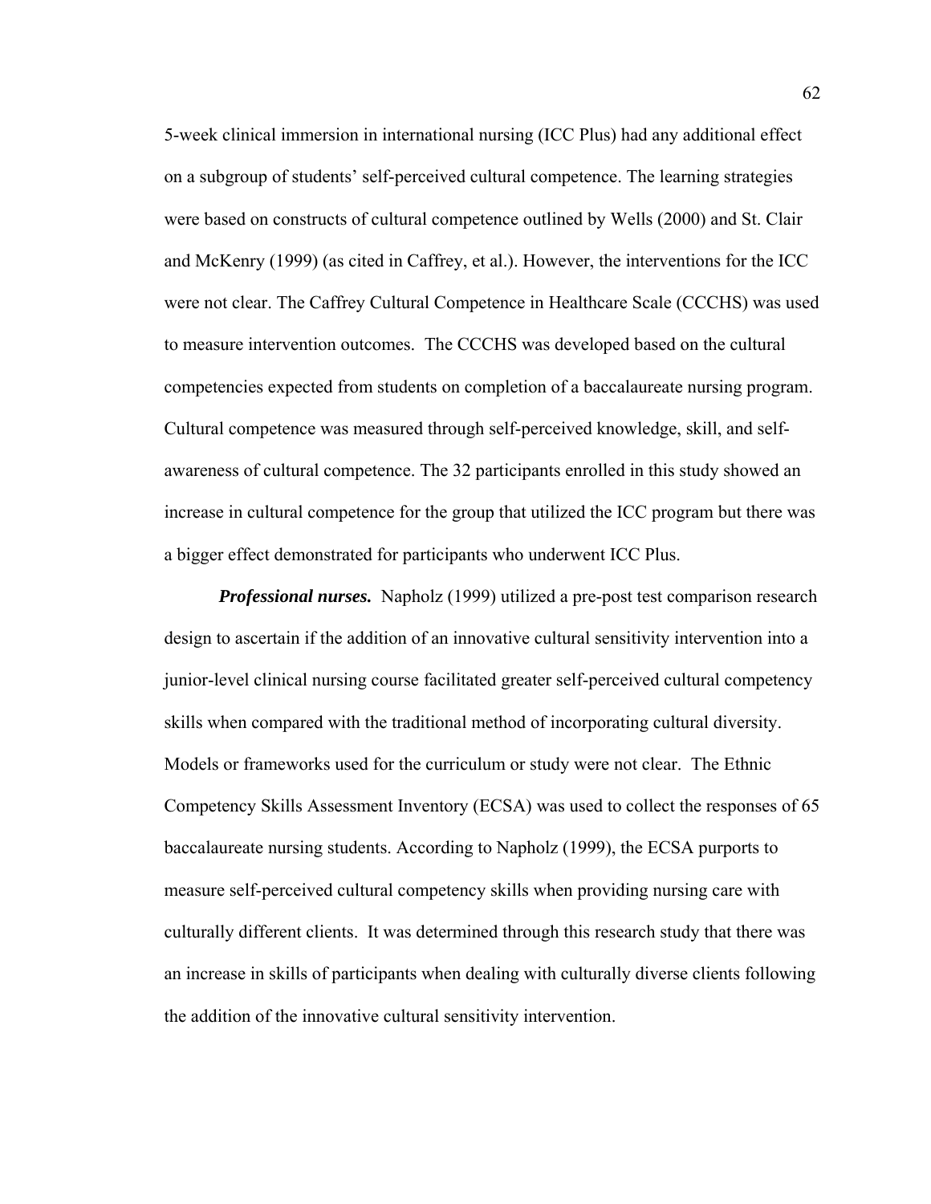5-week clinical immersion in international nursing (ICC Plus) had any additional effect on a subgroup of students' self-perceived cultural competence. The learning strategies were based on constructs of cultural competence outlined by Wells (2000) and St. Clair and McKenry (1999) (as cited in Caffrey, et al.). However, the interventions for the ICC were not clear. The Caffrey Cultural Competence in Healthcare Scale (CCCHS) was used to measure intervention outcomes. The CCCHS was developed based on the cultural competencies expected from students on completion of a baccalaureate nursing program. Cultural competence was measured through self-perceived knowledge, skill, and self-awareness of cultural competence. The 32 participants enrolled in this study showed an increase in cultural competence for the group that utilized the ICC program but there was a bigger effect demonstrated for participants who underwent ICC Plus.

***Professional nurses.*** Napholz (1999) utilized a pre-post test comparison research design to ascertain if the addition of an innovative cultural sensitivity intervention into a junior-level clinical nursing course facilitated greater self-perceived cultural competency skills when compared with the traditional method of incorporating cultural diversity. Models or frameworks used for the curriculum or study were not clear. The Ethnic Competency Skills Assessment Inventory (ECSA) was used to collect the responses of 65 baccalaureate nursing students. According to Napholz (1999), the ECSA purports to measure self-perceived cultural competency skills when providing nursing care with culturally different clients. It was determined through this research study that there was an increase in skills of participants when dealing with culturally diverse clients following the addition of the innovative cultural sensitivity intervention.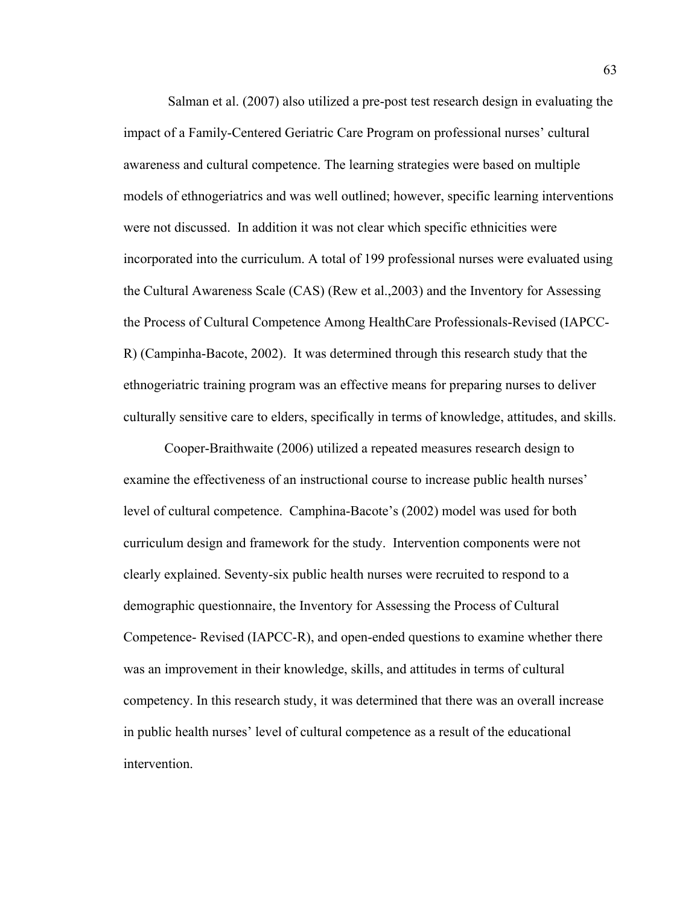Salman et al. (2007) also utilized a pre-post test research design in evaluating the impact of a Family-Centered Geriatric Care Program on professional nurses' cultural awareness and cultural competence. The learning strategies were based on multiple models of ethnogeriatrics and was well outlined; however, specific learning interventions were not discussed. In addition it was not clear which specific ethnicities were incorporated into the curriculum. A total of 199 professional nurses were evaluated using the Cultural Awareness Scale (CAS) (Rew et al.,2003) and the Inventory for Assessing the Process of Cultural Competence Among HealthCare Professionals-Revised (IAPCC-R) (Campinha-Bacote, 2002). It was determined through this research study that the ethnogeriatric training program was an effective means for preparing nurses to deliver culturally sensitive care to elders, specifically in terms of knowledge, attitudes, and skills.

Cooper-Braithwaite (2006) utilized a repeated measures research design to examine the effectiveness of an instructional course to increase public health nurses' level of cultural competence. Camphina-Bacote's (2002) model was used for both curriculum design and framework for the study. Intervention components were not clearly explained. Seventy-six public health nurses were recruited to respond to a demographic questionnaire, the Inventory for Assessing the Process of Cultural Competence- Revised (IAPCC-R), and open-ended questions to examine whether there was an improvement in their knowledge, skills, and attitudes in terms of cultural competency. In this research study, it was determined that there was an overall increase in public health nurses' level of cultural competence as a result of the educational intervention.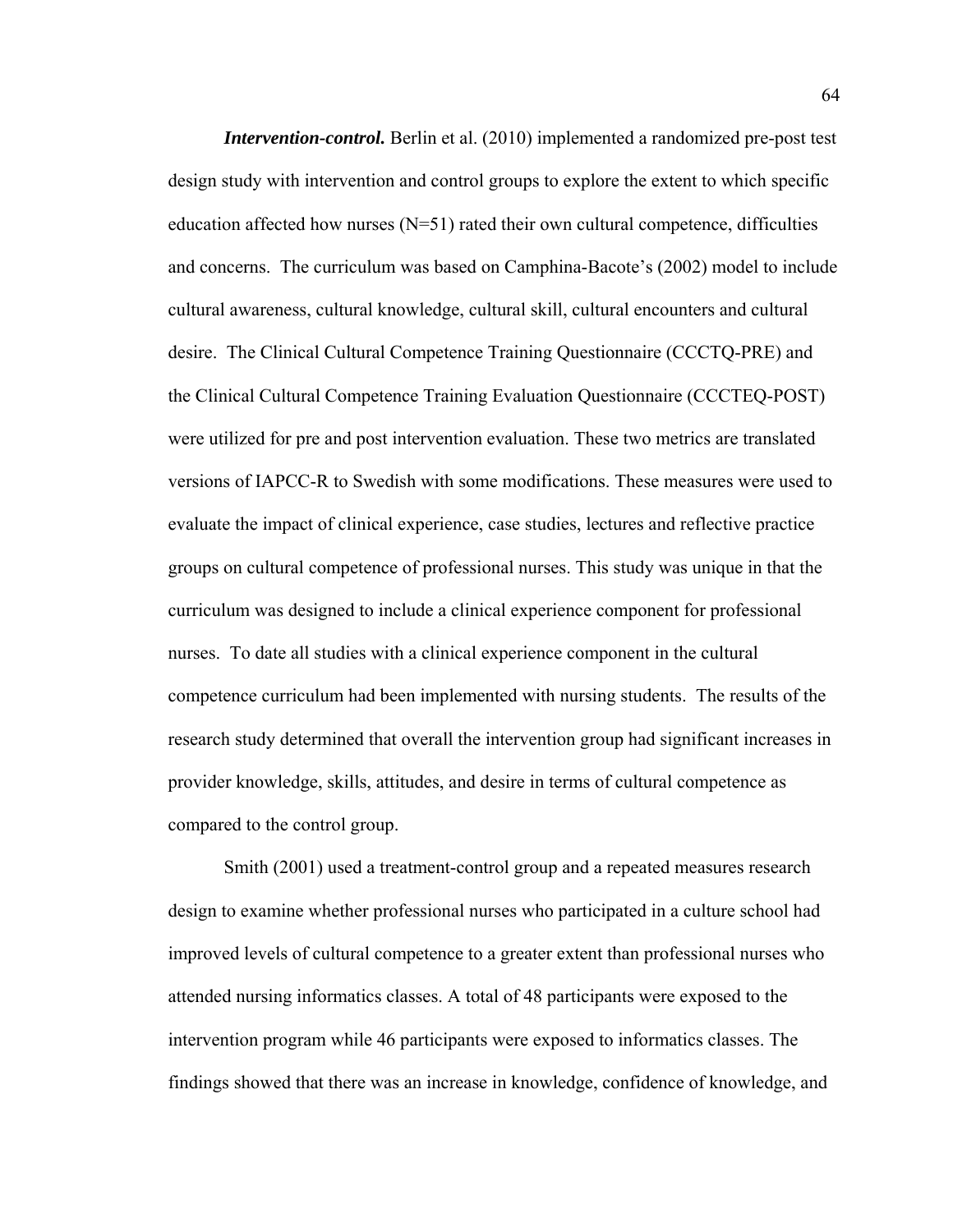***Intervention-control.*** Berlin et al. (2010) implemented a randomized pre-post test design study with intervention and control groups to explore the extent to which specific education affected how nurses (N=51) rated their own cultural competence, difficulties and concerns. The curriculum was based on Camphina-Bacote's (2002) model to include cultural awareness, cultural knowledge, cultural skill, cultural encounters and cultural desire. The Clinical Cultural Competence Training Questionnaire (CCCTQ-PRE) and the Clinical Cultural Competence Training Evaluation Questionnaire (CCCTEQ-POST) were utilized for pre and post intervention evaluation. These two metrics are translated versions of IAPCC-R to Swedish with some modifications. These measures were used to evaluate the impact of clinical experience, case studies, lectures and reflective practice groups on cultural competence of professional nurses. This study was unique in that the curriculum was designed to include a clinical experience component for professional nurses. To date all studies with a clinical experience component in the cultural competence curriculum had been implemented with nursing students. The results of the research study determined that overall the intervention group had significant increases in provider knowledge, skills, attitudes, and desire in terms of cultural competence as compared to the control group.

Smith (2001) used a treatment-control group and a repeated measures research design to examine whether professional nurses who participated in a culture school had improved levels of cultural competence to a greater extent than professional nurses who attended nursing informatics classes. A total of 48 participants were exposed to the intervention program while 46 participants were exposed to informatics classes. The findings showed that there was an increase in knowledge, confidence of knowledge, and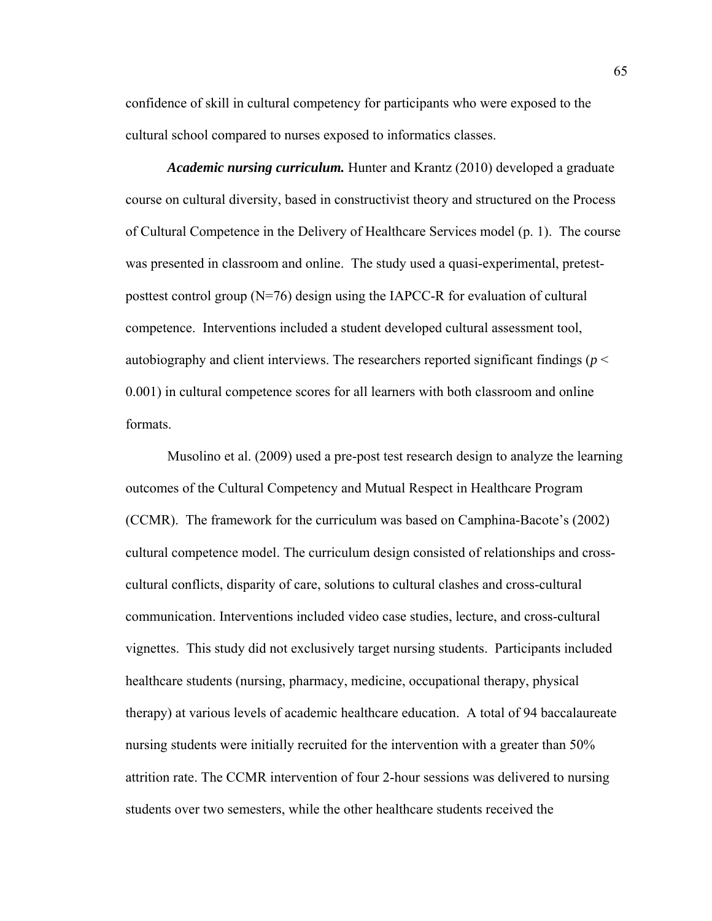confidence of skill in cultural competency for participants who were exposed to the cultural school compared to nurses exposed to informatics classes.

***Academic nursing curriculum.*** Hunter and Krantz (2010) developed a graduate course on cultural diversity, based in constructivist theory and structured on the Process of Cultural Competence in the Delivery of Healthcare Services model (p. 1). The course was presented in classroom and online. The study used a quasi-experimental, pretest-posttest control group (N=76) design using the IAPCC-R for evaluation of cultural competence. Interventions included a student developed cultural assessment tool, autobiography and client interviews. The researchers reported significant findings ($p < 0.001$) in cultural competence scores for all learners with both classroom and online formats.

Musolino et al. (2009) used a pre-post test research design to analyze the learning outcomes of the Cultural Competency and Mutual Respect in Healthcare Program (CCMR). The framework for the curriculum was based on Camphina-Bacote's (2002) cultural competence model. The curriculum design consisted of relationships and cross-cultural conflicts, disparity of care, solutions to cultural clashes and cross-cultural communication. Interventions included video case studies, lecture, and cross-cultural vignettes. This study did not exclusively target nursing students. Participants included healthcare students (nursing, pharmacy, medicine, occupational therapy, physical therapy) at various levels of academic healthcare education. A total of 94 baccalaureate nursing students were initially recruited for the intervention with a greater than 50% attrition rate. The CCMR intervention of four 2-hour sessions was delivered to nursing students over two semesters, while the other healthcare students received the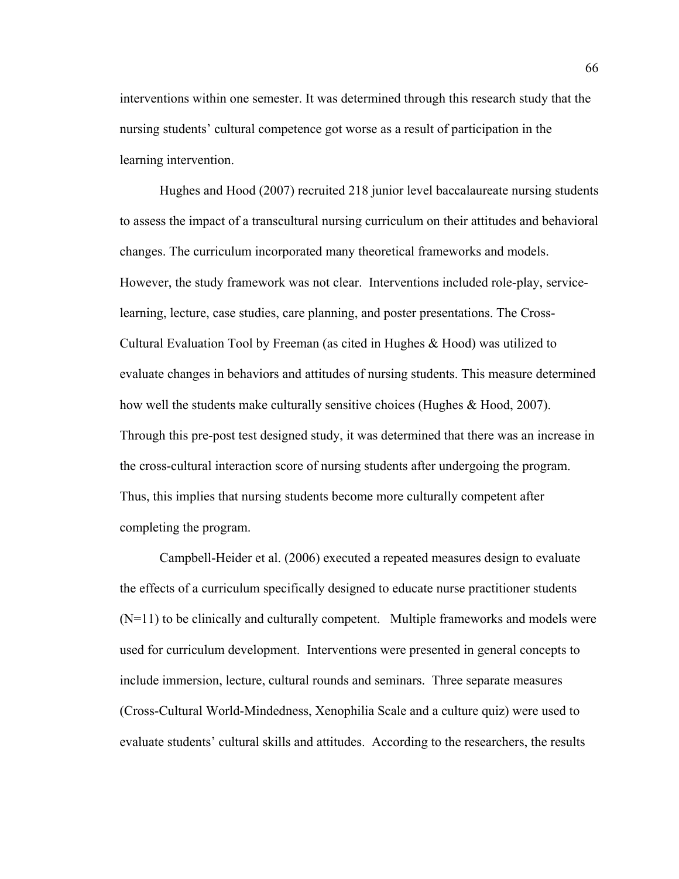interventions within one semester. It was determined through this research study that the nursing students' cultural competence got worse as a result of participation in the learning intervention.

Hughes and Hood (2007) recruited 218 junior level baccalaureate nursing students to assess the impact of a transcultural nursing curriculum on their attitudes and behavioral changes. The curriculum incorporated many theoretical frameworks and models. However, the study framework was not clear. Interventions included role-play, service-learning, lecture, case studies, care planning, and poster presentations. The Cross-Cultural Evaluation Tool by Freeman (as cited in Hughes & Hood) was utilized to evaluate changes in behaviors and attitudes of nursing students. This measure determined how well the students make culturally sensitive choices (Hughes & Hood, 2007). Through this pre-post test designed study, it was determined that there was an increase in the cross-cultural interaction score of nursing students after undergoing the program. Thus, this implies that nursing students become more culturally competent after completing the program.

Campbell-Heider et al. (2006) executed a repeated measures design to evaluate the effects of a curriculum specifically designed to educate nurse practitioner students (N=11) to be clinically and culturally competent. Multiple frameworks and models were used for curriculum development. Interventions were presented in general concepts to include immersion, lecture, cultural rounds and seminars. Three separate measures (Cross-Cultural World-Mindedness, Xenophilia Scale and a culture quiz) were used to evaluate students' cultural skills and attitudes. According to the researchers, the results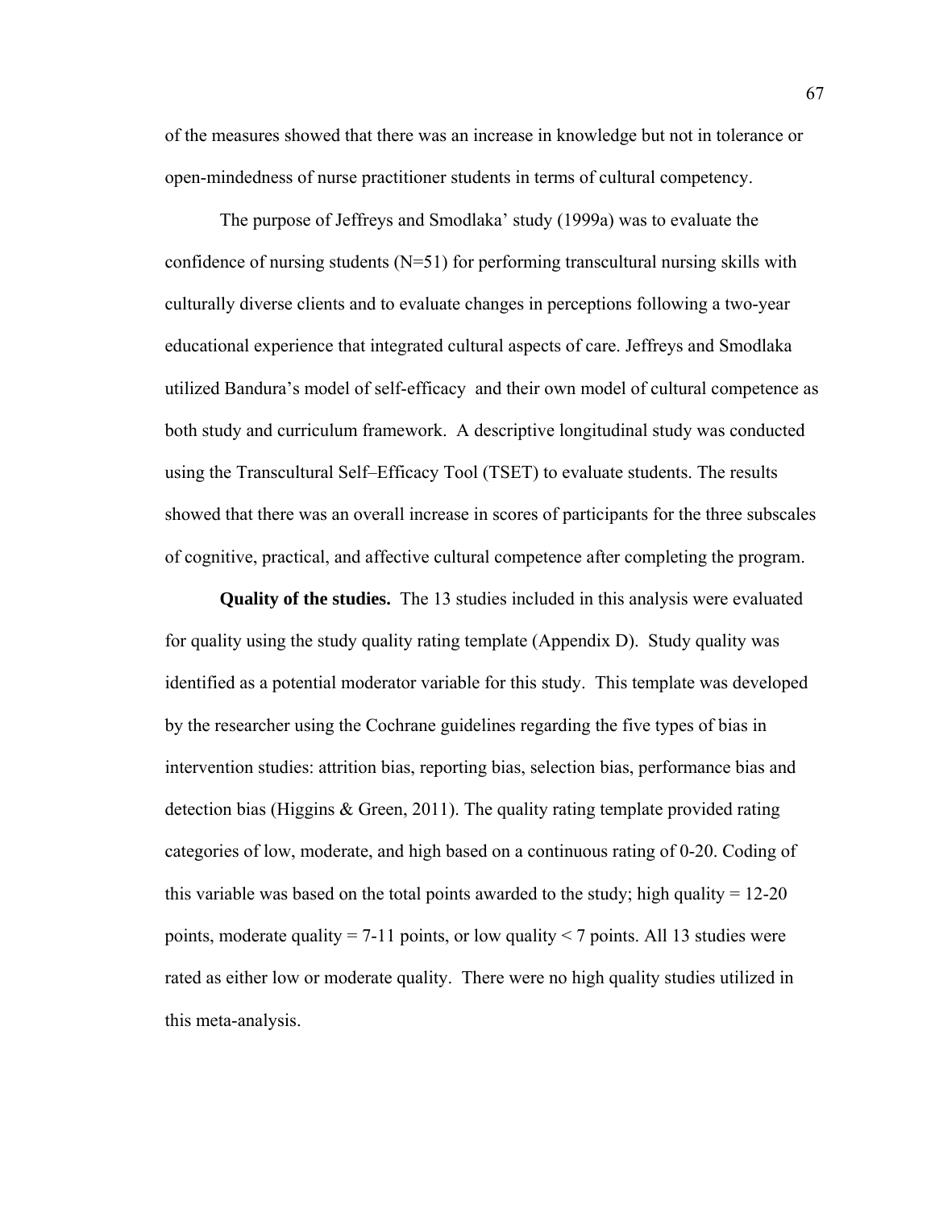of the measures showed that there was an increase in knowledge but not in tolerance or open-mindedness of nurse practitioner students in terms of cultural competency.

The purpose of Jeffreys and Smodlaka' study (1999a) was to evaluate the confidence of nursing students (N=51) for performing transcultural nursing skills with culturally diverse clients and to evaluate changes in perceptions following a two-year educational experience that integrated cultural aspects of care. Jeffreys and Smodlaka utilized Bandura's model of self-efficacy and their own model of cultural competence as both study and curriculum framework. A descriptive longitudinal study was conducted using the Transcultural Self–Efficacy Tool (TSET) to evaluate students. The results showed that there was an overall increase in scores of participants for the three subscales of cognitive, practical, and affective cultural competence after completing the program.

**Quality of the studies.** The 13 studies included in this analysis were evaluated for quality using the study quality rating template (Appendix D). Study quality was identified as a potential moderator variable for this study. This template was developed by the researcher using the Cochrane guidelines regarding the five types of bias in intervention studies: attrition bias, reporting bias, selection bias, performance bias and detection bias (Higgins & Green, 2011). The quality rating template provided rating categories of low, moderate, and high based on a continuous rating of 0-20. Coding of this variable was based on the total points awarded to the study; high quality = 12-20 points, moderate quality = 7-11 points, or low quality < 7 points. All 13 studies were rated as either low or moderate quality. There were no high quality studies utilized in this meta-analysis.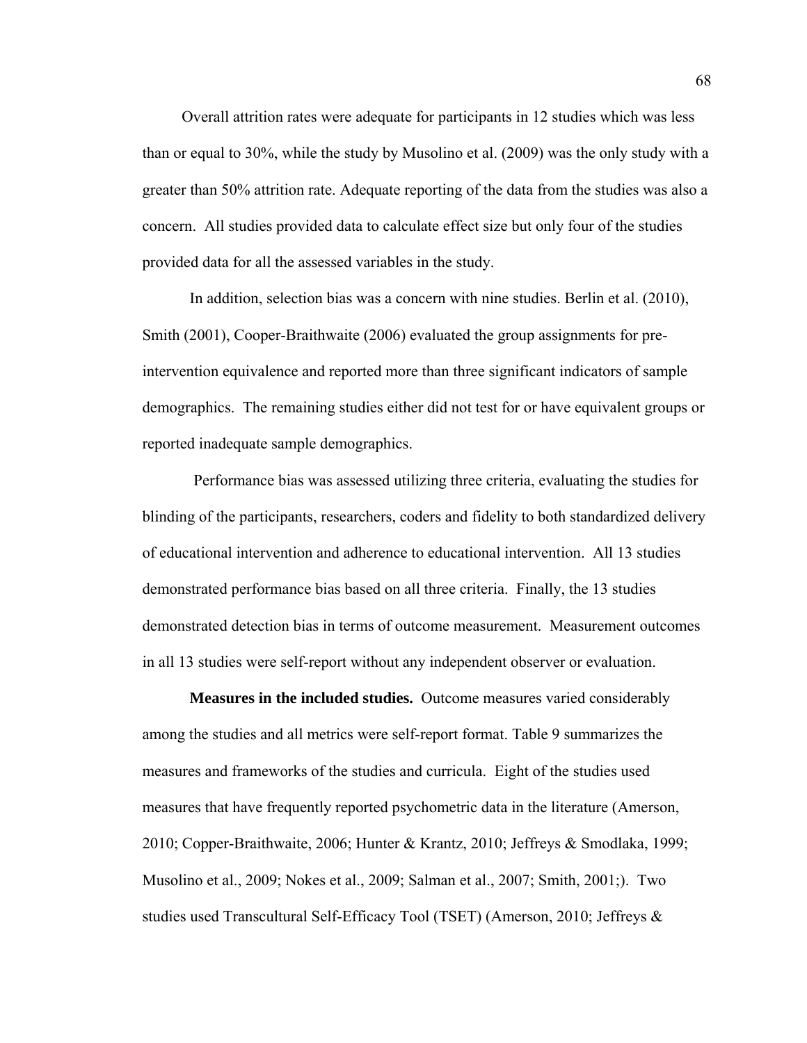Overall attrition rates were adequate for participants in 12 studies which was less than or equal to 30%, while the study by Musolino et al. (2009) was the only study with a greater than 50% attrition rate. Adequate reporting of the data from the studies was also a concern. All studies provided data to calculate effect size but only four of the studies provided data for all the assessed variables in the study.

In addition, selection bias was a concern with nine studies. Berlin et al. (2010), Smith (2001), Cooper-Braithwaite (2006) evaluated the group assignments for pre-intervention equivalence and reported more than three significant indicators of sample demographics. The remaining studies either did not test for or have equivalent groups or reported inadequate sample demographics.

Performance bias was assessed utilizing three criteria, evaluating the studies for blinding of the participants, researchers, coders and fidelity to both standardized delivery of educational intervention and adherence to educational intervention. All 13 studies demonstrated performance bias based on all three criteria. Finally, the 13 studies demonstrated detection bias in terms of outcome measurement. Measurement outcomes in all 13 studies were self-report without any independent observer or evaluation.

**Measures in the included studies.** Outcome measures varied considerably among the studies and all metrics were self-report format. Table 9 summarizes the measures and frameworks of the studies and curricula. Eight of the studies used measures that have frequently reported psychometric data in the literature (Amerson, 2010; Copper-Braithwaite, 2006; Hunter & Krantz, 2010; Jeffreys & Smodlaka, 1999; Musolino et al., 2009; Nokes et al., 2009; Salman et al., 2007; Smith, 2001;). Two studies used Transcultural Self-Efficacy Tool (TSET) (Amerson, 2010; Jeffreys &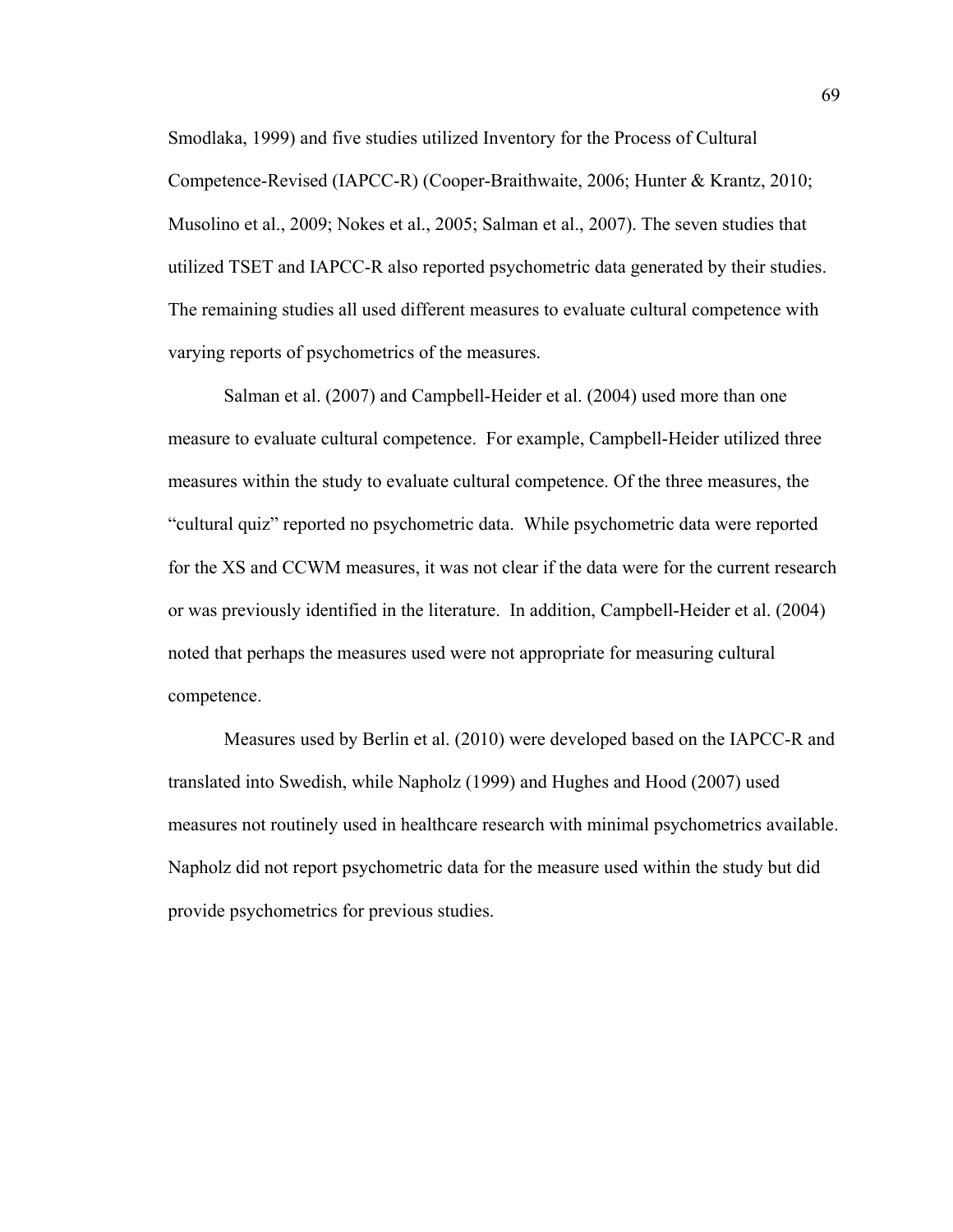Smodlaka, 1999) and five studies utilized Inventory for the Process of Cultural Competence-Revised (IAPCC-R) (Cooper-Braithwaite, 2006; Hunter & Krantz, 2010; Musolino et al., 2009; Nokes et al., 2005; Salman et al., 2007). The seven studies that utilized TSET and IAPCC-R also reported psychometric data generated by their studies. The remaining studies all used different measures to evaluate cultural competence with varying reports of psychometrics of the measures.

Salman et al. (2007) and Campbell-Heider et al. (2004) used more than one measure to evaluate cultural competence. For example, Campbell-Heider utilized three measures within the study to evaluate cultural competence. Of the three measures, the "cultural quiz" reported no psychometric data. While psychometric data were reported for the XS and CCWM measures, it was not clear if the data were for the current research or was previously identified in the literature. In addition, Campbell-Heider et al. (2004) noted that perhaps the measures used were not appropriate for measuring cultural competence.

Measures used by Berlin et al. (2010) were developed based on the IAPCC-R and translated into Swedish, while Napholz (1999) and Hughes and Hood (2007) used measures not routinely used in healthcare research with minimal psychometrics available. Napholz did not report psychometric data for the measure used within the study but did provide psychometrics for previous studies.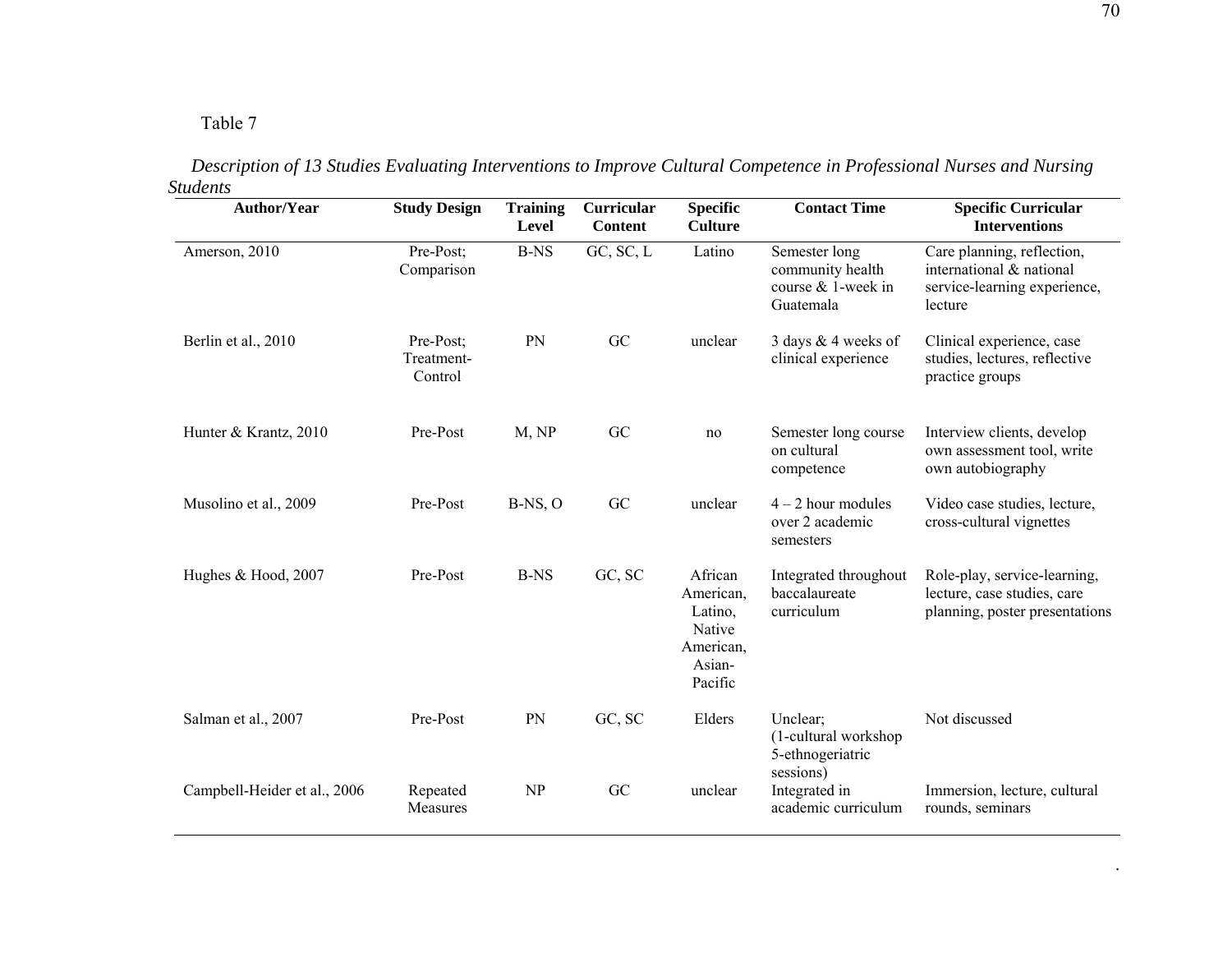Table 7

*Description of 13 Studies Evaluating Interventions to Improve Cultural Competence in Professional Nurses and Nursing Students*

| Author/Year | Study Design | Training Level | Curricular Content | Specific Culture | Contact Time | Specific Curricular Interventions |
|---|---|---|---|---|---|---|
| Amerson, 2010 | Pre-Post; Comparison | B-NS | GC, SC, L | Latino | Semester long community health course & 1-week in Guatemala | Care planning, reflection, international & national service-learning experience, lecture |
| Berlin et al., 2010 | Pre-Post; Treatment-Control | PN | GC | unclear | 3 days & 4 weeks of clinical experience | Clinical experience, case studies, lectures, reflective practice groups |
| Hunter & Krantz, 2010 | Pre-Post | M, NP | GC | no | Semester long course on cultural competence | Interview clients, develop own assessment tool, write own autobiography |
| Musolino et al., 2009 | Pre-Post | B-NS, O | GC | unclear | 4 – 2 hour modules over 2 academic semesters | Video case studies, lecture, cross-cultural vignettes |
| Hughes & Hood, 2007 | Pre-Post | B-NS | GC, SC | African American, Latino, Native American, Asian-Pacific | Integrated throughout baccalaureate curriculum | Role-play, service-learning, lecture, case studies, care planning, poster presentations |
| Salman et al., 2007 | Pre-Post | PN | GC, SC | Elders | Unclear; (1-cultural workshop 5-ethnogeriatric sessions) | Not discussed |
| Campbell-Heider et al., 2006 | Repeated Measures | NP | GC | unclear | Integrated in academic curriculum | Immersion, lecture, cultural rounds, seminars |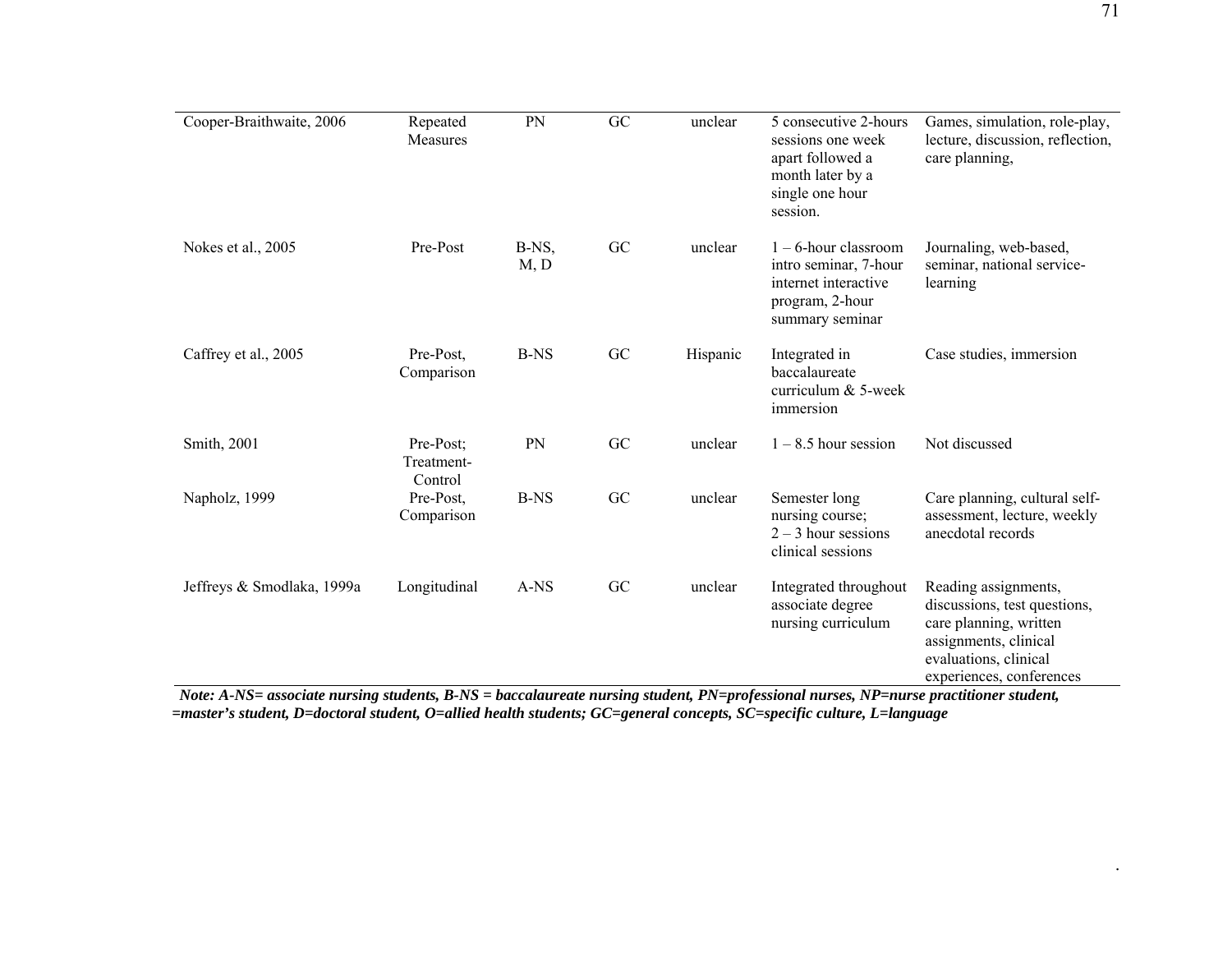| | | | | | | |
|---|---|---|---|---|---|---|
| Cooper-Braithwaite, 2006 | Repeated Measures | PN | GC | unclear | 5 consecutive 2-hours sessions one week apart followed a month later by a single one hour session. | Games, simulation, role-play, lecture, discussion, reflection, care planning, |
| Nokes et al., 2005 | Pre-Post | B-NS, M, D | GC | unclear | 1 – 6-hour classroom intro seminar, 7-hour internet interactive program, 2-hour summary seminar | Journaling, web-based, seminar, national service-learning |
| Caffrey et al., 2005 | Pre-Post, Comparison | B-NS | GC | Hispanic | Integrated in baccalaureate curriculum & 5-week immersion | Case studies, immersion |
| Smith, 2001 | Pre-Post; Treatment-Control | PN | GC | unclear | 1 – 8.5 hour session | Not discussed |
| Napholz, 1999 | Pre-Post, Comparison | B-NS | GC | unclear | Semester long nursing course; 2 – 3 hour sessions clinical sessions | Care planning, cultural self-assessment, lecture, weekly anecdotal records |
| Jeffreys & Smodlaka, 1999a | Longitudinal | A-NS | GC | unclear | Integrated throughout associate degree nursing curriculum | Reading assignments, discussions, test questions, care planning, written assignments, clinical evaluations, clinical experiences, conferences |

***Note: A-NS= associate nursing students, B-NS = baccalaureate nursing student, PN=professional nurses, NP=nurse practitioner student, =master's student, D=doctoral student, O=allied health students; GC=general concepts, SC=specific culture, L=language***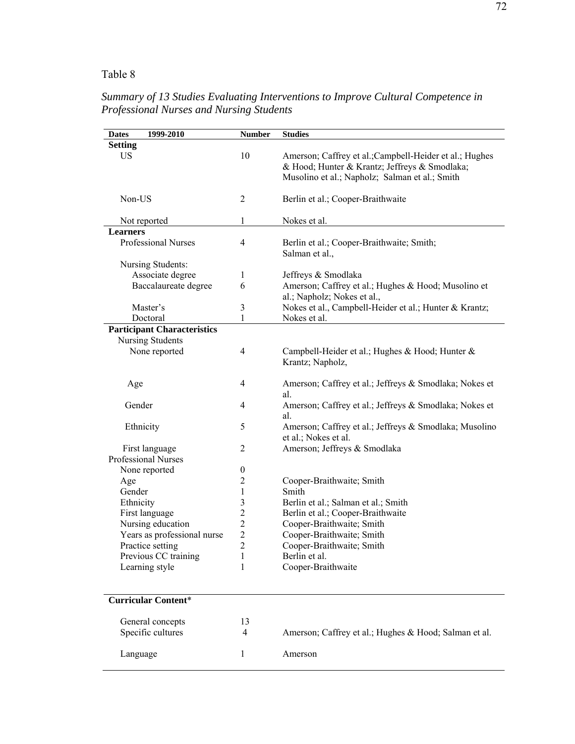Table 8

*Summary of 13 Studies Evaluating Interventions to Improve Cultural Competence in Professional Nurses and Nursing Students*

| Dates 1999-2010 | Number | Studies |
|---|---|---|
| **Setting** | | |
| US | 10 | Amerson; Caffrey et al.;Campbell-Heider et al.; Hughes & Hood; Hunter & Krantz; Jeffreys & Smodlaka; Musolino et al.; Napholz; Salman et al.; Smith |
| Non-US | 2 | Berlin et al.; Cooper-Braithwaite |
| Not reported | 1 | Nokes et al. |
| **Learners** | | |
| Professional Nurses | 4 | Berlin et al.; Cooper-Braithwaite; Smith; Salman et al., |
| Nursing Students: | | |
| Associate degree | 1 | Jeffreys & Smodlaka |
| Baccalaureate degree | 6 | Amerson; Caffrey et al.; Hughes & Hood; Musolino et al.; Napholz; Nokes et al., |
| Master's | 3 | Nokes et al., Campbell-Heider et al.; Hunter & Krantz; |
| Doctoral | 1 | Nokes et al. |
| **Participant Characteristics** | | |
| Nursing Students | | |
| None reported | 4 | Campbell-Heider et al.; Hughes & Hood; Hunter & Krantz; Napholz, |
| Age | 4 | Amerson; Caffrey et al.; Jeffreys & Smodlaka; Nokes et al. |
| Gender | 4 | Amerson; Caffrey et al.; Jeffreys & Smodlaka; Nokes et al. |
| Ethnicity | 5 | Amerson; Caffrey et al.; Jeffreys & Smodlaka; Musolino et al.; Nokes et al. |
| First language | 2 | Amerson; Jeffreys & Smodlaka |
| Professional Nurses | | |
| None reported | 0 | |
| Age | 2 | Cooper-Braithwaite; Smith |
| Gender | 1 | Smith |
| Ethnicity | 3 | Berlin et al.; Salman et al.; Smith |
| First language | 2 | Berlin et al.; Cooper-Braithwaite |
| Nursing education | 2 | Cooper-Braithwaite; Smith |
| Years as professional nurse | 2 | Cooper-Braithwaite; Smith |
| Practice setting | 2 | Cooper-Braithwaite; Smith |
| Previous CC training | 1 | Berlin et al. |
| Learning style | 1 | Cooper-Braithwaite |
| **Curricular Content*** | | |
| General concepts | 13 | |
| Specific cultures | 4 | Amerson; Caffrey et al.; Hughes & Hood; Salman et al. |
| Language | 1 | Amerson |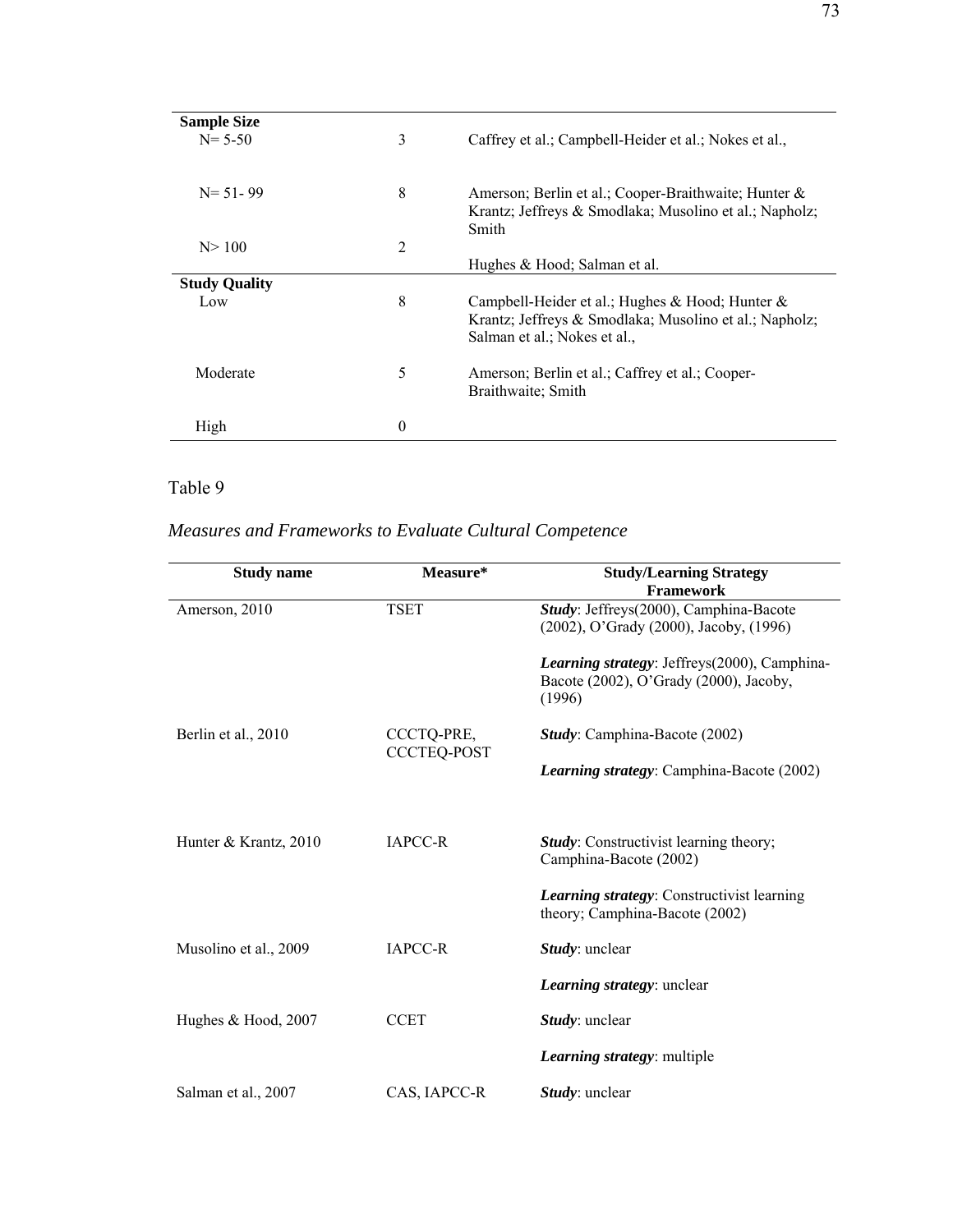| | | |
|---|---|---|
| **Sample Size** | | |
| N= 5-50 | 3 | Caffrey et al.; Campbell-Heider et al.; Nokes et al., |
| N= 51- 99 | 8 | Amerson; Berlin et al.; Cooper-Braithwaite; Hunter & Krantz; Jeffreys & Smodlaka; Musolino et al.; Napholz; Smith |
| N> 100 | 2 | Hughes & Hood; Salman et al. |
| **Study Quality** | | |
| Low | 8 | Campbell-Heider et al.; Hughes & Hood; Hunter & Krantz; Jeffreys & Smodlaka; Musolino et al.; Napholz; Salman et al.; Nokes et al., |
| Moderate | 5 | Amerson; Berlin et al.; Caffrey et al.; Cooper-Braithwaite; Smith |
| High | 0 | |

Table 9

*Measures and Frameworks to Evaluate Cultural Competence*

| Study name | Measure* | Study/Learning Strategy Framework |
|---|---|---|
| Amerson, 2010 | TSET | ***Study***: Jeffreys(2000), Camphina-Bacote (2002), O'Grady (2000), Jacoby, (1996)<br><br>***Learning strategy***: Jeffreys(2000), Camphina-Bacote (2002), O'Grady (2000), Jacoby, (1996) |
| Berlin et al., 2010 | CCCTQ-PRE, CCCTEQ-POST | ***Study***: Camphina-Bacote (2002)<br><br>***Learning strategy***: Camphina-Bacote (2002) |
| Hunter & Krantz, 2010 | IAPCC-R | ***Study***: Constructivist learning theory; Camphina-Bacote (2002)<br><br>***Learning strategy***: Constructivist learning theory; Camphina-Bacote (2002) |
| Musolino et al., 2009 | IAPCC-R | ***Study***: unclear<br><br>***Learning strategy***: unclear |
| Hughes & Hood, 2007 | CCET | ***Study***: unclear<br><br>***Learning strategy***: multiple |
| Salman et al., 2007 | CAS, IAPCC-R | ***Study***: unclear |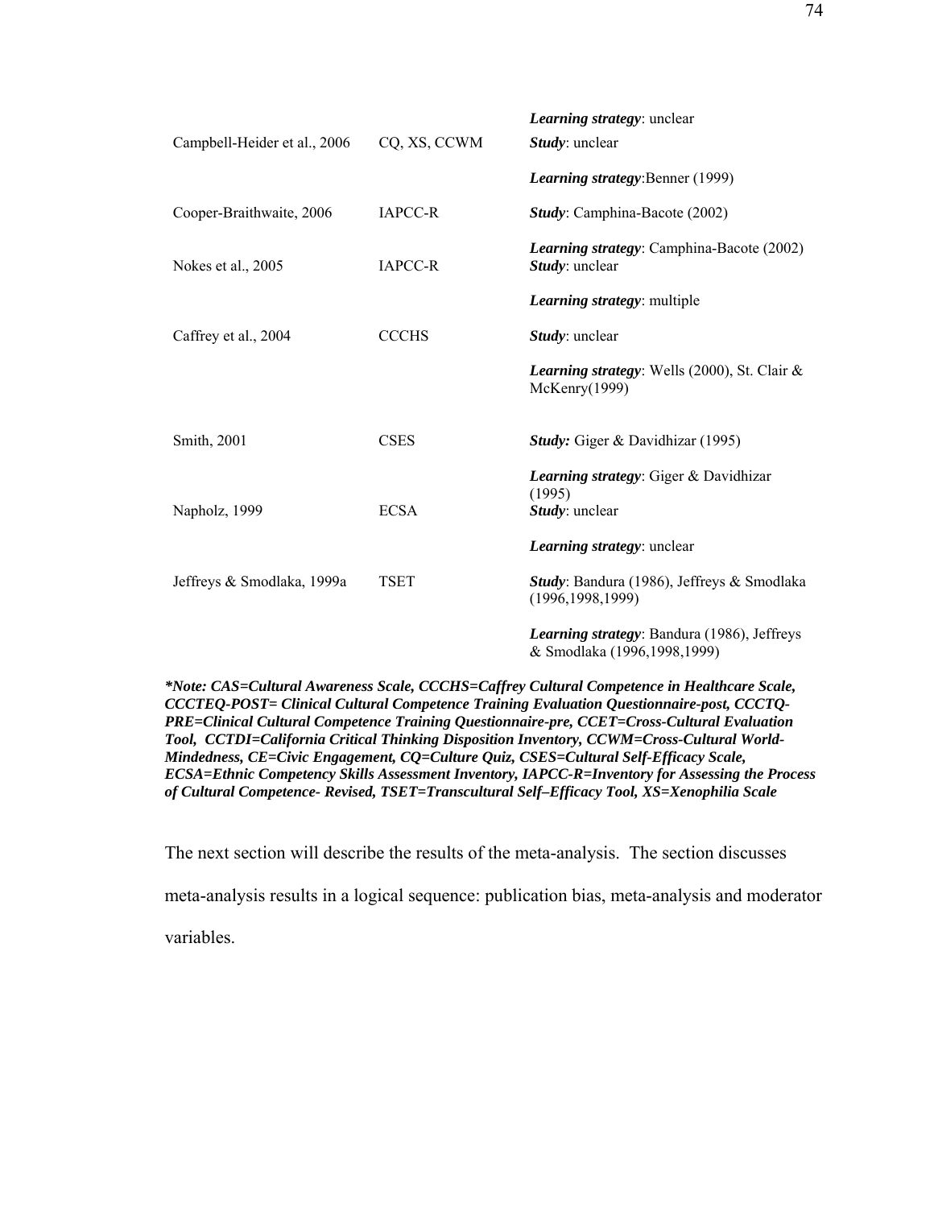| | | |
|---|---|---|
| | | ***Learning strategy***: unclear |
| Campbell-Heider et al., 2006 | CQ, XS, CCWM | ***Study***: unclear<br>***Learning strategy***:Benner (1999) |
| Cooper-Braithwaite, 2006 | IAPCC-R | ***Study***: Camphina-Bacote (2002)<br>***Learning strategy***: Camphina-Bacote (2002) |
| Nokes et al., 2005 | IAPCC-R | ***Study***: unclear<br>***Learning strategy***: multiple |
| Caffrey et al., 2004 | CCCHS | ***Study***: unclear<br>***Learning strategy***: Wells (2000), St. Clair & McKenry(1999) |
| Smith, 2001 | CSES | ***Study:*** Giger & Davidhizar (1995)<br>***Learning strategy***: Giger & Davidhizar (1995) |
| Napholz, 1999 | ECSA | ***Study***: unclear<br>***Learning strategy***: unclear |
| Jeffreys & Smodlaka, 1999a | TSET | ***Study***: Bandura (1986), Jeffreys & Smodlaka (1996,1998,1999)<br>***Learning strategy***: Bandura (1986), Jeffreys & Smodlaka (1996,1998,1999) |

***Note: CAS=Cultural Awareness Scale, CCCHS=Caffrey Cultural Competence in Healthcare Scale, CCCTEQ-POST= Clinical Cultural Competence Training Evaluation Questionnaire-post, CCCTQ-PRE=Clinical Cultural Competence Training Questionnaire-pre, CCET=Cross-Cultural Evaluation Tool, CCTDI=California Critical Thinking Disposition Inventory, CCWM=Cross-Cultural World-Mindedness, CE=Civic Engagement, CQ=Culture Quiz, CSES=Cultural Self-Efficacy Scale, ECSA=Ethnic Competency Skills Assessment Inventory, IAPCC-R=Inventory for Assessing the Process of Cultural Competence- Revised, TSET=Transcultural Self–Efficacy Tool, XS=Xenophilia Scale***

The next section will describe the results of the meta-analysis. The section discusses meta-analysis results in a logical sequence: publication bias, meta-analysis and moderator variables.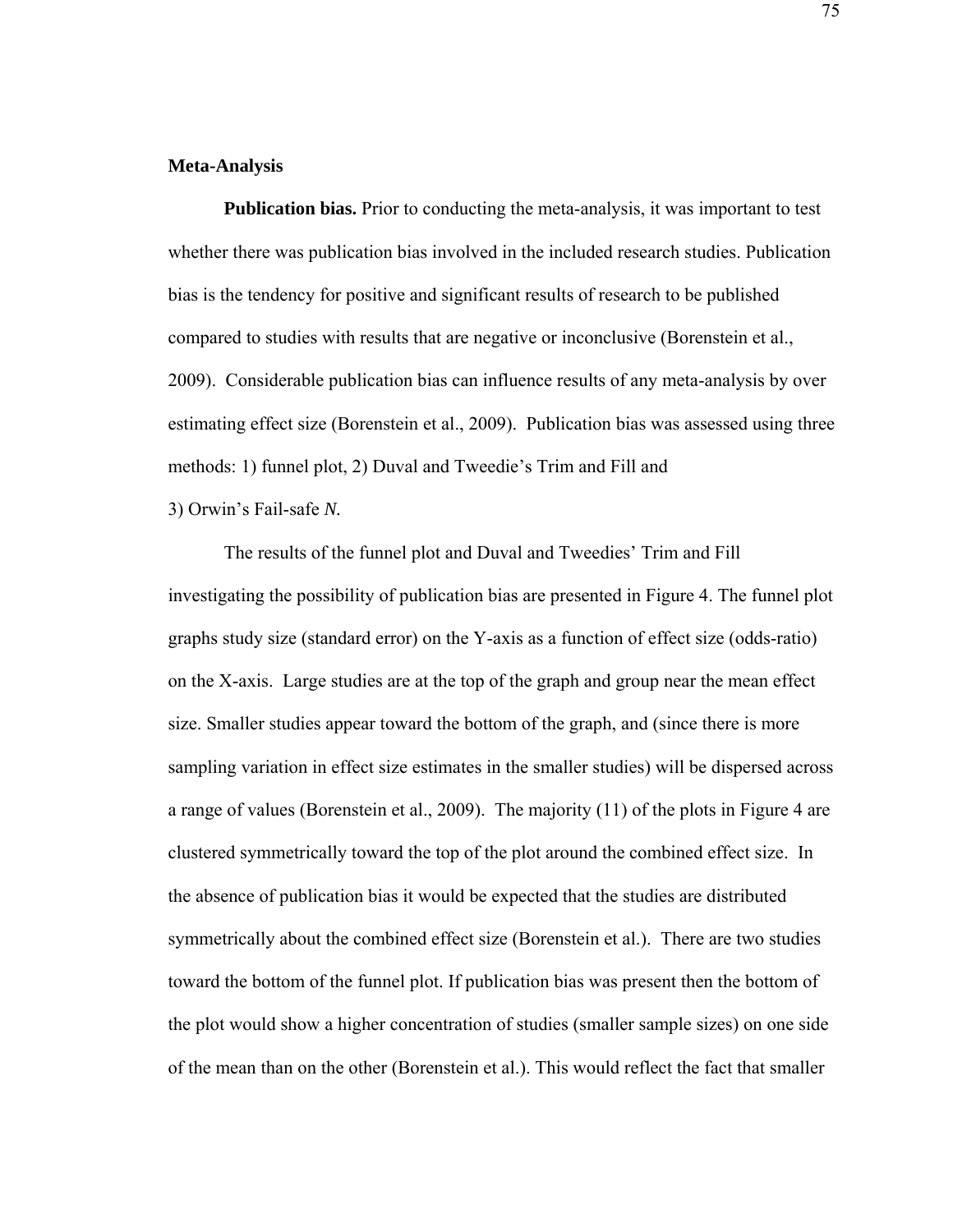## Meta-Analysis

**Publication bias.** Prior to conducting the meta-analysis, it was important to test whether there was publication bias involved in the included research studies. Publication bias is the tendency for positive and significant results of research to be published compared to studies with results that are negative or inconclusive (Borenstein et al., 2009). Considerable publication bias can influence results of any meta-analysis by over estimating effect size (Borenstein et al., 2009). Publication bias was assessed using three methods: 1) funnel plot, 2) Duval and Tweedie's Trim and Fill and 3) Orwin's Fail-safe *N.*

The results of the funnel plot and Duval and Tweedies' Trim and Fill investigating the possibility of publication bias are presented in Figure 4. The funnel plot graphs study size (standard error) on the Y-axis as a function of effect size (odds-ratio) on the X-axis. Large studies are at the top of the graph and group near the mean effect size. Smaller studies appear toward the bottom of the graph, and (since there is more sampling variation in effect size estimates in the smaller studies) will be dispersed across a range of values (Borenstein et al., 2009). The majority (11) of the plots in Figure 4 are clustered symmetrically toward the top of the plot around the combined effect size. In the absence of publication bias it would be expected that the studies are distributed symmetrically about the combined effect size (Borenstein et al.). There are two studies toward the bottom of the funnel plot. If publication bias was present then the bottom of the plot would show a higher concentration of studies (smaller sample sizes) on one side of the mean than on the other (Borenstein et al.). This would reflect the fact that smaller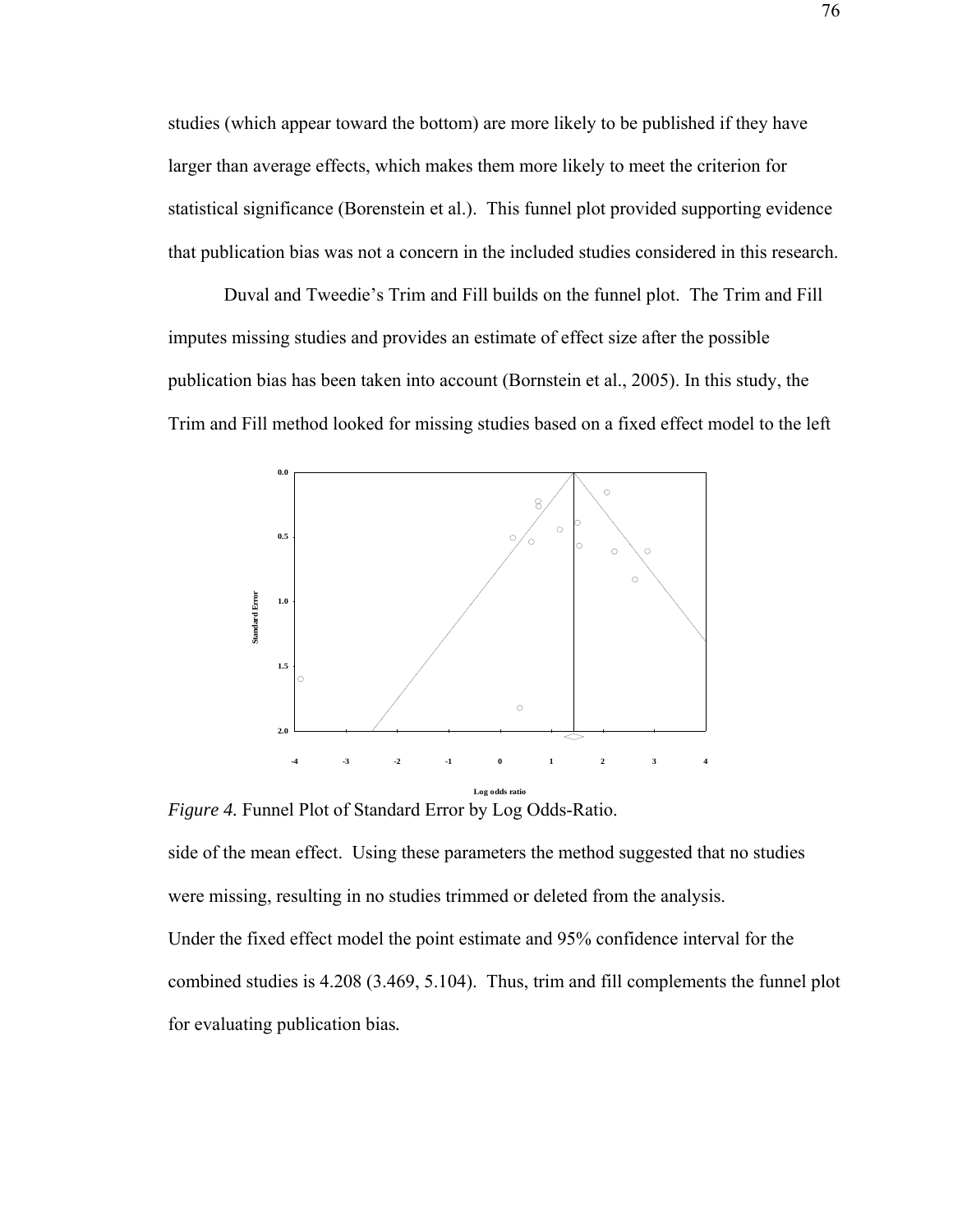studies (which appear toward the bottom) are more likely to be published if they have larger than average effects, which makes them more likely to meet the criterion for statistical significance (Borenstein et al.). This funnel plot provided supporting evidence that publication bias was not a concern in the included studies considered in this research.

Duval and Tweedie's Trim and Fill builds on the funnel plot. The Trim and Fill imputes missing studies and provides an estimate of effect size after the possible publication bias has been taken into account (Bornstein et al., 2005). In this study, the Trim and Fill method looked for missing studies based on a fixed effect model to the left side of the mean effect. Using these parameters the method suggested that no studies were missing, resulting in no studies trimmed or deleted from the analysis.

*Figure 4.* Funnel Plot of Standard Error by Log Odds-Ratio.

Under the fixed effect model the point estimate and 95% confidence interval for the combined studies is 4.208 (3.469, 5.104). Thus, trim and fill complements the funnel plot for evaluating publication bias.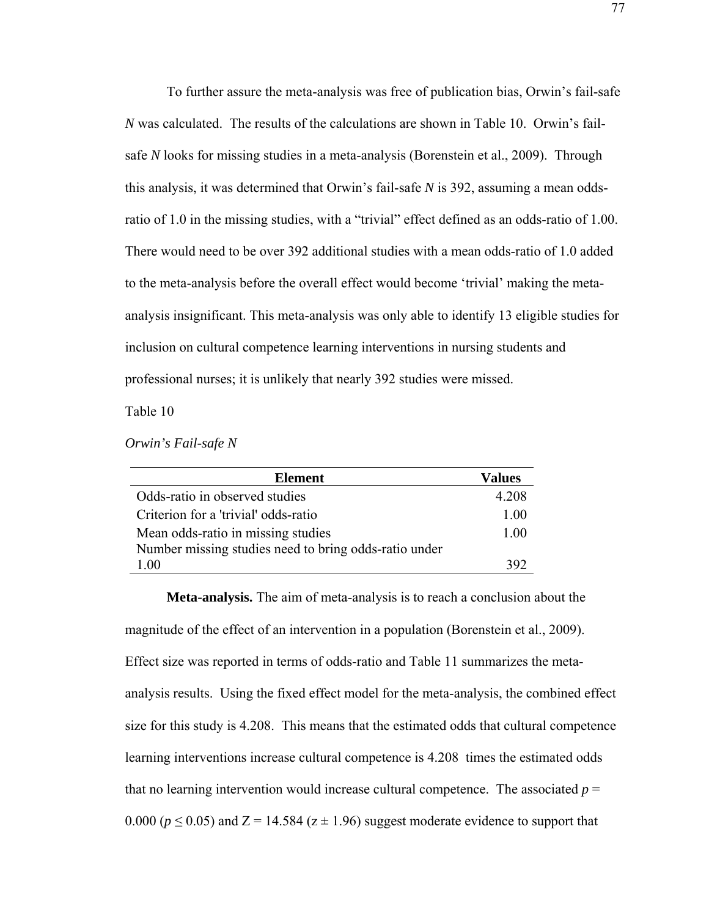To further assure the meta-analysis was free of publication bias, Orwin's fail-safe *N* was calculated. The results of the calculations are shown in Table 10. Orwin's fail-safe *N* looks for missing studies in a meta-analysis (Borenstein et al., 2009). Through this analysis, it was determined that Orwin's fail-safe *N* is 392, assuming a mean odds-ratio of 1.0 in the missing studies, with a "trivial" effect defined as an odds-ratio of 1.00. There would need to be over 392 additional studies with a mean odds-ratio of 1.0 added to the meta-analysis before the overall effect would become 'trivial' making the meta-analysis insignificant. This meta-analysis was only able to identify 13 eligible studies for inclusion on cultural competence learning interventions in nursing students and professional nurses; it is unlikely that nearly 392 studies were missed.

Table 10

*Orwin's Fail-safe N*

| Element | Values |
|---|---|
| Odds-ratio in observed studies | 4.208 |
| Criterion for a 'trivial' odds-ratio | 1.00 |
| Mean odds-ratio in missing studies | 1.00 |
| Number missing studies need to bring odds-ratio under 1.00 | 392 |

**Meta-analysis.** The aim of meta-analysis is to reach a conclusion about the magnitude of the effect of an intervention in a population (Borenstein et al., 2009). Effect size was reported in terms of odds-ratio and Table 11 summarizes the meta-analysis results. Using the fixed effect model for the meta-analysis, the combined effect size for this study is 4.208. This means that the estimated odds that cultural competence learning interventions increase cultural competence is 4.208 times the estimated odds that no learning intervention would increase cultural competence. The associated $p = 0.000$ ($p \leq 0.05$) and $Z = 14.584$ ($z \pm 1.96$) suggest moderate evidence to support that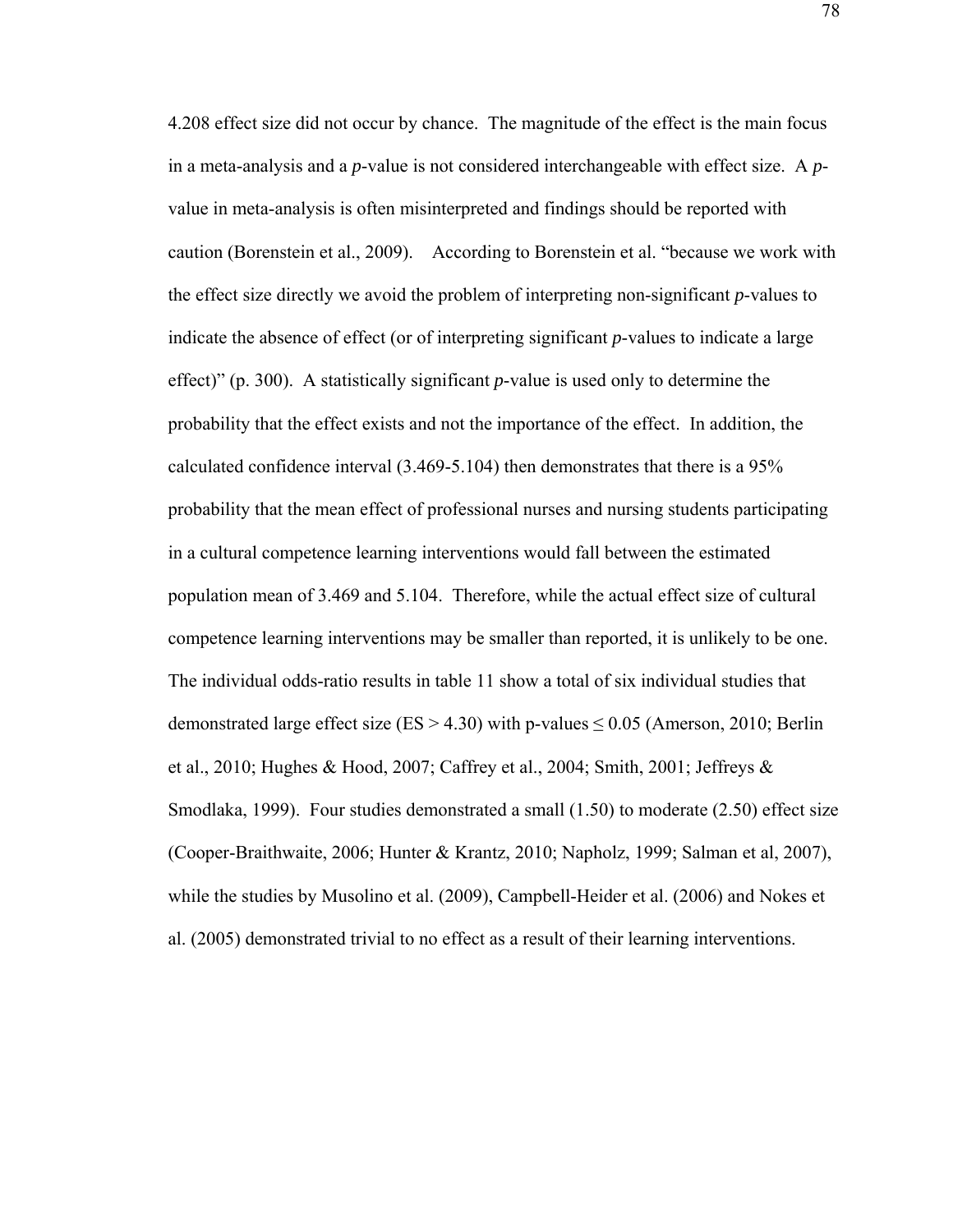4.208 effect size did not occur by chance. The magnitude of the effect is the main focus in a meta-analysis and a *p*-value is not considered interchangeable with effect size. A *p*-value in meta-analysis is often misinterpreted and findings should be reported with caution (Borenstein et al., 2009). According to Borenstein et al. "because we work with the effect size directly we avoid the problem of interpreting non-significant *p*-values to indicate the absence of effect (or of interpreting significant *p*-values to indicate a large effect)" (p. 300). A statistically significant *p*-value is used only to determine the probability that the effect exists and not the importance of the effect. In addition, the calculated confidence interval (3.469-5.104) then demonstrates that there is a 95% probability that the mean effect of professional nurses and nursing students participating in a cultural competence learning interventions would fall between the estimated population mean of 3.469 and 5.104. Therefore, while the actual effect size of cultural competence learning interventions may be smaller than reported, it is unlikely to be one. The individual odds-ratio results in table 11 show a total of six individual studies that demonstrated large effect size (ES > 4.30) with p-values ≤ 0.05 (Amerson, 2010; Berlin et al., 2010; Hughes & Hood, 2007; Caffrey et al., 2004; Smith, 2001; Jeffreys & Smodlaka, 1999). Four studies demonstrated a small (1.50) to moderate (2.50) effect size (Cooper-Braithwaite, 2006; Hunter & Krantz, 2010; Napholz, 1999; Salman et al, 2007), while the studies by Musolino et al. (2009), Campbell-Heider et al. (2006) and Nokes et al. (2005) demonstrated trivial to no effect as a result of their learning interventions.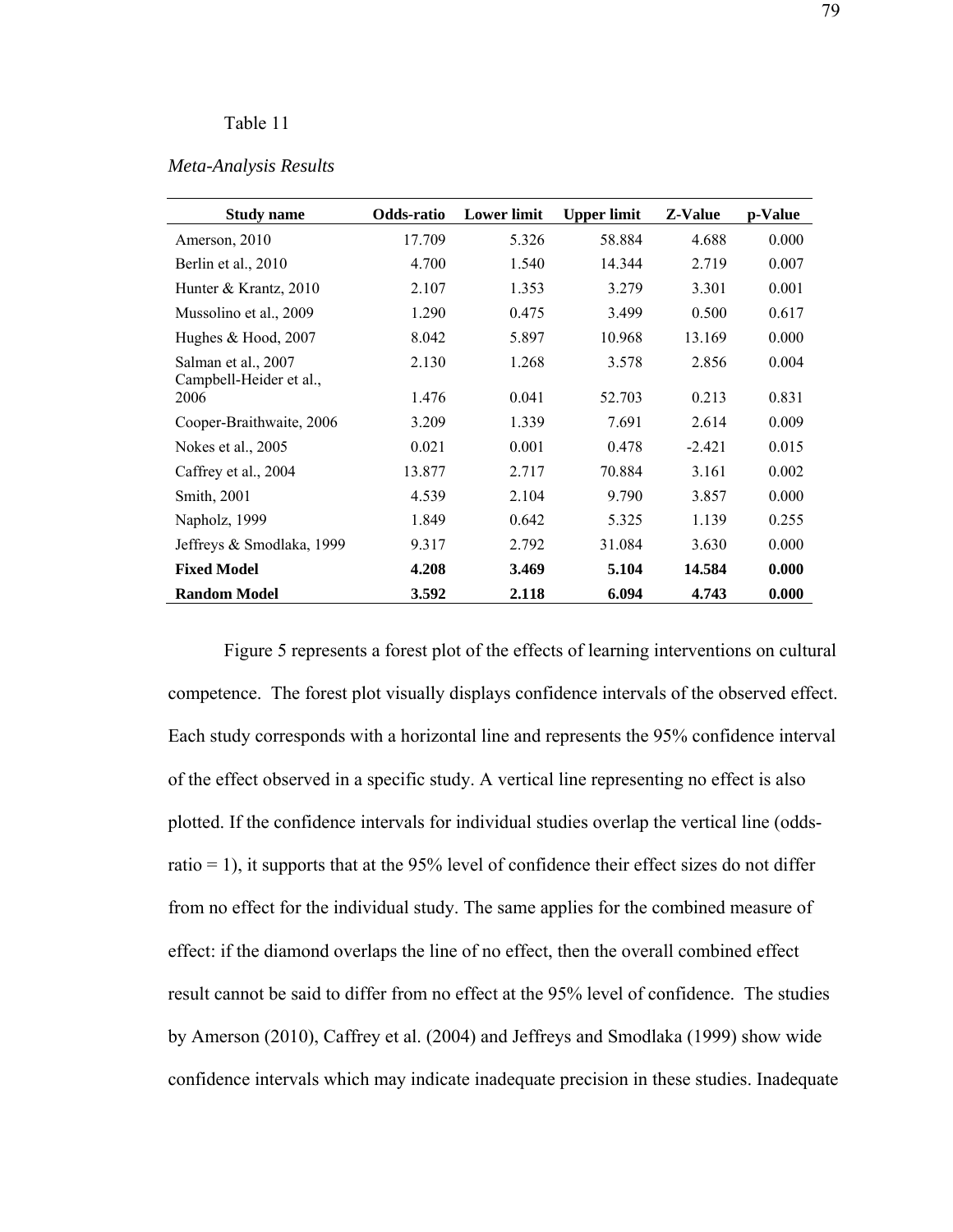Table 11

*Meta-Analysis Results*

| Study name | Odds-ratio | Lower limit | Upper limit | Z-Value | p-Value |
|---|---|---|---|---|---|
| Amerson, 2010 | 17.709 | 5.326 | 58.884 | 4.688 | 0.000 |
| Berlin et al., 2010 | 4.700 | 1.540 | 14.344 | 2.719 | 0.007 |
| Hunter & Krantz, 2010 | 2.107 | 1.353 | 3.279 | 3.301 | 0.001 |
| Mussolino et al., 2009 | 1.290 | 0.475 | 3.499 | 0.500 | 0.617 |
| Hughes & Hood, 2007 | 8.042 | 5.897 | 10.968 | 13.169 | 0.000 |
| Salman et al., 2007 | 2.130 | 1.268 | 3.578 | 2.856 | 0.004 |
| Campbell-Heider et al., 2006 | 1.476 | 0.041 | 52.703 | 0.213 | 0.831 |
| Cooper-Braithwaite, 2006 | 3.209 | 1.339 | 7.691 | 2.614 | 0.009 |
| Nokes et al., 2005 | 0.021 | 0.001 | 0.478 | -2.421 | 0.015 |
| Caffrey et al., 2004 | 13.877 | 2.717 | 70.884 | 3.161 | 0.002 |
| Smith, 2001 | 4.539 | 2.104 | 9.790 | 3.857 | 0.000 |
| Napholz, 1999 | 1.849 | 0.642 | 5.325 | 1.139 | 0.255 |
| Jeffreys & Smodlaka, 1999 | 9.317 | 2.792 | 31.084 | 3.630 | 0.000 |
| **Fixed Model** | **4.208** | **3.469** | **5.104** | **14.584** | **0.000** |
| **Random Model** | **3.592** | **2.118** | **6.094** | **4.743** | **0.000** |

Figure 5 represents a forest plot of the effects of learning interventions on cultural competence. The forest plot visually displays confidence intervals of the observed effect. Each study corresponds with a horizontal line and represents the 95% confidence interval of the effect observed in a specific study. A vertical line representing no effect is also plotted. If the confidence intervals for individual studies overlap the vertical line (odds-ratio = 1), it supports that at the 95% level of confidence their effect sizes do not differ from no effect for the individual study. The same applies for the combined measure of effect: if the diamond overlaps the line of no effect, then the overall combined effect result cannot be said to differ from no effect at the 95% level of confidence. The studies by Amerson (2010), Caffrey et al. (2004) and Jeffreys and Smodlaka (1999) show wide confidence intervals which may indicate inadequate precision in these studies. Inadequate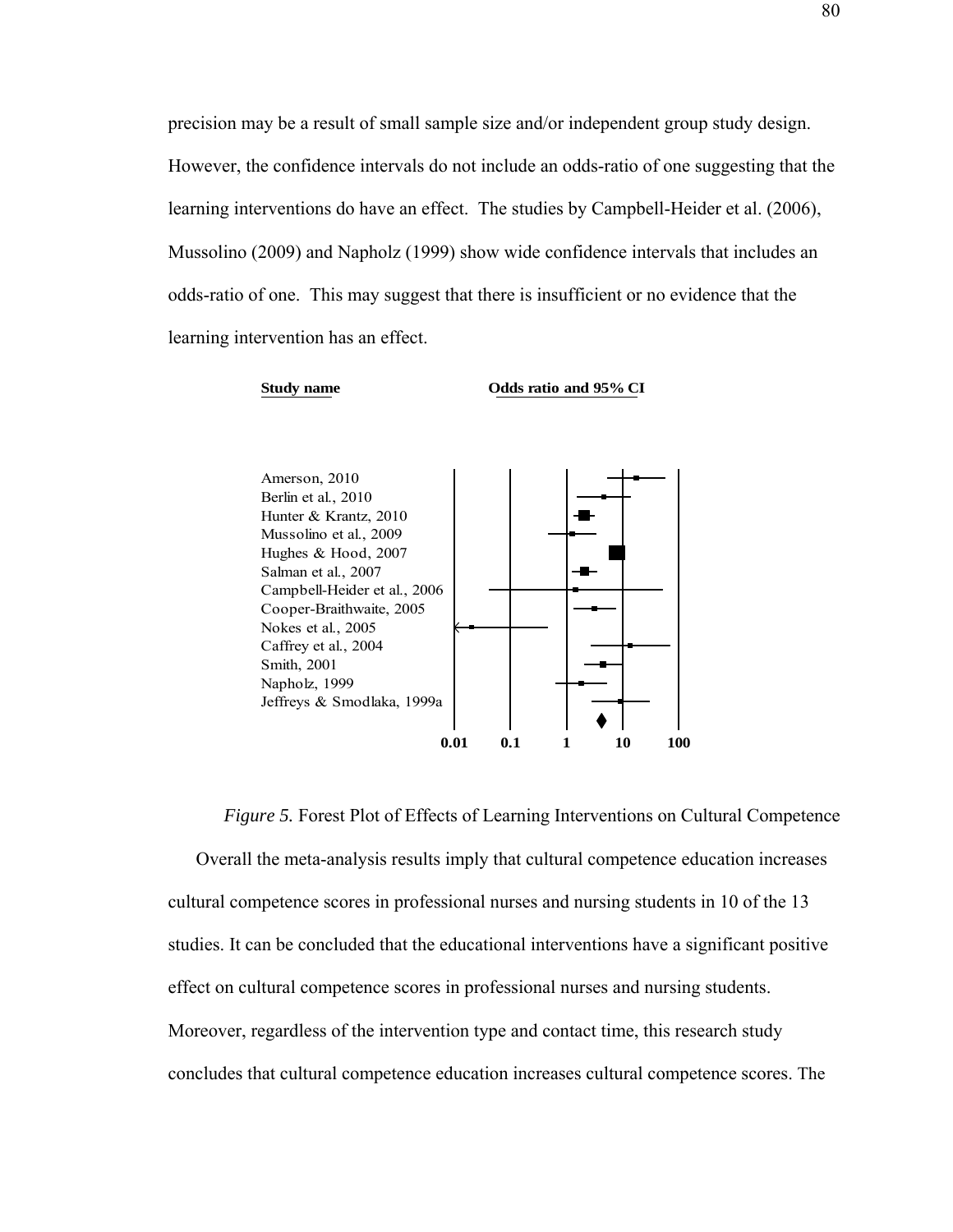precision may be a result of small sample size and/or independent group study design. However, the confidence intervals do not include an odds-ratio of one suggesting that the learning interventions do have an effect. The studies by Campbell-Heider et al. (2006), Mussolino (2009) and Napholz (1999) show wide confidence intervals that includes an odds-ratio of one. This may suggest that there is insufficient or no evidence that the learning intervention has an effect.

*Figure 5.* Forest Plot of Effects of Learning Interventions on Cultural Competence

Overall the meta-analysis results imply that cultural competence education increases cultural competence scores in professional nurses and nursing students in 10 of the 13 studies. It can be concluded that the educational interventions have a significant positive effect on cultural competence scores in professional nurses and nursing students. Moreover, regardless of the intervention type and contact time, this research study concludes that cultural competence education increases cultural competence scores. The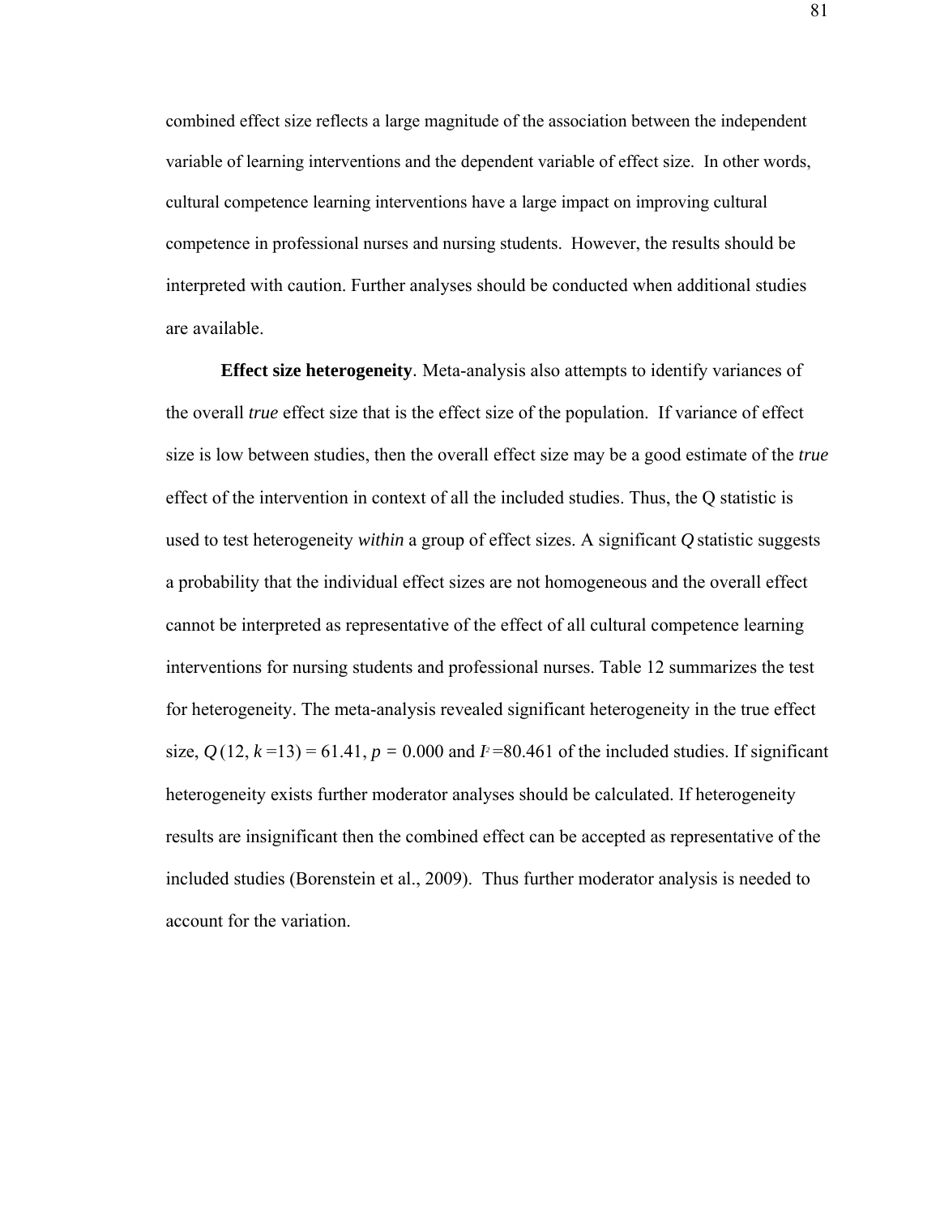combined effect size reflects a large magnitude of the association between the independent variable of learning interventions and the dependent variable of effect size. In other words, cultural competence learning interventions have a large impact on improving cultural competence in professional nurses and nursing students. However, the results should be interpreted with caution. Further analyses should be conducted when additional studies are available.

**Effect size heterogeneity**. Meta-analysis also attempts to identify variances of the overall *true* effect size that is the effect size of the population. If variance of effect size is low between studies, then the overall effect size may be a good estimate of the *true* effect of the intervention in context of all the included studies. Thus, the Q statistic is used to test heterogeneity *within* a group of effect sizes. A significant $Q$ statistic suggests a probability that the individual effect sizes are not homogeneous and the overall effect cannot be interpreted as representative of the effect of all cultural competence learning interventions for nursing students and professional nurses. Table 12 summarizes the test for heterogeneity. The meta-analysis revealed significant heterogeneity in the true effect size, $Q(12, k = 13) = 61.41$, $p = 0.000$ and $I^2 = 80.461$ of the included studies. If significant heterogeneity exists further moderator analyses should be calculated. If heterogeneity results are insignificant then the combined effect can be accepted as representative of the included studies (Borenstein et al., 2009). Thus further moderator analysis is needed to account for the variation.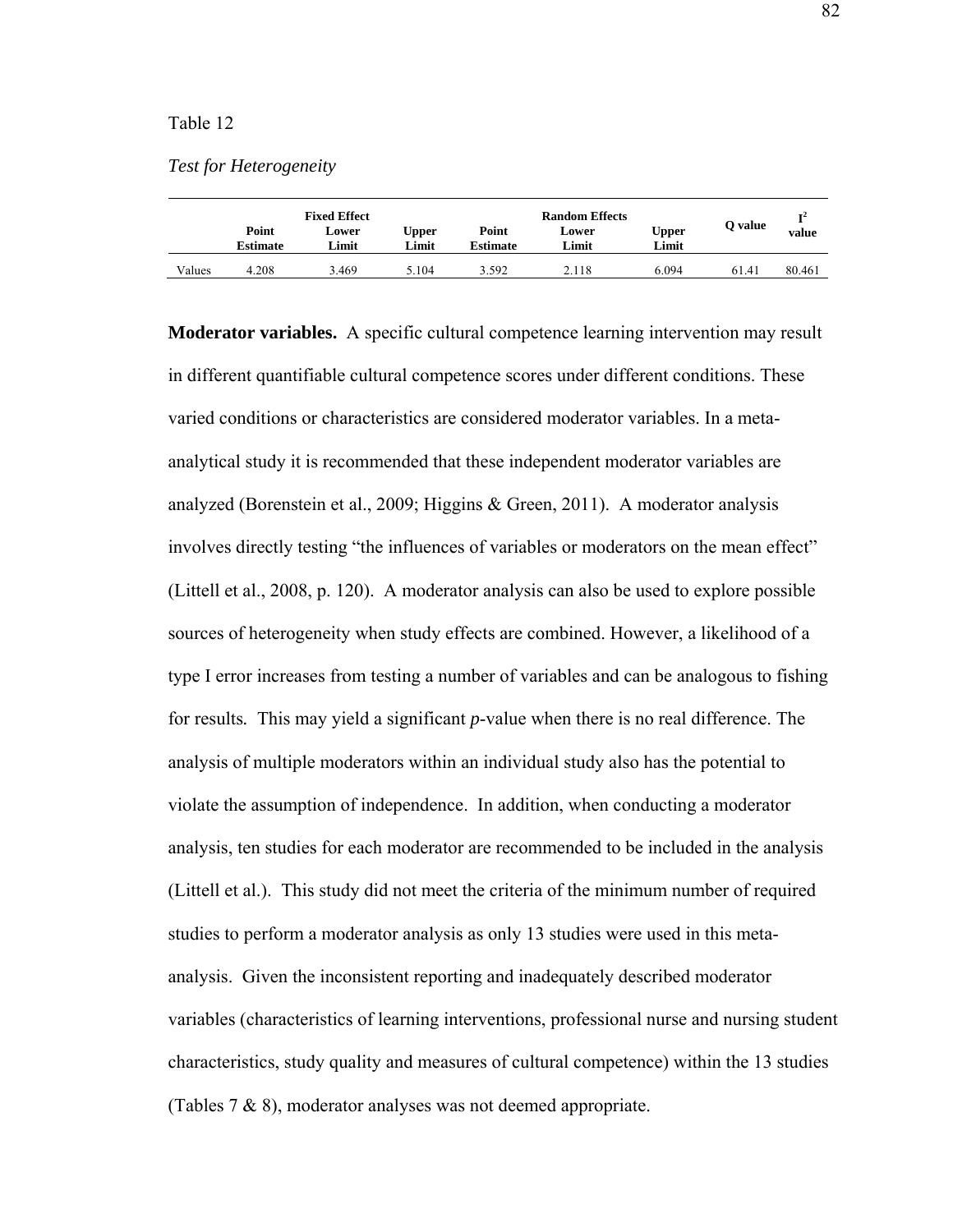Table 12

*Test for Heterogeneity*

| | Fixed Effect | | | Random Effects | | | Q value | $I^2$ value |
|---|---|---|---|---|---|---|---|---|
| | Point Estimate | Lower Limit | Upper Limit | Point Estimate | Lower Limit | Upper Limit | | |
| Values | 4.208 | 3.469 | 5.104 | 3.592 | 2.118 | 6.094 | 61.41 | 80.461 |

**Moderator variables.** A specific cultural competence learning intervention may result in different quantifiable cultural competence scores under different conditions. These varied conditions or characteristics are considered moderator variables. In a meta-analytical study it is recommended that these independent moderator variables are analyzed (Borenstein et al., 2009; Higgins & Green, 2011). A moderator analysis involves directly testing "the influences of variables or moderators on the mean effect" (Littell et al., 2008, p. 120). A moderator analysis can also be used to explore possible sources of heterogeneity when study effects are combined. However, a likelihood of a type I error increases from testing a number of variables and can be analogous to fishing for results. This may yield a significant *p*-value when there is no real difference. The analysis of multiple moderators within an individual study also has the potential to violate the assumption of independence. In addition, when conducting a moderator analysis, ten studies for each moderator are recommended to be included in the analysis (Littell et al.). This study did not meet the criteria of the minimum number of required studies to perform a moderator analysis as only 13 studies were used in this meta-analysis. Given the inconsistent reporting and inadequately described moderator variables (characteristics of learning interventions, professional nurse and nursing student characteristics, study quality and measures of cultural competence) within the 13 studies (Tables 7 & 8), moderator analyses was not deemed appropriate.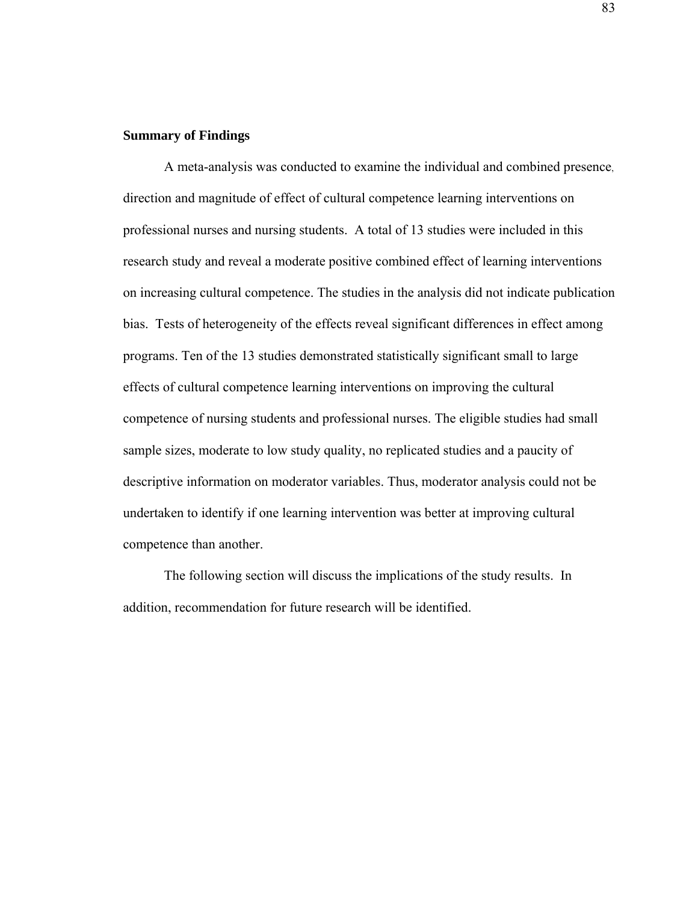## Summary of Findings

A meta-analysis was conducted to examine the individual and combined presence, direction and magnitude of effect of cultural competence learning interventions on professional nurses and nursing students. A total of 13 studies were included in this research study and reveal a moderate positive combined effect of learning interventions on increasing cultural competence. The studies in the analysis did not indicate publication bias. Tests of heterogeneity of the effects reveal significant differences in effect among programs. Ten of the 13 studies demonstrated statistically significant small to large effects of cultural competence learning interventions on improving the cultural competence of nursing students and professional nurses. The eligible studies had small sample sizes, moderate to low study quality, no replicated studies and a paucity of descriptive information on moderator variables. Thus, moderator analysis could not be undertaken to identify if one learning intervention was better at improving cultural competence than another.

The following section will discuss the implications of the study results. In addition, recommendation for future research will be identified.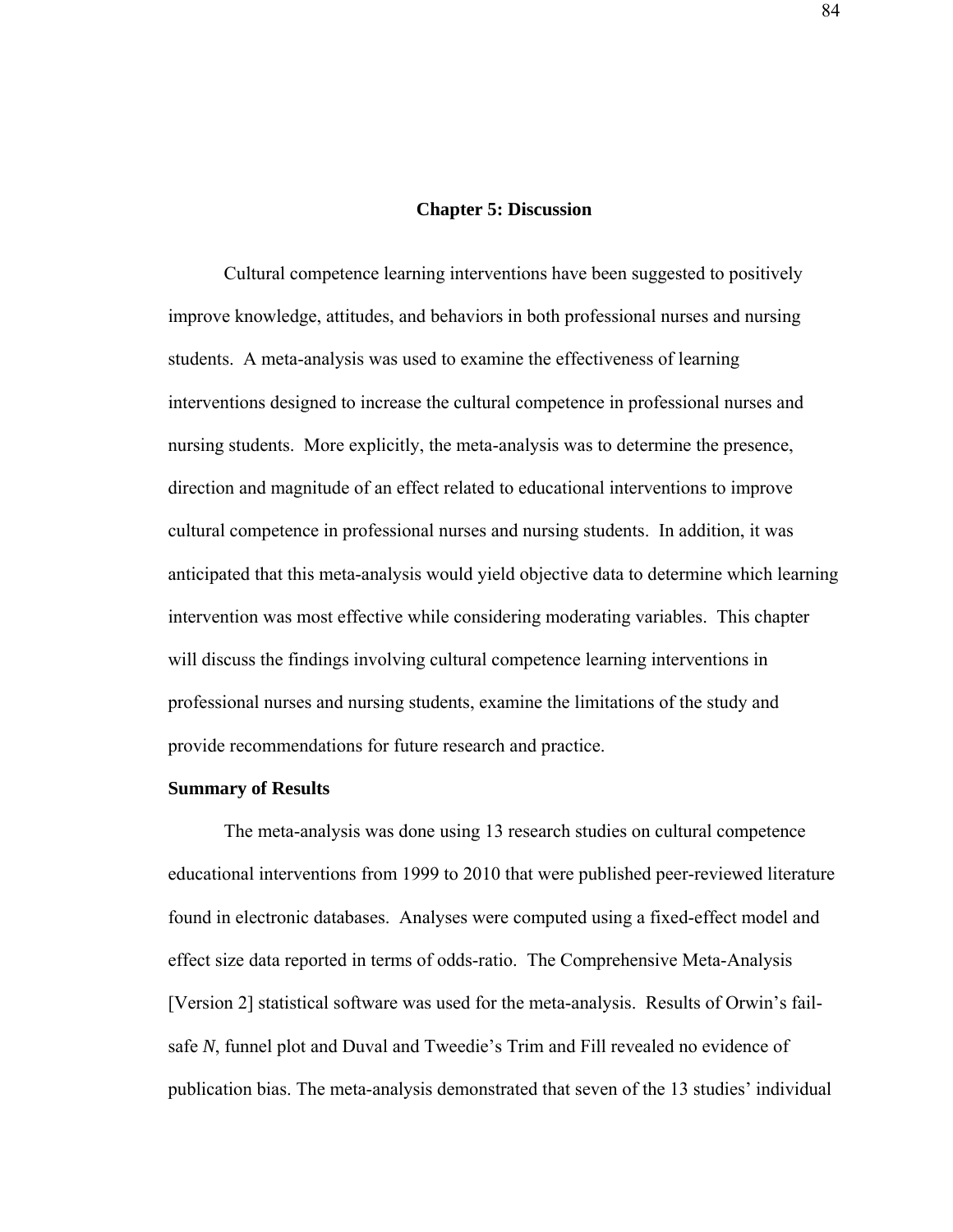# Chapter 5: Discussion

Cultural competence learning interventions have been suggested to positively improve knowledge, attitudes, and behaviors in both professional nurses and nursing students. A meta-analysis was used to examine the effectiveness of learning interventions designed to increase the cultural competence in professional nurses and nursing students. More explicitly, the meta-analysis was to determine the presence, direction and magnitude of an effect related to educational interventions to improve cultural competence in professional nurses and nursing students. In addition, it was anticipated that this meta-analysis would yield objective data to determine which learning intervention was most effective while considering moderating variables. This chapter will discuss the findings involving cultural competence learning interventions in professional nurses and nursing students, examine the limitations of the study and provide recommendations for future research and practice.

## Summary of Results

The meta-analysis was done using 13 research studies on cultural competence educational interventions from 1999 to 2010 that were published peer-reviewed literature found in electronic databases. Analyses were computed using a fixed-effect model and effect size data reported in terms of odds-ratio. The Comprehensive Meta-Analysis [Version 2] statistical software was used for the meta-analysis. Results of Orwin's fail-safe *N*, funnel plot and Duval and Tweedie's Trim and Fill revealed no evidence of publication bias. The meta-analysis demonstrated that seven of the 13 studies' individual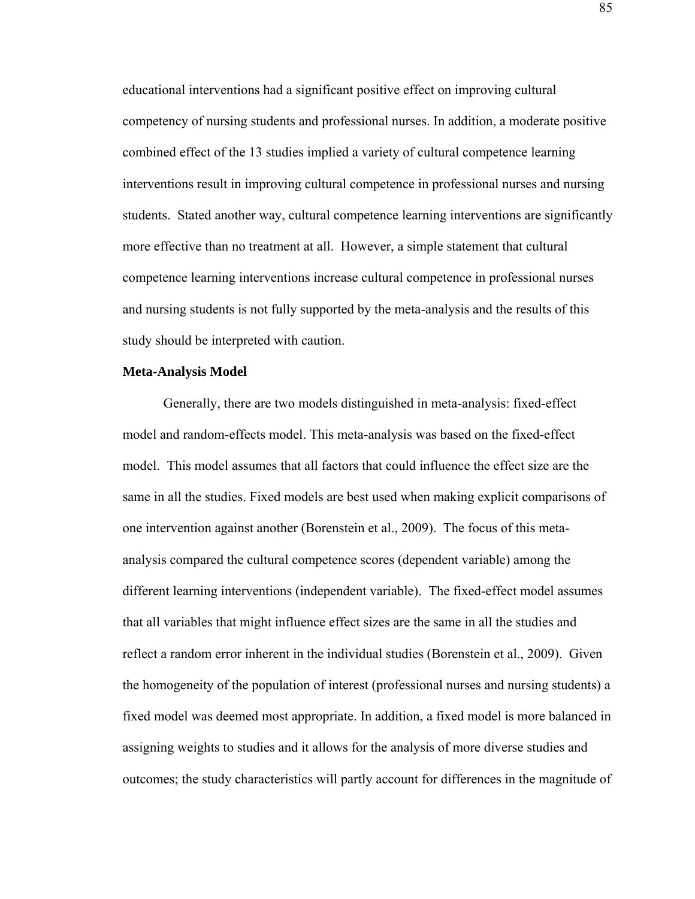educational interventions had a significant positive effect on improving cultural competency of nursing students and professional nurses. In addition, a moderate positive combined effect of the 13 studies implied a variety of cultural competence learning interventions result in improving cultural competence in professional nurses and nursing students. Stated another way, cultural competence learning interventions are significantly more effective than no treatment at all. However, a simple statement that cultural competence learning interventions increase cultural competence in professional nurses and nursing students is not fully supported by the meta-analysis and the results of this study should be interpreted with caution.

**Meta-Analysis Model**

Generally, there are two models distinguished in meta-analysis: fixed-effect model and random-effects model. This meta-analysis was based on the fixed-effect model. This model assumes that all factors that could influence the effect size are the same in all the studies. Fixed models are best used when making explicit comparisons of one intervention against another (Borenstein et al., 2009). The focus of this meta-analysis compared the cultural competence scores (dependent variable) among the different learning interventions (independent variable). The fixed-effect model assumes that all variables that might influence effect sizes are the same in all the studies and reflect a random error inherent in the individual studies (Borenstein et al., 2009). Given the homogeneity of the population of interest (professional nurses and nursing students) a fixed model was deemed most appropriate. In addition, a fixed model is more balanced in assigning weights to studies and it allows for the analysis of more diverse studies and outcomes; the study characteristics will partly account for differences in the magnitude of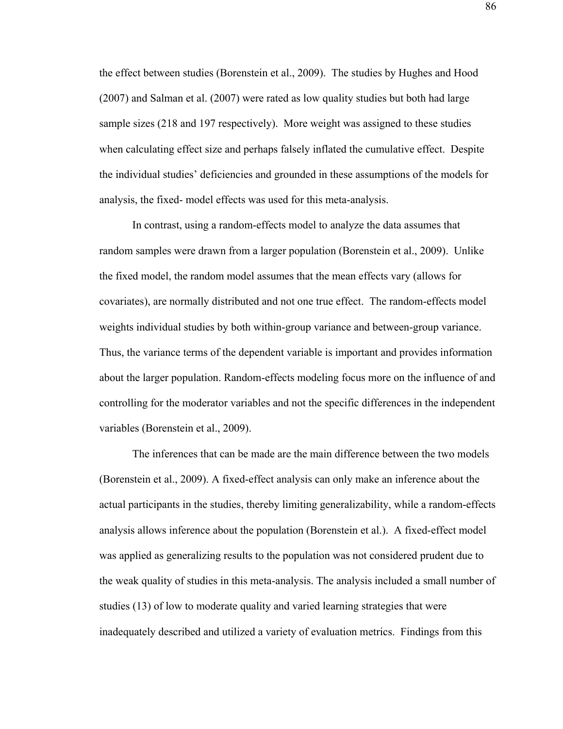the effect between studies (Borenstein et al., 2009). The studies by Hughes and Hood (2007) and Salman et al. (2007) were rated as low quality studies but both had large sample sizes (218 and 197 respectively). More weight was assigned to these studies when calculating effect size and perhaps falsely inflated the cumulative effect. Despite the individual studies' deficiencies and grounded in these assumptions of the models for analysis, the fixed- model effects was used for this meta-analysis.

In contrast, using a random-effects model to analyze the data assumes that random samples were drawn from a larger population (Borenstein et al., 2009). Unlike the fixed model, the random model assumes that the mean effects vary (allows for covariates), are normally distributed and not one true effect. The random-effects model weights individual studies by both within-group variance and between-group variance. Thus, the variance terms of the dependent variable is important and provides information about the larger population. Random-effects modeling focus more on the influence of and controlling for the moderator variables and not the specific differences in the independent variables (Borenstein et al., 2009).

The inferences that can be made are the main difference between the two models (Borenstein et al., 2009). A fixed-effect analysis can only make an inference about the actual participants in the studies, thereby limiting generalizability, while a random-effects analysis allows inference about the population (Borenstein et al.). A fixed-effect model was applied as generalizing results to the population was not considered prudent due to the weak quality of studies in this meta-analysis. The analysis included a small number of studies (13) of low to moderate quality and varied learning strategies that were inadequately described and utilized a variety of evaluation metrics. Findings from this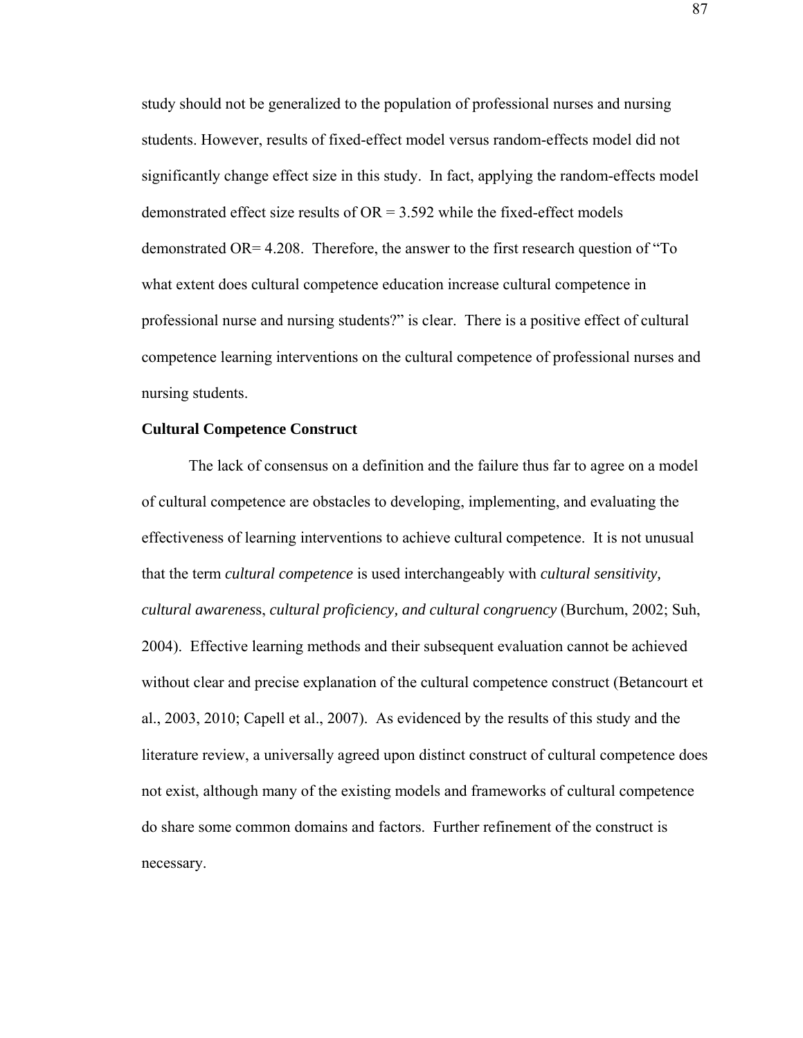study should not be generalized to the population of professional nurses and nursing students. However, results of fixed-effect model versus random-effects model did not significantly change effect size in this study. In fact, applying the random-effects model demonstrated effect size results of OR = 3.592 while the fixed-effect models demonstrated OR= 4.208. Therefore, the answer to the first research question of "To what extent does cultural competence education increase cultural competence in professional nurse and nursing students?" is clear. There is a positive effect of cultural competence learning interventions on the cultural competence of professional nurses and nursing students.

**Cultural Competence Construct**

The lack of consensus on a definition and the failure thus far to agree on a model of cultural competence are obstacles to developing, implementing, and evaluating the effectiveness of learning interventions to achieve cultural competence. It is not unusual that the term *cultural competence* is used interchangeably with *cultural sensitivity, cultural awareness*, *cultural proficiency, and cultural congruency* (Burchum, 2002; Suh, 2004). Effective learning methods and their subsequent evaluation cannot be achieved without clear and precise explanation of the cultural competence construct (Betancourt et al., 2003, 2010; Capell et al., 2007). As evidenced by the results of this study and the literature review, a universally agreed upon distinct construct of cultural competence does not exist, although many of the existing models and frameworks of cultural competence do share some common domains and factors. Further refinement of the construct is necessary.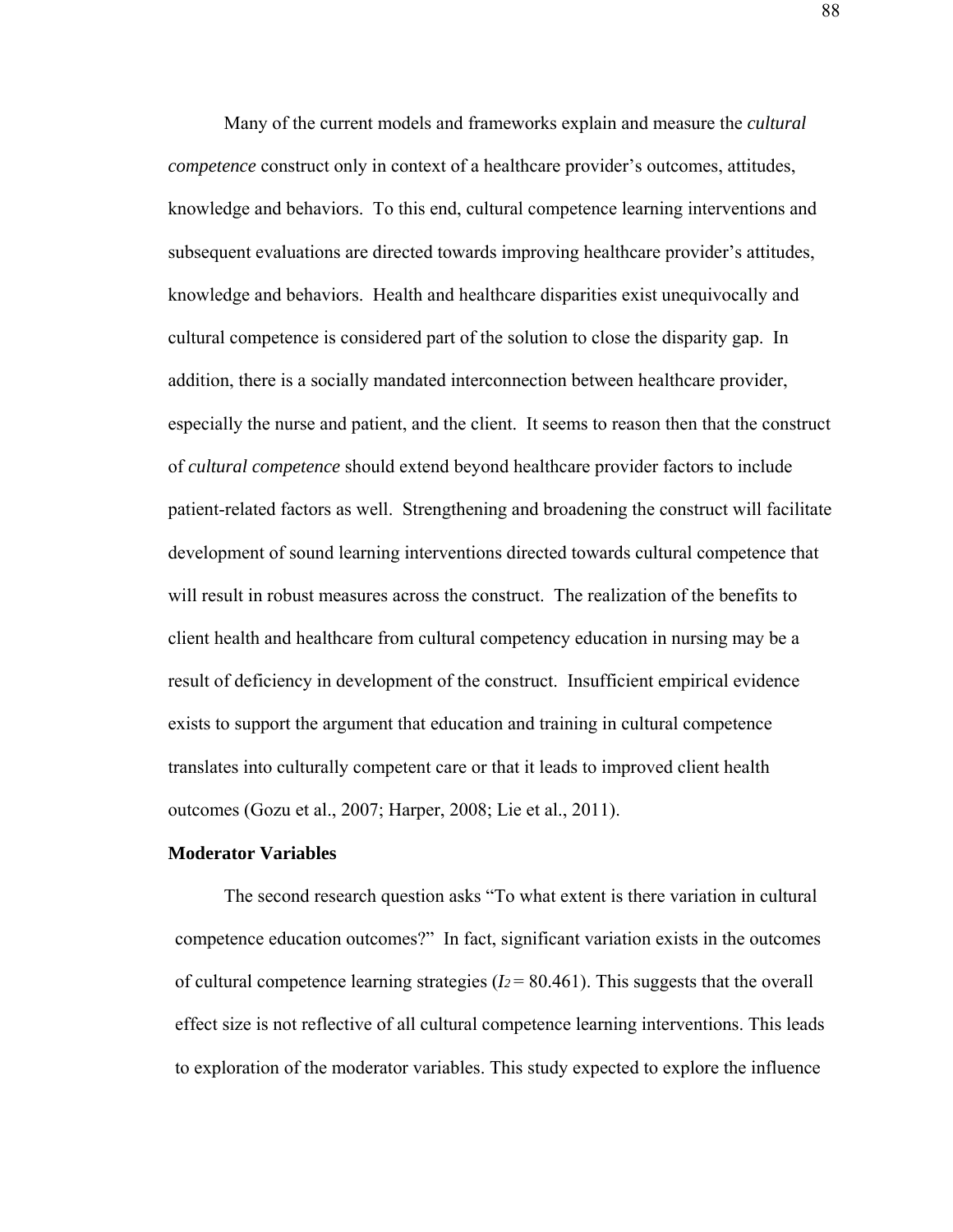Many of the current models and frameworks explain and measure the *cultural competence* construct only in context of a healthcare provider's outcomes, attitudes, knowledge and behaviors. To this end, cultural competence learning interventions and subsequent evaluations are directed towards improving healthcare provider's attitudes, knowledge and behaviors. Health and healthcare disparities exist unequivocally and cultural competence is considered part of the solution to close the disparity gap. In addition, there is a socially mandated interconnection between healthcare provider, especially the nurse and patient, and the client. It seems to reason then that the construct of *cultural competence* should extend beyond healthcare provider factors to include patient-related factors as well. Strengthening and broadening the construct will facilitate development of sound learning interventions directed towards cultural competence that will result in robust measures across the construct. The realization of the benefits to client health and healthcare from cultural competency education in nursing may be a result of deficiency in development of the construct. Insufficient empirical evidence exists to support the argument that education and training in cultural competence translates into culturally competent care or that it leads to improved client health outcomes (Gozu et al., 2007; Harper, 2008; Lie et al., 2011).

**Moderator Variables**

The second research question asks "To what extent is there variation in cultural competence education outcomes?" In fact, significant variation exists in the outcomes of cultural competence learning strategies ($I_2 = 80.461$). This suggests that the overall effect size is not reflective of all cultural competence learning interventions. This leads to exploration of the moderator variables. This study expected to explore the influence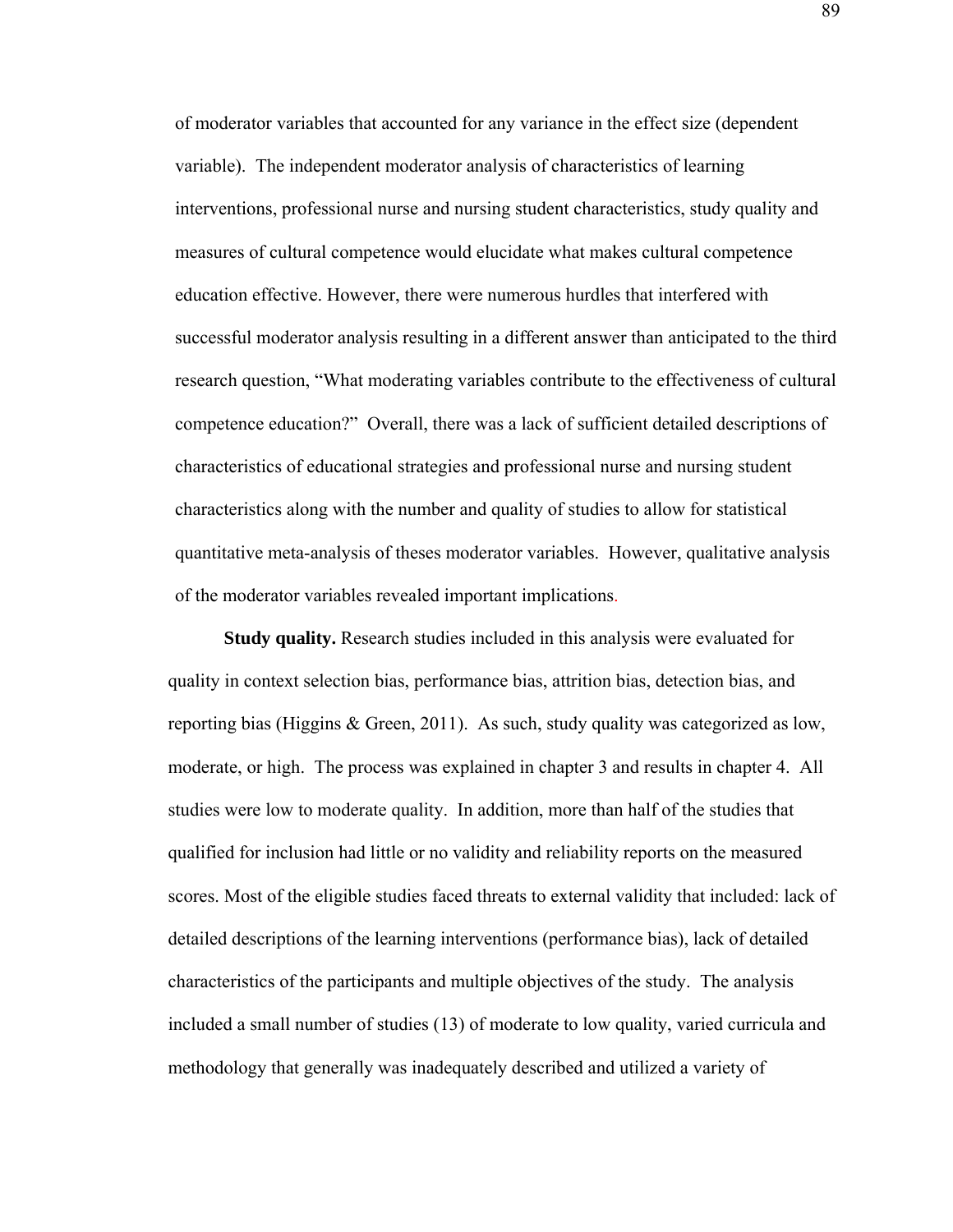of moderator variables that accounted for any variance in the effect size (dependent variable). The independent moderator analysis of characteristics of learning interventions, professional nurse and nursing student characteristics, study quality and measures of cultural competence would elucidate what makes cultural competence education effective. However, there were numerous hurdles that interfered with successful moderator analysis resulting in a different answer than anticipated to the third research question, "What moderating variables contribute to the effectiveness of cultural competence education?" Overall, there was a lack of sufficient detailed descriptions of characteristics of educational strategies and professional nurse and nursing student characteristics along with the number and quality of studies to allow for statistical quantitative meta-analysis of theses moderator variables. However, qualitative analysis of the moderator variables revealed important implications.

**Study quality.** Research studies included in this analysis were evaluated for quality in context selection bias, performance bias, attrition bias, detection bias, and reporting bias (Higgins & Green, 2011). As such, study quality was categorized as low, moderate, or high. The process was explained in chapter 3 and results in chapter 4. All studies were low to moderate quality. In addition, more than half of the studies that qualified for inclusion had little or no validity and reliability reports on the measured scores. Most of the eligible studies faced threats to external validity that included: lack of detailed descriptions of the learning interventions (performance bias), lack of detailed characteristics of the participants and multiple objectives of the study. The analysis included a small number of studies (13) of moderate to low quality, varied curricula and methodology that generally was inadequately described and utilized a variety of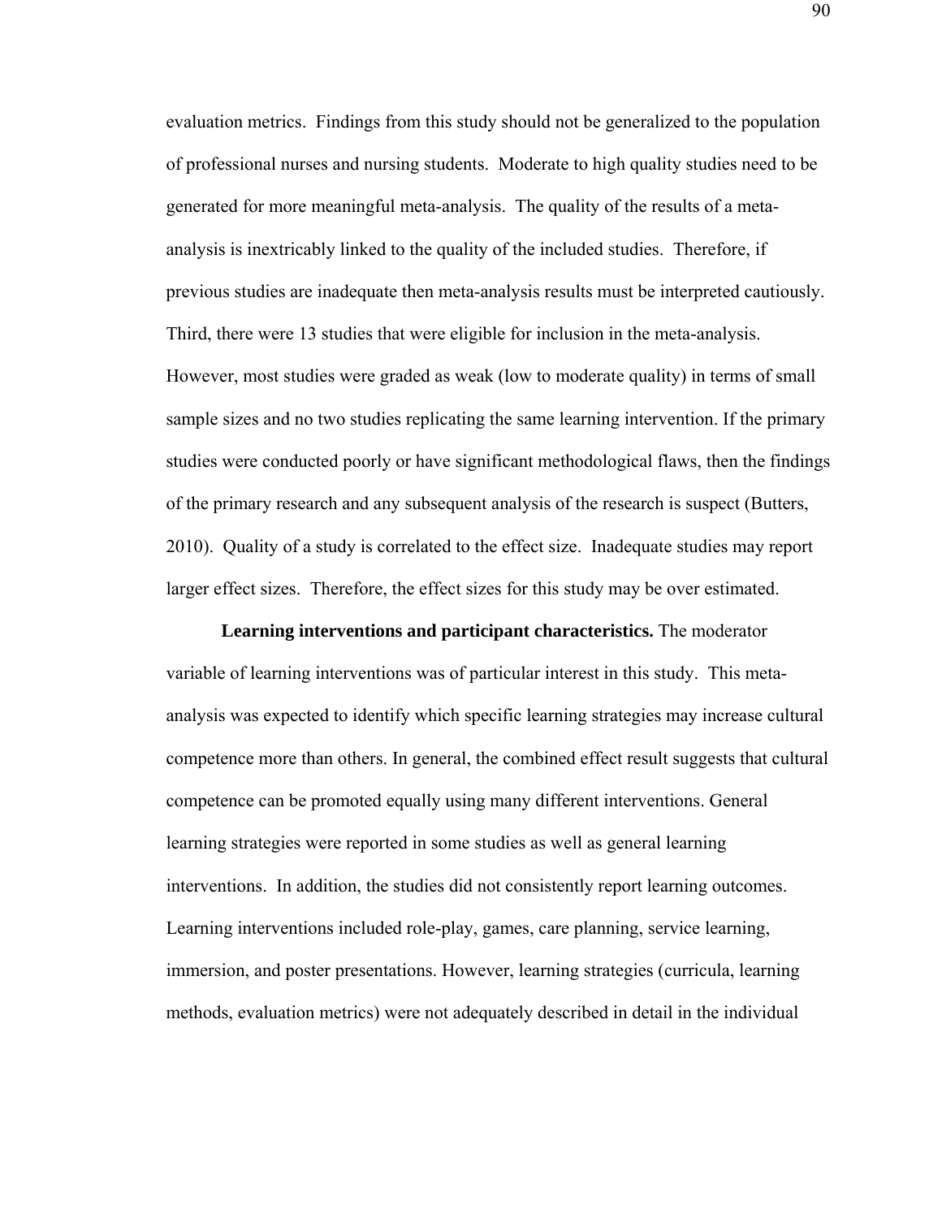evaluation metrics. Findings from this study should not be generalized to the population of professional nurses and nursing students. Moderate to high quality studies need to be generated for more meaningful meta-analysis. The quality of the results of a meta-analysis is inextricably linked to the quality of the included studies. Therefore, if previous studies are inadequate then meta-analysis results must be interpreted cautiously. Third, there were 13 studies that were eligible for inclusion in the meta-analysis. However, most studies were graded as weak (low to moderate quality) in terms of small sample sizes and no two studies replicating the same learning intervention. If the primary studies were conducted poorly or have significant methodological flaws, then the findings of the primary research and any subsequent analysis of the research is suspect (Butters, 2010). Quality of a study is correlated to the effect size. Inadequate studies may report larger effect sizes. Therefore, the effect sizes for this study may be over estimated.

**Learning interventions and participant characteristics.** The moderator variable of learning interventions was of particular interest in this study. This meta-analysis was expected to identify which specific learning strategies may increase cultural competence more than others. In general, the combined effect result suggests that cultural competence can be promoted equally using many different interventions. General learning strategies were reported in some studies as well as general learning interventions. In addition, the studies did not consistently report learning outcomes. Learning interventions included role-play, games, care planning, service learning, immersion, and poster presentations. However, learning strategies (curricula, learning methods, evaluation metrics) were not adequately described in detail in the individual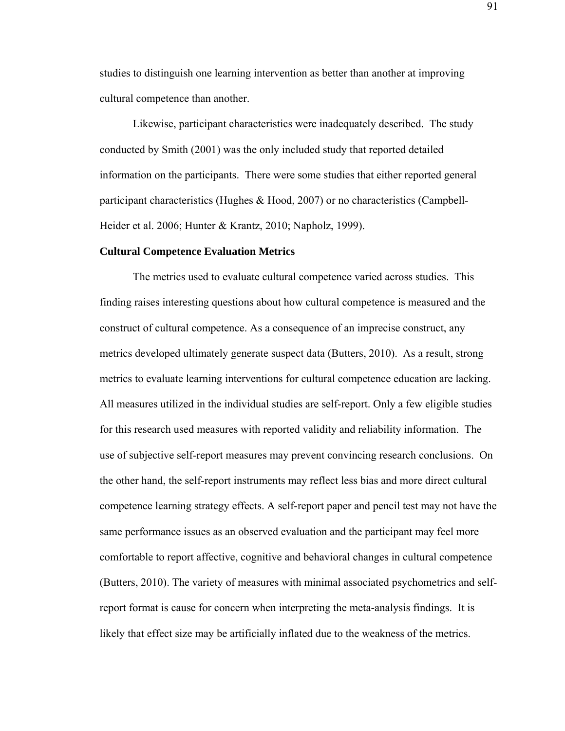studies to distinguish one learning intervention as better than another at improving cultural competence than another.

Likewise, participant characteristics were inadequately described. The study conducted by Smith (2001) was the only included study that reported detailed information on the participants. There were some studies that either reported general participant characteristics (Hughes & Hood, 2007) or no characteristics (Campbell-Heider et al. 2006; Hunter & Krantz, 2010; Napholz, 1999).

**Cultural Competence Evaluation Metrics**

The metrics used to evaluate cultural competence varied across studies. This finding raises interesting questions about how cultural competence is measured and the construct of cultural competence. As a consequence of an imprecise construct, any metrics developed ultimately generate suspect data (Butters, 2010). As a result, strong metrics to evaluate learning interventions for cultural competence education are lacking. All measures utilized in the individual studies are self-report. Only a few eligible studies for this research used measures with reported validity and reliability information. The use of subjective self-report measures may prevent convincing research conclusions. On the other hand, the self-report instruments may reflect less bias and more direct cultural competence learning strategy effects. A self-report paper and pencil test may not have the same performance issues as an observed evaluation and the participant may feel more comfortable to report affective, cognitive and behavioral changes in cultural competence (Butters, 2010). The variety of measures with minimal associated psychometrics and self-report format is cause for concern when interpreting the meta-analysis findings. It is likely that effect size may be artificially inflated due to the weakness of the metrics.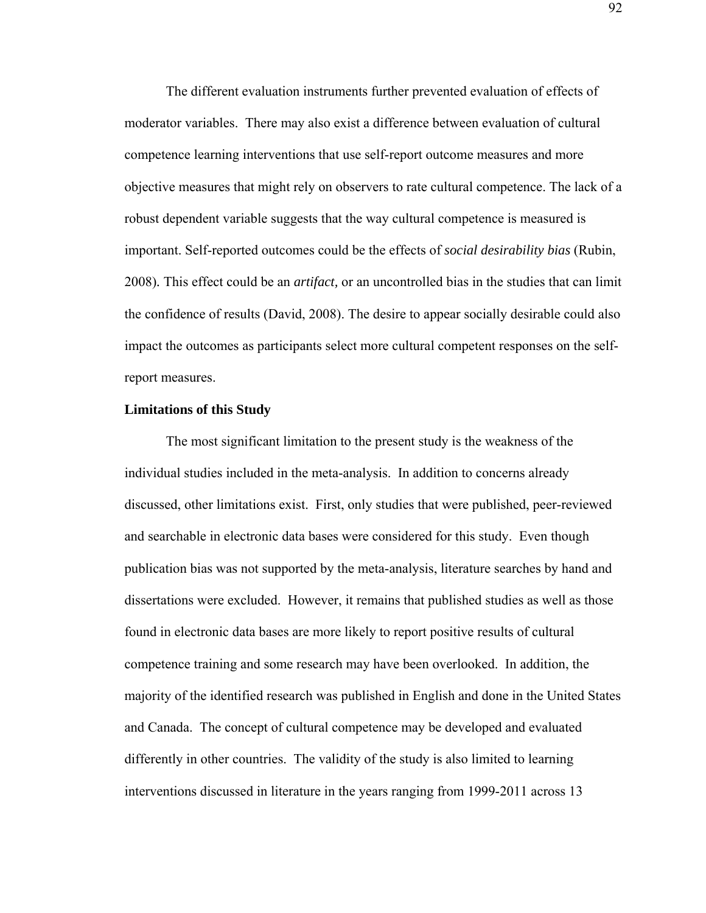The different evaluation instruments further prevented evaluation of effects of moderator variables. There may also exist a difference between evaluation of cultural competence learning interventions that use self-report outcome measures and more objective measures that might rely on observers to rate cultural competence. The lack of a robust dependent variable suggests that the way cultural competence is measured is important. Self-reported outcomes could be the effects of *social desirability bias* (Rubin, 2008). This effect could be an *artifact,* or an uncontrolled bias in the studies that can limit the confidence of results (David, 2008). The desire to appear socially desirable could also impact the outcomes as participants select more cultural competent responses on the self-report measures.

**Limitations of this Study**

The most significant limitation to the present study is the weakness of the individual studies included in the meta-analysis. In addition to concerns already discussed, other limitations exist. First, only studies that were published, peer-reviewed and searchable in electronic data bases were considered for this study. Even though publication bias was not supported by the meta-analysis, literature searches by hand and dissertations were excluded. However, it remains that published studies as well as those found in electronic data bases are more likely to report positive results of cultural competence training and some research may have been overlooked. In addition, the majority of the identified research was published in English and done in the United States and Canada. The concept of cultural competence may be developed and evaluated differently in other countries. The validity of the study is also limited to learning interventions discussed in literature in the years ranging from 1999-2011 across 13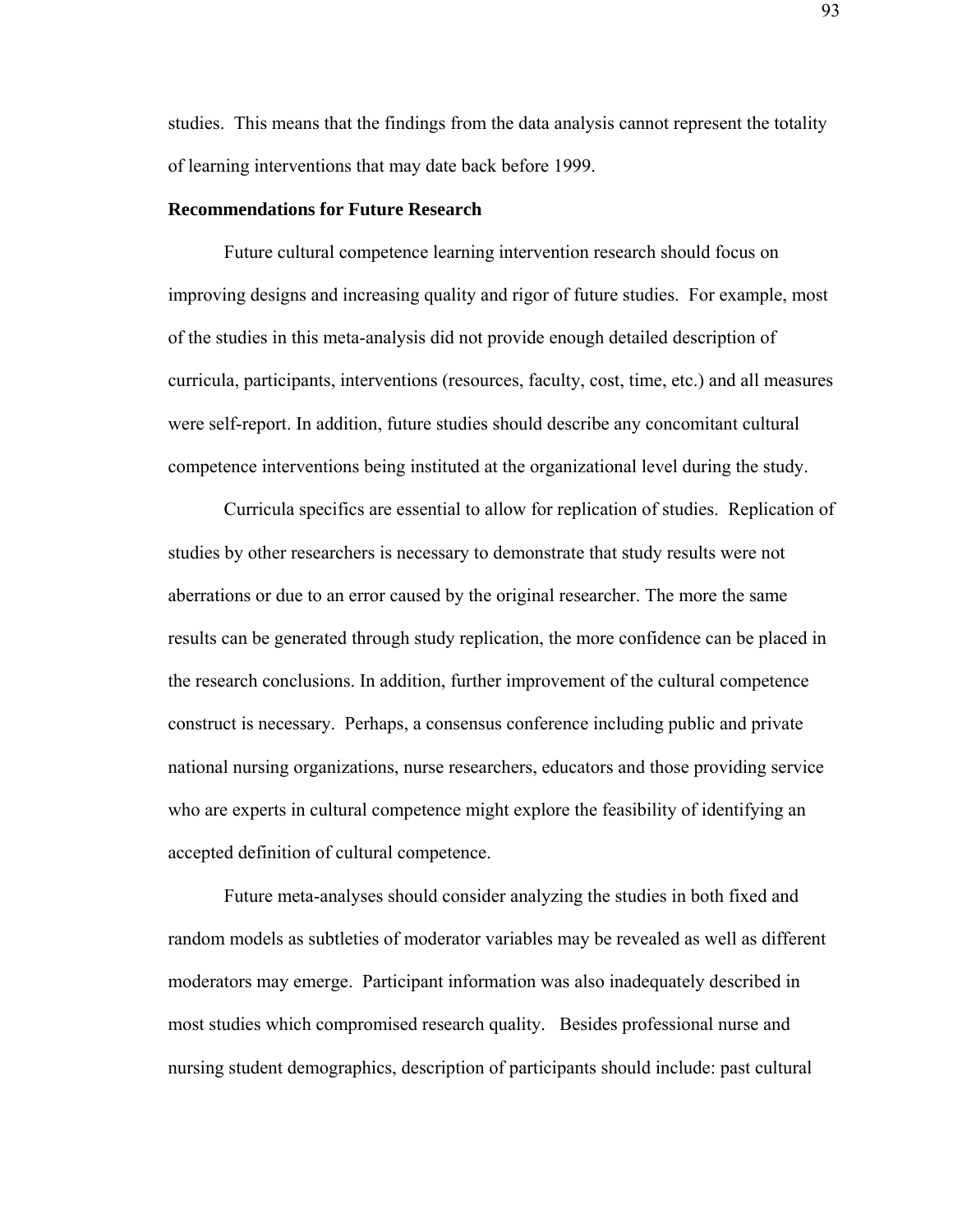studies. This means that the findings from the data analysis cannot represent the totality of learning interventions that may date back before 1999.

**Recommendations for Future Research**

Future cultural competence learning intervention research should focus on improving designs and increasing quality and rigor of future studies. For example, most of the studies in this meta-analysis did not provide enough detailed description of curricula, participants, interventions (resources, faculty, cost, time, etc.) and all measures were self-report. In addition, future studies should describe any concomitant cultural competence interventions being instituted at the organizational level during the study.

Curricula specifics are essential to allow for replication of studies. Replication of studies by other researchers is necessary to demonstrate that study results were not aberrations or due to an error caused by the original researcher. The more the same results can be generated through study replication, the more confidence can be placed in the research conclusions. In addition, further improvement of the cultural competence construct is necessary. Perhaps, a consensus conference including public and private national nursing organizations, nurse researchers, educators and those providing service who are experts in cultural competence might explore the feasibility of identifying an accepted definition of cultural competence.

Future meta-analyses should consider analyzing the studies in both fixed and random models as subtleties of moderator variables may be revealed as well as different moderators may emerge. Participant information was also inadequately described in most studies which compromised research quality. Besides professional nurse and nursing student demographics, description of participants should include: past cultural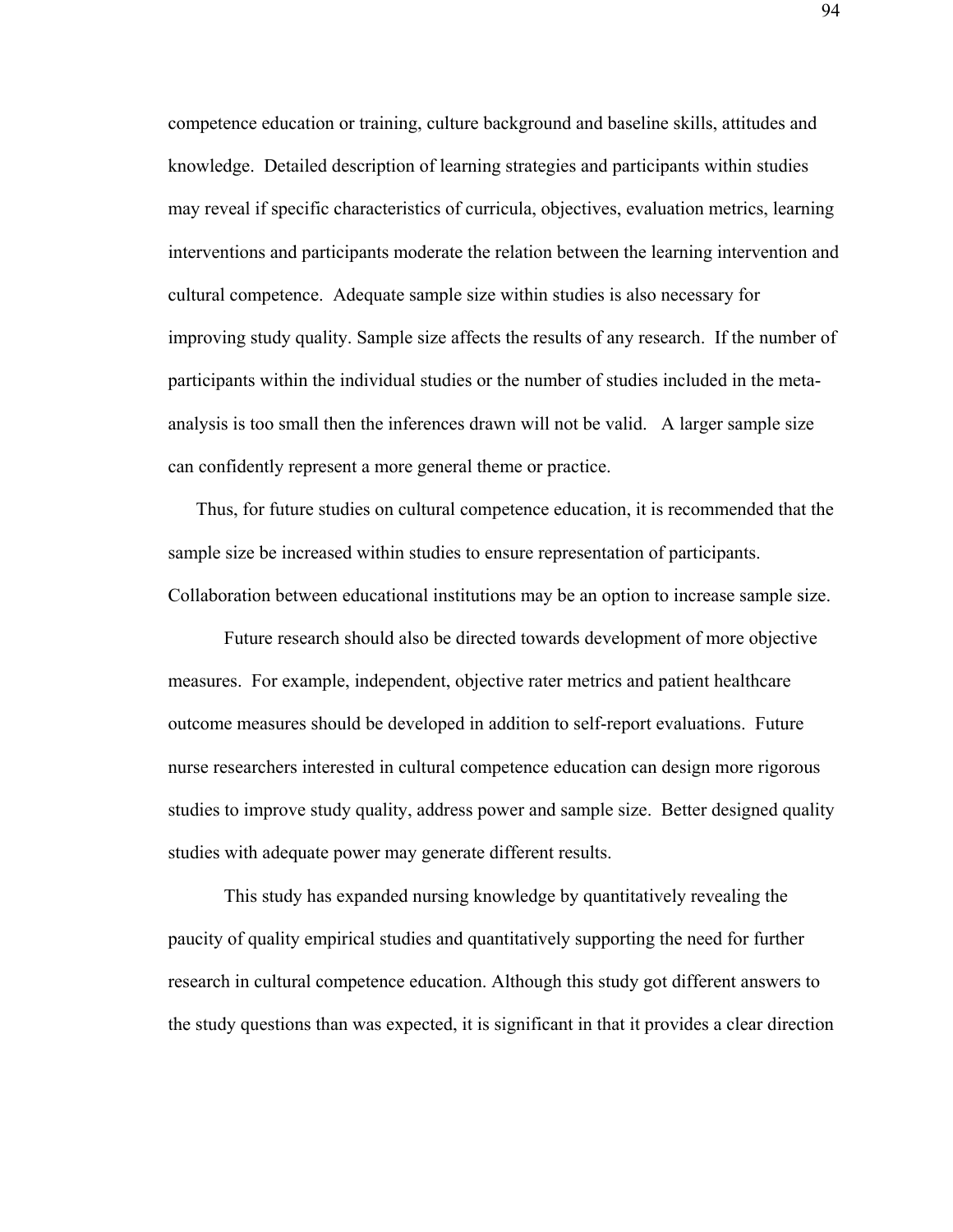competence education or training, culture background and baseline skills, attitudes and knowledge. Detailed description of learning strategies and participants within studies may reveal if specific characteristics of curricula, objectives, evaluation metrics, learning interventions and participants moderate the relation between the learning intervention and cultural competence. Adequate sample size within studies is also necessary for improving study quality. Sample size affects the results of any research. If the number of participants within the individual studies or the number of studies included in the meta-analysis is too small then the inferences drawn will not be valid. A larger sample size can confidently represent a more general theme or practice.

Thus, for future studies on cultural competence education, it is recommended that the sample size be increased within studies to ensure representation of participants. Collaboration between educational institutions may be an option to increase sample size.

Future research should also be directed towards development of more objective measures. For example, independent, objective rater metrics and patient healthcare outcome measures should be developed in addition to self-report evaluations. Future nurse researchers interested in cultural competence education can design more rigorous studies to improve study quality, address power and sample size. Better designed quality studies with adequate power may generate different results.

This study has expanded nursing knowledge by quantitatively revealing the paucity of quality empirical studies and quantitatively supporting the need for further research in cultural competence education. Although this study got different answers to the study questions than was expected, it is significant in that it provides a clear direction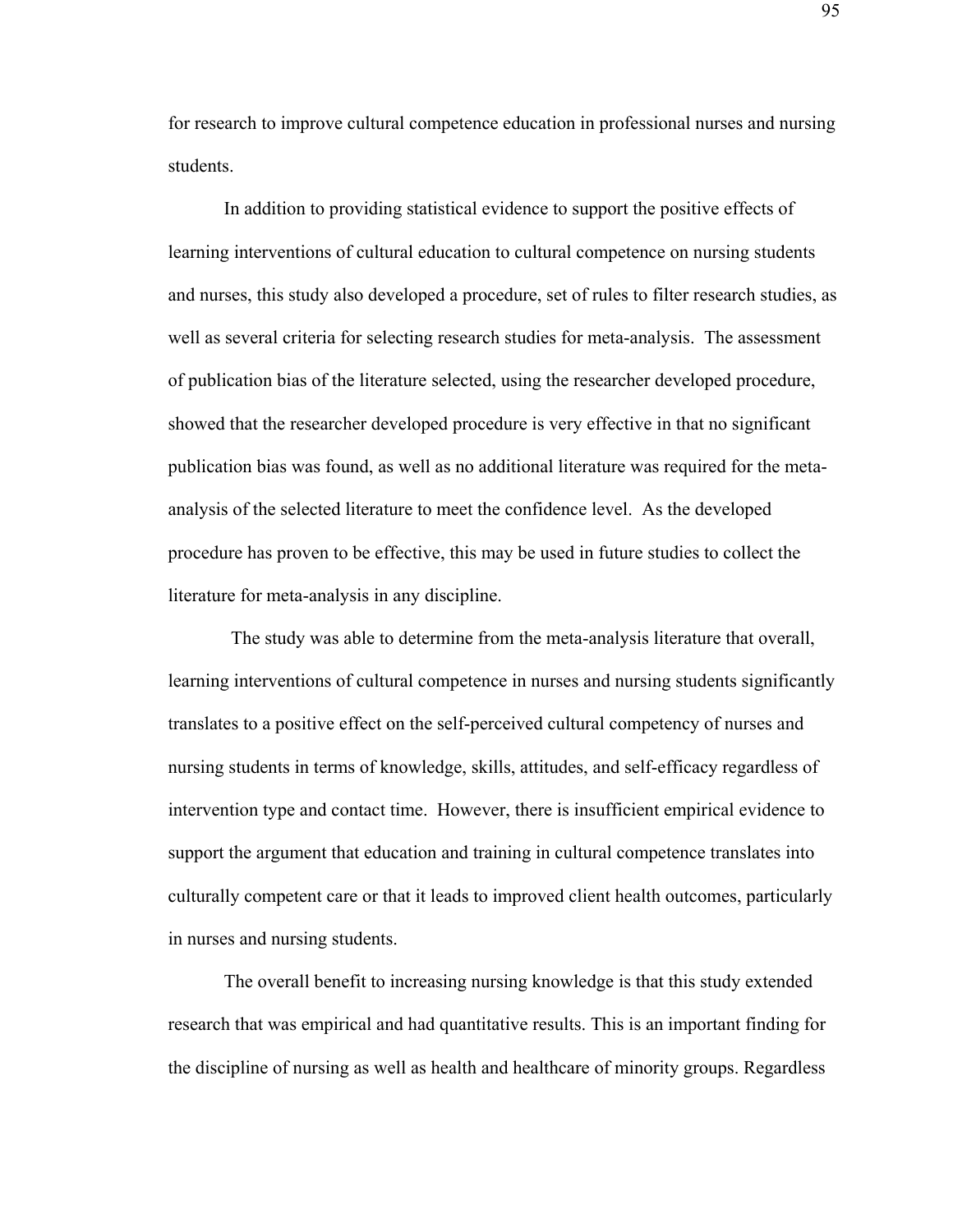for research to improve cultural competence education in professional nurses and nursing students.

In addition to providing statistical evidence to support the positive effects of learning interventions of cultural education to cultural competence on nursing students and nurses, this study also developed a procedure, set of rules to filter research studies, as well as several criteria for selecting research studies for meta-analysis. The assessment of publication bias of the literature selected, using the researcher developed procedure, showed that the researcher developed procedure is very effective in that no significant publication bias was found, as well as no additional literature was required for the meta-analysis of the selected literature to meet the confidence level. As the developed procedure has proven to be effective, this may be used in future studies to collect the literature for meta-analysis in any discipline.

The study was able to determine from the meta-analysis literature that overall, learning interventions of cultural competence in nurses and nursing students significantly translates to a positive effect on the self-perceived cultural competency of nurses and nursing students in terms of knowledge, skills, attitudes, and self-efficacy regardless of intervention type and contact time. However, there is insufficient empirical evidence to support the argument that education and training in cultural competence translates into culturally competent care or that it leads to improved client health outcomes, particularly in nurses and nursing students.

The overall benefit to increasing nursing knowledge is that this study extended research that was empirical and had quantitative results. This is an important finding for the discipline of nursing as well as health and healthcare of minority groups. Regardless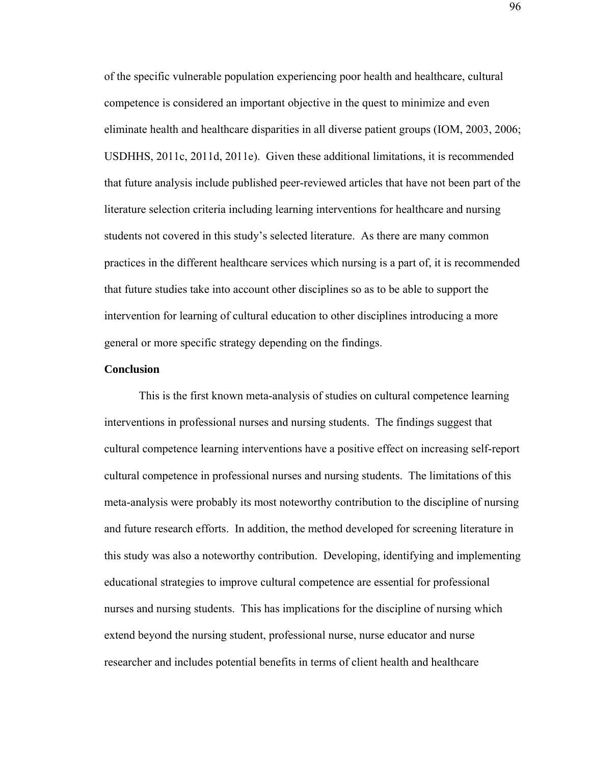of the specific vulnerable population experiencing poor health and healthcare, cultural competence is considered an important objective in the quest to minimize and even eliminate health and healthcare disparities in all diverse patient groups (IOM, 2003, 2006; USDHHS, 2011c, 2011d, 2011e). Given these additional limitations, it is recommended that future analysis include published peer-reviewed articles that have not been part of the literature selection criteria including learning interventions for healthcare and nursing students not covered in this study's selected literature. As there are many common practices in the different healthcare services which nursing is a part of, it is recommended that future studies take into account other disciplines so as to be able to support the intervention for learning of cultural education to other disciplines introducing a more general or more specific strategy depending on the findings.

**Conclusion**

This is the first known meta-analysis of studies on cultural competence learning interventions in professional nurses and nursing students. The findings suggest that cultural competence learning interventions have a positive effect on increasing self-report cultural competence in professional nurses and nursing students. The limitations of this meta-analysis were probably its most noteworthy contribution to the discipline of nursing and future research efforts. In addition, the method developed for screening literature in this study was also a noteworthy contribution. Developing, identifying and implementing educational strategies to improve cultural competence are essential for professional nurses and nursing students. This has implications for the discipline of nursing which extend beyond the nursing student, professional nurse, nurse educator and nurse researcher and includes potential benefits in terms of client health and healthcare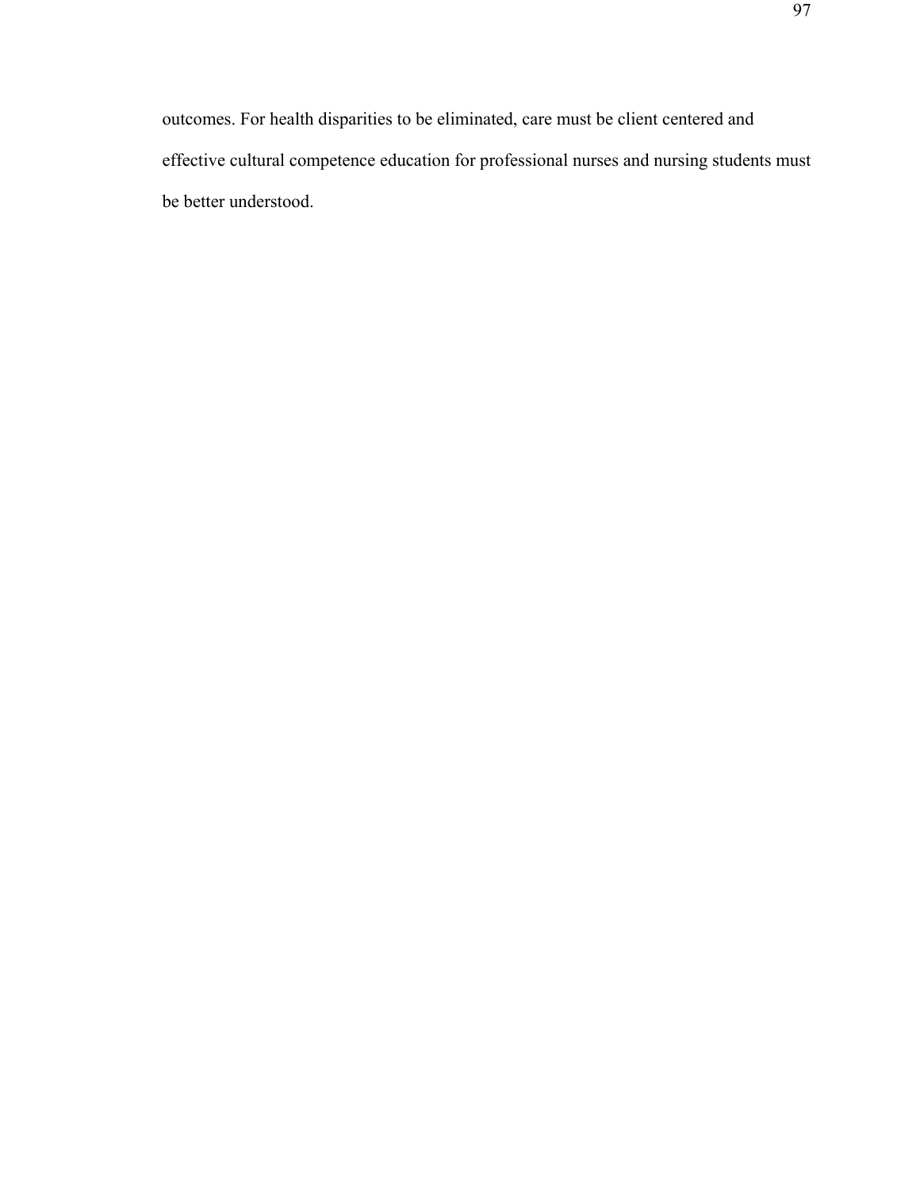outcomes. For health disparities to be eliminated, care must be client centered and effective cultural competence education for professional nurses and nursing students must be better understood.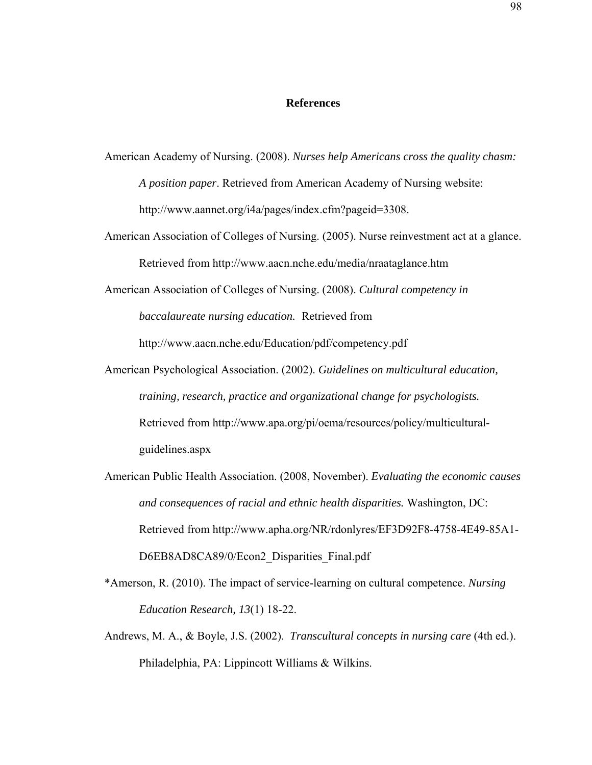## References

American Academy of Nursing. (2008). *Nurses help Americans cross the quality chasm: A position paper*. Retrieved from American Academy of Nursing website: http://www.aannet.org/i4a/pages/index.cfm?pageid=3308.

American Association of Colleges of Nursing. (2005). Nurse reinvestment act at a glance. Retrieved from http://www.aacn.nche.edu/media/nraataglance.htm

American Association of Colleges of Nursing. (2008). *Cultural competency in baccalaureate nursing education.* Retrieved from http://www.aacn.nche.edu/Education/pdf/competency.pdf

American Psychological Association. (2002). *Guidelines on multicultural education, training, research, practice and organizational change for psychologists.* Retrieved from http://www.apa.org/pi/oema/resources/policy/multicultural-guidelines.aspx

American Public Health Association. (2008, November). *Evaluating the economic causes and consequences of racial and ethnic health disparities.* Washington, DC: Retrieved from http://www.apha.org/NR/rdonlyres/EF3D92F8-4758-4E49-85A1-D6EB8AD8CA89/0/Econ2_Disparities_Final.pdf

*Amerson, R. (2010). The impact of service-learning on cultural competence. *Nursing Education Research, 13*(1) 18-22.

Andrews, M. A., & Boyle, J.S. (2002). *Transcultural concepts in nursing care* (4th ed.). Philadelphia, PA: Lippincott Williams & Wilkins.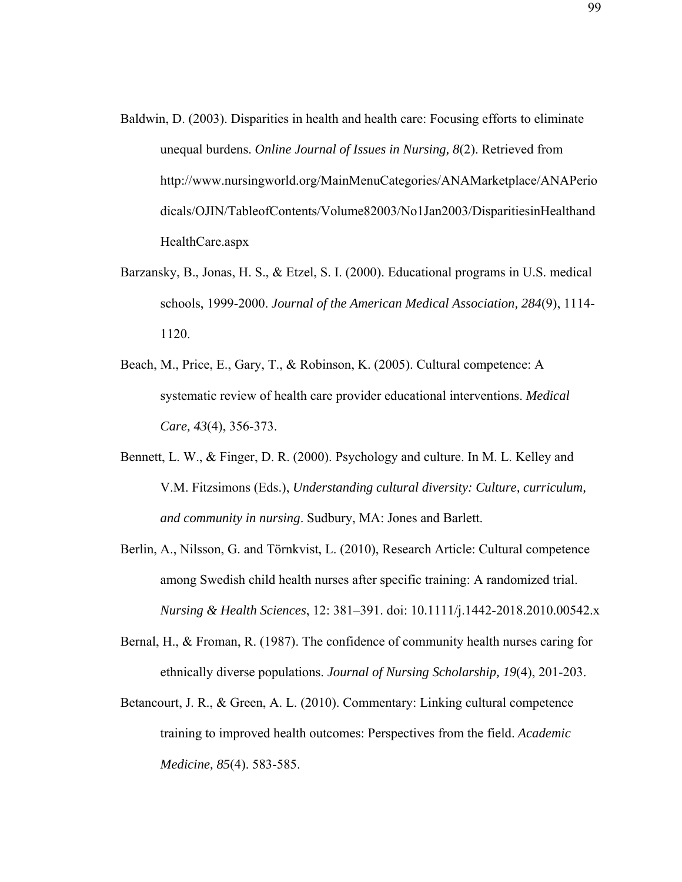Baldwin, D. (2003). Disparities in health and health care: Focusing efforts to eliminate unequal burdens. *Online Journal of Issues in Nursing, 8*(2). Retrieved from http://www.nursingworld.org/MainMenuCategories/ANAMarketplace/ANAPeriodicals/OJIN/TableofContents/Volume82003/No1Jan2003/DisparitiesinHealthandHealthCare.aspx

Barzansky, B., Jonas, H. S., & Etzel, S. I. (2000). Educational programs in U.S. medical schools, 1999-2000. *Journal of the American Medical Association, 284*(9), 1114-1120.

Beach, M., Price, E., Gary, T., & Robinson, K. (2005). Cultural competence: A systematic review of health care provider educational interventions. *Medical Care, 43*(4), 356-373.

Bennett, L. W., & Finger, D. R. (2000). Psychology and culture. In M. L. Kelley and V.M. Fitzsimons (Eds.), *Understanding cultural diversity: Culture, curriculum, and community in nursing*. Sudbury, MA: Jones and Barlett.

Berlin, A., Nilsson, G. and Törnkvist, L. (2010), Research Article: Cultural competence among Swedish child health nurses after specific training: A randomized trial. *Nursing & Health Sciences*, 12: 381–391. doi: 10.1111/j.1442-2018.2010.00542.x

Bernal, H., & Froman, R. (1987). The confidence of community health nurses caring for ethnically diverse populations. *Journal of Nursing Scholarship, 19*(4), 201-203.

Betancourt, J. R., & Green, A. L. (2010). Commentary: Linking cultural competence training to improved health outcomes: Perspectives from the field. *Academic Medicine, 85*(4). 583-585.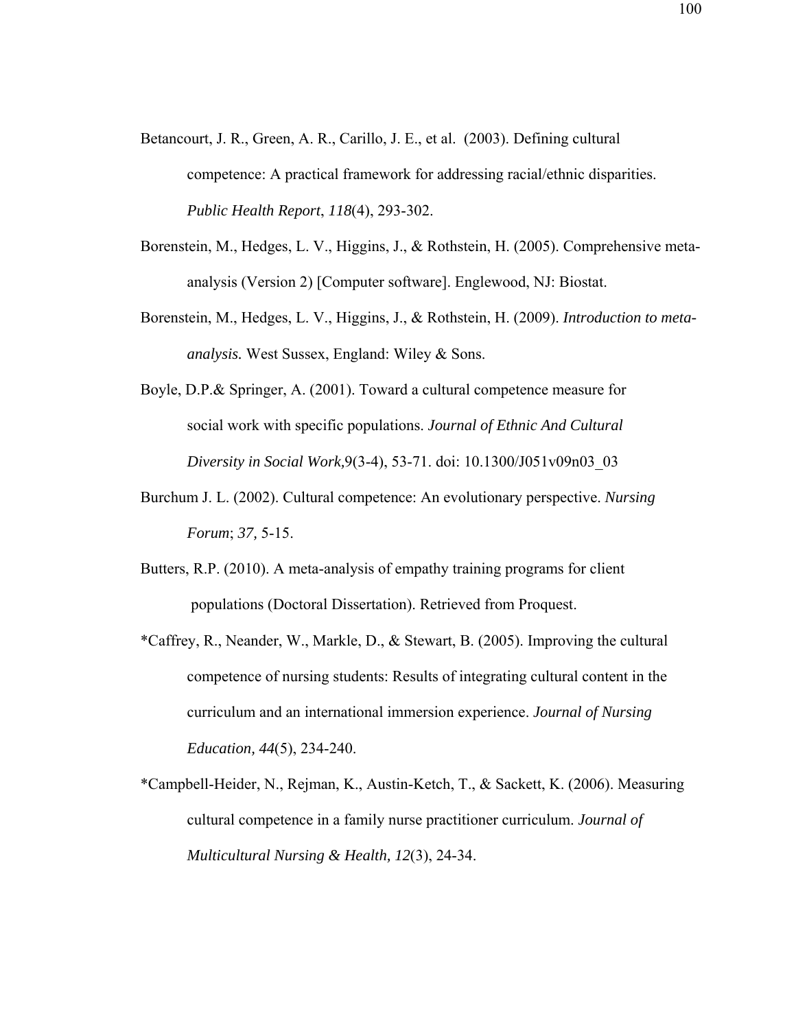Betancourt, J. R., Green, A. R., Carillo, J. E., et al. (2003). Defining cultural competence: A practical framework for addressing racial/ethnic disparities. *Public Health Report*, *118*(4), 293-302.

Borenstein, M., Hedges, L. V., Higgins, J., & Rothstein, H. (2005). Comprehensive meta-analysis (Version 2) [Computer software]. Englewood, NJ: Biostat.

Borenstein, M., Hedges, L. V., Higgins, J., & Rothstein, H. (2009). *Introduction to meta-analysis.* West Sussex, England: Wiley & Sons.

Boyle, D.P.& Springer, A. (2001). Toward a cultural competence measure for social work with specific populations. *Journal of Ethnic And Cultural Diversity in Social Work,*9(3-4), 53-71. doi: 10.1300/J051v09n03_03

Burchum J. L. (2002). Cultural competence: An evolutionary perspective. *Nursing Forum*; *37,* 5-15.

Butters, R.P. (2010). A meta-analysis of empathy training programs for client populations (Doctoral Dissertation). Retrieved from Proquest.

*Caffrey, R., Neander, W., Markle, D., & Stewart, B. (2005). Improving the cultural competence of nursing students: Results of integrating cultural content in the curriculum and an international immersion experience. *Journal of Nursing Education, 44*(5), 234-240.

*Campbell-Heider, N., Rejman, K., Austin-Ketch, T., & Sackett, K. (2006). Measuring cultural competence in a family nurse practitioner curriculum. *Journal of Multicultural Nursing & Health, 12*(3), 24-34.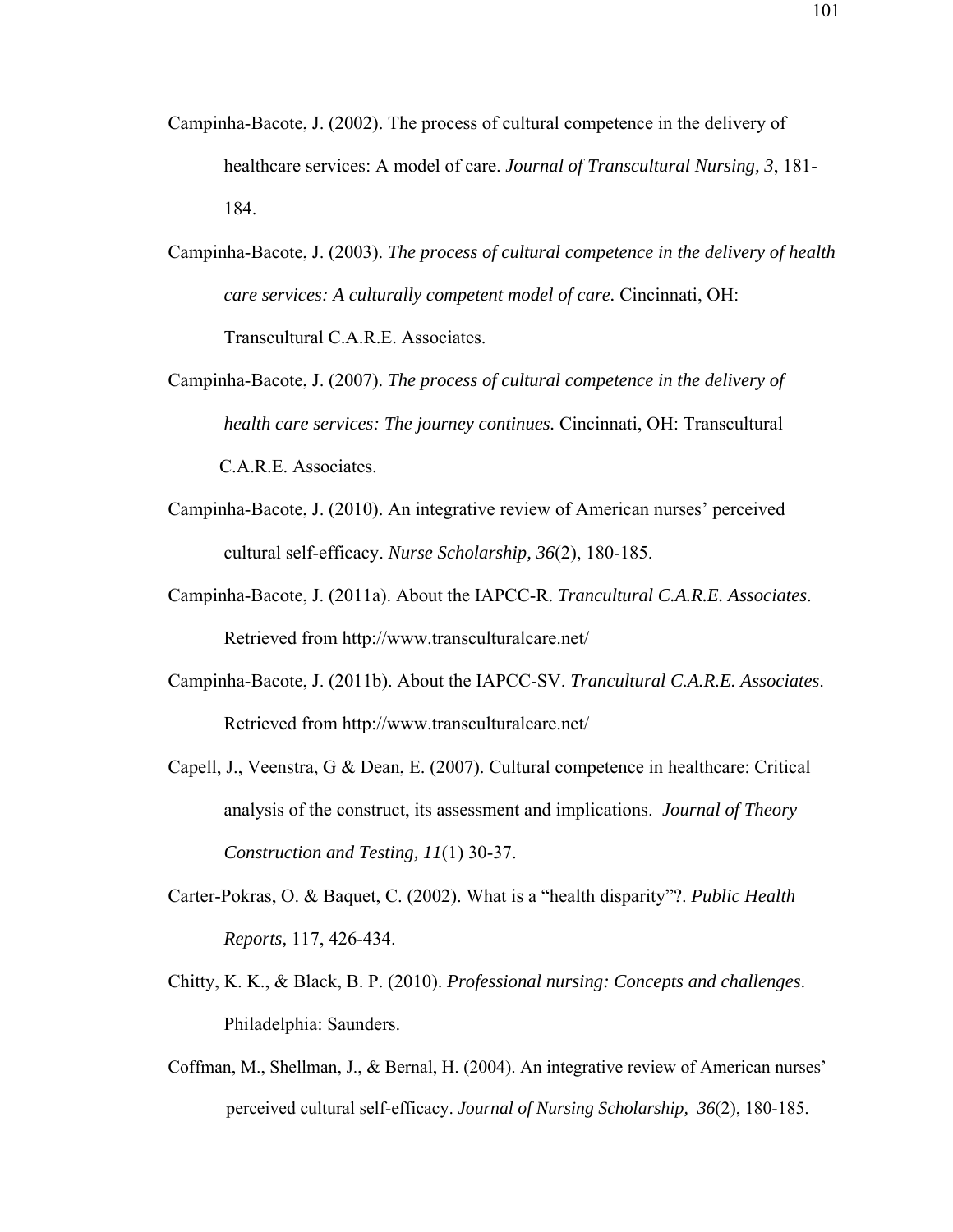Campinha-Bacote, J. (2002). The process of cultural competence in the delivery of healthcare services: A model of care. *Journal of Transcultural Nursing, 3*, 181-184.

Campinha-Bacote, J. (2003). *The process of cultural competence in the delivery of health care services: A culturally competent model of care.* Cincinnati, OH: Transcultural C.A.R.E. Associates.

Campinha-Bacote, J. (2007). *The process of cultural competence in the delivery of health care services: The journey continues.* Cincinnati, OH: Transcultural C.A.R.E. Associates.

Campinha-Bacote, J. (2010). An integrative review of American nurses' perceived cultural self-efficacy. *Nurse Scholarship, 36*(2), 180-185.

Campinha-Bacote, J. (2011a). About the IAPCC-R. *Trancultural C.A.R.E. Associates*. Retrieved from http://www.transculturalcare.net/

Campinha-Bacote, J. (2011b). About the IAPCC-SV. *Trancultural C.A.R.E. Associates*. Retrieved from http://www.transculturalcare.net/

Capell, J., Veenstra, G & Dean, E. (2007). Cultural competence in healthcare: Critical analysis of the construct, its assessment and implications. *Journal of Theory Construction and Testing, 11*(1) 30-37.

Carter-Pokras, O. & Baquet, C. (2002). What is a "health disparity"?. *Public Health Reports,* 117, 426-434.

Chitty, K. K., & Black, B. P. (2010). *Professional nursing: Concepts and challenges*. Philadelphia: Saunders.

Coffman, M., Shellman, J., & Bernal, H. (2004). An integrative review of American nurses' perceived cultural self-efficacy. *Journal of Nursing Scholarship, 36*(2), 180-185.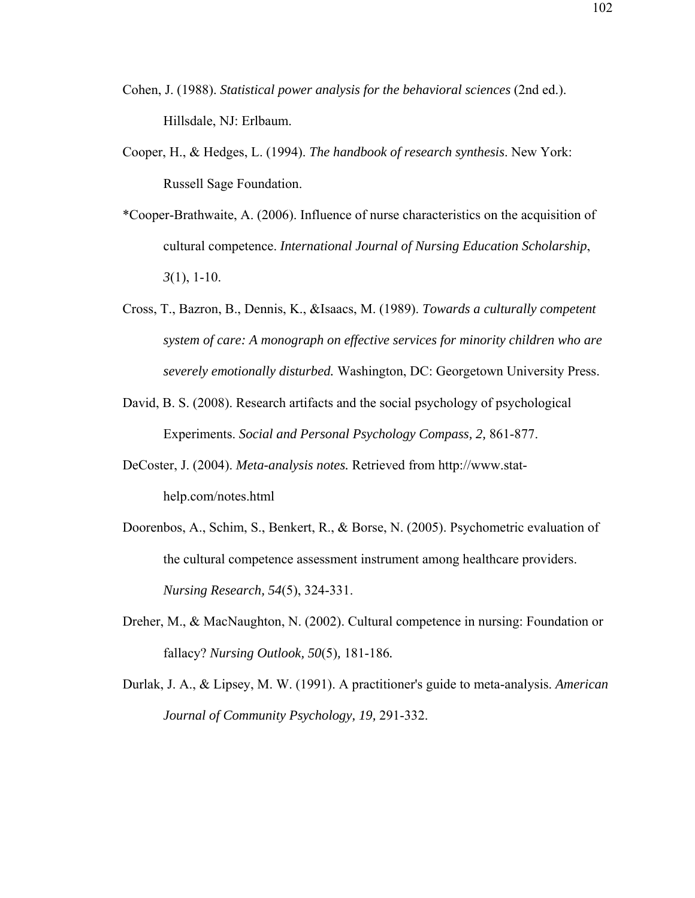Cohen, J. (1988). *Statistical power analysis for the behavioral sciences* (2nd ed.). Hillsdale, NJ: Erlbaum.

Cooper, H., & Hedges, L. (1994). *The handbook of research synthesis*. New York: Russell Sage Foundation.

*Cooper-Brathwaite, A. (2006). Influence of nurse characteristics on the acquisition of cultural competence. *International Journal of Nursing Education Scholarship*, *3*(1), 1-10.

Cross, T., Bazron, B., Dennis, K., &Isaacs, M. (1989). *Towards a culturally competent system of care: A monograph on effective services for minority children who are severely emotionally disturbed.* Washington, DC: Georgetown University Press.

David, B. S. (2008). Research artifacts and the social psychology of psychological Experiments. *Social and Personal Psychology Compass, 2,* 861-877.

DeCoster, J. (2004). *Meta-analysis notes.* Retrieved from http://www.stat-help.com/notes.html

Doorenbos, A., Schim, S., Benkert, R., & Borse, N. (2005). Psychometric evaluation of the cultural competence assessment instrument among healthcare providers. *Nursing Research, 54*(5), 324-331.

Dreher, M., & MacNaughton, N. (2002). Cultural competence in nursing: Foundation or fallacy? *Nursing Outlook, 50*(5)*,* 181-186*.*

Durlak, J. A., & Lipsey, M. W. (1991). A practitioner's guide to meta-analysis. *American Journal of Community Psychology, 19,* 291-332.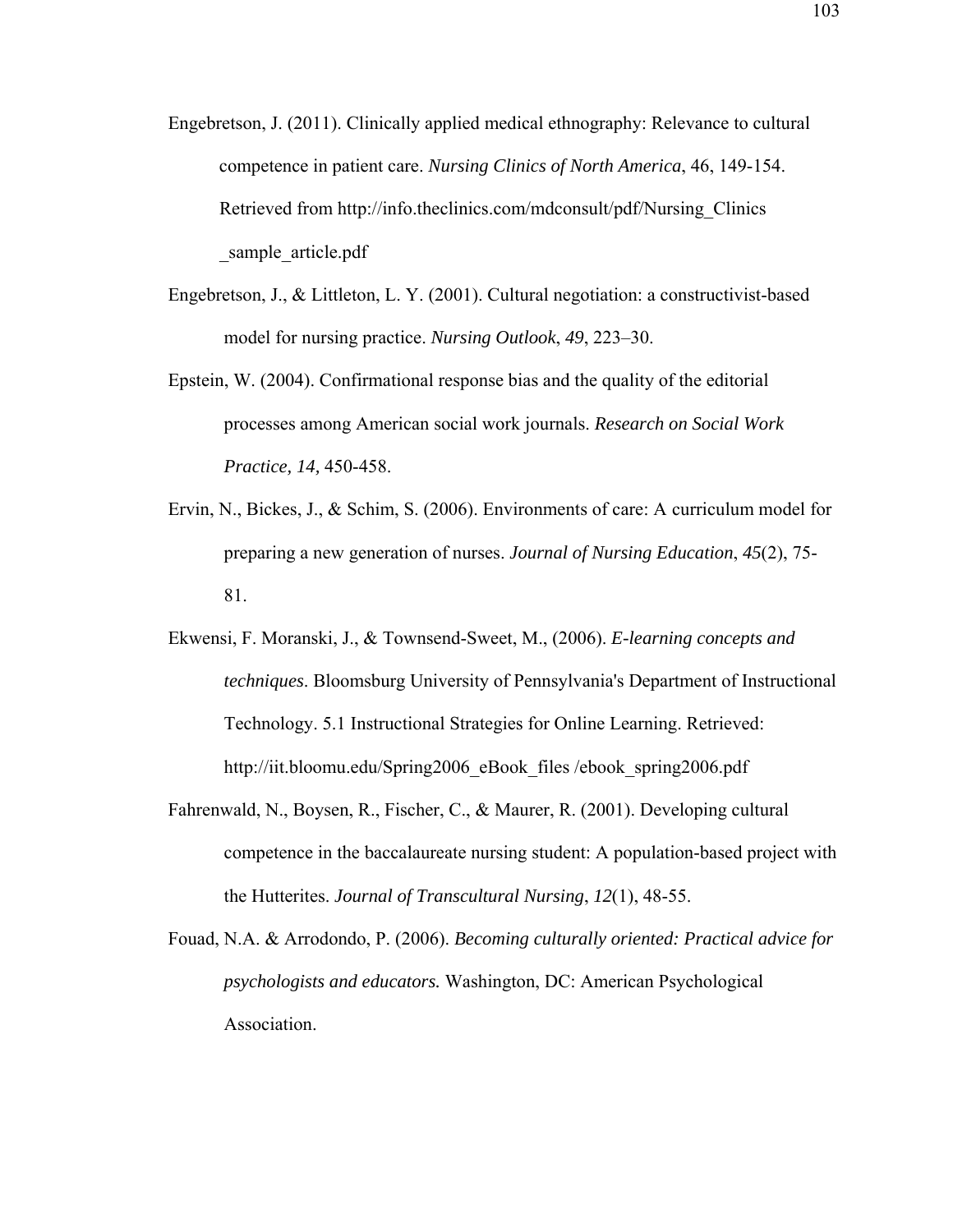Engebretson, J. (2011). Clinically applied medical ethnography: Relevance to cultural competence in patient care. *Nursing Clinics of North America*, 46, 149-154. Retrieved from http://info.theclinics.com/mdconsult/pdf/Nursing_Clinics _sample_article.pdf

Engebretson, J., & Littleton, L. Y. (2001). Cultural negotiation: a constructivist-based model for nursing practice. *Nursing Outlook*, *49*, 223–30.

Epstein, W. (2004). Confirmational response bias and the quality of the editorial processes among American social work journals. *Research on Social Work Practice, 14,* 450-458.

Ervin, N., Bickes, J., & Schim, S. (2006). Environments of care: A curriculum model for preparing a new generation of nurses. *Journal of Nursing Education*, *45*(2), 75-81.

Ekwensi, F. Moranski, J., & Townsend-Sweet, M., (2006). *E-learning concepts and techniques*. Bloomsburg University of Pennsylvania's Department of Instructional Technology. 5.1 Instructional Strategies for Online Learning. Retrieved: http://iit.bloomu.edu/Spring2006_eBook_files /ebook_spring2006.pdf

Fahrenwald, N., Boysen, R., Fischer, C., & Maurer, R. (2001). Developing cultural competence in the baccalaureate nursing student: A population-based project with the Hutterites. *Journal of Transcultural Nursing*, *12*(1), 48-55.

Fouad, N.A. & Arrodondo, P. (2006). *Becoming culturally oriented: Practical advice for psychologists and educators.* Washington, DC: American Psychological Association.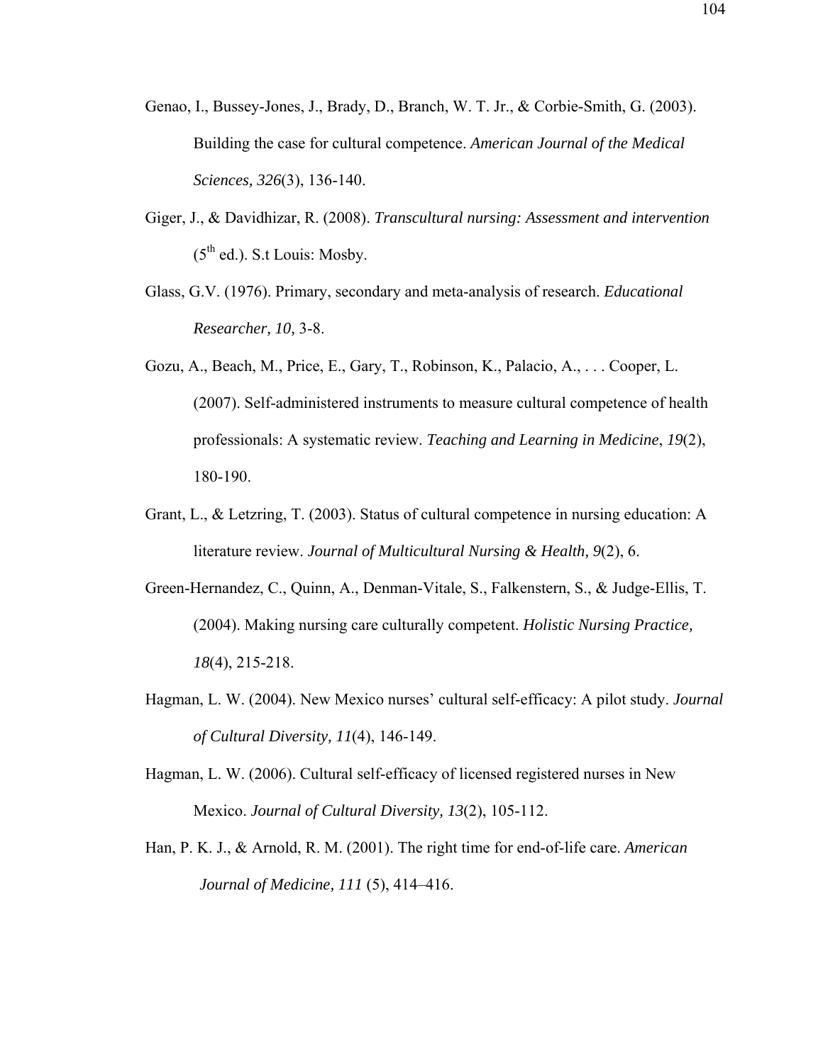Genao, I., Bussey-Jones, J., Brady, D., Branch, W. T. Jr., & Corbie-Smith, G. (2003). Building the case for cultural competence. *American Journal of the Medical Sciences, 326*(3), 136-140.

Giger, J., & Davidhizar, R. (2008). *Transcultural nursing: Assessment and intervention* (5th ed.). S.t Louis: Mosby.

Glass, G.V. (1976). Primary, secondary and meta-analysis of research. *Educational Researcher, 10,* 3-8.

Gozu, A., Beach, M., Price, E., Gary, T., Robinson, K., Palacio, A., . . . Cooper, L. (2007). Self-administered instruments to measure cultural competence of health professionals: A systematic review. *Teaching and Learning in Medicine*, *19*(2), 180-190.

Grant, L., & Letzring, T. (2003). Status of cultural competence in nursing education: A literature review. *Journal of Multicultural Nursing & Health, 9*(2), 6.

Green-Hernandez, C., Quinn, A., Denman-Vitale, S., Falkenstern, S., & Judge-Ellis, T. (2004). Making nursing care culturally competent. *Holistic Nursing Practice, 18*(4), 215-218.

Hagman, L. W. (2004). New Mexico nurses' cultural self-efficacy: A pilot study. *Journal of Cultural Diversity, 11*(4), 146-149.

Hagman, L. W. (2006). Cultural self-efficacy of licensed registered nurses in New Mexico. *Journal of Cultural Diversity, 13*(2), 105-112.

Han, P. K. J., & Arnold, R. M. (2001). The right time for end-of-life care. *American Journal of Medicine, 111* (5), 414–416.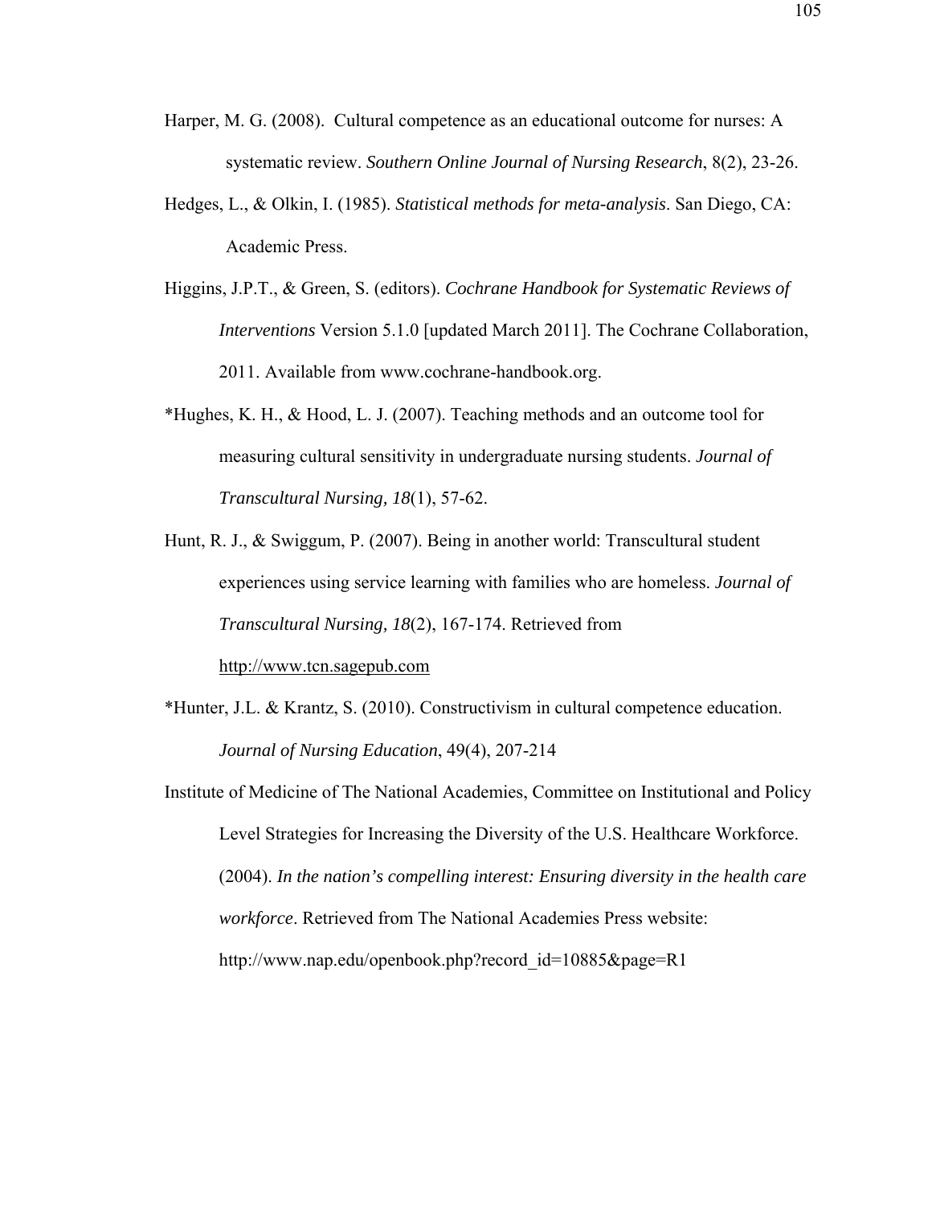Harper, M. G. (2008). Cultural competence as an educational outcome for nurses: A systematic review. *Southern Online Journal of Nursing Research*, 8(2), 23-26.

Hedges, L., & Olkin, I. (1985). *Statistical methods for meta-analysis*. San Diego, CA: Academic Press.

Higgins, J.P.T., & Green, S. (editors). *Cochrane Handbook for Systematic Reviews of Interventions* Version 5.1.0 [updated March 2011]. The Cochrane Collaboration, 2011. Available from www.cochrane-handbook.org.

*Hughes, K. H., & Hood, L. J. (2007). Teaching methods and an outcome tool for measuring cultural sensitivity in undergraduate nursing students. *Journal of Transcultural Nursing, 18*(1), 57-62.

Hunt, R. J., & Swiggum, P. (2007). Being in another world: Transcultural student experiences using service learning with families who are homeless. *Journal of Transcultural Nursing, 18*(2), 167-174. Retrieved from http://www.tcn.sagepub.com

*Hunter, J.L. & Krantz, S. (2010). Constructivism in cultural competence education. *Journal of Nursing Education*, 49(4), 207-214

Institute of Medicine of The National Academies, Committee on Institutional and Policy Level Strategies for Increasing the Diversity of the U.S. Healthcare Workforce. (2004). *In the nation's compelling interest: Ensuring diversity in the health care workforce*. Retrieved from The National Academies Press website: http://www.nap.edu/openbook.php?record_id=10885&page=R1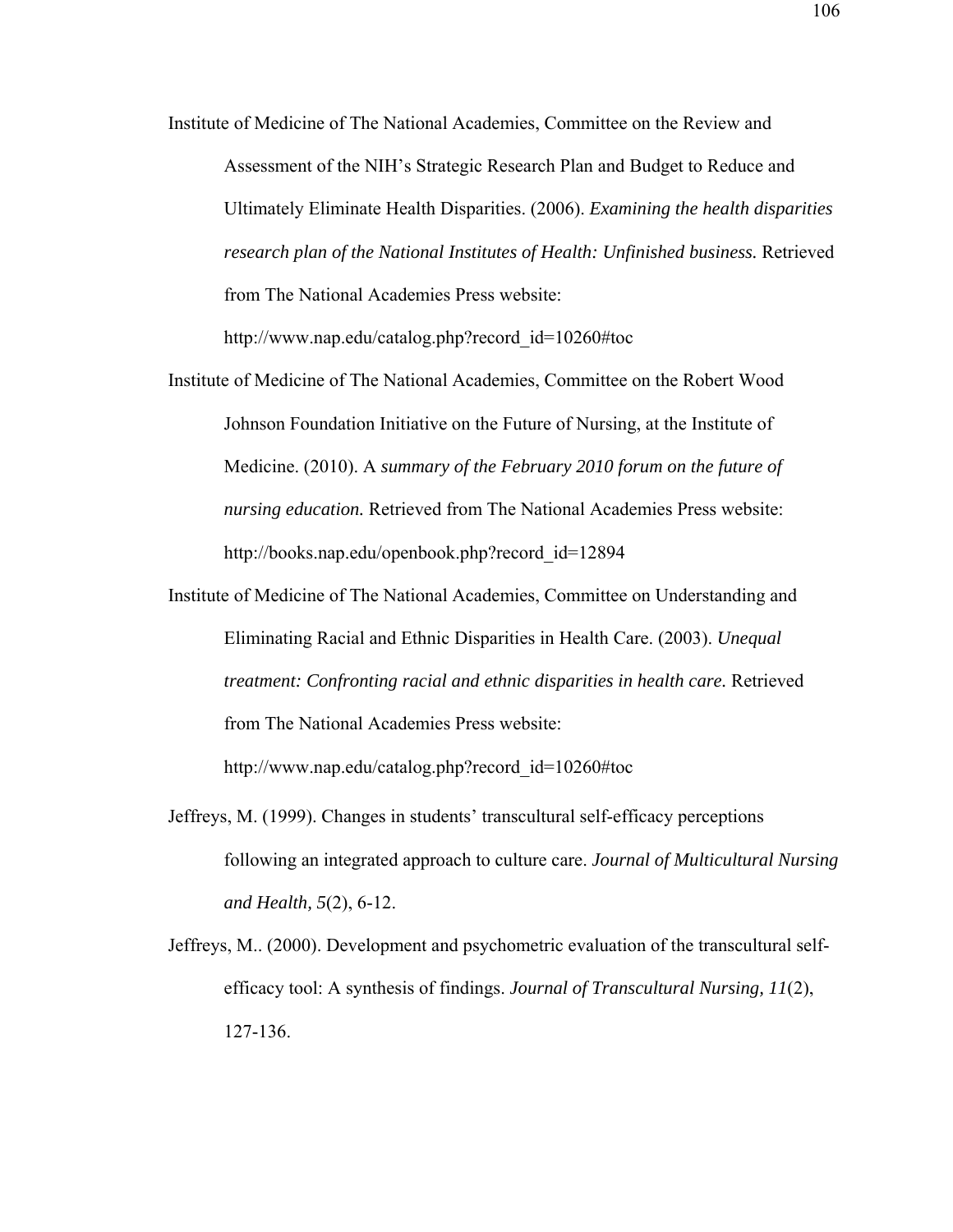Institute of Medicine of The National Academies, Committee on the Review and Assessment of the NIH's Strategic Research Plan and Budget to Reduce and Ultimately Eliminate Health Disparities. (2006). *Examining the health disparities research plan of the National Institutes of Health: Unfinished business.* Retrieved from The National Academies Press website: http://www.nap.edu/catalog.php?record_id=10260#toc

Institute of Medicine of The National Academies, Committee on the Robert Wood Johnson Foundation Initiative on the Future of Nursing, at the Institute of Medicine. (2010). A *summary of the February 2010 forum on the future of nursing education.* Retrieved from The National Academies Press website: http://books.nap.edu/openbook.php?record_id=12894

Institute of Medicine of The National Academies, Committee on Understanding and Eliminating Racial and Ethnic Disparities in Health Care. (2003). *Unequal treatment: Confronting racial and ethnic disparities in health care.* Retrieved from The National Academies Press website: http://www.nap.edu/catalog.php?record_id=10260#toc

Jeffreys, M. (1999). Changes in students' transcultural self-efficacy perceptions following an integrated approach to culture care. *Journal of Multicultural Nursing and Health, 5*(2), 6-12.

Jeffreys, M.. (2000). Development and psychometric evaluation of the transcultural self-efficacy tool: A synthesis of findings. *Journal of Transcultural Nursing, 11*(2), 127-136.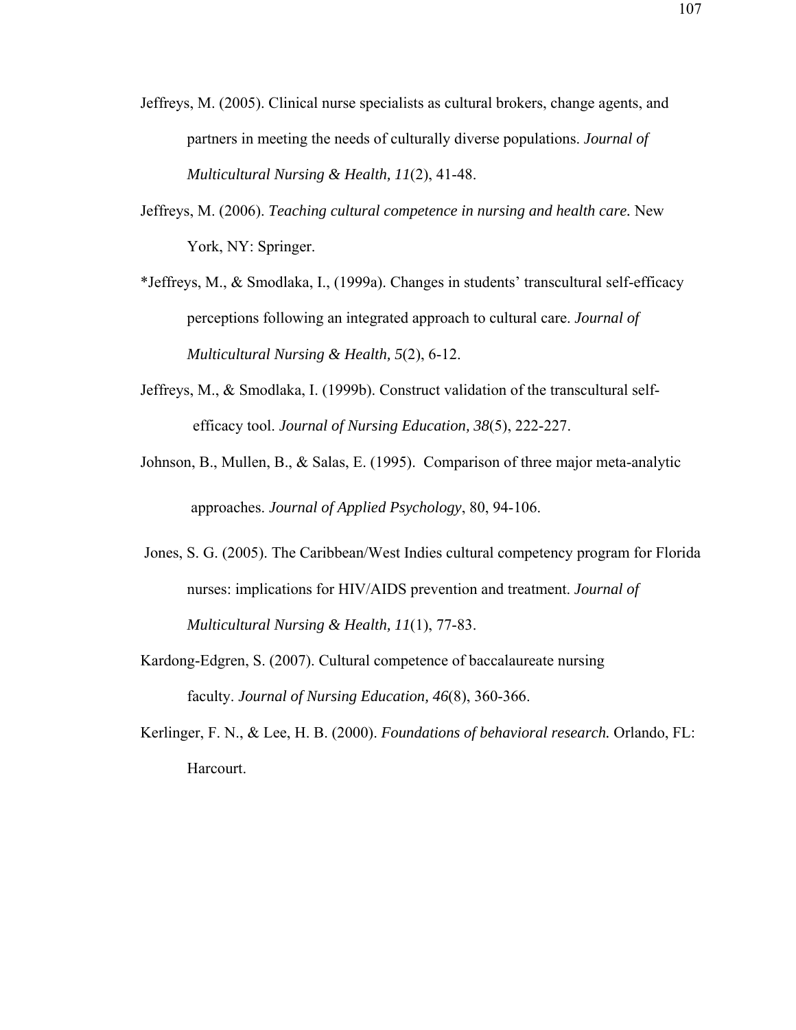Jeffreys, M. (2005). Clinical nurse specialists as cultural brokers, change agents, and partners in meeting the needs of culturally diverse populations. *Journal of Multicultural Nursing & Health, 11*(2), 41-48.

Jeffreys, M. (2006). *Teaching cultural competence in nursing and health care.* New York, NY: Springer.

*Jeffreys, M., & Smodlaka, I., (1999a). Changes in students' transcultural self-efficacy perceptions following an integrated approach to cultural care. *Journal of Multicultural Nursing & Health, 5*(2), 6-12.

Jeffreys, M., & Smodlaka, I. (1999b). Construct validation of the transcultural self-efficacy tool. *Journal of Nursing Education, 38*(5), 222-227.

Johnson, B., Mullen, B., & Salas, E. (1995). Comparison of three major meta-analytic approaches. *Journal of Applied Psychology*, 80, 94-106.

Jones, S. G. (2005). The Caribbean/West Indies cultural competency program for Florida nurses: implications for HIV/AIDS prevention and treatment. *Journal of Multicultural Nursing & Health, 11*(1), 77-83.

Kardong-Edgren, S. (2007). Cultural competence of baccalaureate nursing faculty. *Journal of Nursing Education, 46*(8), 360-366.

Kerlinger, F. N., & Lee, H. B. (2000). *Foundations of behavioral research.* Orlando, FL: Harcourt.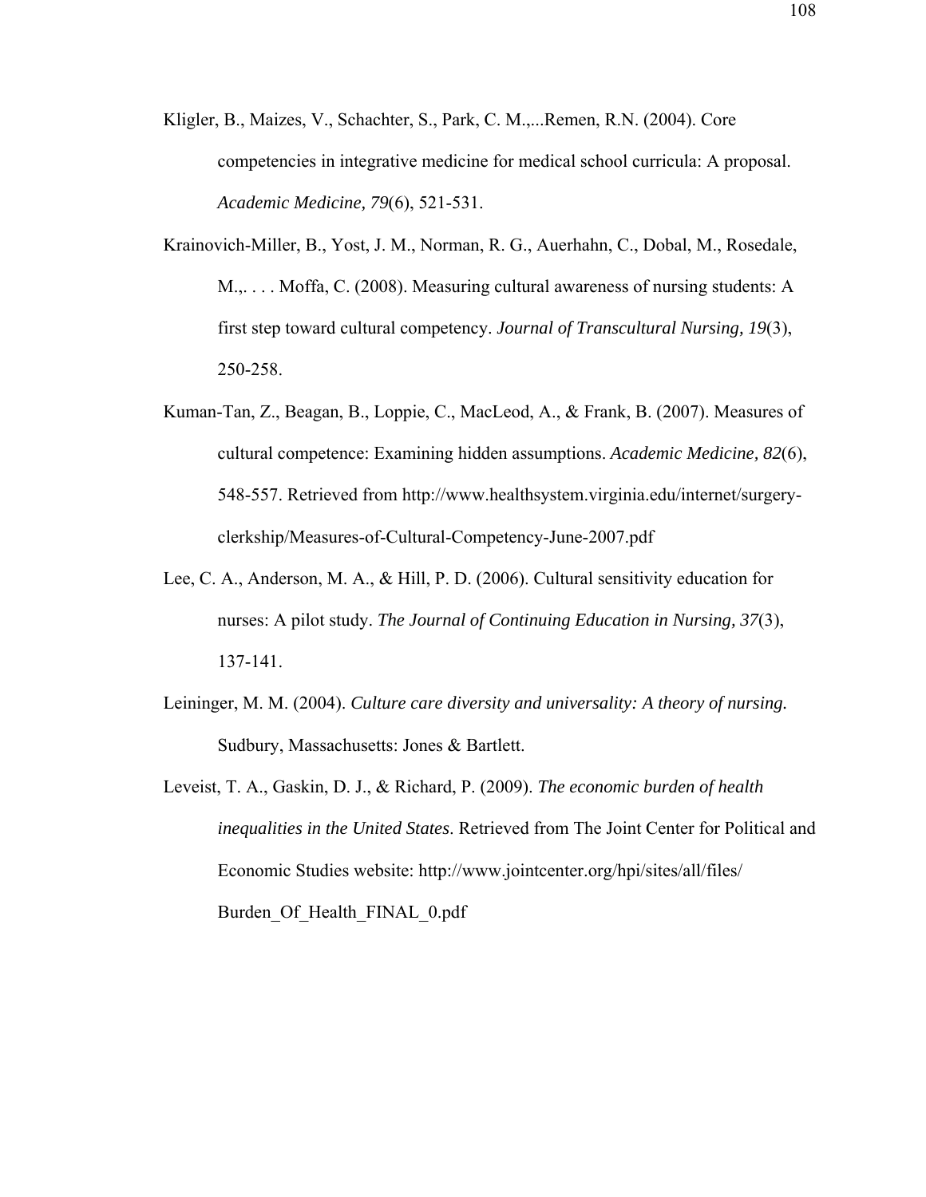Kligler, B., Maizes, V., Schachter, S., Park, C. M.,...Remen, R.N. (2004). Core competencies in integrative medicine for medical school curricula: A proposal. *Academic Medicine, 79*(6), 521-531.

Krainovich-Miller, B., Yost, J. M., Norman, R. G., Auerhahn, C., Dobal, M., Rosedale, M.,. . . . Moffa, C. (2008). Measuring cultural awareness of nursing students: A first step toward cultural competency. *Journal of Transcultural Nursing, 19*(3), 250-258.

Kuman-Tan, Z., Beagan, B., Loppie, C., MacLeod, A., & Frank, B. (2007). Measures of cultural competence: Examining hidden assumptions. *Academic Medicine, 82*(6), 548-557. Retrieved from http://www.healthsystem.virginia.edu/internet/surgery-clerkship/Measures-of-Cultural-Competency-June-2007.pdf

Lee, C. A., Anderson, M. A., & Hill, P. D. (2006). Cultural sensitivity education for nurses: A pilot study. *The Journal of Continuing Education in Nursing, 37*(3), 137-141.

Leininger, M. M. (2004). *Culture care diversity and universality: A theory of nursing.* Sudbury, Massachusetts: Jones & Bartlett.

Leveist, T. A., Gaskin, D. J., & Richard, P. (2009). *The economic burden of health inequalities in the United States*. Retrieved from The Joint Center for Political and Economic Studies website: http://www.jointcenter.org/hpi/sites/all/files/Burden_Of_Health_FINAL_0.pdf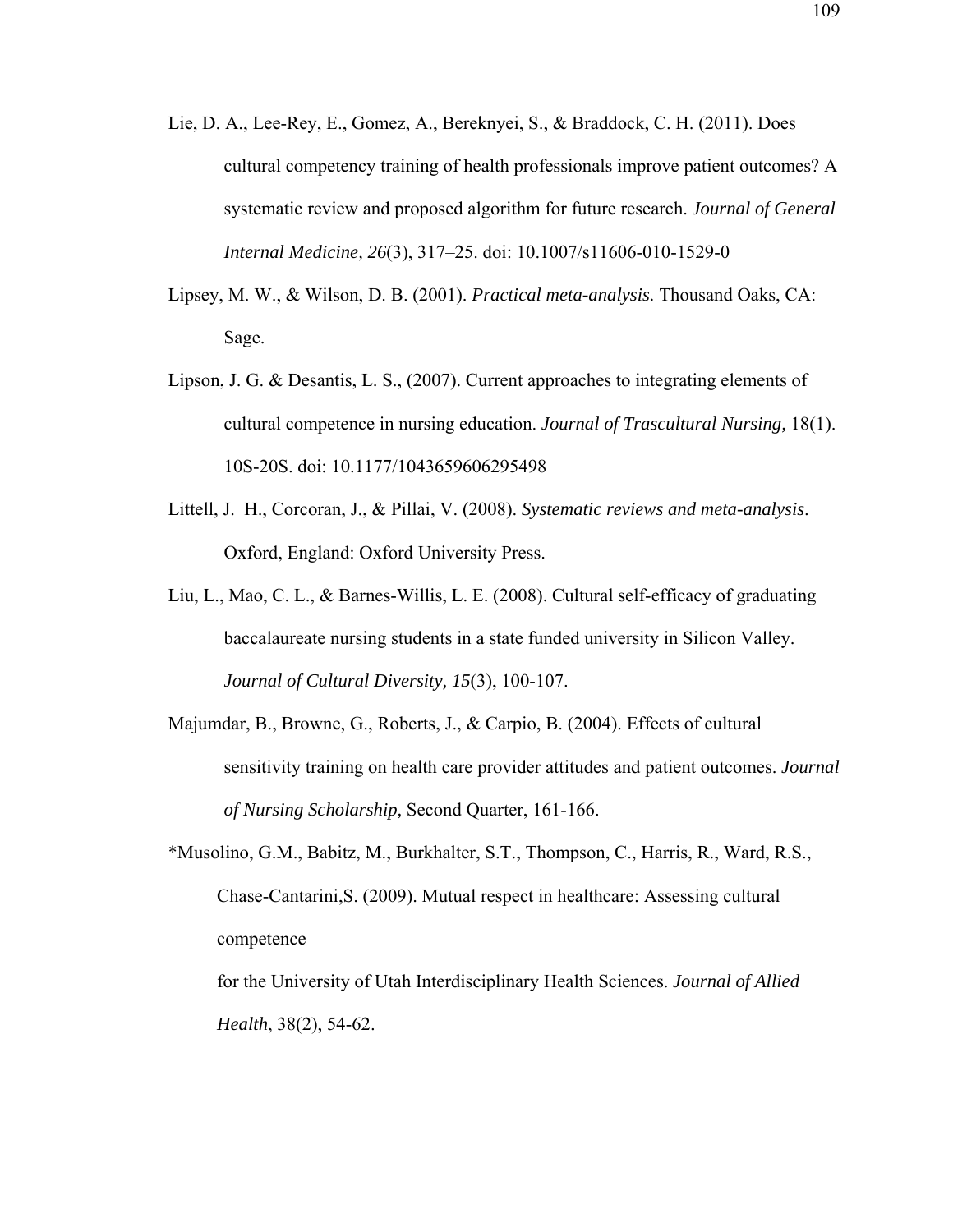Lie, D. A., Lee-Rey, E., Gomez, A., Bereknyei, S., & Braddock, C. H. (2011). Does cultural competency training of health professionals improve patient outcomes? A systematic review and proposed algorithm for future research. *Journal of General Internal Medicine, 26*(3), 317–25. doi: 10.1007/s11606-010-1529-0

Lipsey, M. W., & Wilson, D. B. (2001). *Practical meta-analysis.* Thousand Oaks, CA: Sage.

Lipson, J. G. & Desantis, L. S., (2007). Current approaches to integrating elements of cultural competence in nursing education. *Journal of Trascultural Nursing,* 18(1). 10S-20S. doi: 10.1177/1043659606295498

Littell, J. H., Corcoran, J., & Pillai, V. (2008). *Systematic reviews and meta-analysis*. Oxford, England: Oxford University Press.

Liu, L., Mao, C. L., & Barnes-Willis, L. E. (2008). Cultural self-efficacy of graduating baccalaureate nursing students in a state funded university in Silicon Valley. *Journal of Cultural Diversity, 15*(3), 100-107.

Majumdar, B., Browne, G., Roberts, J., & Carpio, B. (2004). Effects of cultural sensitivity training on health care provider attitudes and patient outcomes. *Journal of Nursing Scholarship,* Second Quarter, 161-166.

*Musolino, G.M., Babitz, M., Burkhalter, S.T., Thompson, C., Harris, R., Ward, R.S., Chase-Cantarini,S. (2009). Mutual respect in healthcare: Assessing cultural competence for the University of Utah Interdisciplinary Health Sciences. *Journal of Allied Health*, 38(2), 54-62.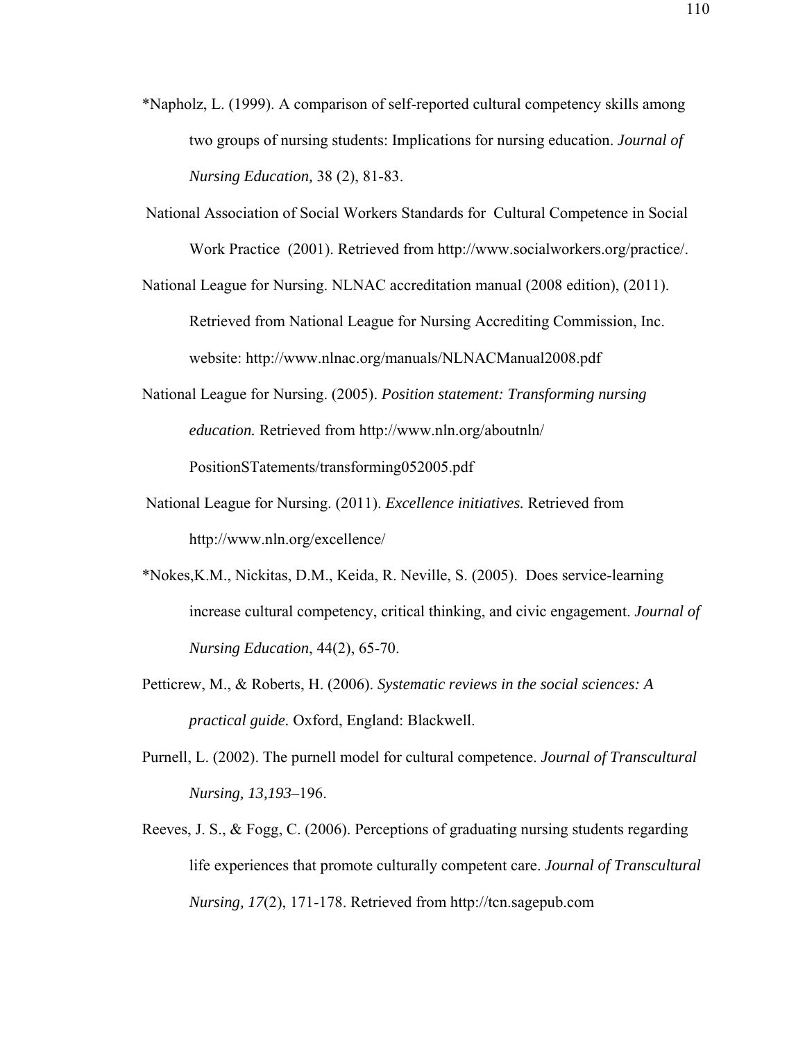*Napholz, L. (1999). A comparison of self-reported cultural competency skills among two groups of nursing students: Implications for nursing education. *Journal of Nursing Education,* 38 (2), 81-83.

National Association of Social Workers Standards for Cultural Competence in Social Work Practice (2001). Retrieved from http://www.socialworkers.org/practice/.

National League for Nursing. NLNAC accreditation manual (2008 edition), (2011). Retrieved from National League for Nursing Accrediting Commission, Inc. website: http://www.nlnac.org/manuals/NLNACManual2008.pdf

National League for Nursing. (2005). *Position statement: Transforming nursing education.* Retrieved from http://www.nln.org/aboutnln/PositionSTatements/transforming052005.pdf

National League for Nursing. (2011). *Excellence initiatives.* Retrieved from http://www.nln.org/excellence/

*Nokes,K.M., Nickitas, D.M., Keida, R. Neville, S. (2005). Does service-learning increase cultural competency, critical thinking, and civic engagement. *Journal of Nursing Education*, 44(2), 65-70.

Petticrew, M., & Roberts, H. (2006). *Systematic reviews in the social sciences: A practical guide.* Oxford, England: Blackwell.

Purnell, L. (2002). The purnell model for cultural competence. *Journal of Transcultural Nursing, 13,193*–196.

Reeves, J. S., & Fogg, C. (2006). Perceptions of graduating nursing students regarding life experiences that promote culturally competent care. *Journal of Transcultural Nursing, 17*(2), 171-178. Retrieved from http://tcn.sagepub.com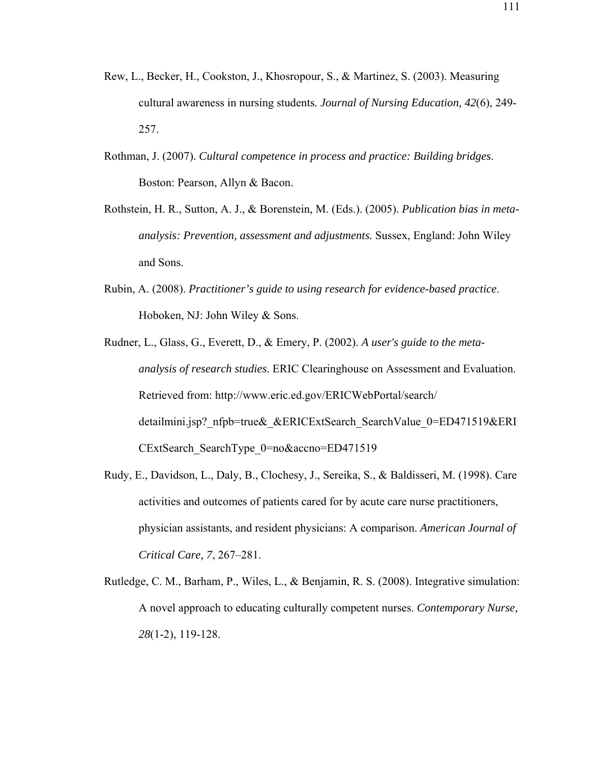Rew, L., Becker, H., Cookston, J., Khosropour, S., & Martinez, S. (2003). Measuring cultural awareness in nursing students. *Journal of Nursing Education, 42*(6), 249-257.

Rothman, J. (2007). *Cultural competence in process and practice: Building bridges*. Boston: Pearson, Allyn & Bacon.

Rothstein, H. R., Sutton, A. J., & Borenstein, M. (Eds.). (2005). *Publication bias in meta-analysis: Prevention, assessment and adjustments.* Sussex, England: John Wiley and Sons.

Rubin, A. (2008). *Practitioner's guide to using research for evidence-based practice*. Hoboken, NJ: John Wiley & Sons.

Rudner, L., Glass, G., Everett, D., & Emery, P. (2002). *A user's guide to the meta-analysis of research studies*. ERIC Clearinghouse on Assessment and Evaluation. Retrieved from: http://www.eric.ed.gov/ERICWebPortal/search/detailmini.jsp?_nfpb=true&_&ERICExtSearch_SearchValue_0=ED471519&ERICExtSearch_SearchType_0=no&accno=ED471519

Rudy, E., Davidson, L., Daly, B., Clochesy, J., Sereika, S., & Baldisseri, M. (1998). Care activities and outcomes of patients cared for by acute care nurse practitioners, physician assistants, and resident physicians: A comparison. *American Journal of Critical Care, 7*, 267–281.

Rutledge, C. M., Barham, P., Wiles, L., & Benjamin, R. S. (2008). Integrative simulation: A novel approach to educating culturally competent nurses. *Contemporary Nurse, 28*(1-2), 119-128.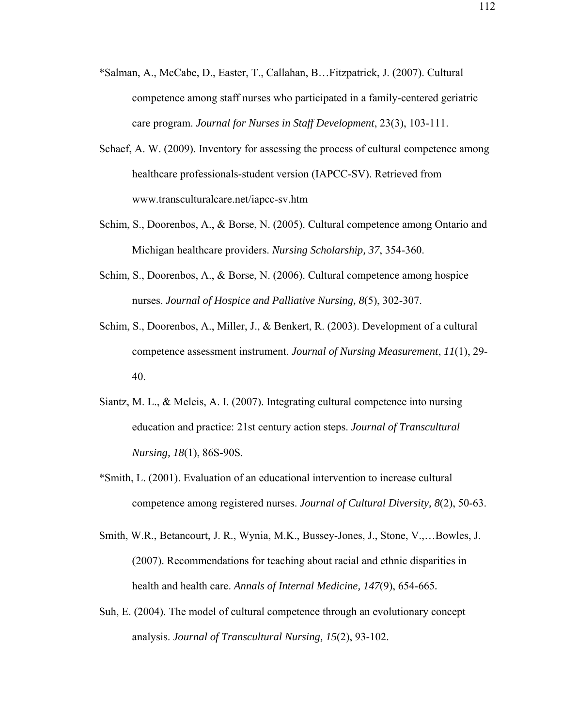*Salman, A., McCabe, D., Easter, T., Callahan, B…Fitzpatrick, J. (2007). Cultural competence among staff nurses who participated in a family-centered geriatric care program. *Journal for Nurses in Staff Development*, 23(3), 103-111.

Schaef, A. W. (2009). Inventory for assessing the process of cultural competence among healthcare professionals-student version (IAPCC-SV). Retrieved from www.transculturalcare.net/iapcc-sv.htm

Schim, S., Doorenbos, A., & Borse, N. (2005). Cultural competence among Ontario and Michigan healthcare providers. *Nursing Scholarship, 37*, 354-360.

Schim, S., Doorenbos, A., & Borse, N. (2006). Cultural competence among hospice nurses. *Journal of Hospice and Palliative Nursing, 8*(5), 302-307.

Schim, S., Doorenbos, A., Miller, J., & Benkert, R. (2003). Development of a cultural competence assessment instrument. *Journal of Nursing Measurement*, *11*(1), 29-40.

Siantz, M. L., & Meleis, A. I. (2007). Integrating cultural competence into nursing education and practice: 21st century action steps. *Journal of Transcultural Nursing, 18*(1), 86S-90S.

*Smith, L. (2001). Evaluation of an educational intervention to increase cultural competence among registered nurses. *Journal of Cultural Diversity, 8*(2), 50-63.

Smith, W.R., Betancourt, J. R., Wynia, M.K., Bussey-Jones, J., Stone, V.,…Bowles, J. (2007). Recommendations for teaching about racial and ethnic disparities in health and health care. *Annals of Internal Medicine, 147*(9), 654-665.

Suh, E. (2004). The model of cultural competence through an evolutionary concept analysis. *Journal of Transcultural Nursing, 15*(2), 93-102.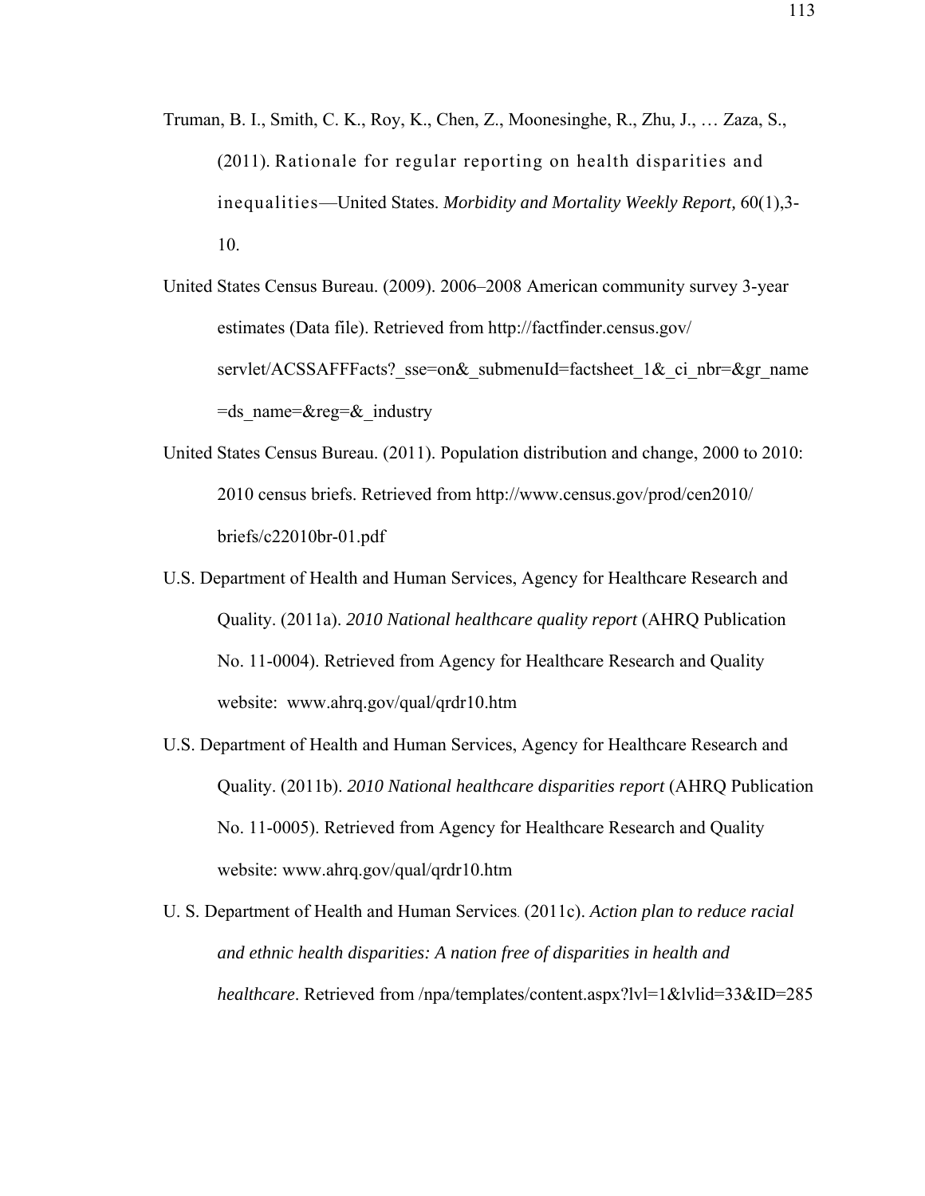Truman, B. I., Smith, C. K., Roy, K., Chen, Z., Moonesinghe, R., Zhu, J., … Zaza, S., (2011). Rationale for regular reporting on health disparities and inequalities—United States. *Morbidity and Mortality Weekly Report,* 60(1),3-10.

United States Census Bureau. (2009). 2006–2008 American community survey 3-year estimates (Data file). Retrieved from http://factfinder.census.gov/servlet/ACSSAFFFacts?_sse=on&_submenuId=factsheet_1&_ci_nbr=&gr_name=ds_name=&reg=&_industry

United States Census Bureau. (2011). Population distribution and change, 2000 to 2010: 2010 census briefs. Retrieved from http://www.census.gov/prod/cen2010/briefs/c22010br-01.pdf

U.S. Department of Health and Human Services, Agency for Healthcare Research and Quality. (2011a). *2010 National healthcare quality report* (AHRQ Publication No. 11-0004). Retrieved from Agency for Healthcare Research and Quality website: www.ahrq.gov/qual/qrdr10.htm

U.S. Department of Health and Human Services, Agency for Healthcare Research and Quality. (2011b). *2010 National healthcare disparities report* (AHRQ Publication No. 11-0005). Retrieved from Agency for Healthcare Research and Quality website: www.ahrq.gov/qual/qrdr10.htm

U. S. Department of Health and Human Services. (2011c). *Action plan to reduce racial and ethnic health disparities: A nation free of disparities in health and healthcare*. Retrieved from /npa/templates/content.aspx?lvl=1&lvlid=33&ID=285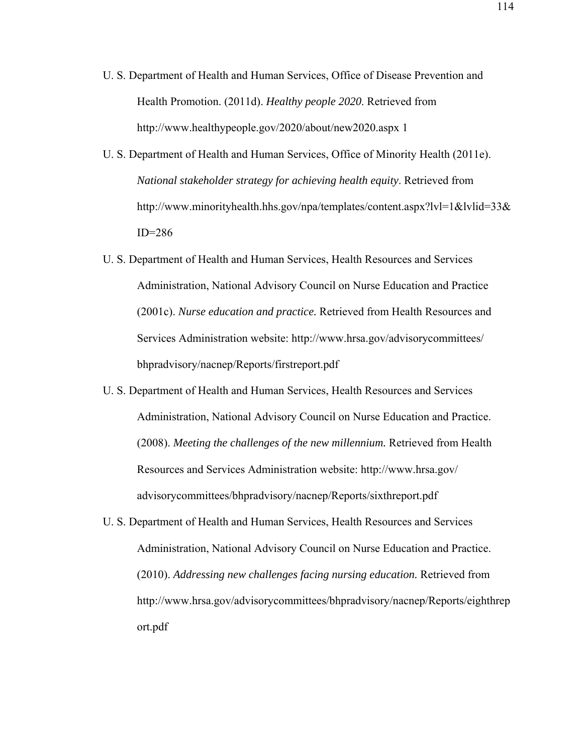U. S. Department of Health and Human Services, Office of Disease Prevention and Health Promotion. (2011d). *Healthy people 2020*. Retrieved from http://www.healthypeople.gov/2020/about/new2020.aspx 1

U. S. Department of Health and Human Services, Office of Minority Health (2011e). *National stakeholder strategy for achieving health equity*. Retrieved from http://www.minorityhealth.hhs.gov/npa/templates/content.aspx?lvl=1&lvlid=33&ID=286

U. S. Department of Health and Human Services, Health Resources and Services Administration, National Advisory Council on Nurse Education and Practice (2001c). *Nurse education and practice.* Retrieved from Health Resources and Services Administration website: http://www.hrsa.gov/advisorycommittees/bhpradvisory/nacnep/Reports/firstreport.pdf

U. S. Department of Health and Human Services, Health Resources and Services Administration, National Advisory Council on Nurse Education and Practice. (2008). *Meeting the challenges of the new millennium.* Retrieved from Health Resources and Services Administration website: http://www.hrsa.gov/advisorycommittees/bhpradvisory/nacnep/Reports/sixthreport.pdf

U. S. Department of Health and Human Services, Health Resources and Services Administration, National Advisory Council on Nurse Education and Practice. (2010). *Addressing new challenges facing nursing education.* Retrieved from http://www.hrsa.gov/advisorycommittees/bhpradvisory/nacnep/Reports/eighthreport.pdf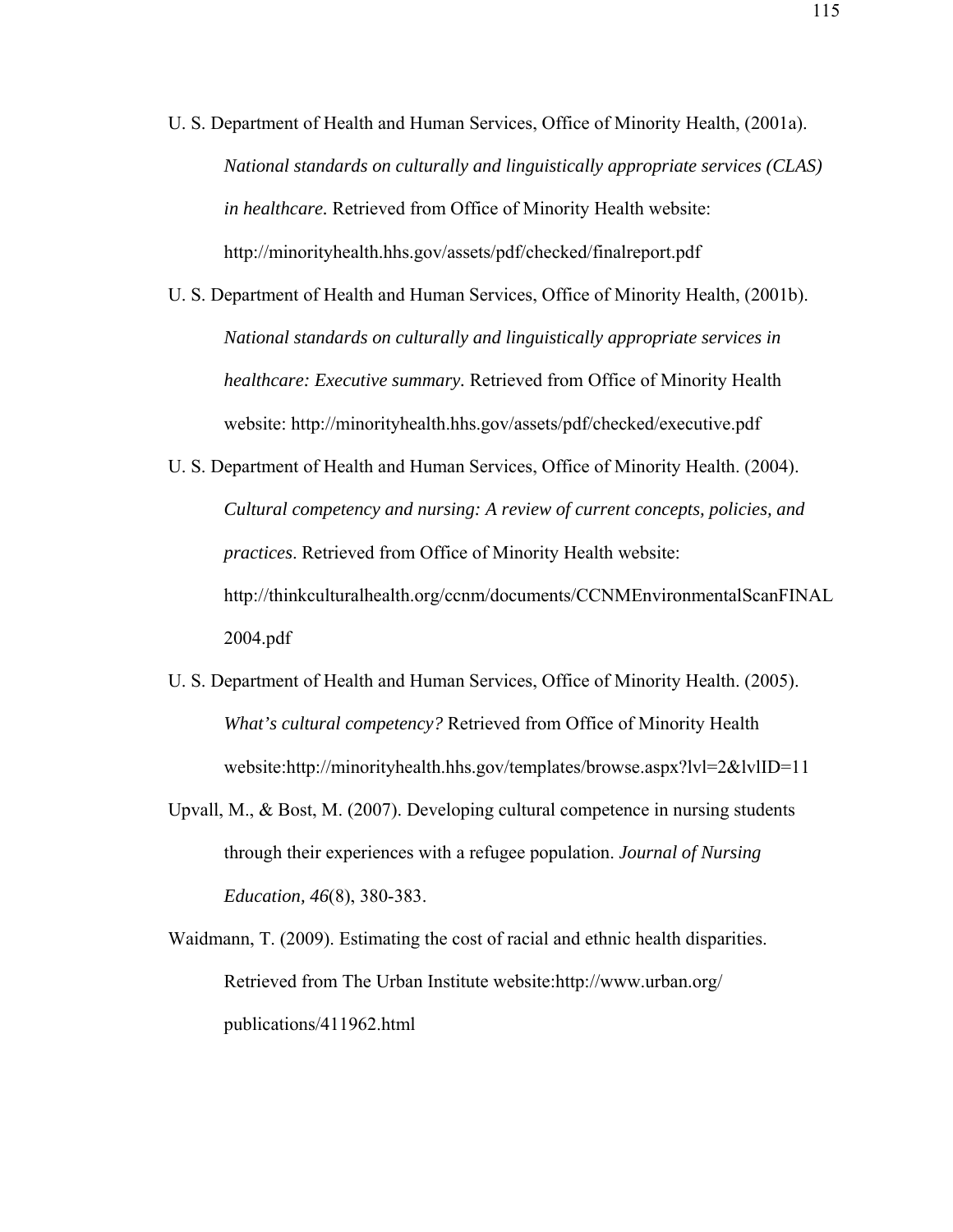U. S. Department of Health and Human Services, Office of Minority Health, (2001a). *National standards on culturally and linguistically appropriate services (CLAS) in healthcare.* Retrieved from Office of Minority Health website: http://minorityhealth.hhs.gov/assets/pdf/checked/finalreport.pdf

U. S. Department of Health and Human Services, Office of Minority Health, (2001b). *National standards on culturally and linguistically appropriate services in healthcare: Executive summary.* Retrieved from Office of Minority Health website: http://minorityhealth.hhs.gov/assets/pdf/checked/executive.pdf

U. S. Department of Health and Human Services, Office of Minority Health. (2004). *Cultural competency and nursing: A review of current concepts, policies, and practices*. Retrieved from Office of Minority Health website: http://thinkculturalhealth.org/ccnm/documents/CCNMEnvironmentalScanFINAL2004.pdf

U. S. Department of Health and Human Services, Office of Minority Health. (2005). *What's cultural competency?* Retrieved from Office of Minority Health website:http://minorityhealth.hhs.gov/templates/browse.aspx?lvl=2&lvlID=11

Upvall, M., & Bost, M. (2007). Developing cultural competence in nursing students through their experiences with a refugee population. *Journal of Nursing Education, 46*(8), 380-383.

Waidmann, T. (2009). Estimating the cost of racial and ethnic health disparities. Retrieved from The Urban Institute website:http://www.urban.org/publications/411962.html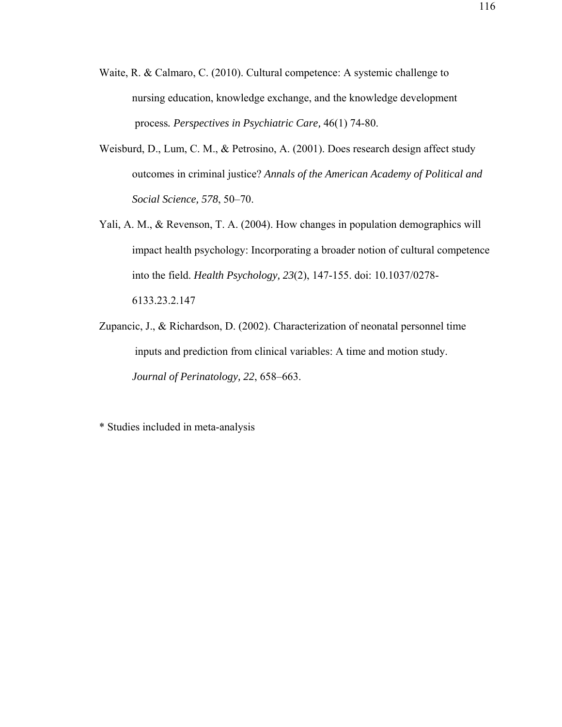Waite, R. & Calmaro, C. (2010). Cultural competence: A systemic challenge to nursing education, knowledge exchange, and the knowledge development process. *Perspectives in Psychiatric Care,* 46(1) 74-80.

Weisburd, D., Lum, C. M., & Petrosino, A. (2001). Does research design affect study outcomes in criminal justice? *Annals of the American Academy of Political and Social Science, 578*, 50–70.

Yali, A. M., & Revenson, T. A. (2004). How changes in population demographics will impact health psychology: Incorporating a broader notion of cultural competence into the field. *Health Psychology, 23*(2), 147-155. doi: 10.1037/0278-6133.23.2.147

Zupancic, J., & Richardson, D. (2002). Characterization of neonatal personnel time inputs and prediction from clinical variables: A time and motion study. *Journal of Perinatology, 22*, 658–663.

* Studies included in meta-analysis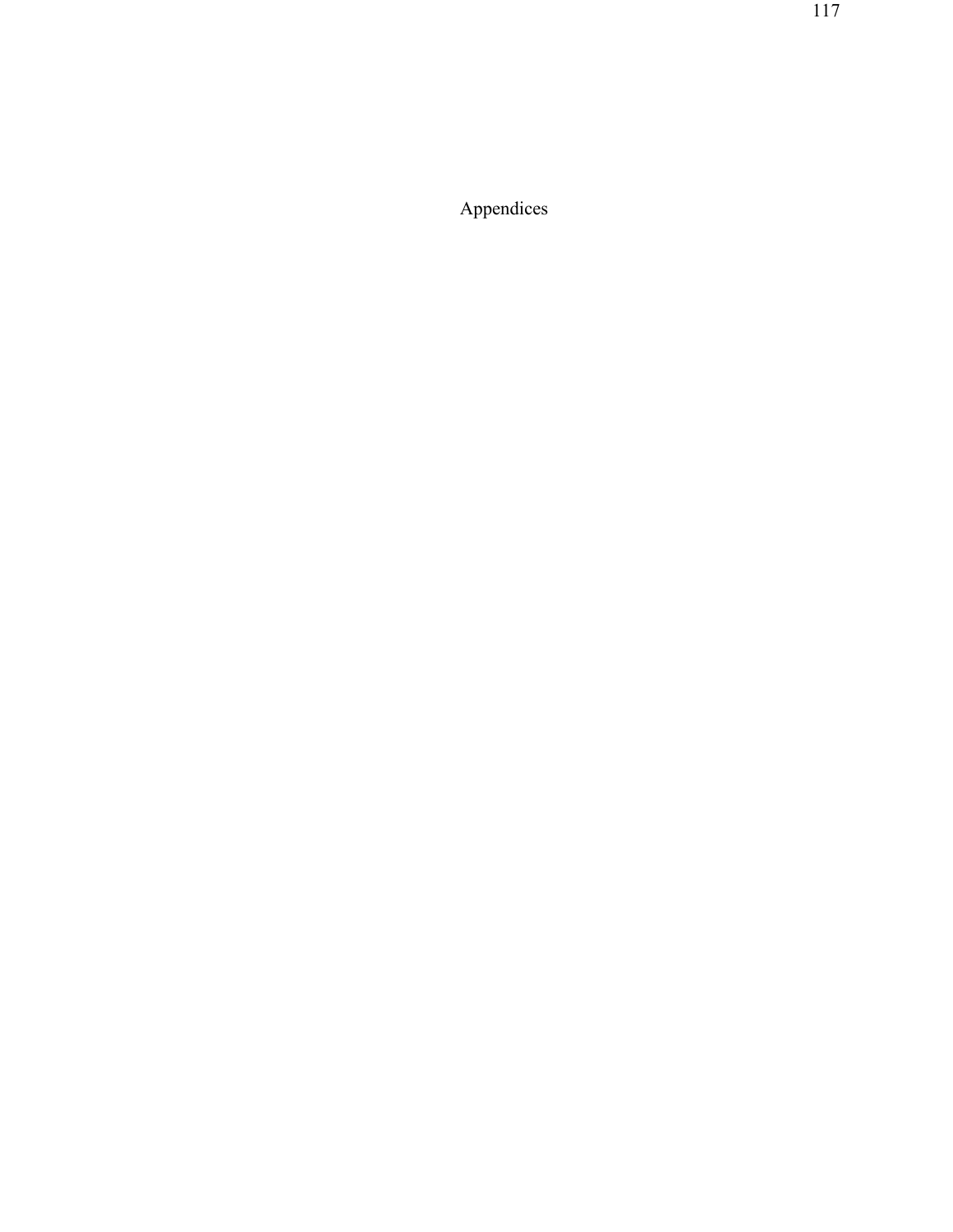# Appendices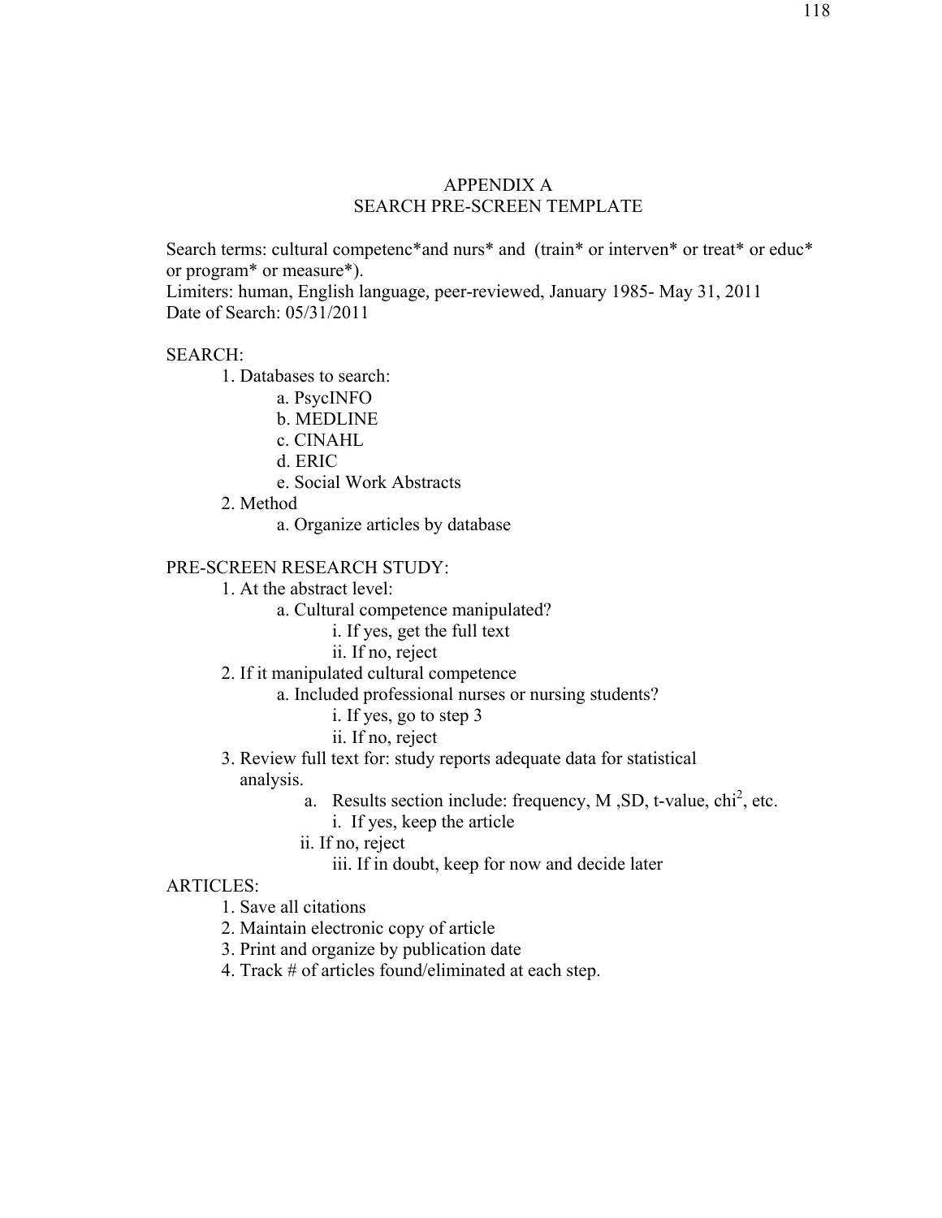# APPENDIX A
# SEARCH PRE-SCREEN TEMPLATE

Search terms: cultural competenc*and nurs* and (train* or interven* or treat* or educ* or program* or measure*).
Limiters: human, English language, peer-reviewed, January 1985- May 31, 2011
Date of Search: 05/31/2011

SEARCH:

1. Databases to search:
   a. PsycINFO
   b. MEDLINE
   c. CINAHL
   d. ERIC
   e. Social Work Abstracts
2. Method
   a. Organize articles by database

PRE-SCREEN RESEARCH STUDY:

1. At the abstract level:
   a. Cultural competence manipulated?
      i. If yes, get the full text
      ii. If no, reject
2. If it manipulated cultural competence
   a. Included professional nurses or nursing students?
      i. If yes, go to step 3
      ii. If no, reject
3. Review full text for: study reports adequate data for statistical analysis.
   a. Results section include: frequency, M ,SD, t-value, $chi^2$, etc.
      i. If yes, keep the article
      ii. If no, reject
      iii. If in doubt, keep for now and decide later

ARTICLES:

1. Save all citations
2. Maintain electronic copy of article
3. Print and organize by publication date
4. Track # of articles found/eliminated at each step.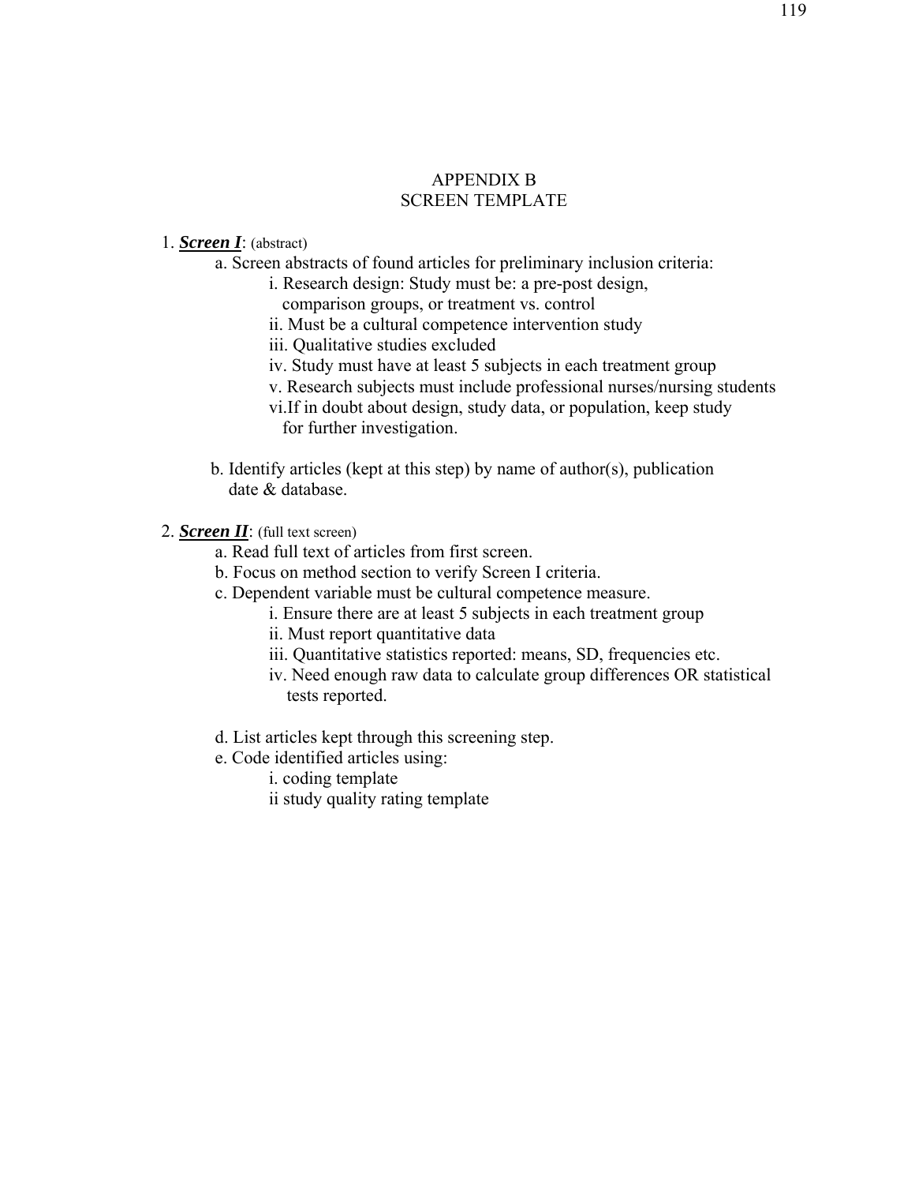# APPENDIX B
# SCREEN TEMPLATE

1. ***Screen I***: (abstract)
   a. Screen abstracts of found articles for preliminary inclusion criteria:
      i. Research design: Study must be: a pre-post design, comparison groups, or treatment vs. control
      ii. Must be a cultural competence intervention study
      iii. Qualitative studies excluded
      iv. Study must have at least 5 subjects in each treatment group
      v. Research subjects must include professional nurses/nursing students
      vi. If in doubt about design, study data, or population, keep study for further investigation.

   b. Identify articles (kept at this step) by name of author(s), publication date & database.

2. ***Screen II***: (full text screen)
   a. Read full text of articles from first screen.
   b. Focus on method section to verify Screen I criteria.
   c. Dependent variable must be cultural competence measure.
      i. Ensure there are at least 5 subjects in each treatment group
      ii. Must report quantitative data
      iii. Quantitative statistics reported: means, SD, frequencies etc.
      iv. Need enough raw data to calculate group differences OR statistical tests reported.

   d. List articles kept through this screening step.
   e. Code identified articles using:
      i. coding template
      ii study quality rating template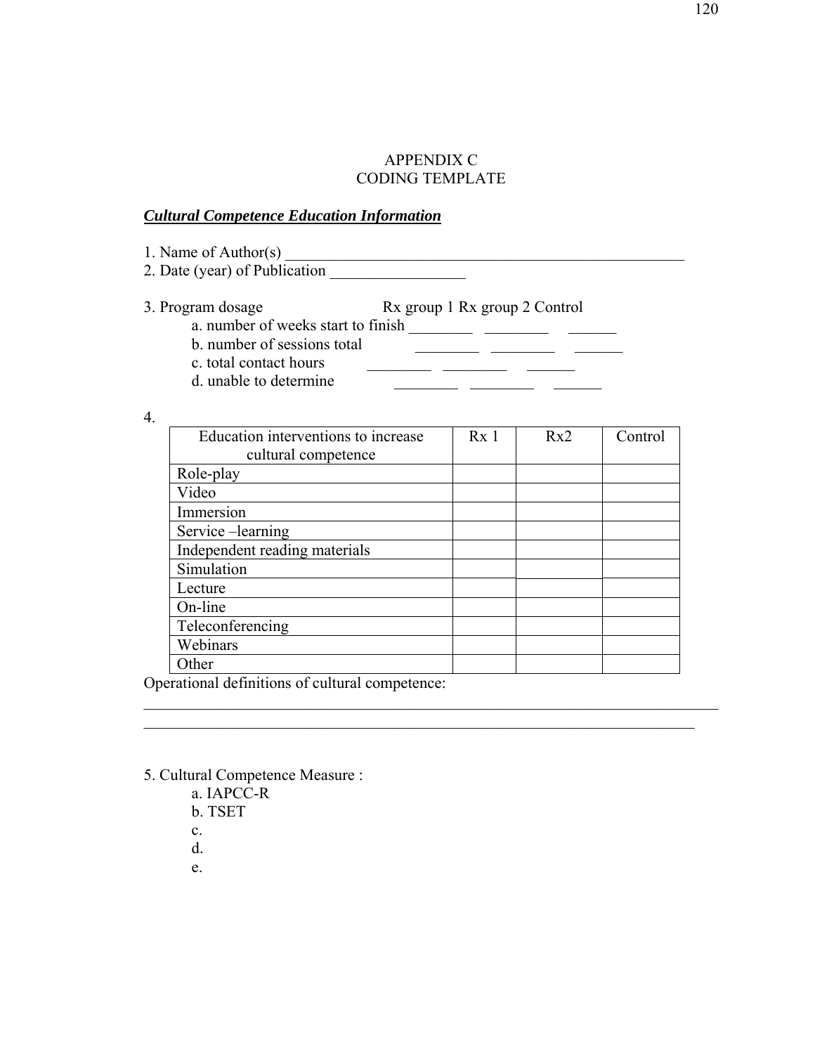# APPENDIX C
## CODING TEMPLATE

***Cultural Competence Education Information***

1. Name of Author(s) ____________________________________________________
2. Date (year) of Publication _________________

3. Program dosage Rx group 1 Rx group 2 Control
   a. number of weeks start to finish ________ ________ ______
   b. number of sessions total ________ ________ ______
   c. total contact hours ________ ________ ______
   d. unable to determine ________ ________ ______

4.

| Education interventions to increase cultural competence | Rx 1 | Rx2 | Control |
|---|---|---|---|
| Role-play | | | |
| Video | | | |
| Immersion | | | |
| Service –learning | | | |
| Independent reading materials | | | |
| Simulation | | | |
| Lecture | | | |
| On-line | | | |
| Teleconferencing | | | |
| Webinars | | | |
| Other | | | |

Operational definitions of cultural competence:
__________________________________________________________________________
_______________________________________________________________________

5. Cultural Competence Measure :
   a. IAPCC-R
   b. TSET
   c.
   d.
   e.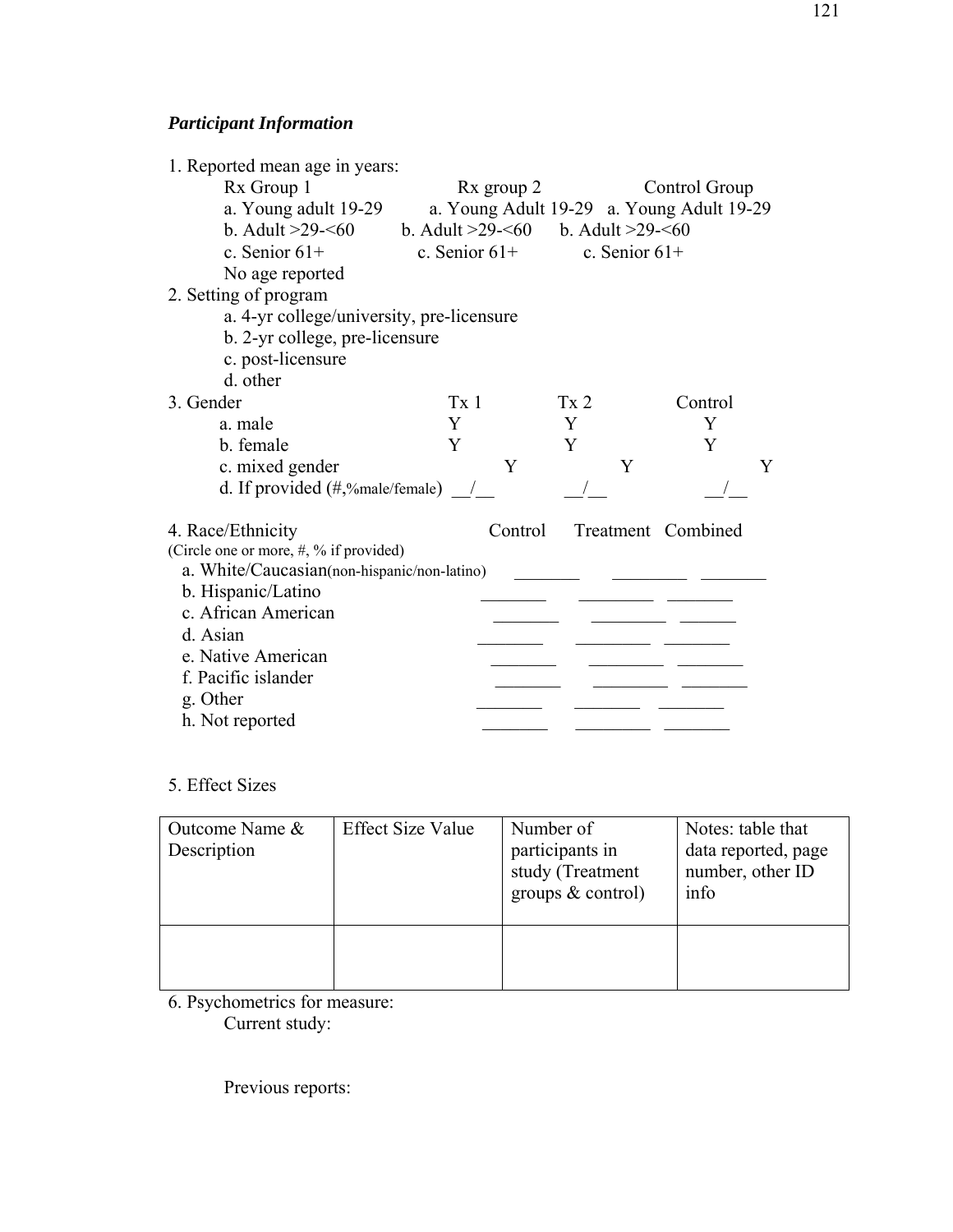***Participant Information***

1. Reported mean age in years:

| Rx Group 1 | Rx group 2 | Control Group |
|---|---|---|
| a. Young adult 19-29 | a. Young Adult 19-29 | a. Young Adult 19-29 |
| b. Adult >29-<60 | b. Adult >29-<60 | b. Adult >29-<60 |
| c. Senior 61+ | c. Senior 61+ | c. Senior 61+ |
| No age reported | | |

2. Setting of program
   a. 4-yr college/university, pre-licensure
   b. 2-yr college, pre-licensure
   c. post-licensure
   d. other

3. Gender

| | Tx 1 | Tx 2 | Control |
|---|---|---|---|
| a. male | Y | Y | Y |
| b. female | Y | Y | Y |
| c. mixed gender | Y | Y | Y |
| d. If provided (#,%male/female) | __/__ | __/__ | __/__ |

4. Race/Ethnicity
(Circle one or more, #, % if provided)

| | Control | Treatment | Combined |
|---|---|---|---|
| a. White/Caucasian(non-hispanic/non-latino) | _______ | ________ | _______ |
| b. Hispanic/Latino | _______ | ________ | _______ |
| c. African American | _______ | ________ | ______ |
| d. Asian | _______ | ________ | _______ |
| e. Native American | _______ | ________ | _______ |
| f. Pacific islander | _______ | ________ | _______ |
| g. Other | _______ | _______ | _______ |
| h. Not reported | _______ | ________ | _______ |

5. Effect Sizes

| Outcome Name & Description | Effect Size Value | Number of participants in study (Treatment groups & control) | Notes: table that data reported, page number, other ID info |
|---|---|---|---|
| | | | |

6. Psychometrics for measure:
   Current study:

   Previous reports: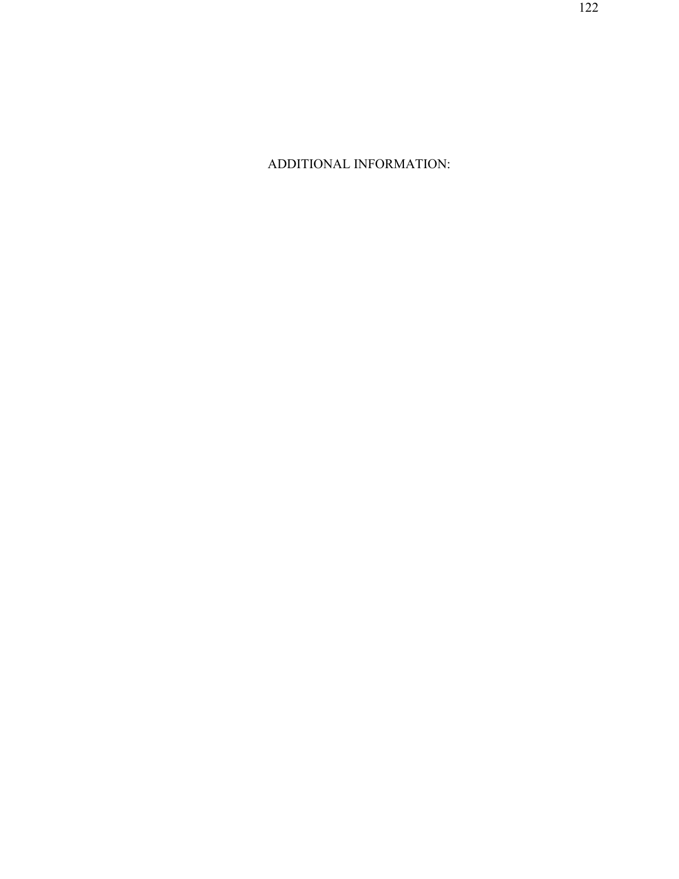ADDITIONAL INFORMATION: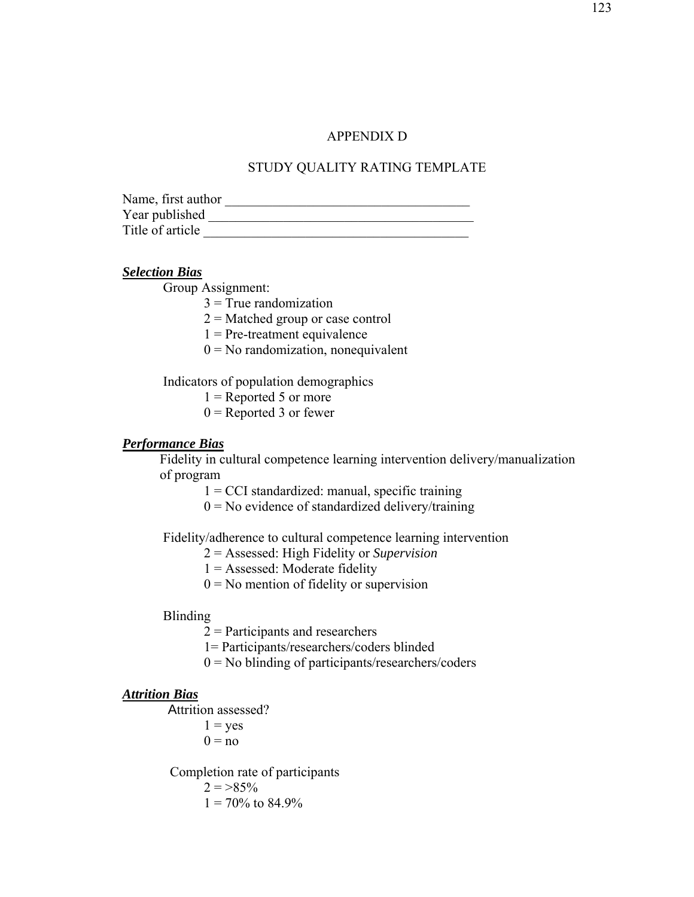# APPENDIX D

## STUDY QUALITY RATING TEMPLATE

Name, first author ____________________________________
Year published ______________________________________
Title of article ______________________________________

***Selection Bias***

Group Assignment:

3 = True randomization
2 = Matched group or case control
1 = Pre-treatment equivalence
0 = No randomization, nonequivalent

Indicators of population demographics

1 = Reported 5 or more
0 = Reported 3 or fewer

***Performance Bias***

Fidelity in cultural competence learning intervention delivery/manualization of program

1 = CCI standardized: manual, specific training
0 = No evidence of standardized delivery/training

Fidelity/adherence to cultural competence learning intervention

2 = Assessed: High Fidelity or *Supervision*
1 = Assessed: Moderate fidelity
0 = No mention of fidelity or supervision

Blinding

2 = Participants and researchers
1= Participants/researchers/coders blinded
0 = No blinding of participants/researchers/coders

***Attrition Bias***

Attrition assessed?

1 = yes
0 = no

Completion rate of participants

2 = >85%
1 = 70% to 84.9%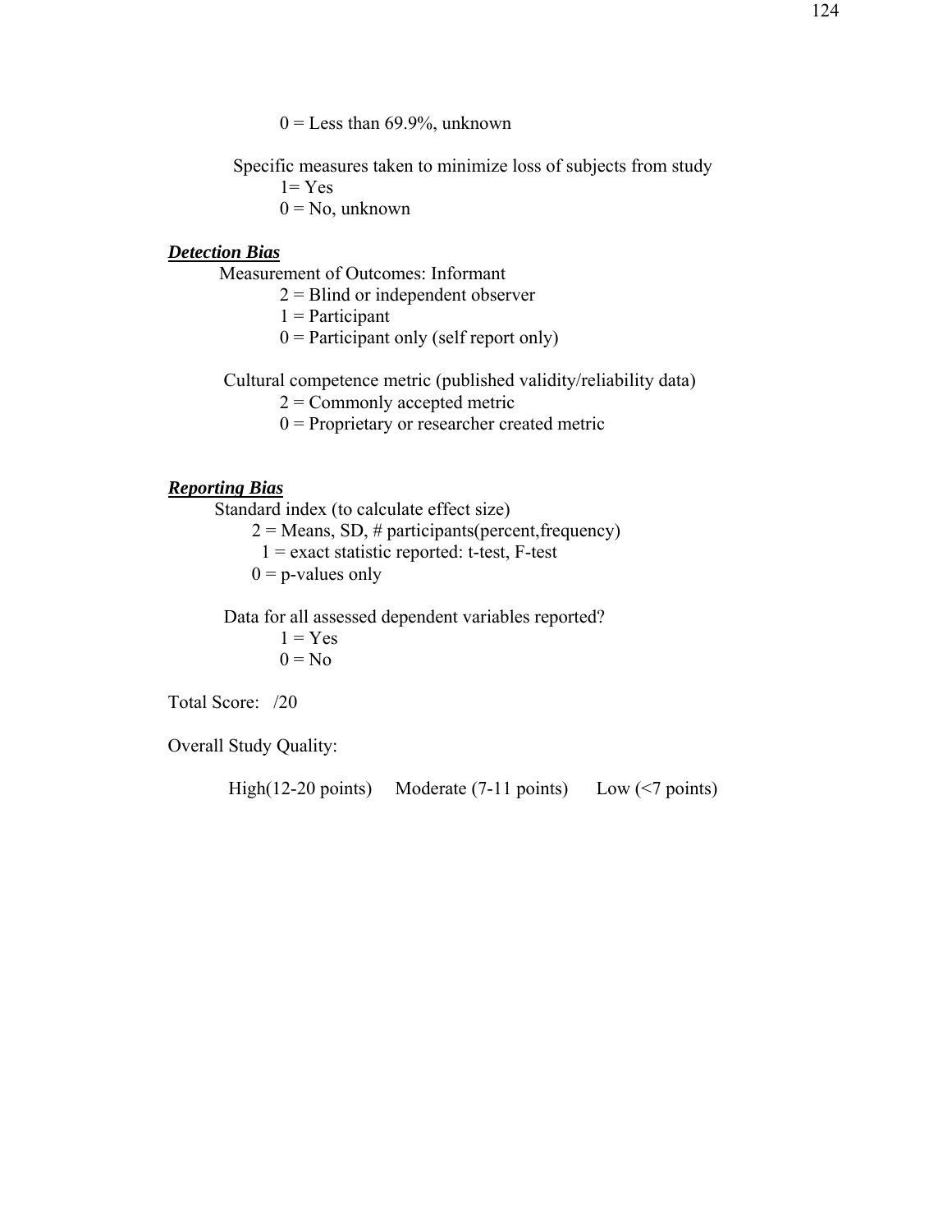0 = Less than 69.9%, unknown

Specific measures taken to minimize loss of subjects from study
1= Yes
0 = No, unknown

***Detection Bias***

Measurement of Outcomes: Informant
2 = Blind or independent observer
1 = Participant
0 = Participant only (self report only)

Cultural competence metric (published validity/reliability data)
2 = Commonly accepted metric
0 = Proprietary or researcher created metric

***Reporting Bias***

Standard index (to calculate effect size)
2 = Means, SD, # participants(percent,frequency)
1 = exact statistic reported: t-test, F-test
0 = p-values only

Data for all assessed dependent variables reported?
1 = Yes
0 = No

Total Score: /20

Overall Study Quality:

High(12-20 points) Moderate (7-11 points) Low (<7 points)